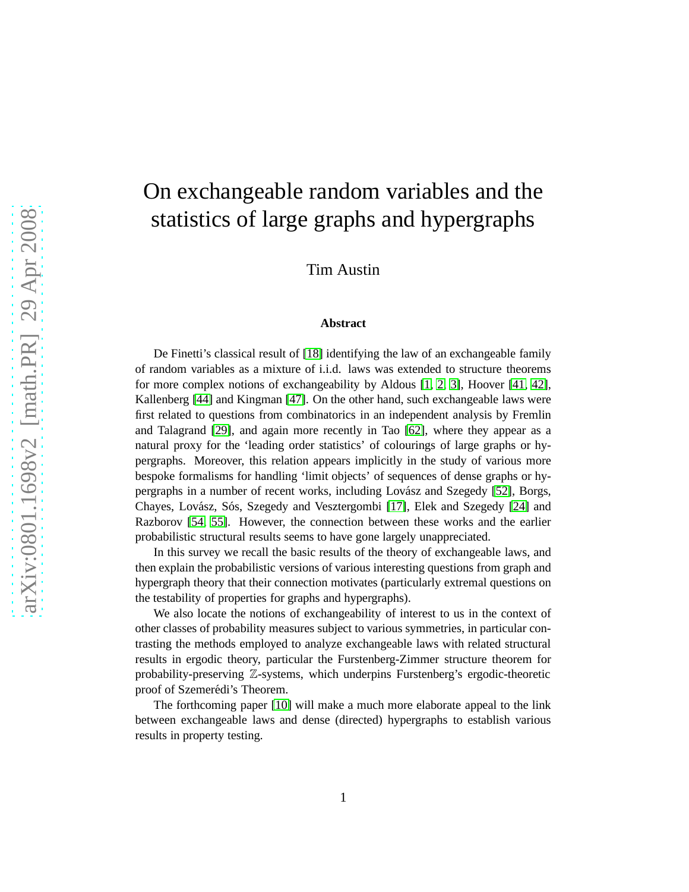# On exchangeable random variables and the statistics of large graphs and hypergraphs

Tim Austin

### Abstract

De Finetti's classical result of [18] identifying the law of an exchangeable family of random variables as a mixture of i.i.d. laws was extended to structure theorems for more complex notions of exchangeability by Aldous [1, 2, 3], Hoover [41, 42], Kallenberg [44] and Kingman [47]. On the other hand, such exchangeable laws were first related to questions from combinatorics in an independent analysis by Fremlin and Talagrand [29], and again more recently in Tao [62], where they appear as a natural proxy for the 'leading order statistics' of colourings of large graphs or hypergraphs. Moreover, this relation appears implicitly in the study of various more bespoke formalisms for handling 'limit objects' of sequences of dense graphs or hypergraphs in a number of recent works, including Lovász and Szegedy [52], Borgs, Chayes, Lovász, Sós, Szegedy and Vesztergombi [17], Elek and Szegedy [24] and Razborov [54, 55]. However, the connection between these works and the earlier probabilistic structural results seems to have gone largely unappreciated.

In this survey we recall the basic results of the theory of exchangeable laws, and then explain the probabilistic versions of various interesting questions from graph and hypergraph theory that their connection motivates (particularly extremal questions on the testability of properties for graphs and hypergraphs).

We also locate the notions of exchangeability of interest to us in the context of other classes of probability measures subject to various symmetries, in particular contrasting the methods employed to analyze exchangeable laws with related structural results in ergodic theory, particular the Furstenberg-Zimmer structure theorem for probability-preserving $\mathbb{Z}$-systems, which underpins Furstenberg's ergodic-theoretic proof of Szemerédi's Theorem.

The forthcoming paper [10] will make a much more elaborate appeal to the link between exchangeable laws and dense (directed) hypergraphs to establish various results in property testing.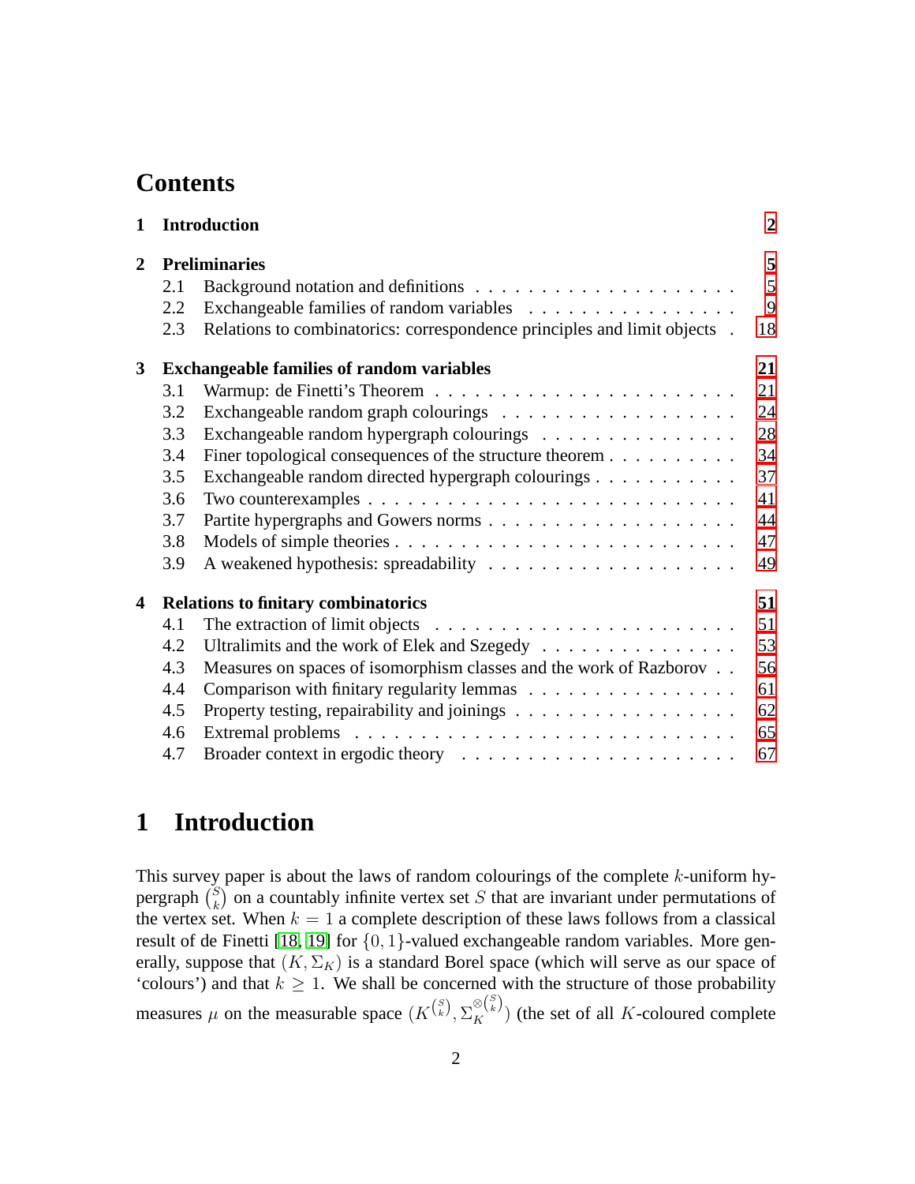# Contents

| | | |
|---|---|---|
| **1** | **Introduction** | **2** |
| **2** | **Preliminaries** | **5** |
| 2.1 | Background notation and definitions | 5 |
| 2.2 | Exchangeable families of random variables | 9 |
| 2.3 | Relations to combinatorics: correspondence principles and limit objects | 18 |
| **3** | **Exchangeable families of random variables** | **21** |
| 3.1 | Warmup: de Finetti's Theorem | 21 |
| 3.2 | Exchangeable random graph colourings | 24 |
| 3.3 | Exchangeable random hypergraph colourings | 28 |
| 3.4 | Finer topological consequences of the structure theorem | 34 |
| 3.5 | Exchangeable random directed hypergraph colourings | 37 |
| 3.6 | Two counterexamples | 41 |
| 3.7 | Partite hypergraphs and Gowers norms | 44 |
| 3.8 | Models of simple theories | 47 |
| 3.9 | A weakened hypothesis: spreadability | 49 |
| **4** | **Relations to finitary combinatorics** | **51** |
| 4.1 | The extraction of limit objects | 51 |
| 4.2 | Ultralimits and the work of Elek and Szegedy | 53 |
| 4.3 | Measures on spaces of isomorphism classes and the work of Razborov | 56 |
| 4.4 | Comparison with finitary regularity lemmas | 61 |
| 4.5 | Property testing, repairability and joinings | 62 |
| 4.6 | Extremal problems | 65 |
| 4.7 | Broader context in ergodic theory | 67 |

# 1 Introduction

This survey paper is about the laws of random colourings of the complete $k$-uniform hypergraph $\binom{S}{k}$ on a countably infinite vertex set $S$ that are invariant under permutations of the vertex set. When $k = 1$ a complete description of these laws follows from a classical result of de Finetti [18, 19] for $\{0,1\}$-valued exchangeable random variables. More generally, suppose that $(K, \Sigma_K)$ is a standard Borel space (which will serve as our space of 'colours') and that $k \geq 1$. We shall be concerned with the structure of those probability measures $\mu$ on the measurable space $(K^{\binom{S}{k}}, \Sigma_K^{\otimes\binom{S}{k}})$ (the set of all $K$-coloured complete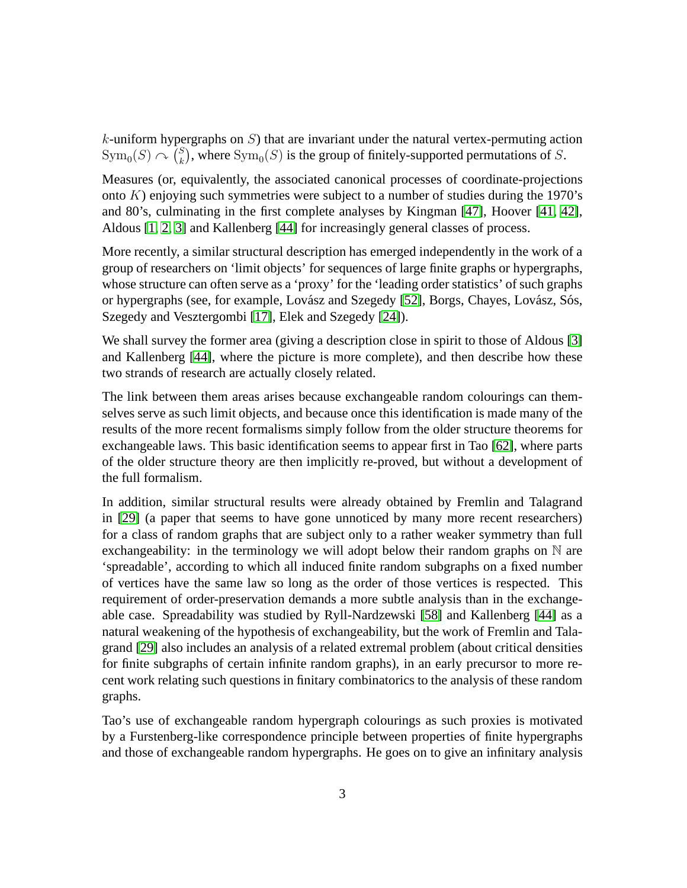$k$-uniform hypergraphs on $S$) that are invariant under the natural vertex-permuting action $\mathrm{Sym}_0(S) \curvearrowright \binom{S}{k}$, where $\mathrm{Sym}_0(S)$ is the group of finitely-supported permutations of $S$.

Measures (or, equivalently, the associated canonical processes of coordinate-projections onto $K$) enjoying such symmetries were subject to a number of studies during the 1970's and 80's, culminating in the first complete analyses by Kingman [47], Hoover [41, 42], Aldous [1, 2, 3] and Kallenberg [44] for increasingly general classes of process.

More recently, a similar structural description has emerged independently in the work of a group of researchers on 'limit objects' for sequences of large finite graphs or hypergraphs, whose structure can often serve as a 'proxy' for the 'leading order statistics' of such graphs or hypergraphs (see, for example, Lovász and Szegedy [52], Borgs, Chayes, Lovász, Sós, Szegedy and Vesztergombi [17], Elek and Szegedy [24]).

We shall survey the former area (giving a description close in spirit to those of Aldous [3] and Kallenberg [44], where the picture is more complete), and then describe how these two strands of research are actually closely related.

The link between them areas arises because exchangeable random colourings can themselves serve as such limit objects, and because once this identification is made many of the results of the more recent formalisms simply follow from the older structure theorems for exchangeable laws. This basic identification seems to appear first in Tao [62], where parts of the older structure theory are then implicitly re-proved, but without a development of the full formalism.

In addition, similar structural results were already obtained by Fremlin and Talagrand in [29] (a paper that seems to have gone unnoticed by many more recent researchers) for a class of random graphs that are subject only to a rather weaker symmetry than full exchangeability: in the terminology we will adopt below their random graphs on $\mathbb{N}$ are 'spreadable', according to which all induced finite random subgraphs on a fixed number of vertices have the same law so long as the order of those vertices is respected. This requirement of order-preservation demands a more subtle analysis than in the exchangeable case. Spreadability was studied by Ryll-Nardzewski [58] and Kallenberg [44] as a natural weakening of the hypothesis of exchangeability, but the work of Fremlin and Talagrand [29] also includes an analysis of a related extremal problem (about critical densities for finite subgraphs of certain infinite random graphs), in an early precursor to more recent work relating such questions in finitary combinatorics to the analysis of these random graphs.

Tao's use of exchangeable random hypergraph colourings as such proxies is motivated by a Furstenberg-like correspondence principle between properties of finite hypergraphs and those of exchangeable random hypergraphs. He goes on to give an infinitary analysis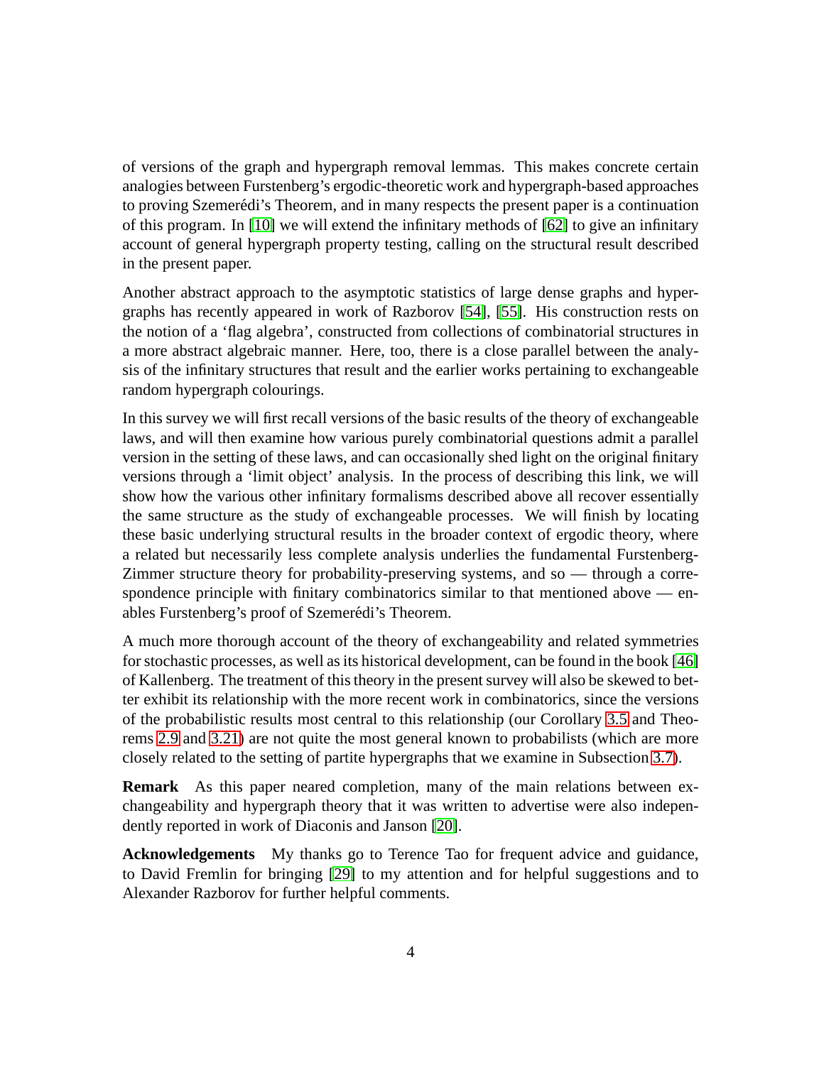of versions of the graph and hypergraph removal lemmas. This makes concrete certain analogies between Furstenberg's ergodic-theoretic work and hypergraph-based approaches to proving Szemerédi's Theorem, and in many respects the present paper is a continuation of this program. In [10] we will extend the infinitary methods of [62] to give an infinitary account of general hypergraph property testing, calling on the structural result described in the present paper.

Another abstract approach to the asymptotic statistics of large dense graphs and hypergraphs has recently appeared in work of Razborov [54], [55]. His construction rests on the notion of a 'flag algebra', constructed from collections of combinatorial structures in a more abstract algebraic manner. Here, too, there is a close parallel between the analysis of the infinitary structures that result and the earlier works pertaining to exchangeable random hypergraph colourings.

In this survey we will first recall versions of the basic results of the theory of exchangeable laws, and will then examine how various purely combinatorial questions admit a parallel version in the setting of these laws, and can occasionally shed light on the original finitary versions through a 'limit object' analysis. In the process of describing this link, we will show how the various other infinitary formalisms described above all recover essentially the same structure as the study of exchangeable processes. We will finish by locating these basic underlying structural results in the broader context of ergodic theory, where a related but necessarily less complete analysis underlies the fundamental Furstenberg-Zimmer structure theory for probability-preserving systems, and so — through a correspondence principle with finitary combinatorics similar to that mentioned above — enables Furstenberg's proof of Szemerédi's Theorem.

A much more thorough account of the theory of exchangeability and related symmetries for stochastic processes, as well as its historical development, can be found in the book [46] of Kallenberg. The treatment of this theory in the present survey will also be skewed to better exhibit its relationship with the more recent work in combinatorics, since the versions of the probabilistic results most central to this relationship (our Corollary 3.5 and Theorems 2.9 and 3.21) are not quite the most general known to probabilists (which are more closely related to the setting of partite hypergraphs that we examine in Subsection 3.7).

**Remark** As this paper neared completion, many of the main relations between exchangeability and hypergraph theory that it was written to advertise were also independently reported in work of Diaconis and Janson [20].

**Acknowledgements** My thanks go to Terence Tao for frequent advice and guidance, to David Fremlin for bringing [29] to my attention and for helpful suggestions and to Alexander Razborov for further helpful comments.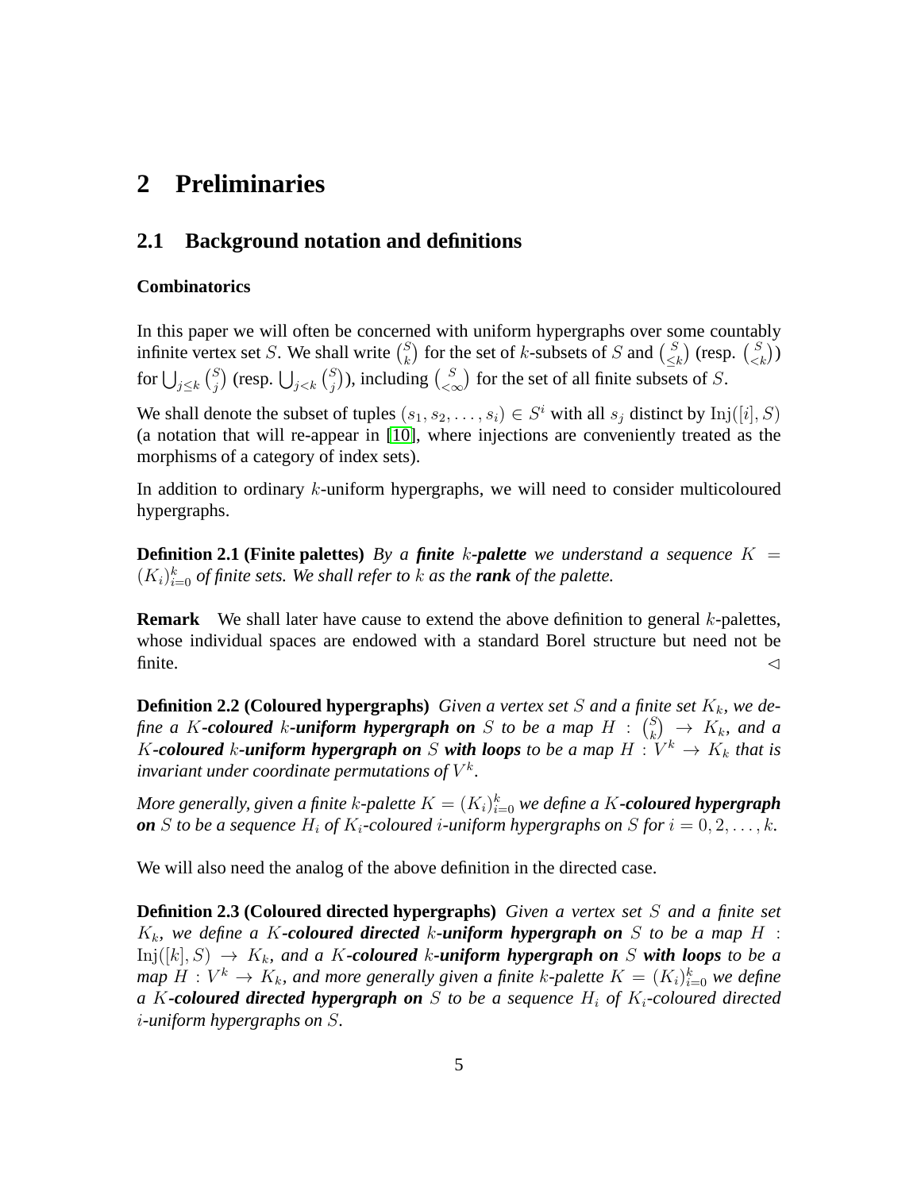# 2 Preliminaries

## 2.1 Background notation and definitions

### Combinatorics

In this paper we will often be concerned with uniform hypergraphs over some countably infinite vertex set $S$. We shall write $\binom{S}{k}$ for the set of $k$-subsets of $S$ and $\binom{S}{\leq k}$ (resp. $\binom{S}{<k}$) for $\bigcup_{j\leq k}\binom{S}{j}$ (resp. $\bigcup_{j<k}\binom{S}{j}$), including $\binom{S}{<\infty}$ for the set of all finite subsets of $S$.

We shall denote the subset of tuples $(s_1, s_2, \ldots, s_i) \in S^i$ with all $s_j$ distinct by $\mathrm{Inj}([i], S)$ (a notation that will re-appear in [10], where injections are conveniently treated as the morphisms of a category of index sets).

In addition to ordinary $k$-uniform hypergraphs, we will need to consider multicoloured hypergraphs.

**Definition 2.1 (Finite palettes)** *By a **finite** $k$**-palette** we understand a sequence $K = (K_i)_{i=0}^k$ of finite sets. We shall refer to $k$ as the **rank** of the palette.*

**Remark** We shall later have cause to extend the above definition to general $k$-palettes, whose individual spaces are endowed with a standard Borel structure but need not be finite. $\triangleleft$

**Definition 2.2 (Coloured hypergraphs)** *Given a vertex set $S$ and a finite set $K_k$, we define a $K$**-coloured** $k$**-uniform hypergraph on** $S$ to be a map $H : \binom{S}{k} \to K_k$, and a $K$**-coloured** $k$**-uniform hypergraph on** $S$ **with loops** to be a map $H : V^k \to K_k$ that is invariant under coordinate permutations of $V^k$.*

*More generally, given a finite $k$-palette $K = (K_i)_{i=0}^k$ we define a $K$**-coloured hypergraph on** $S$ to be a sequence $H_i$ of $K_i$-coloured $i$-uniform hypergraphs on $S$ for $i = 0, 2, \ldots, k$.*

We will also need the analog of the above definition in the directed case.

**Definition 2.3 (Coloured directed hypergraphs)** *Given a vertex set $S$ and a finite set $K_k$, we define a $K$**-coloured directed** $k$**-uniform hypergraph on** $S$ to be a map $H : \mathrm{Inj}([k], S) \to K_k$, and a $K$**-coloured** $k$**-uniform hypergraph on** $S$ **with loops** to be a map $H : V^k \to K_k$, and more generally given a finite $k$-palette $K = (K_i)_{i=0}^k$ we define a $K$**-coloured directed hypergraph on** $S$ to be a sequence $H_i$ of $K_i$-coloured directed $i$-uniform hypergraphs on $S$.*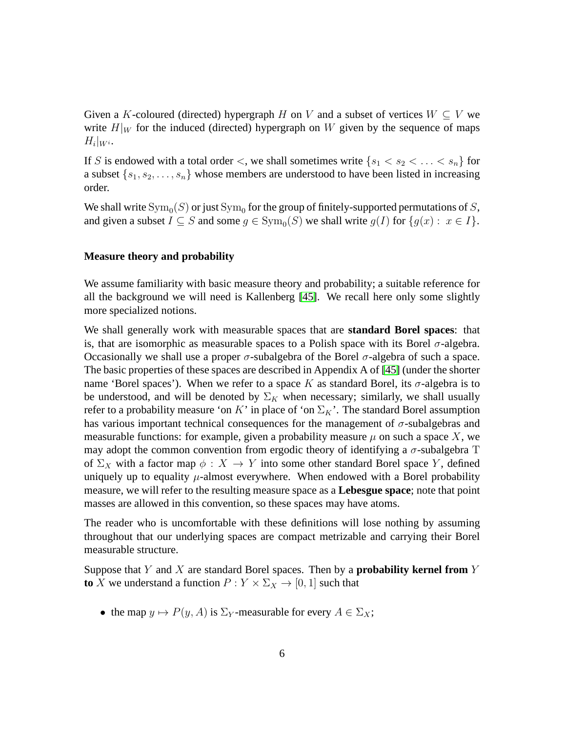Given a $K$-coloured (directed) hypergraph $H$ on $V$ and a subset of vertices $W \subseteq V$ we write $H|_W$ for the induced (directed) hypergraph on $W$ given by the sequence of maps $H_i|_{W^i}$.

If $S$ is endowed with a total order $<$, we shall sometimes write $\{s_1 < s_2 < \ldots < s_n\}$ for a subset $\{s_1, s_2, \ldots, s_n\}$ whose members are understood to have been listed in increasing order.

We shall write $\mathrm{Sym}_0(S)$ or just $\mathrm{Sym}_0$ for the group of finitely-supported permutations of $S$, and given a subset $I \subseteq S$ and some $g \in \mathrm{Sym}_0(S)$ we shall write $g(I)$ for $\{g(x) : x \in I\}$.

**Measure theory and probability**

We assume familiarity with basic measure theory and probability; a suitable reference for all the background we will need is Kallenberg [45]. We recall here only some slightly more specialized notions.

We shall generally work with measurable spaces that are **standard Borel spaces**: that is, that are isomorphic as measurable spaces to a Polish space with its Borel $\sigma$-algebra. Occasionally we shall use a proper $\sigma$-subalgebra of the Borel $\sigma$-algebra of such a space. The basic properties of these spaces are described in Appendix A of [45] (under the shorter name 'Borel spaces'). When we refer to a space $K$ as standard Borel, its $\sigma$-algebra is to be understood, and will be denoted by $\Sigma_K$ when necessary; similarly, we shall usually refer to a probability measure 'on $K$' in place of 'on $\Sigma_K$'. The standard Borel assumption has various important technical consequences for the management of $\sigma$-subalgebras and measurable functions: for example, given a probability measure $\mu$ on such a space $X$, we may adopt the common convention from ergodic theory of identifying a $\sigma$-subalgebra $\mathrm{T}$ of $\Sigma_X$ with a factor map $\phi : X \to Y$ into some other standard Borel space $Y$, defined uniquely up to equality $\mu$-almost everywhere. When endowed with a Borel probability measure, we will refer to the resulting measure space as a **Lebesgue space**; note that point masses are allowed in this convention, so these spaces may have atoms.

The reader who is uncomfortable with these definitions will lose nothing by assuming throughout that our underlying spaces are compact metrizable and carrying their Borel measurable structure.

Suppose that $Y$ and $X$ are standard Borel spaces. Then by a **probability kernel from** $Y$ **to** $X$ we understand a function $P : Y \times \Sigma_X \to [0, 1]$ such that

- the map $y \mapsto P(y, A)$ is $\Sigma_Y$-measurable for every $A \in \Sigma_X$;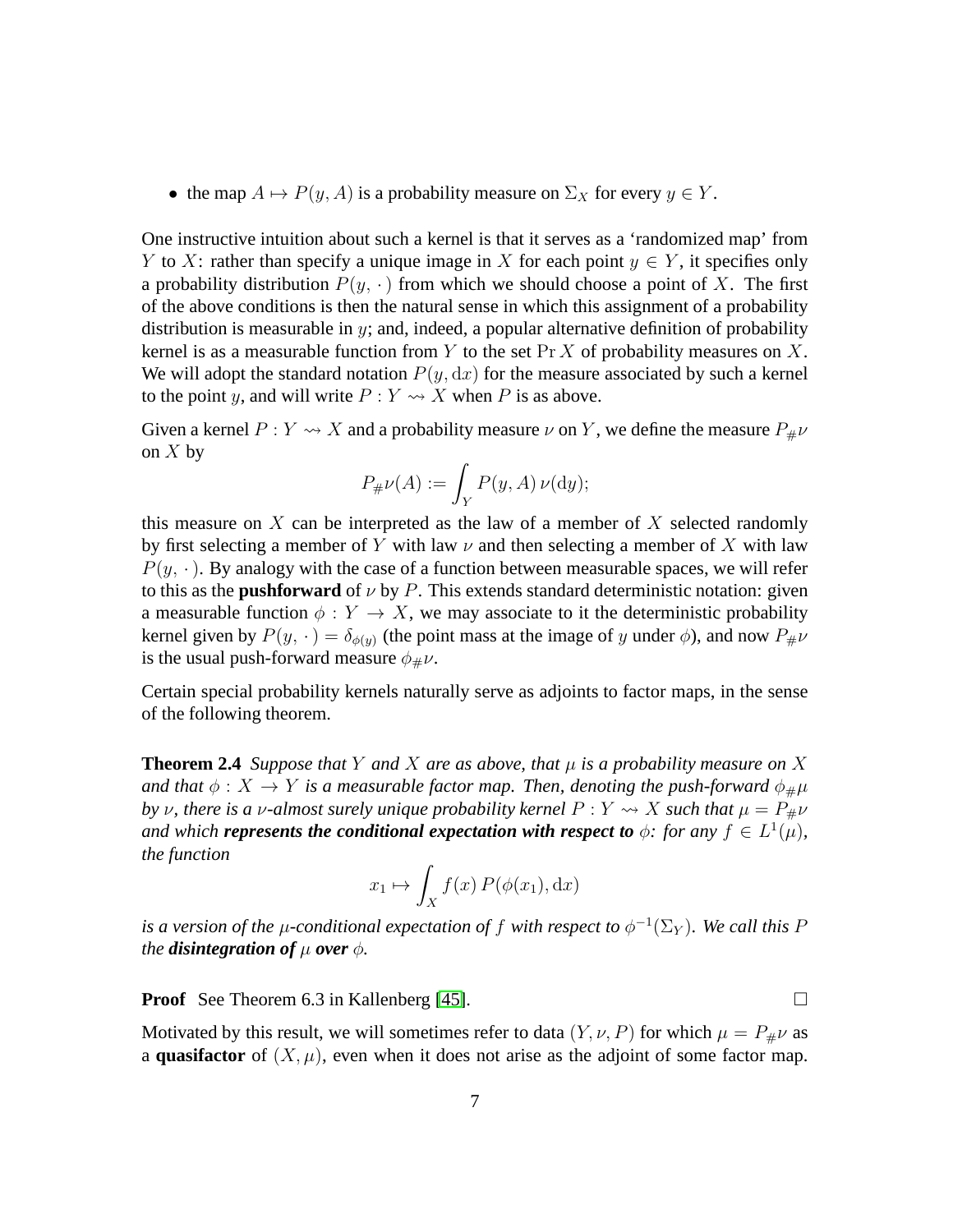- the map $A \mapsto P(y, A)$ is a probability measure on $\Sigma_X$ for every $y \in Y$.

One instructive intuition about such a kernel is that it serves as a 'randomized map' from $Y$ to $X$: rather than specify a unique image in $X$ for each point $y \in Y$, it specifies only a probability distribution $P(y, \cdot)$ from which we should choose a point of $X$. The first of the above conditions is then the natural sense in which this assignment of a probability distribution is measurable in $y$; and, indeed, a popular alternative definition of probability kernel is as a measurable function from $Y$ to the set $\Pr X$ of probability measures on $X$. We will adopt the standard notation $P(y, \mathrm{d}x)$ for the measure associated by such a kernel to the point $y$, and will write $P : Y \rightsquigarrow X$ when $P$ is as above.

Given a kernel $P : Y \rightsquigarrow X$ and a probability measure $\nu$ on $Y$, we define the measure $P_\#\nu$ on $X$ by

$$P_\#\nu(A) := \int_Y P(y, A)\,\nu(\mathrm{d}y);$$

this measure on $X$ can be interpreted as the law of a member of $X$ selected randomly by first selecting a member of $Y$ with law $\nu$ and then selecting a member of $X$ with law $P(y, \cdot)$. By analogy with the case of a function between measurable spaces, we will refer to this as the **pushforward** of $\nu$ by $P$. This extends standard deterministic notation: given a measurable function $\phi : Y \to X$, we may associate to it the deterministic probability kernel given by $P(y, \cdot) = \delta_{\phi(y)}$ (the point mass at the image of $y$ under $\phi$), and now $P_\#\nu$ is the usual push-forward measure $\phi_\#\nu$.

Certain special probability kernels naturally serve as adjoints to factor maps, in the sense of the following theorem.

**Theorem 2.4** *Suppose that $Y$ and $X$ are as above, that $\mu$ is a probability measure on $X$ and that $\phi : X \to Y$ is a measurable factor map. Then, denoting the push-forward $\phi_\#\mu$ by $\nu$, there is a $\nu$-almost surely unique probability kernel $P : Y \rightsquigarrow X$ such that $\mu = P_\#\nu$ and which* ***represents the conditional expectation with respect to*** *$\phi$: for any $f \in L^1(\mu)$, the function*

$$x_1 \mapsto \int_X f(x)\,P(\phi(x_1), \mathrm{d}x)$$

*is a version of the $\mu$-conditional expectation of $f$ with respect to $\phi^{-1}(\Sigma_Y)$. We call this $P$ the* ***disintegration of*** *$\mu$* ***over*** *$\phi$.*

**Proof** See Theorem 6.3 in Kallenberg [45]. □

Motivated by this result, we will sometimes refer to data $(Y, \nu, P)$ for which $\mu = P_\#\nu$ as a **quasifactor** of $(X, \mu)$, even when it does not arise as the adjoint of some factor map.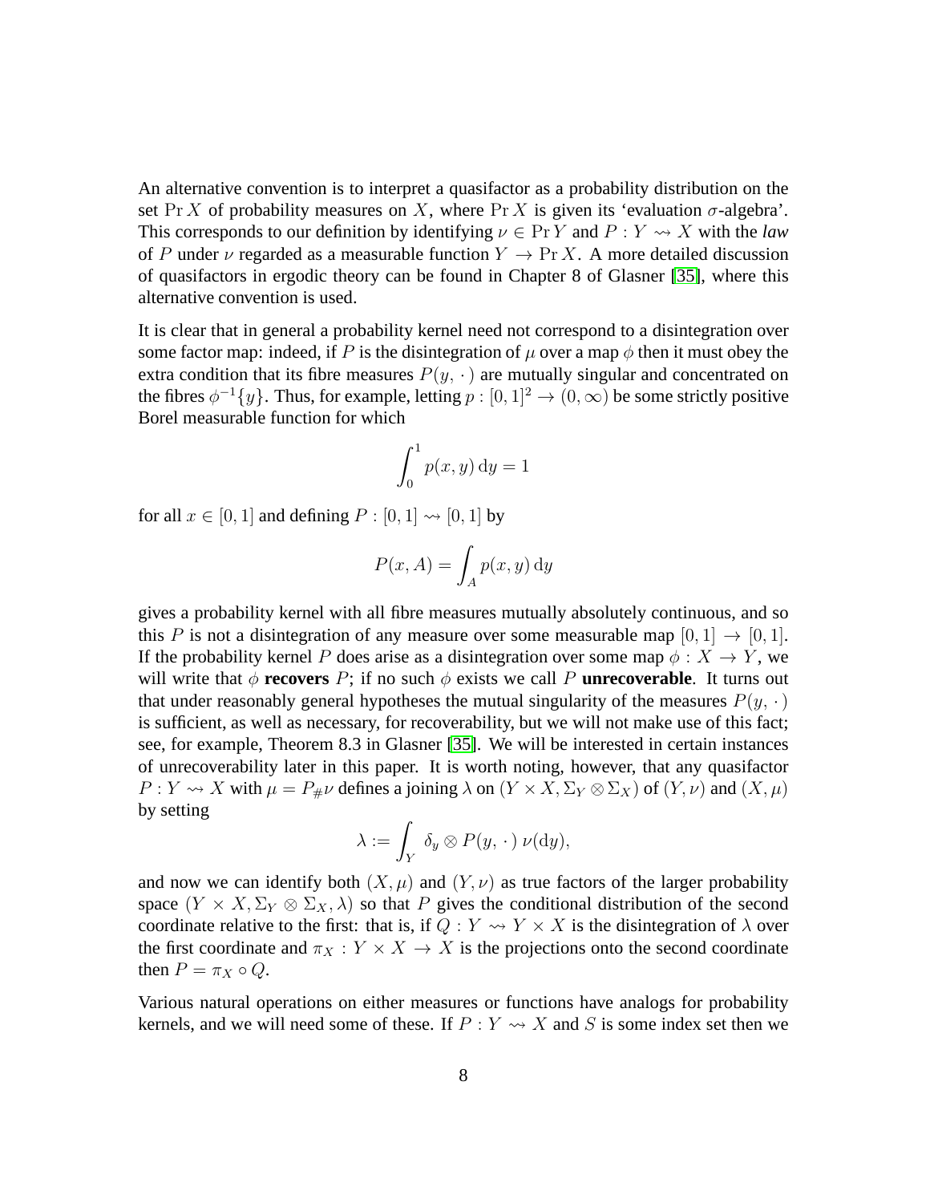An alternative convention is to interpret a quasifactor as a probability distribution on the set $\Pr X$ of probability measures on $X$, where $\Pr X$ is given its 'evaluation $\sigma$-algebra'. This corresponds to our definition by identifying $\nu \in \Pr Y$ and $P : Y \rightsquigarrow X$ with the *law* of $P$ under $\nu$ regarded as a measurable function $Y \to \Pr X$. A more detailed discussion of quasifactors in ergodic theory can be found in Chapter 8 of Glasner [35], where this alternative convention is used.

It is clear that in general a probability kernel need not correspond to a disintegration over some factor map: indeed, if $P$ is the disintegration of $\mu$ over a map $\phi$ then it must obey the extra condition that its fibre measures $P(y,\,\cdot\,)$ are mutually singular and concentrated on the fibres $\phi^{-1}\{y\}$. Thus, for example, letting $p : [0,1]^2 \to (0,\infty)$ be some strictly positive Borel measurable function for which

$$\int_0^1 p(x,y)\,\mathrm{d}y = 1$$

for all $x \in [0,1]$ and defining $P : [0,1] \rightsquigarrow [0,1]$ by

$$P(x,A) = \int_A p(x,y)\,\mathrm{d}y$$

gives a probability kernel with all fibre measures mutually absolutely continuous, and so this $P$ is not a disintegration of any measure over some measurable map $[0,1] \to [0,1]$. If the probability kernel $P$ does arise as a disintegration over some map $\phi : X \to Y$, we will write that $\phi$ **recovers** $P$; if no such $\phi$ exists we call $P$ **unrecoverable**. It turns out that under reasonably general hypotheses the mutual singularity of the measures $P(y,\,\cdot\,)$ is sufficient, as well as necessary, for recoverability, but we will not make use of this fact; see, for example, Theorem 8.3 in Glasner [35]. We will be interested in certain instances of unrecoverability later in this paper. It is worth noting, however, that any quasifactor $P : Y \rightsquigarrow X$ with $\mu = P_{\#}\nu$ defines a joining $\lambda$ on $(Y \times X, \Sigma_Y \otimes \Sigma_X)$ of $(Y,\nu)$ and $(X,\mu)$ by setting

$$\lambda := \int_Y \delta_y \otimes P(y,\,\cdot\,)\;\nu(\mathrm{d}y),$$

and now we can identify both $(X,\mu)$ and $(Y,\nu)$ as true factors of the larger probability space $(Y \times X, \Sigma_Y \otimes \Sigma_X, \lambda)$ so that $P$ gives the conditional distribution of the second coordinate relative to the first: that is, if $Q : Y \rightsquigarrow Y \times X$ is the disintegration of $\lambda$ over the first coordinate and $\pi_X : Y \times X \to X$ is the projections onto the second coordinate then $P = \pi_X \circ Q$.

Various natural operations on either measures or functions have analogs for probability kernels, and we will need some of these. If $P : Y \rightsquigarrow X$ and $S$ is some index set then we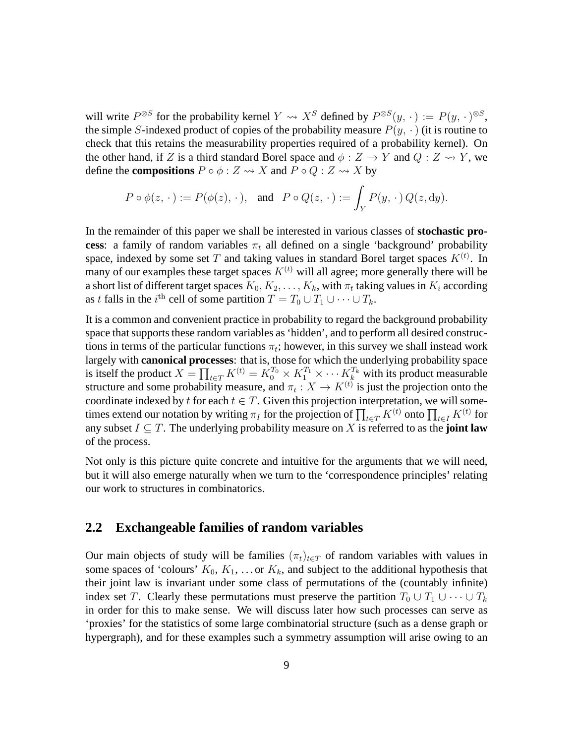will write $P^{\otimes S}$ for the probability kernel $Y \rightsquigarrow X^S$ defined by $P^{\otimes S}(y, \cdot\,) := P(y, \cdot\,)^{\otimes S}$, the simple $S$-indexed product of copies of the probability measure $P(y, \cdot\,)$ (it is routine to check that this retains the measurability properties required of a probability kernel). On the other hand, if $Z$ is a third standard Borel space and $\phi : Z \to Y$ and $Q : Z \rightsquigarrow Y$, we define the **compositions** $P \circ \phi : Z \rightsquigarrow X$ and $P \circ Q : Z \rightsquigarrow X$ by

$$P \circ \phi(z, \cdot\,) := P(\phi(z), \cdot\,), \quad \text{and} \quad P \circ Q(z, \cdot\,) := \int_Y P(y, \cdot\,)\, Q(z, \mathrm{d}y).$$

In the remainder of this paper we shall be interested in various classes of **stochastic process**: a family of random variables $\pi_t$ all defined on a single 'background' probability space, indexed by some set $T$ and taking values in standard Borel target spaces $K^{(t)}$. In many of our examples these target spaces $K^{(t)}$ will all agree; more generally there will be a short list of different target spaces $K_0, K_2, \dots, K_k$, with $\pi_t$ taking values in $K_i$ according as $t$ falls in the $i^{\text{th}}$ cell of some partition $T = T_0 \cup T_1 \cup \cdots \cup T_k$.

It is a common and convenient practice in probability to regard the background probability space that supports these random variables as 'hidden', and to perform all desired constructions in terms of the particular functions $\pi_t$; however, in this survey we shall instead work largely with **canonical processes**: that is, those for which the underlying probability space is itself the product $X = \prod_{t \in T} K^{(t)} = K_0^{T_0} \times K_1^{T_1} \times \cdots K_k^{T_k}$ with its product measurable structure and some probability measure, and $\pi_t : X \to K^{(t)}$ is just the projection onto the coordinate indexed by $t$ for each $t \in T$. Given this projection interpretation, we will sometimes extend our notation by writing $\pi_I$ for the projection of $\prod_{t \in T} K^{(t)}$ onto $\prod_{t \in I} K^{(t)}$ for any subset $I \subseteq T$. The underlying probability measure on $X$ is referred to as the **joint law** of the process.

Not only is this picture quite concrete and intuitive for the arguments that we will need, but it will also emerge naturally when we turn to the 'correspondence principles' relating our work to structures in combinatorics.

## 2.2 Exchangeable families of random variables

Our main objects of study will be families $(\pi_t)_{t \in T}$ of random variables with values in some spaces of 'colours' $K_0$, $K_1$, ... or $K_k$, and subject to the additional hypothesis that their joint law is invariant under some class of permutations of the (countably infinite) index set $T$. Clearly these permutations must preserve the partition $T_0 \cup T_1 \cup \cdots \cup T_k$ in order for this to make sense. We will discuss later how such processes can serve as 'proxies' for the statistics of some large combinatorial structure (such as a dense graph or hypergraph), and for these examples such a symmetry assumption will arise owing to an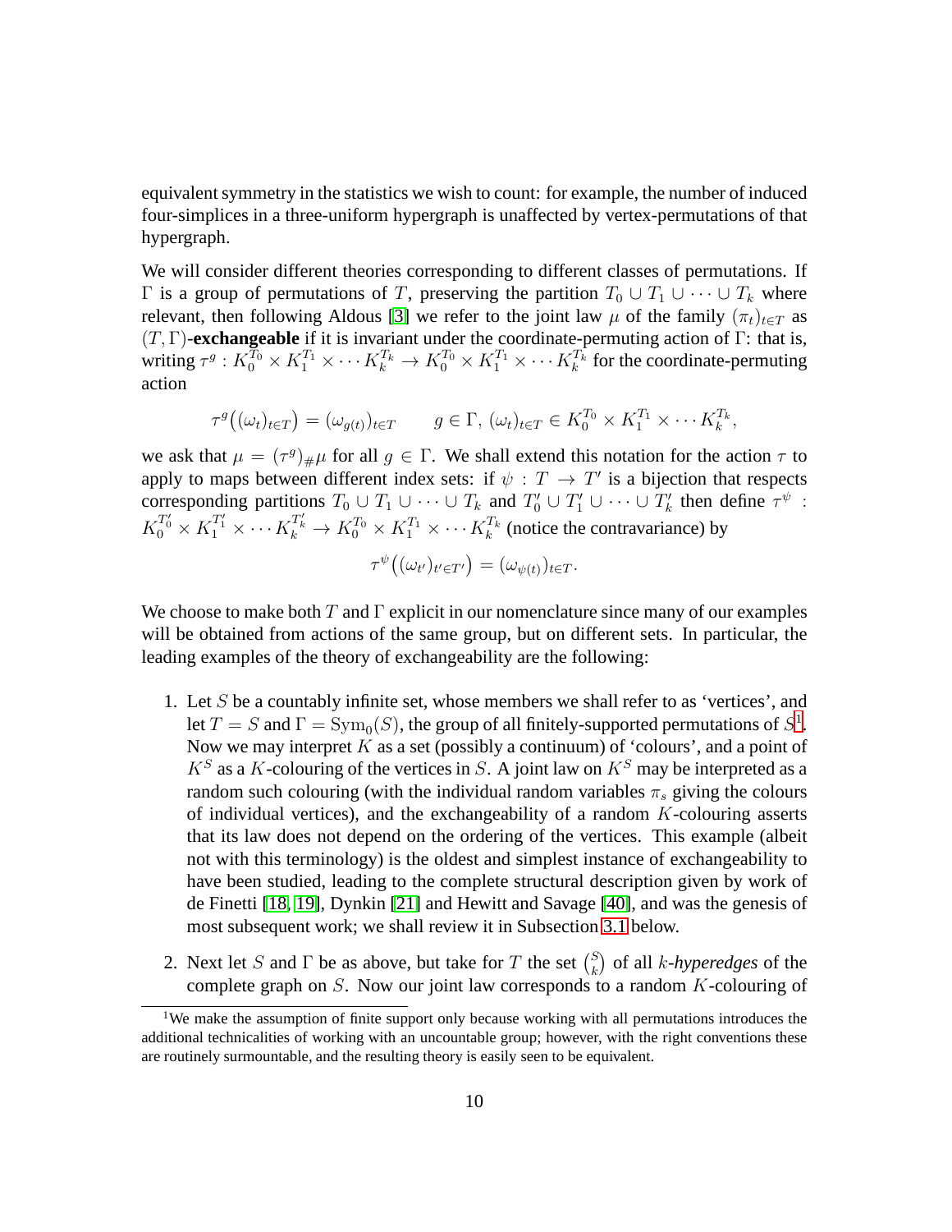equivalent symmetry in the statistics we wish to count: for example, the number of induced four-simplices in a three-uniform hypergraph is unaffected by vertex-permutations of that hypergraph.

We will consider different theories corresponding to different classes of permutations. If $\Gamma$ is a group of permutations of $T$, preserving the partition $T_0 \cup T_1 \cup \cdots \cup T_k$ where relevant, then following Aldous [3] we refer to the joint law $\mu$ of the family $(\pi_t)_{t\in T}$ as $(T,\Gamma)$-**exchangeable** if it is invariant under the coordinate-permuting action of $\Gamma$: that is, writing $\tau^g : K_0^{T_0} \times K_1^{T_1} \times \cdots K_k^{T_k} \to K_0^{T_0} \times K_1^{T_1} \times \cdots K_k^{T_k}$ for the coordinate-permuting action

$$\tau^g\big((\omega_t)_{t\in T}\big) = (\omega_{g(t)})_{t\in T} \qquad g \in \Gamma,\ (\omega_t)_{t\in T} \in K_0^{T_0} \times K_1^{T_1} \times \cdots K_k^{T_k},$$

we ask that $\mu = (\tau^g)_{\#}\mu$ for all $g \in \Gamma$. We shall extend this notation for the action $\tau$ to apply to maps between different index sets: if $\psi : T \to T'$ is a bijection that respects corresponding partitions $T_0 \cup T_1 \cup \cdots \cup T_k$ and $T_0' \cup T_1' \cup \cdots \cup T_k'$ then define $\tau^\psi : K_0^{T_0'} \times K_1^{T_1'} \times \cdots K_k^{T_k'} \to K_0^{T_0} \times K_1^{T_1} \times \cdots K_k^{T_k}$ (notice the contravariance) by

$$\tau^\psi\big((\omega_{t'})_{t'\in T'}\big) = (\omega_{\psi(t)})_{t\in T}.$$

We choose to make both $T$ and $\Gamma$ explicit in our nomenclature since many of our examples will be obtained from actions of the same group, but on different sets. In particular, the leading examples of the theory of exchangeability are the following:

1. Let $S$ be a countably infinite set, whose members we shall refer to as 'vertices', and let $T = S$ and $\Gamma = \mathrm{Sym}_0(S)$, the group of all finitely-supported permutations of $S$[1]. Now we may interpret $K$ as a set (possibly a continuum) of 'colours', and a point of $K^S$ as a $K$-colouring of the vertices in $S$. A joint law on $K^S$ may be interpreted as a random such colouring (with the individual random variables $\pi_s$ giving the colours of individual vertices), and the exchangeability of a random $K$-colouring asserts that its law does not depend on the ordering of the vertices. This example (albeit not with this terminology) is the oldest and simplest instance of exchangeability to have been studied, leading to the complete structural description given by work of de Finetti [18, 19], Dynkin [21] and Hewitt and Savage [40], and was the genesis of most subsequent work; we shall review it in Subsection 3.1 below.

2. Next let $S$ and $\Gamma$ be as above, but take for $T$ the set $\binom{S}{k}$ of all $k$-*hyperedges* of the complete graph on $S$. Now our joint law corresponds to a random $K$-colouring of

[1] We make the assumption of finite support only because working with all permutations introduces the additional technicalities of working with an uncountable group; however, with the right conventions these are routinely surmountable, and the resulting theory is easily seen to be equivalent.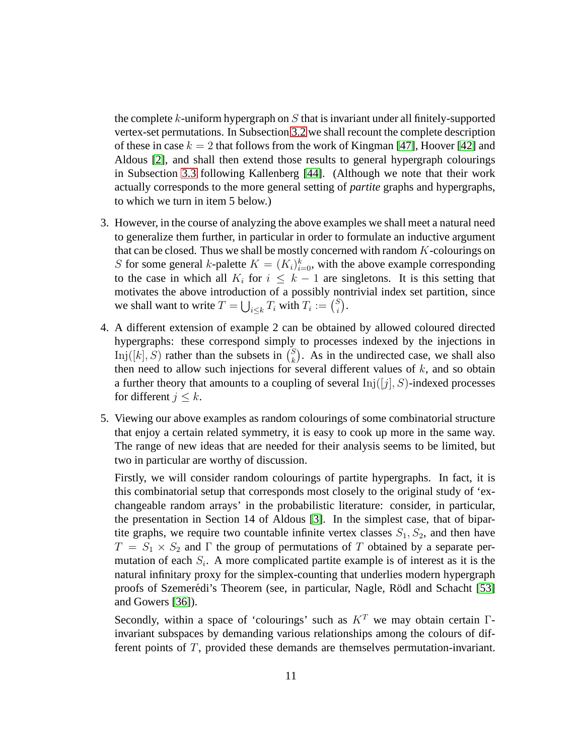the complete $k$-uniform hypergraph on $S$ that is invariant under all finitely-supported vertex-set permutations. In Subsection 3.2 we shall recount the complete description of these in case $k = 2$ that follows from the work of Kingman [47], Hoover [42] and Aldous [2], and shall then extend those results to general hypergraph colourings in Subsection 3.3 following Kallenberg [44]. (Although we note that their work actually corresponds to the more general setting of *partite* graphs and hypergraphs, to which we turn in item 5 below.)

3. However, in the course of analyzing the above examples we shall meet a natural need to generalize them further, in particular in order to formulate an inductive argument that can be closed. Thus we shall be mostly concerned with random $K$-colourings on $S$ for some general $k$-palette $K = (K_i)_{i=0}^k$, with the above example corresponding to the case in which all $K_i$ for $i \leq k-1$ are singletons. It is this setting that motivates the above introduction of a possibly nontrivial index set partition, since we shall want to write $T = \bigcup_{i \leq k} T_i$ with $T_i := \binom{S}{i}$.

4. A different extension of example 2 can be obtained by allowed coloured directed hypergraphs: these correspond simply to processes indexed by the injections in $\mathrm{Inj}([k], S)$ rather than the subsets in $\binom{S}{k}$. As in the undirected case, we shall also then need to allow such injections for several different values of $k$, and so obtain a further theory that amounts to a coupling of several $\mathrm{Inj}([j], S)$-indexed processes for different $j \leq k$.

5. Viewing our above examples as random colourings of some combinatorial structure that enjoy a certain related symmetry, it is easy to cook up more in the same way. The range of new ideas that are needed for their analysis seems to be limited, but two in particular are worthy of discussion.

   Firstly, we will consider random colourings of partite hypergraphs. In fact, it is this combinatorial setup that corresponds most closely to the original study of 'exchangeable random arrays' in the probabilistic literature: consider, in particular, the presentation in Section 14 of Aldous [3]. In the simplest case, that of bipartite graphs, we require two countable infinite vertex classes $S_1, S_2$, and then have $T = S_1 \times S_2$ and $\Gamma$ the group of permutations of $T$ obtained by a separate permutation of each $S_i$. A more complicated partite example is of interest as it is the natural infinitary proxy for the simplex-counting that underlies modern hypergraph proofs of Szemerédi's Theorem (see, in particular, Nagle, Rödl and Schacht [53] and Gowers [36]).

   Secondly, within a space of 'colourings' such as $K^T$ we may obtain certain $\Gamma$-invariant subspaces by demanding various relationships among the colours of different points of $T$, provided these demands are themselves permutation-invariant.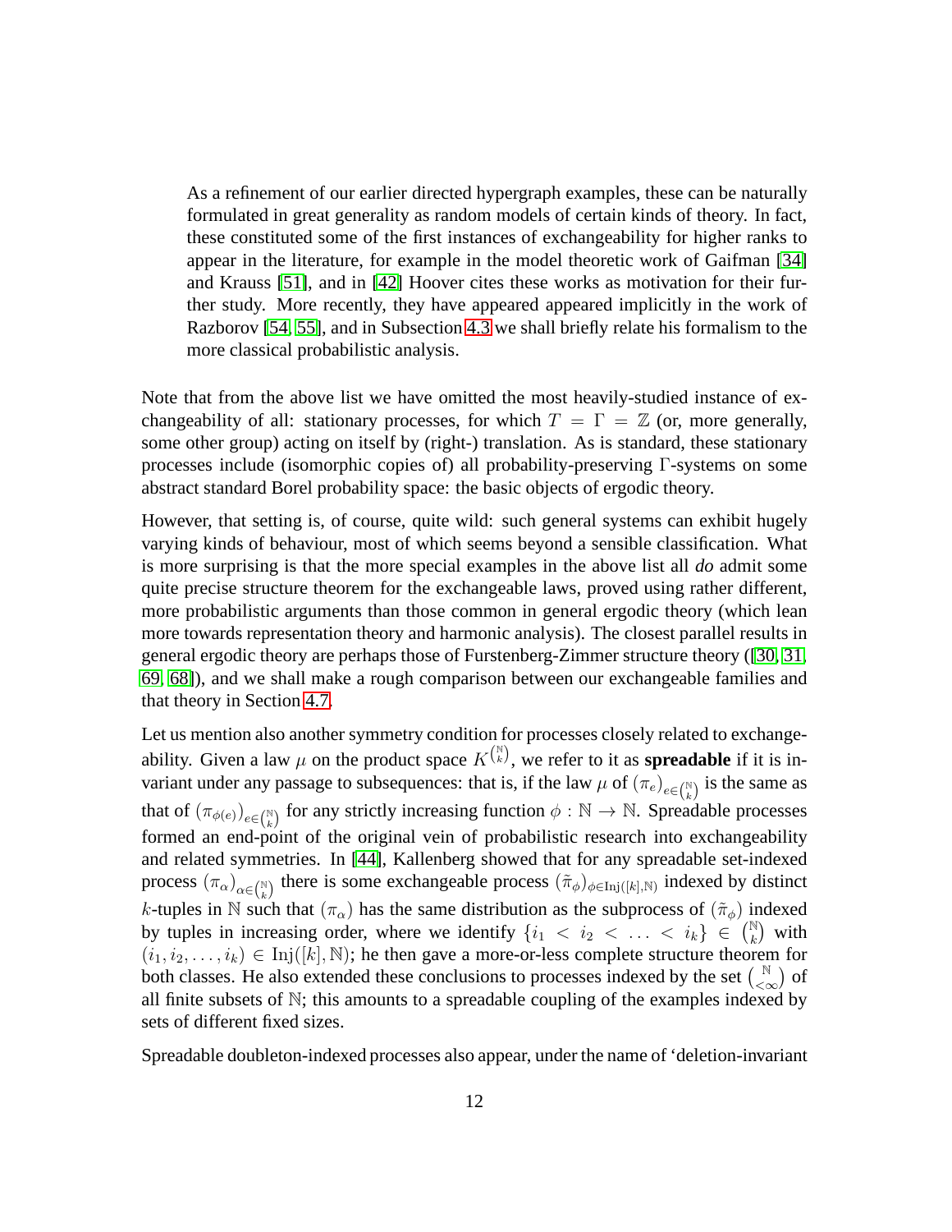As a refinement of our earlier directed hypergraph examples, these can be naturally formulated in great generality as random models of certain kinds of theory. In fact, these constituted some of the first instances of exchangeability for higher ranks to appear in the literature, for example in the model theoretic work of Gaifman [34] and Krauss [51], and in [42] Hoover cites these works as motivation for their further study. More recently, they have appeared appeared implicitly in the work of Razborov [54, 55], and in Subsection 4.3 we shall briefly relate his formalism to the more classical probabilistic analysis.

Note that from the above list we have omitted the most heavily-studied instance of exchangeability of all: stationary processes, for which $T = \Gamma = \mathbb{Z}$ (or, more generally, some other group) acting on itself by (right-) translation. As is standard, these stationary processes include (isomorphic copies of) all probability-preserving $\Gamma$-systems on some abstract standard Borel probability space: the basic objects of ergodic theory.

However, that setting is, of course, quite wild: such general systems can exhibit hugely varying kinds of behaviour, most of which seems beyond a sensible classification. What is more surprising is that the more special examples in the above list all *do* admit some quite precise structure theorem for the exchangeable laws, proved using rather different, more probabilistic arguments than those common in general ergodic theory (which lean more towards representation theory and harmonic analysis). The closest parallel results in general ergodic theory are perhaps those of Furstenberg-Zimmer structure theory ([30, 31, 69, 68]), and we shall make a rough comparison between our exchangeable families and that theory in Section 4.7.

Let us mention also another symmetry condition for processes closely related to exchangeability. Given a law $\mu$ on the product space $K^{\binom{\mathbb{N}}{k}}$, we refer to it as **spreadable** if it is invariant under any passage to subsequences: that is, if the law $\mu$ of $(\pi_e)_{e\in\binom{\mathbb{N}}{k}}$ is the same as that of $(\pi_{\phi(e)})_{e\in\binom{\mathbb{N}}{k}}$ for any strictly increasing function $\phi : \mathbb{N} \to \mathbb{N}$. Spreadable processes formed an end-point of the original vein of probabilistic research into exchangeability and related symmetries. In [44], Kallenberg showed that for any spreadable set-indexed process $(\pi_\alpha)_{\alpha\in\binom{\mathbb{N}}{k}}$ there is some exchangeable process $(\tilde{\pi}_\phi)_{\phi\in\mathrm{Inj}([k],\mathbb{N})}$ indexed by distinct $k$-tuples in $\mathbb{N}$ such that $(\pi_\alpha)$ has the same distribution as the subprocess of $(\tilde{\pi}_\phi)$ indexed by tuples in increasing order, where we identify $\{i_1 < i_2 < \ldots < i_k\} \in \binom{\mathbb{N}}{k}$ with $(i_1, i_2, \ldots, i_k) \in \mathrm{Inj}([k],\mathbb{N})$; he then gave a more-or-less complete structure theorem for both classes. He also extended these conclusions to processes indexed by the set $\binom{\mathbb{N}}{<\infty}$ of all finite subsets of $\mathbb{N}$; this amounts to a spreadable coupling of the examples indexed by sets of different fixed sizes.

Spreadable doubleton-indexed processes also appear, under the name of 'deletion-invariant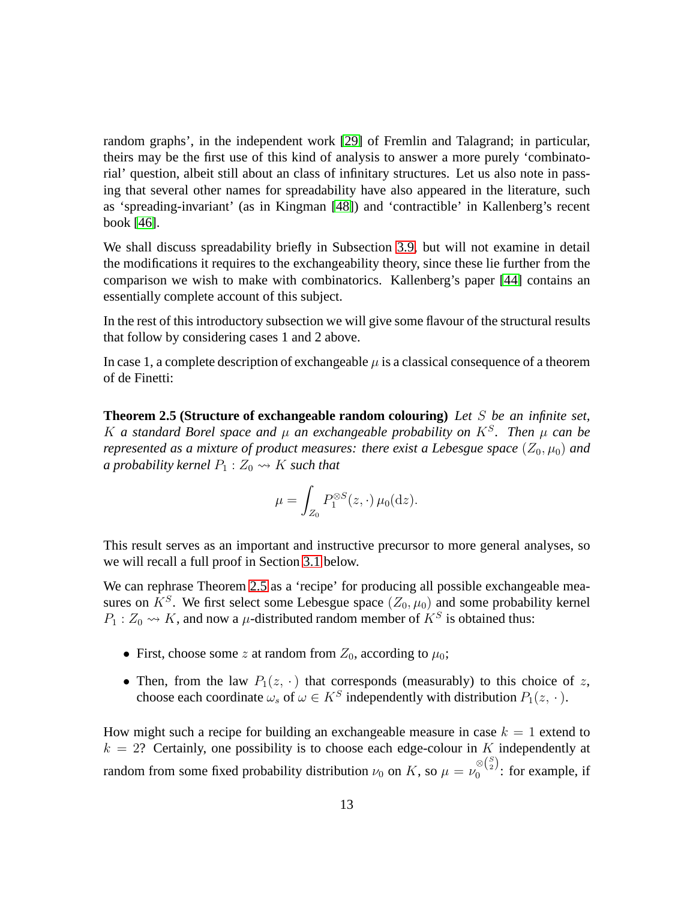random graphs', in the independent work [29] of Fremlin and Talagrand; in particular, theirs may be the first use of this kind of analysis to answer a more purely 'combinatorial' question, albeit still about an class of infinitary structures. Let us also note in passing that several other names for spreadability have also appeared in the literature, such as 'spreading-invariant' (as in Kingman [48]) and 'contractible' in Kallenberg's recent book [46].

We shall discuss spreadability briefly in Subsection 3.9, but will not examine in detail the modifications it requires to the exchangeability theory, since these lie further from the comparison we wish to make with combinatorics. Kallenberg's paper [44] contains an essentially complete account of this subject.

In the rest of this introductory subsection we will give some flavour of the structural results that follow by considering cases 1 and 2 above.

In case 1, a complete description of exchangeable $\mu$ is a classical consequence of a theorem of de Finetti:

**Theorem 2.5 (Structure of exchangeable random colouring)** *Let $S$ be an infinite set, $K$ a standard Borel space and $\mu$ an exchangeable probability on $K^S$. Then $\mu$ can be represented as a mixture of product measures: there exist a Lebesgue space $(Z_0, \mu_0)$ and a probability kernel $P_1 : Z_0 \rightsquigarrow K$ such that*

$$\mu = \int_{Z_0} P_1^{\otimes S}(z, \cdot)\, \mu_0(\mathrm{d}z).$$

This result serves as an important and instructive precursor to more general analyses, so we will recall a full proof in Section 3.1 below.

We can rephrase Theorem 2.5 as a 'recipe' for producing all possible exchangeable measures on $K^S$. We first select some Lebesgue space $(Z_0, \mu_0)$ and some probability kernel $P_1 : Z_0 \rightsquigarrow K$, and now a $\mu$-distributed random member of $K^S$ is obtained thus:

- First, choose some $z$ at random from $Z_0$, according to $\mu_0$;
- Then, from the law $P_1(z, \cdot)$ that corresponds (measurably) to this choice of $z$, choose each coordinate $\omega_s$ of $\omega \in K^S$ independently with distribution $P_1(z, \cdot)$.

How might such a recipe for building an exchangeable measure in case $k = 1$ extend to $k = 2$? Certainly, one possibility is to choose each edge-colour in $K$ independently at random from some fixed probability distribution $\nu_0$ on $K$, so $\mu = \nu_0^{\otimes\binom{S}{2}}$: for example, if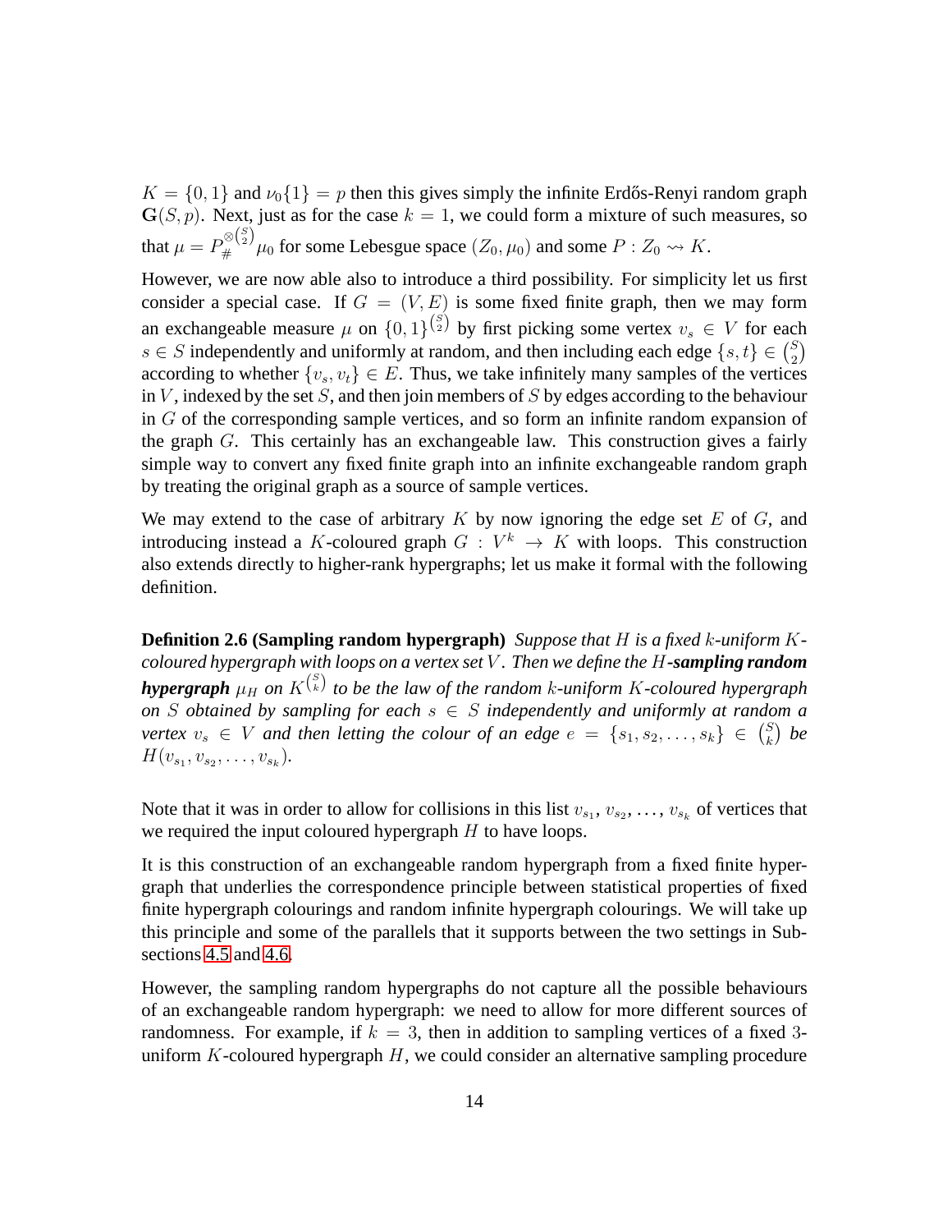$K = \{0,1\}$ and $\nu_0\{1\} = p$ then this gives simply the infinite Erdős-Renyi random graph $\mathbf{G}(S,p)$. Next, just as for the case $k=1$, we could form a mixture of such measures, so that $\mu = P_\#^{\otimes\binom{S}{2}}\mu_0$ for some Lebesgue space $(Z_0,\mu_0)$ and some $P : Z_0 \rightsquigarrow K$.

However, we are now able also to introduce a third possibility. For simplicity let us first consider a special case. If $G = (V,E)$ is some fixed finite graph, then we may form an exchangeable measure $\mu$ on $\{0,1\}^{\binom{S}{2}}$ by first picking some vertex $v_s \in V$ for each $s \in S$ independently and uniformly at random, and then including each edge $\{s,t\} \in \binom{S}{2}$ according to whether $\{v_s, v_t\} \in E$. Thus, we take infinitely many samples of the vertices in $V$, indexed by the set $S$, and then join members of $S$ by edges according to the behaviour in $G$ of the corresponding sample vertices, and so form an infinite random expansion of the graph $G$. This certainly has an exchangeable law. This construction gives a fairly simple way to convert any fixed finite graph into an infinite exchangeable random graph by treating the original graph as a source of sample vertices.

We may extend to the case of arbitrary $K$ by now ignoring the edge set $E$ of $G$, and introducing instead a $K$-coloured graph $G : V^k \to K$ with loops. This construction also extends directly to higher-rank hypergraphs; let us make it formal with the following definition.

**Definition 2.6 (Sampling random hypergraph)** *Suppose that $H$ is a fixed $k$-uniform $K$-coloured hypergraph with loops on a vertex set $V$. Then we define the $H$-**sampling random hypergraph** $\mu_H$ on $K^{\binom{S}{k}}$ to be the law of the random $k$-uniform $K$-coloured hypergraph on $S$ obtained by sampling for each $s \in S$ independently and uniformly at random a vertex $v_s \in V$ and then letting the colour of an edge $e = \{s_1, s_2, \dots, s_k\} \in \binom{S}{k}$ be $H(v_{s_1}, v_{s_2}, \dots, v_{s_k})$.*

Note that it was in order to allow for collisions in this list $v_{s_1}$, $v_{s_2}$, ..., $v_{s_k}$ of vertices that we required the input coloured hypergraph $H$ to have loops.

It is this construction of an exchangeable random hypergraph from a fixed finite hypergraph that underlies the correspondence principle between statistical properties of fixed finite hypergraph colourings and random infinite hypergraph colourings. We will take up this principle and some of the parallels that it supports between the two settings in Subsections 4.5 and 4.6.

However, the sampling random hypergraphs do not capture all the possible behaviours of an exchangeable random hypergraph: we need to allow for more different sources of randomness. For example, if $k = 3$, then in addition to sampling vertices of a fixed 3-uniform $K$-coloured hypergraph $H$, we could consider an alternative sampling procedure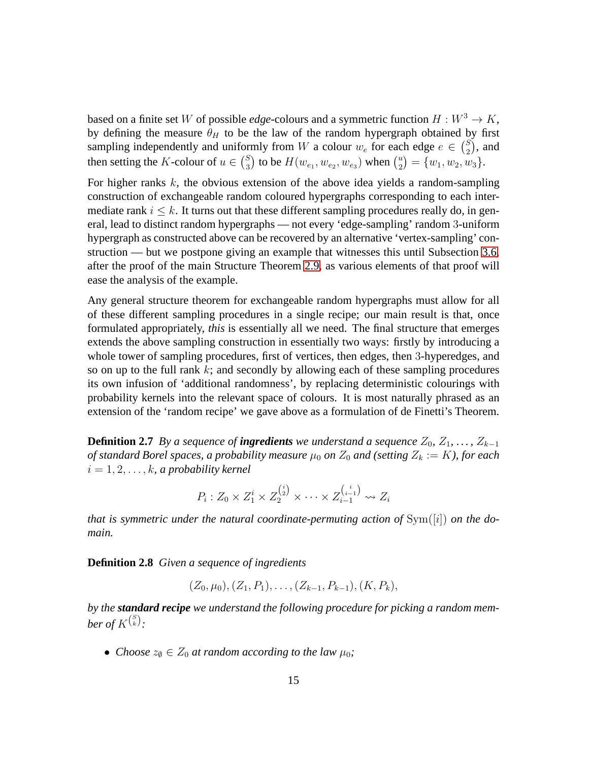based on a finite set $W$ of possible *edge*-colours and a symmetric function $H : W^3 \to K$, by defining the measure $\theta_H$ to be the law of the random hypergraph obtained by first sampling independently and uniformly from $W$ a colour $w_e$ for each edge $e \in \binom{S}{2}$, and then setting the $K$-colour of $u \in \binom{S}{3}$ to be $H(w_{e_1}, w_{e_2}, w_{e_3})$ when $\binom{u}{2} = \{w_1, w_2, w_3\}$.

For higher ranks $k$, the obvious extension of the above idea yields a random-sampling construction of exchangeable random coloured hypergraphs corresponding to each intermediate rank $i \leq k$. It turns out that these different sampling procedures really do, in general, lead to distinct random hypergraphs — not every 'edge-sampling' random 3-uniform hypergraph as constructed above can be recovered by an alternative 'vertex-sampling' construction — but we postpone giving an example that witnesses this until Subsection 3.6, after the proof of the main Structure Theorem 2.9, as various elements of that proof will ease the analysis of the example.

Any general structure theorem for exchangeable random hypergraphs must allow for all of these different sampling procedures in a single recipe; our main result is that, once formulated appropriately, *this* is essentially all we need. The final structure that emerges extends the above sampling construction in essentially two ways: firstly by introducing a whole tower of sampling procedures, first of vertices, then edges, then 3-hyperedges, and so on up to the full rank $k$; and secondly by allowing each of these sampling procedures its own infusion of 'additional randomness', by replacing deterministic colourings with probability kernels into the relevant space of colours. It is most naturally phrased as an extension of the 'random recipe' we gave above as a formulation of de Finetti's Theorem.

**Definition 2.7** *By a sequence of **ingredients** we understand a sequence $Z_0, Z_1, \ldots, Z_{k-1}$ of standard Borel spaces, a probability measure $\mu_0$ on $Z_0$ and (setting $Z_k := K$), for each $i = 1, 2, \ldots, k$, a probability kernel*

$$P_i : Z_0 \times Z_1^i \times Z_2^{\binom{i}{2}} \times \cdots \times Z_{i-1}^{\binom{i}{i-1}} \rightsquigarrow Z_i$$

*that is symmetric under the natural coordinate-permuting action of $\mathrm{Sym}([i])$ on the domain.*

**Definition 2.8** *Given a sequence of ingredients*

$$(Z_0, \mu_0), (Z_1, P_1), \ldots, (Z_{k-1}, P_{k-1}), (K, P_k),$$

*by the **standard recipe** we understand the following procedure for picking a random member of $K^{\binom{S}{k}}$:*

- *Choose $z_\emptyset \in Z_0$ at random according to the law $\mu_0$;*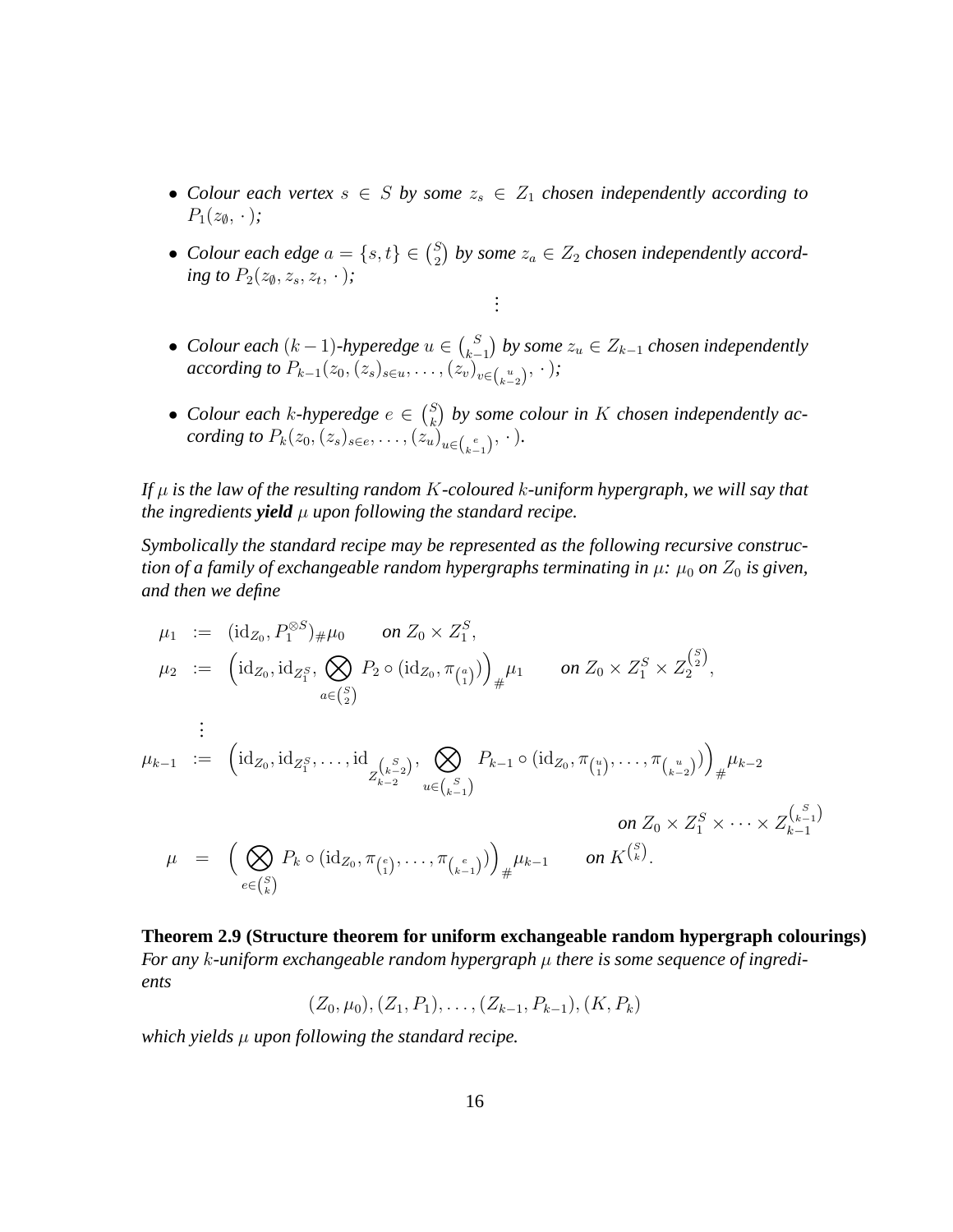- *Colour each vertex $s \in S$ by some $z_s \in Z_1$ chosen independently according to $P_1(z_\emptyset, \cdot\,)$;*
- *Colour each edge $a = \{s,t\} \in \binom{S}{2}$ by some $z_a \in Z_2$ chosen independently according to $P_2(z_\emptyset, z_s, z_t, \cdot\,)$;*

$$\vdots$$

- *Colour each $(k-1)$-hyperedge $u \in \binom{S}{k-1}$ by some $z_u \in Z_{k-1}$ chosen independently according to $P_{k-1}(z_0, (z_s)_{s\in u}, \ldots, (z_v)_{v \in \binom{u}{k-2}}, \cdot\,)$;*
- *Colour each $k$-hyperedge $e \in \binom{S}{k}$ by some colour in $K$ chosen independently according to $P_k(z_0, (z_s)_{s\in e}, \ldots, (z_u)_{u\in\binom{e}{k-1}}, \cdot\,)$.*

*If $\mu$ is the law of the resulting random $K$-coloured $k$-uniform hypergraph, we will say that the ingredients **yield** $\mu$ upon following the standard recipe.*

*Symbolically the standard recipe may be represented as the following recursive construction of a family of exchangeable random hypergraphs terminating in $\mu$: $\mu_0$ on $Z_0$ is given, and then we define*

$$
\begin{aligned}
\mu_1 &:= (\mathrm{id}_{Z_0}, P_1^{\otimes S})_\# \mu_0 \qquad \text{on } Z_0 \times Z_1^S, \\
\mu_2 &:= \Big(\mathrm{id}_{Z_0}, \mathrm{id}_{Z_1^S}, \bigotimes_{a \in \binom{S}{2}} P_2 \circ (\mathrm{id}_{Z_0}, \pi_{\binom{a}{1}})\Big)_\# \mu_1 \qquad \text{on } Z_0 \times Z_1^S \times Z_2^{\binom{S}{2}}, \\
&\;\;\vdots \\
\mu_{k-1} &:= \Big(\mathrm{id}_{Z_0}, \mathrm{id}_{Z_1^S}, \ldots, \mathrm{id}_{Z_{k-2}^{\binom{S}{k-2}}}, \bigotimes_{u \in \binom{S}{k-1}} P_{k-1} \circ (\mathrm{id}_{Z_0}, \pi_{\binom{u}{1}}, \ldots, \pi_{\binom{u}{k-2}})\Big)_\# \mu_{k-2} \\
&\qquad\qquad\qquad\qquad\qquad\qquad\qquad\qquad \text{on } Z_0 \times Z_1^S \times \cdots \times Z_{k-1}^{\binom{S}{k-1}} \\
\mu &= \Big(\bigotimes_{e \in \binom{S}{k}} P_k \circ (\mathrm{id}_{Z_0}, \pi_{\binom{e}{1}}, \ldots, \pi_{\binom{e}{k-1}})\Big)_\# \mu_{k-1} \qquad \text{on } K^{\binom{S}{k}}.
\end{aligned}
$$

**Theorem 2.9 (Structure theorem for uniform exchangeable random hypergraph colourings)** *For any $k$-uniform exchangeable random hypergraph $\mu$ there is some sequence of ingredients*

$$(Z_0, \mu_0), (Z_1, P_1), \ldots, (Z_{k-1}, P_{k-1}), (K, P_k)$$

*which yields $\mu$ upon following the standard recipe.*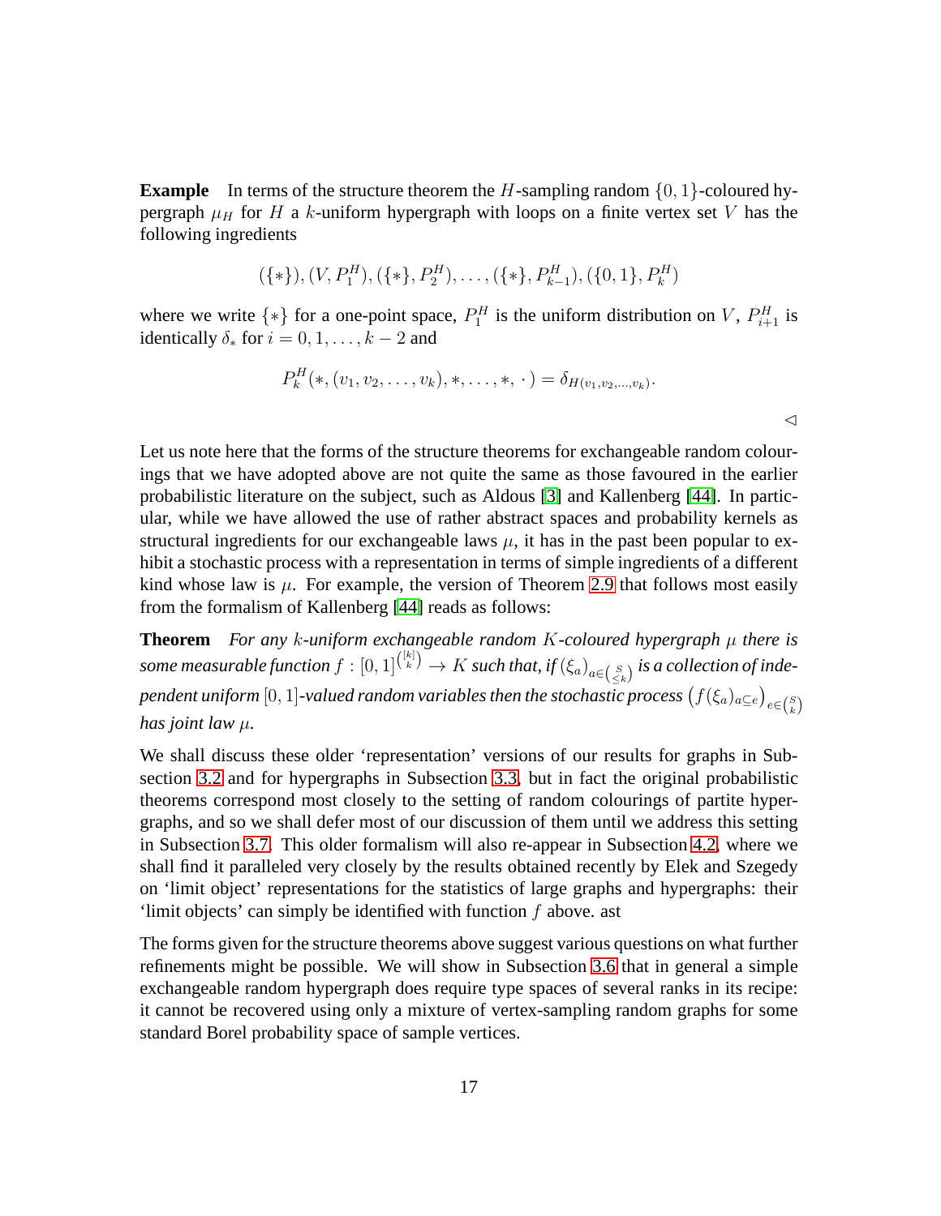**Example** In terms of the structure theorem the $H$-sampling random $\{0,1\}$-coloured hypergraph $\mu_H$ for $H$ a $k$-uniform hypergraph with loops on a finite vertex set $V$ has the following ingredients

$$(\{*\}),(V,P_1^H),(\{*\},P_2^H),\dots,(\{*\},P_{k-1}^H),(\{0,1\},P_k^H)$$

where we write $\{*\}$ for a one-point space, $P_1^H$ is the uniform distribution on $V$, $P_{i+1}^H$ is identically $\delta_*$ for $i=0,1,\dots,k-2$ and

$$P_k^H(*,(v_1,v_2,\dots,v_k),*,\dots,*,\,\cdot\,)=\delta_{H(v_1,v_2,\dots,v_k)}.$$

$\lhd$

Let us note here that the forms of the structure theorems for exchangeable random colourings that we have adopted above are not quite the same as those favoured in the earlier probabilistic literature on the subject, such as Aldous [3] and Kallenberg [44]. In particular, while we have allowed the use of rather abstract spaces and probability kernels as structural ingredients for our exchangeable laws $\mu$, it has in the past been popular to exhibit a stochastic process with a representation in terms of simple ingredients of a different kind whose law is $\mu$. For example, the version of Theorem 2.9 that follows most easily from the formalism of Kallenberg [44] reads as follows:

**Theorem** *For any $k$-uniform exchangeable random $K$-coloured hypergraph $\mu$ there is some measurable function $f:[0,1]^{\binom{[k]}{k}}\to K$ such that, if $(\xi_a)_{a\in\binom{S}{\leq k}}$ is a collection of independent uniform $[0,1]$-valued random variables then the stochastic process $\big(f(\xi_a)_{a\subseteq e}\big)_{e\in\binom{S}{k}}$ has joint law $\mu$.*

We shall discuss these older 'representation' versions of our results for graphs in Subsection 3.2 and for hypergraphs in Subsection 3.3, but in fact the original probabilistic theorems correspond most closely to the setting of random colourings of partite hypergraphs, and so we shall defer most of our discussion of them until we address this setting in Subsection 3.7. This older formalism will also re-appear in Subsection 4.2, where we shall find it paralleled very closely by the results obtained recently by Elek and Szegedy on 'limit object' representations for the statistics of large graphs and hypergraphs: their 'limit objects' can simply be identified with function $f$ above. ast

The forms given for the structure theorems above suggest various questions on what further refinements might be possible. We will show in Subsection 3.6 that in general a simple exchangeable random hypergraph does require type spaces of several ranks in its recipe: it cannot be recovered using only a mixture of vertex-sampling random graphs for some standard Borel probability space of sample vertices.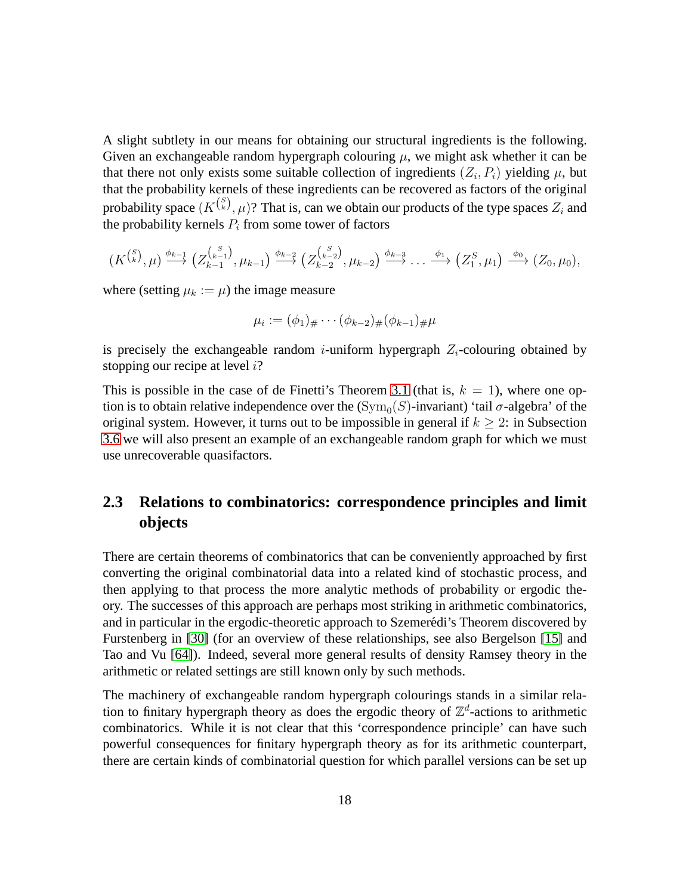A slight subtlety in our means for obtaining our structural ingredients is the following. Given an exchangeable random hypergraph colouring $\mu$, we might ask whether it can be that there not only exists some suitable collection of ingredients $(Z_i, P_i)$ yielding $\mu$, but that the probability kernels of these ingredients can be recovered as factors of the original probability space $(K^{\binom{S}{k}}, \mu)$? That is, can we obtain our products of the type spaces $Z_i$ and the probability kernels $P_i$ from some tower of factors

$$(K^{\binom{S}{k}}, \mu) \stackrel{\phi_{k-1}}{\longrightarrow} (Z_{k-1}^{\binom{S}{k-1}}, \mu_{k-1}) \stackrel{\phi_{k-2}}{\longrightarrow} (Z_{k-2}^{\binom{S}{k-2}}, \mu_{k-2}) \stackrel{\phi_{k-3}}{\longrightarrow} \ldots \stackrel{\phi_1}{\longrightarrow} (Z_1^S, \mu_1) \stackrel{\phi_0}{\longrightarrow} (Z_0, \mu_0),$$

where (setting $\mu_k := \mu$) the image measure

$$\mu_i := (\phi_1)_\# \cdots (\phi_{k-2})_\# (\phi_{k-1})_\# \mu$$

is precisely the exchangeable random $i$-uniform hypergraph $Z_i$-colouring obtained by stopping our recipe at level $i$?

This is possible in the case of de Finetti's Theorem 3.1 (that is, $k = 1$), where one option is to obtain relative independence over the ($\mathrm{Sym}_0(S)$-invariant) 'tail $\sigma$-algebra' of the original system. However, it turns out to be impossible in general if $k \geq 2$: in Subsection 3.6 we will also present an example of an exchangeable random graph for which we must use unrecoverable quasifactors.

## 2.3 Relations to combinatorics: correspondence principles and limit objects

There are certain theorems of combinatorics that can be conveniently approached by first converting the original combinatorial data into a related kind of stochastic process, and then applying to that process the more analytic methods of probability or ergodic theory. The successes of this approach are perhaps most striking in arithmetic combinatorics, and in particular in the ergodic-theoretic approach to Szemerédi's Theorem discovered by Furstenberg in [30] (for an overview of these relationships, see also Bergelson [15] and Tao and Vu [64]). Indeed, several more general results of density Ramsey theory in the arithmetic or related settings are still known only by such methods.

The machinery of exchangeable random hypergraph colourings stands in a similar relation to finitary hypergraph theory as does the ergodic theory of $\mathbb{Z}^d$-actions to arithmetic combinatorics. While it is not clear that this 'correspondence principle' can have such powerful consequences for finitary hypergraph theory as for its arithmetic counterpart, there are certain kinds of combinatorial question for which parallel versions can be set up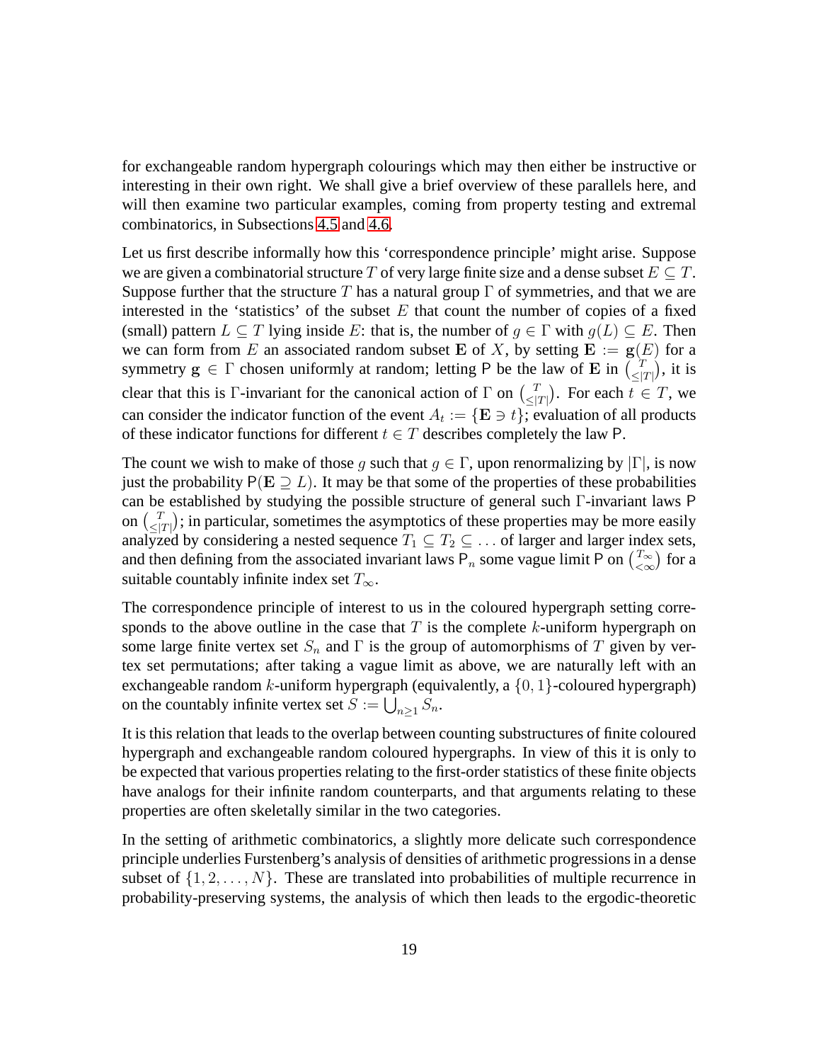for exchangeable random hypergraph colourings which may then either be instructive or interesting in their own right. We shall give a brief overview of these parallels here, and will then examine two particular examples, coming from property testing and extremal combinatorics, in Subsections 4.5 and 4.6.

Let us first describe informally how this 'correspondence principle' might arise. Suppose we are given a combinatorial structure $T$ of very large finite size and a dense subset $E \subseteq T$. Suppose further that the structure $T$ has a natural group $\Gamma$ of symmetries, and that we are interested in the 'statistics' of the subset $E$ that count the number of copies of a fixed (small) pattern $L \subseteq T$ lying inside $E$: that is, the number of $g \in \Gamma$ with $g(L) \subseteq E$. Then we can form from $E$ an associated random subset $\mathbf{E}$ of $X$, by setting $\mathbf{E} := \mathbf{g}(E)$ for a symmetry $\mathbf{g} \in \Gamma$ chosen uniformly at random; letting $\mathsf{P}$ be the law of $\mathbf{E}$ in $\binom{T}{\leq |T|}$, it is clear that this is $\Gamma$-invariant for the canonical action of $\Gamma$ on $\binom{T}{\leq |T|}$. For each $t \in T$, we can consider the indicator function of the event $A_t := \{\mathbf{E} \ni t\}$; evaluation of all products of these indicator functions for different $t \in T$ describes completely the law $\mathsf{P}$.

The count we wish to make of those $g$ such that $g \in \Gamma$, upon renormalizing by $|\Gamma|$, is now just the probability $\mathsf{P}(\mathbf{E} \supseteq L)$. It may be that some of the properties of these probabilities can be established by studying the possible structure of general such $\Gamma$-invariant laws $\mathsf{P}$ on $\binom{T}{\leq |T|}$; in particular, sometimes the asymptotics of these properties may be more easily analyzed by considering a nested sequence $T_1 \subseteq T_2 \subseteq \ldots$ of larger and larger index sets, and then defining from the associated invariant laws $\mathsf{P}_n$ some vague limit $\mathsf{P}$ on $\binom{T_\infty}{<\infty}$ for a suitable countably infinite index set $T_\infty$.

The correspondence principle of interest to us in the coloured hypergraph setting corresponds to the above outline in the case that $T$ is the complete $k$-uniform hypergraph on some large finite vertex set $S_n$ and $\Gamma$ is the group of automorphisms of $T$ given by vertex set permutations; after taking a vague limit as above, we are naturally left with an exchangeable random $k$-uniform hypergraph (equivalently, a $\{0, 1\}$-coloured hypergraph) on the countably infinite vertex set $S := \bigcup_{n \geq 1} S_n$.

It is this relation that leads to the overlap between counting substructures of finite coloured hypergraph and exchangeable random coloured hypergraphs. In view of this it is only to be expected that various properties relating to the first-order statistics of these finite objects have analogs for their infinite random counterparts, and that arguments relating to these properties are often skeletally similar in the two categories.

In the setting of arithmetic combinatorics, a slightly more delicate such correspondence principle underlies Furstenberg's analysis of densities of arithmetic progressions in a dense subset of $\{1, 2, \ldots, N\}$. These are translated into probabilities of multiple recurrence in probability-preserving systems, the analysis of which then leads to the ergodic-theoretic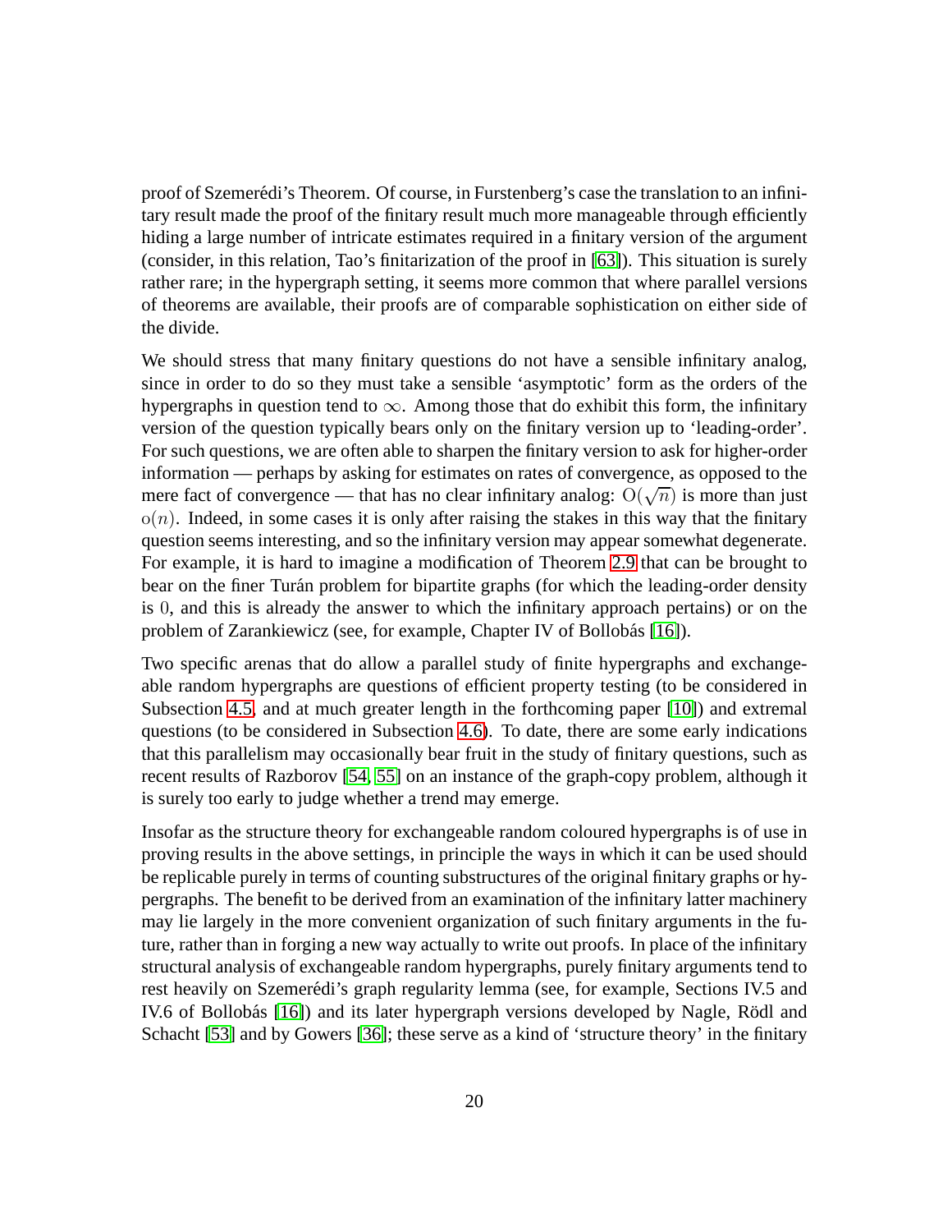proof of Szemerédi's Theorem. Of course, in Furstenberg's case the translation to an infinitary result made the proof of the finitary result much more manageable through efficiently hiding a large number of intricate estimates required in a finitary version of the argument (consider, in this relation, Tao's finitarization of the proof in [63]). This situation is surely rather rare; in the hypergraph setting, it seems more common that where parallel versions of theorems are available, their proofs are of comparable sophistication on either side of the divide.

We should stress that many finitary questions do not have a sensible infinitary analog, since in order to do so they must take a sensible 'asymptotic' form as the orders of the hypergraphs in question tend to $\infty$. Among those that do exhibit this form, the infinitary version of the question typically bears only on the finitary version up to 'leading-order'. For such questions, we are often able to sharpen the finitary version to ask for higher-order information — perhaps by asking for estimates on rates of convergence, as opposed to the mere fact of convergence — that has no clear infinitary analog: $\mathrm{O}(\sqrt{n})$ is more than just $\mathrm{o}(n)$. Indeed, in some cases it is only after raising the stakes in this way that the finitary question seems interesting, and so the infinitary version may appear somewhat degenerate. For example, it is hard to imagine a modification of Theorem 2.9 that can be brought to bear on the finer Turán problem for bipartite graphs (for which the leading-order density is $0$, and this is already the answer to which the infinitary approach pertains) or on the problem of Zarankiewicz (see, for example, Chapter IV of Bollobás [16]).

Two specific arenas that do allow a parallel study of finite hypergraphs and exchangeable random hypergraphs are questions of efficient property testing (to be considered in Subsection 4.5, and at much greater length in the forthcoming paper [10]) and extremal questions (to be considered in Subsection 4.6). To date, there are some early indications that this parallelism may occasionally bear fruit in the study of finitary questions, such as recent results of Razborov [54, 55] on an instance of the graph-copy problem, although it is surely too early to judge whether a trend may emerge.

Insofar as the structure theory for exchangeable random coloured hypergraphs is of use in proving results in the above settings, in principle the ways in which it can be used should be replicable purely in terms of counting substructures of the original finitary graphs or hypergraphs. The benefit to be derived from an examination of the infinitary latter machinery may lie largely in the more convenient organization of such finitary arguments in the future, rather than in forging a new way actually to write out proofs. In place of the infinitary structural analysis of exchangeable random hypergraphs, purely finitary arguments tend to rest heavily on Szemerédi's graph regularity lemma (see, for example, Sections IV.5 and IV.6 of Bollobás [16]) and its later hypergraph versions developed by Nagle, Rödl and Schacht [53] and by Gowers [36]; these serve as a kind of 'structure theory' in the finitary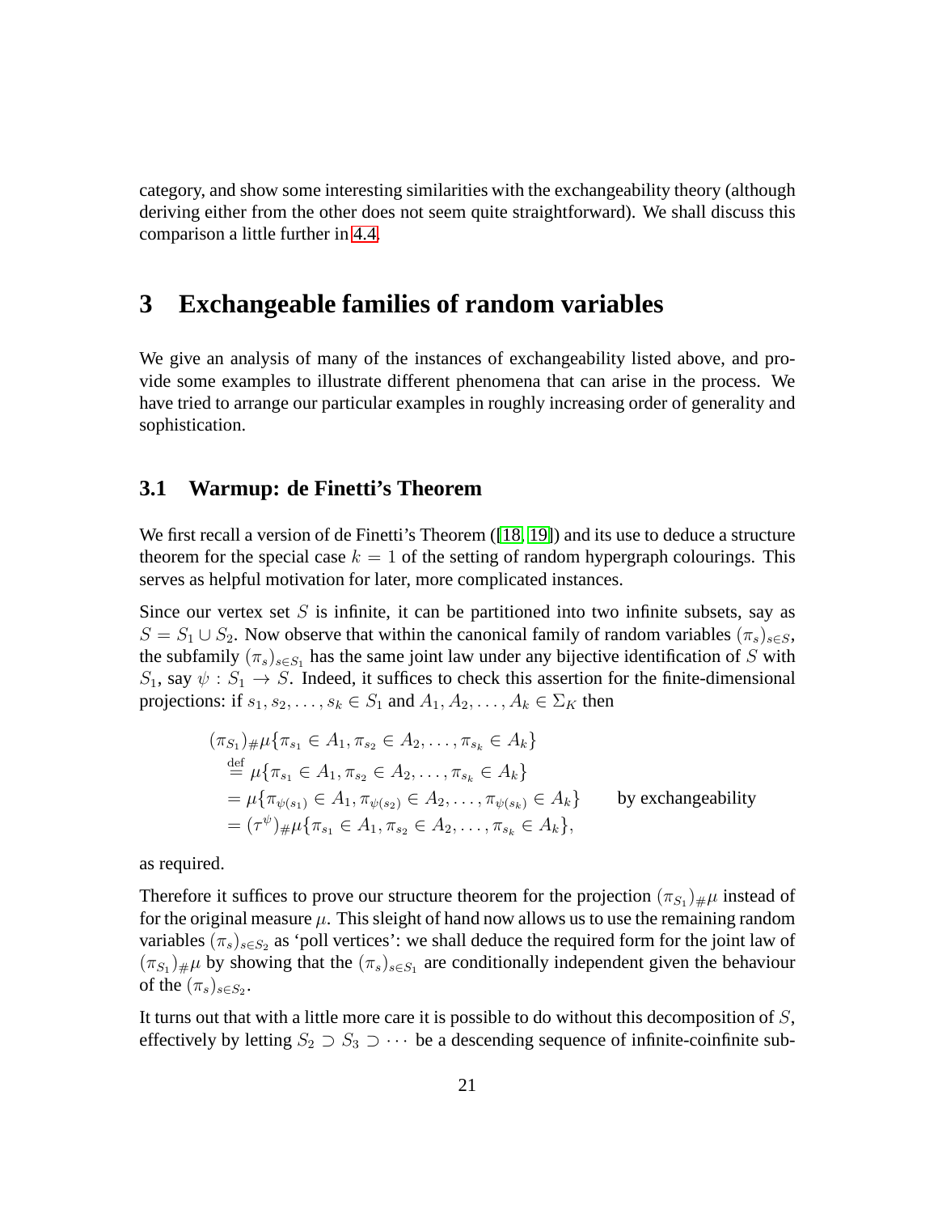category, and show some interesting similarities with the exchangeability theory (although deriving either from the other does not seem quite straightforward). We shall discuss this comparison a little further in 4.4.

# 3 Exchangeable families of random variables

We give an analysis of many of the instances of exchangeability listed above, and provide some examples to illustrate different phenomena that can arise in the process. We have tried to arrange our particular examples in roughly increasing order of generality and sophistication.

## 3.1 Warmup: de Finetti's Theorem

We first recall a version of de Finetti's Theorem ([18, 19]) and its use to deduce a structure theorem for the special case $k = 1$ of the setting of random hypergraph colourings. This serves as helpful motivation for later, more complicated instances.

Since our vertex set $S$ is infinite, it can be partitioned into two infinite subsets, say as $S = S_1 \cup S_2$. Now observe that within the canonical family of random variables $(\pi_s)_{s\in S}$, the subfamily $(\pi_s)_{s\in S_1}$ has the same joint law under any bijective identification of $S$ with $S_1$, say $\psi : S_1 \to S$. Indeed, it suffices to check this assertion for the finite-dimensional projections: if $s_1, s_2, \dots, s_k \in S_1$ and $A_1, A_2, \dots, A_k \in \Sigma_K$ then

$$
\begin{aligned}
&(\pi_{S_1})_\# \mu\{\pi_{s_1} \in A_1, \pi_{s_2} \in A_2, \dots, \pi_{s_k} \in A_k\} \\
&\quad \stackrel{\mathrm{def}}{=} \mu\{\pi_{s_1} \in A_1, \pi_{s_2} \in A_2, \dots, \pi_{s_k} \in A_k\} \\
&\quad = \mu\{\pi_{\psi(s_1)} \in A_1, \pi_{\psi(s_2)} \in A_2, \dots, \pi_{\psi(s_k)} \in A_k\} \qquad \text{by exchangeability} \\
&\quad = (\tau^\psi)_\# \mu\{\pi_{s_1} \in A_1, \pi_{s_2} \in A_2, \dots, \pi_{s_k} \in A_k\},
\end{aligned}
$$

as required.

Therefore it suffices to prove our structure theorem for the projection $(\pi_{S_1})_\#\mu$ instead of for the original measure $\mu$. This sleight of hand now allows us to use the remaining random variables $(\pi_s)_{s\in S_2}$ as 'poll vertices': we shall deduce the required form for the joint law of $(\pi_{S_1})_\#\mu$ by showing that the $(\pi_s)_{s\in S_1}$ are conditionally independent given the behaviour of the $(\pi_s)_{s\in S_2}$.

It turns out that with a little more care it is possible to do without this decomposition of $S$, effectively by letting $S_2 \supset S_3 \supset \cdots$ be a descending sequence of infinite-coinfinite sub-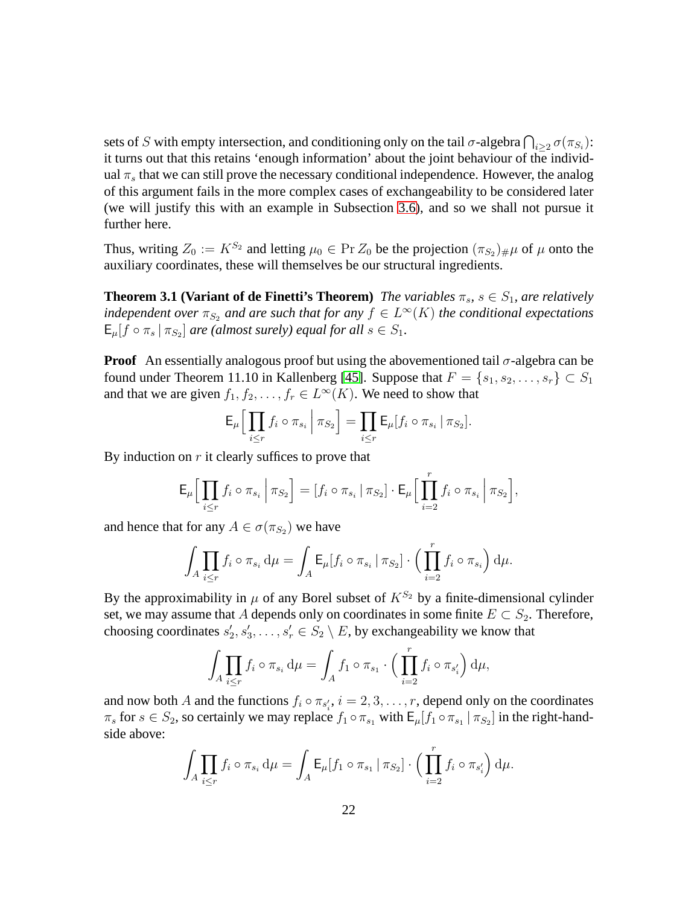sets of $S$ with empty intersection, and conditioning only on the tail $\sigma$-algebra $\bigcap_{i\geq 2}\sigma(\pi_{S_i})$: it turns out that this retains 'enough information' about the joint behaviour of the individual $\pi_s$ that we can still prove the necessary conditional independence. However, the analog of this argument fails in the more complex cases of exchangeability to be considered later (we will justify this with an example in Subsection 3.6), and so we shall not pursue it further here.

Thus, writing $Z_0 := K^{S_2}$ and letting $\mu_0 \in \Pr Z_0$ be the projection $(\pi_{S_2})_\#\mu$ of $\mu$ onto the auxiliary coordinates, these will themselves be our structural ingredients.

**Theorem 3.1 (Variant of de Finetti's Theorem)** *The variables $\pi_s$, $s \in S_1$, are relatively independent over $\pi_{S_2}$ and are such that for any $f \in L^\infty(K)$ the conditional expectations $\mathsf{E}_\mu[f\circ\pi_s\,|\,\pi_{S_2}]$ are (almost surely) equal for all $s \in S_1$.*

**Proof** An essentially analogous proof but using the abovementioned tail $\sigma$-algebra can be found under Theorem 11.10 in Kallenberg [45]. Suppose that $F = \{s_1, s_2, \ldots, s_r\} \subset S_1$ and that we are given $f_1, f_2, \ldots, f_r \in L^\infty(K)$. We need to show that

$$\mathsf{E}_\mu\Big[\prod_{i\leq r} f_i\circ\pi_{s_i}\,\Big|\,\pi_{S_2}\Big] = \prod_{i\leq r}\mathsf{E}_\mu[f_i\circ\pi_{s_i}\,|\,\pi_{S_2}].$$

By induction on $r$ it clearly suffices to prove that

$$\mathsf{E}_\mu\Big[\prod_{i\leq r} f_i\circ\pi_{s_i}\,\Big|\,\pi_{S_2}\Big] = [f_i\circ\pi_{s_i}\,|\,\pi_{S_2}]\cdot\mathsf{E}_\mu\Big[\prod_{i=2}^{r} f_i\circ\pi_{s_i}\,\Big|\,\pi_{S_2}\Big],$$

and hence that for any $A \in \sigma(\pi_{S_2})$ we have

$$\int_A \prod_{i\leq r} f_i\circ\pi_{s_i}\,\mathrm{d}\mu = \int_A \mathsf{E}_\mu[f_i\circ\pi_{s_i}\,|\,\pi_{S_2}]\cdot\Big(\prod_{i=2}^{r} f_i\circ\pi_{s_i}\Big)\,\mathrm{d}\mu.$$

By the approximability in $\mu$ of any Borel subset of $K^{S_2}$ by a finite-dimensional cylinder set, we may assume that $A$ depends only on coordinates in some finite $E \subset S_2$. Therefore, choosing coordinates $s'_2, s'_3, \ldots, s'_r \in S_2 \setminus E$, by exchangeability we know that

$$\int_A \prod_{i\leq r} f_i\circ\pi_{s_i}\,\mathrm{d}\mu = \int_A f_1\circ\pi_{s_1}\cdot\Big(\prod_{i=2}^{r} f_i\circ\pi_{s'_i}\Big)\,\mathrm{d}\mu,$$

and now both $A$ and the functions $f_i\circ\pi_{s'_i}$, $i = 2, 3, \ldots, r$, depend only on the coordinates $\pi_s$ for $s \in S_2$, so certainly we may replace $f_1\circ\pi_{s_1}$ with $\mathsf{E}_\mu[f_1\circ\pi_{s_1}\,|\,\pi_{S_2}]$ in the right-hand-side above:

$$\int_A \prod_{i\leq r} f_i\circ\pi_{s_i}\,\mathrm{d}\mu = \int_A \mathsf{E}_\mu[f_1\circ\pi_{s_1}\,|\,\pi_{S_2}]\cdot\Big(\prod_{i=2}^{r} f_i\circ\pi_{s'_i}\Big)\,\mathrm{d}\mu.$$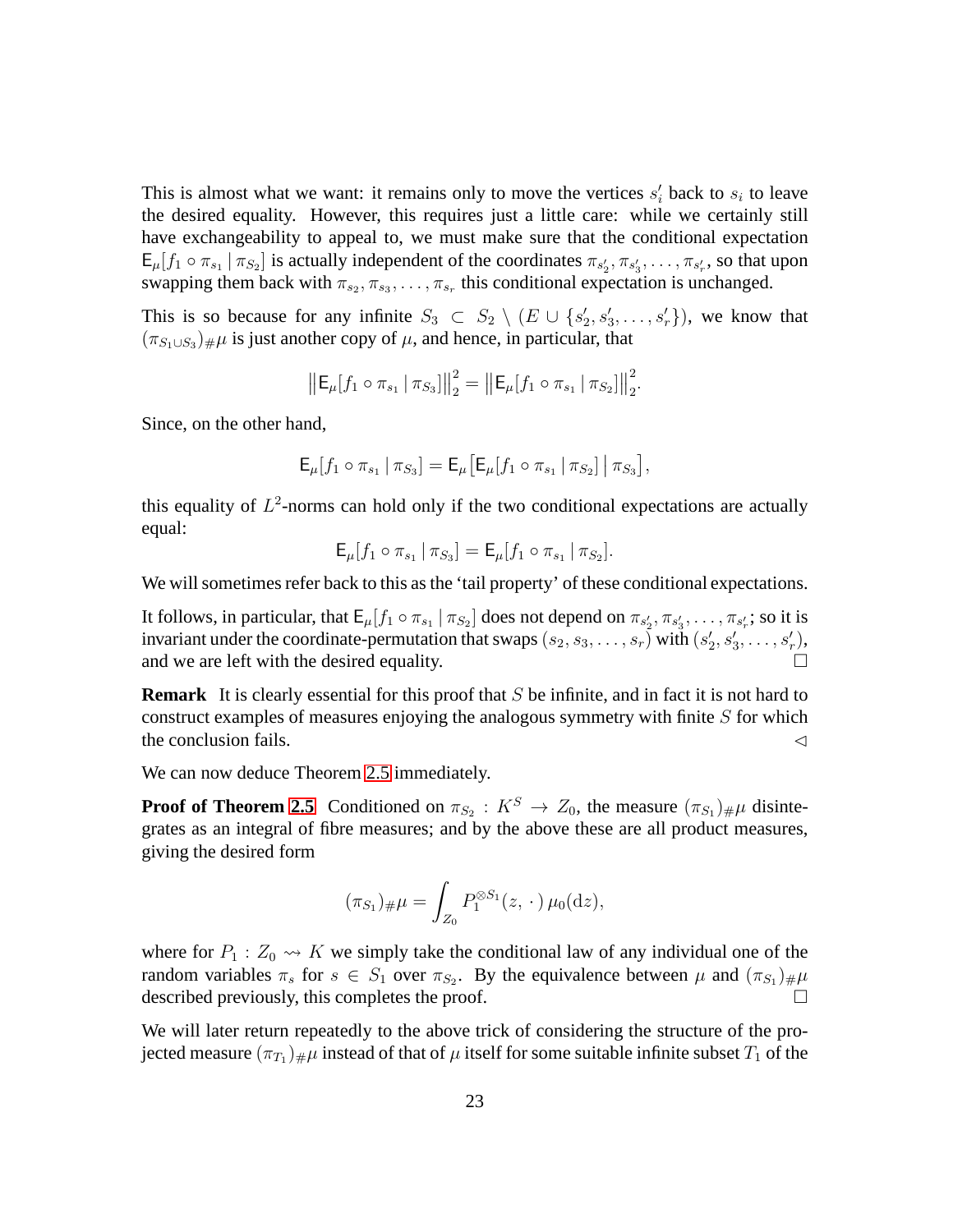This is almost what we want: it remains only to move the vertices $s_i'$ back to $s_i$ to leave the desired equality. However, this requires just a little care: while we certainly still have exchangeability to appeal to, we must make sure that the conditional expectation $\mathsf{E}_\mu[f_1 \circ \pi_{s_1} \,|\, \pi_{S_2}]$ is actually independent of the coordinates $\pi_{s_2'}, \pi_{s_3'}, \ldots, \pi_{s_r'}$, so that upon swapping them back with $\pi_{s_2}, \pi_{s_3}, \ldots, \pi_{s_r}$ this conditional expectation is unchanged.

This is so because for any infinite $S_3 \subset S_2 \setminus (E \cup \{s_2', s_3', \ldots, s_r'\})$, we know that $(\pi_{S_1 \cup S_3})_\# \mu$ is just another copy of $\mu$, and hence, in particular, that

$$\big\|\mathsf{E}_\mu[f_1 \circ \pi_{s_1} \,|\, \pi_{S_3}]\big\|_2^2 = \big\|\mathsf{E}_\mu[f_1 \circ \pi_{s_1} \,|\, \pi_{S_2}]\big\|_2^2.$$

Since, on the other hand,

$$\mathsf{E}_\mu[f_1 \circ \pi_{s_1} \,|\, \pi_{S_3}] = \mathsf{E}_\mu\big[\mathsf{E}_\mu[f_1 \circ \pi_{s_1} \,|\, \pi_{S_2}] \,\big|\, \pi_{S_3}\big],$$

this equality of $L^2$-norms can hold only if the two conditional expectations are actually equal:

$$\mathsf{E}_\mu[f_1 \circ \pi_{s_1} \,|\, \pi_{S_3}] = \mathsf{E}_\mu[f_1 \circ \pi_{s_1} \,|\, \pi_{S_2}].$$

We will sometimes refer back to this as the 'tail property' of these conditional expectations.

It follows, in particular, that $\mathsf{E}_\mu[f_1 \circ \pi_{s_1} \,|\, \pi_{S_2}]$ does not depend on $\pi_{s_2'}, \pi_{s_3'}, \ldots, \pi_{s_r'}$; so it is invariant under the coordinate-permutation that swaps $(s_2, s_3, \ldots, s_r)$ with $(s_2', s_3', \ldots, s_r')$, and we are left with the desired equality. □

**Remark** It is clearly essential for this proof that $S$ be infinite, and in fact it is not hard to construct examples of measures enjoying the analogous symmetry with finite $S$ for which the conclusion fails. ◁

We can now deduce Theorem 2.5 immediately.

**Proof of Theorem 2.5** Conditioned on $\pi_{S_2} : K^S \to Z_0$, the measure $(\pi_{S_1})_\# \mu$ disintegrates as an integral of fibre measures; and by the above these are all product measures, giving the desired form

$$(\pi_{S_1})_\# \mu = \int_{Z_0} P_1^{\otimes S_1}(z, \,\cdot\,)\, \mu_0(\mathrm{d}z),$$

where for $P_1 : Z_0 \rightsquigarrow K$ we simply take the conditional law of any individual one of the random variables $\pi_s$ for $s \in S_1$ over $\pi_{S_2}$. By the equivalence between $\mu$ and $(\pi_{S_1})_\# \mu$ described previously, this completes the proof. □

We will later return repeatedly to the above trick of considering the structure of the projected measure $(\pi_{T_1})_\# \mu$ instead of that of $\mu$ itself for some suitable infinite subset $T_1$ of the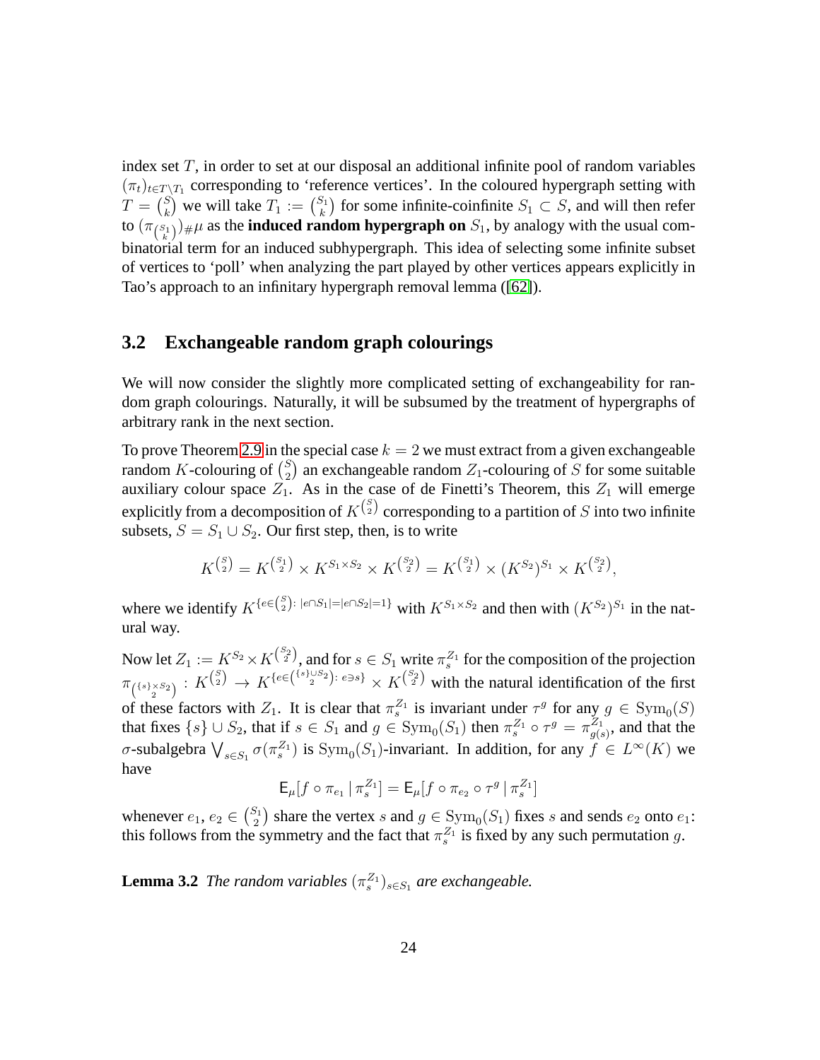index set $T$, in order to set at our disposal an additional infinite pool of random variables $(\pi_t)_{t\in T\setminus T_1}$ corresponding to 'reference vertices'. In the coloured hypergraph setting with $T = \binom{S}{k}$ we will take $T_1 := \binom{S_1}{k}$ for some infinite-coinfinite $S_1 \subset S$, and will then refer to $(\pi_{\binom{S_1}{k}})_{\#}\mu$ as the **induced random hypergraph on** $S_1$, by analogy with the usual combinatorial term for an induced subhypergraph. This idea of selecting some infinite subset of vertices to 'poll' when analyzing the part played by other vertices appears explicitly in Tao's approach to an infinitary hypergraph removal lemma ([62]).

## 3.2 Exchangeable random graph colourings

We will now consider the slightly more complicated setting of exchangeability for random graph colourings. Naturally, it will be subsumed by the treatment of hypergraphs of arbitrary rank in the next section.

To prove Theorem 2.9 in the special case $k = 2$ we must extract from a given exchangeable random $K$-colouring of $\binom{S}{2}$ an exchangeable random $Z_1$-colouring of $S$ for some suitable auxiliary colour space $Z_1$. As in the case of de Finetti's Theorem, this $Z_1$ will emerge explicitly from a decomposition of $K^{\binom{S}{2}}$ corresponding to a partition of $S$ into two infinite subsets, $S = S_1 \cup S_2$. Our first step, then, is to write

$$K^{\binom{S}{2}} = K^{\binom{S_1}{2}} \times K^{S_1\times S_2} \times K^{\binom{S_2}{2}} = K^{\binom{S_1}{2}} \times (K^{S_2})^{S_1} \times K^{\binom{S_2}{2}},$$

where we identify $K^{\{e\in\binom{S}{2}:\,|e\cap S_1|=|e\cap S_2|=1\}}$ with $K^{S_1\times S_2}$ and then with $(K^{S_2})^{S_1}$ in the natural way.

Now let $Z_1 := K^{S_2}\times K^{\binom{S_2}{2}}$, and for $s \in S_1$ write $\pi_s^{Z_1}$ for the composition of the projection $\pi_{\binom{\{s\}\times S_2}{2}} : K^{\binom{S}{2}} \to K^{\{e\in\binom{\{s\}\cup S_2}{2}:\, e\ni s\}} \times K^{\binom{S_2}{2}}$ with the natural identification of the first of these factors with $Z_1$. It is clear that $\pi_s^{Z_1}$ is invariant under $\tau^g$ for any $g \in \mathrm{Sym}_0(S)$ that fixes $\{s\} \cup S_2$, that if $s \in S_1$ and $g \in \mathrm{Sym}_0(S_1)$ then $\pi_s^{Z_1} \circ \tau^g = \pi_{g(s)}^{Z_1}$, and that the $\sigma$-subalgebra $\bigvee_{s\in S_1} \sigma(\pi_s^{Z_1})$ is $\mathrm{Sym}_0(S_1)$-invariant. In addition, for any $f \in L^\infty(K)$ we have

$$\mathsf{E}_\mu[f \circ \pi_{e_1} \,|\, \pi_s^{Z_1}] = \mathsf{E}_\mu[f \circ \pi_{e_2} \circ \tau^g \,|\, \pi_s^{Z_1}]$$

whenever $e_1, e_2 \in \binom{S_1}{2}$ share the vertex $s$ and $g \in \mathrm{Sym}_0(S_1)$ fixes $s$ and sends $e_2$ onto $e_1$: this follows from the symmetry and the fact that $\pi_s^{Z_1}$ is fixed by any such permutation $g$.

**Lemma 3.2** *The random variables $(\pi_s^{Z_1})_{s\in S_1}$ are exchangeable.*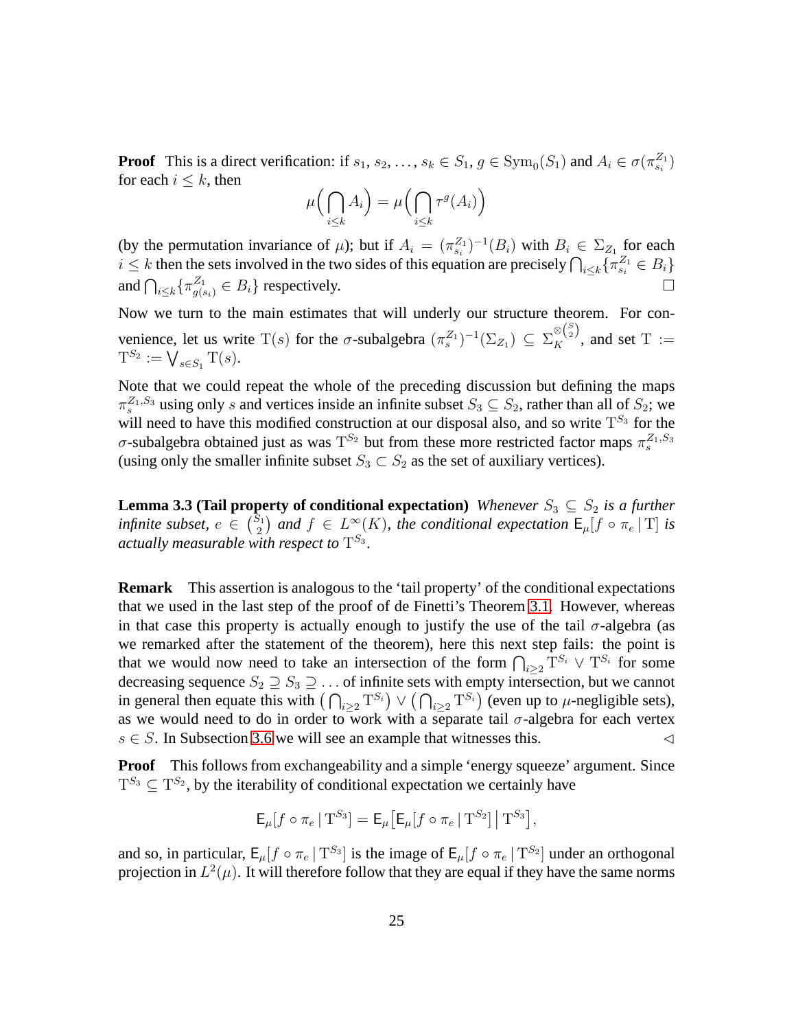**Proof** This is a direct verification: if $s_1, s_2, \ldots, s_k \in S_1$, $g \in \mathrm{Sym}_0(S_1)$ and $A_i \in \sigma(\pi^{Z_1}_{s_i})$ for each $i \leq k$, then

$$\mu\Big(\bigcap_{i\leq k} A_i\Big) = \mu\Big(\bigcap_{i\leq k} \tau^g(A_i)\Big)$$

(by the permutation invariance of $\mu$); but if $A_i = (\pi^{Z_1}_{s_i})^{-1}(B_i)$ with $B_i \in \Sigma_{Z_1}$ for each $i \leq k$ then the sets involved in the two sides of this equation are precisely $\bigcap_{i\leq k}\{\pi^{Z_1}_{s_i} \in B_i\}$ and $\bigcap_{i\leq k}\{\pi^{Z_1}_{g(s_i)} \in B_i\}$ respectively. □

Now we turn to the main estimates that will underly our structure theorem. For convenience, let us write $\mathrm{T}(s)$ for the $\sigma$-subalgebra $(\pi^{Z_1}_s)^{-1}(\Sigma_{Z_1}) \subseteq \Sigma_K^{\otimes\binom{S}{2}}$, and set $\mathrm{T} := \mathrm{T}^{S_2} := \bigvee_{s\in S_1} \mathrm{T}(s)$.

Note that we could repeat the whole of the preceding discussion but defining the maps $\pi^{Z_1,S_3}_s$ using only $s$ and vertices inside an infinite subset $S_3 \subseteq S_2$, rather than all of $S_2$; we will need to have this modified construction at our disposal also, and so write $\mathrm{T}^{S_3}$ for the $\sigma$-subalgebra obtained just as was $\mathrm{T}^{S_2}$ but from these more restricted factor maps $\pi^{Z_1,S_3}_s$ (using only the smaller infinite subset $S_3 \subset S_2$ as the set of auxiliary vertices).

**Lemma 3.3 (Tail property of conditional expectation)** *Whenever $S_3 \subseteq S_2$ is a further infinite subset, $e \in \binom{S_1}{2}$ and $f \in L^\infty(K)$, the conditional expectation $\mathsf{E}_\mu[f \circ \pi_e \,|\, \mathrm{T}]$ is actually measurable with respect to $\mathrm{T}^{S_3}$.*

**Remark** This assertion is analogous to the 'tail property' of the conditional expectations that we used in the last step of the proof of de Finetti's Theorem 3.1. However, whereas in that case this property is actually enough to justify the use of the tail $\sigma$-algebra (as we remarked after the statement of the theorem), here this next step fails: the point is that we would now need to take an intersection of the form $\bigcap_{i\geq 2} \mathrm{T}^{S_i} \vee \mathrm{T}^{S_i}$ for some decreasing sequence $S_2 \supseteq S_3 \supseteq \ldots$ of infinite sets with empty intersection, but we cannot in general then equate this with $\big(\bigcap_{i\geq 2}\mathrm{T}^{S_i}\big) \vee \big(\bigcap_{i\geq 2}\mathrm{T}^{S_i}\big)$ (even up to $\mu$-negligible sets), as we would need to do in order to work with a separate tail $\sigma$-algebra for each vertex $s \in S$. In Subsection 3.6 we will see an example that witnesses this. ◁

**Proof** This follows from exchangeability and a simple 'energy squeeze' argument. Since $\mathrm{T}^{S_3} \subseteq \mathrm{T}^{S_2}$, by the iterability of conditional expectation we certainly have

$$\mathsf{E}_\mu[f \circ \pi_e \,|\, \mathrm{T}^{S_3}] = \mathsf{E}_\mu\big[\mathsf{E}_\mu[f \circ \pi_e \,|\, \mathrm{T}^{S_2}] \,\big|\, \mathrm{T}^{S_3}\big],$$

and so, in particular, $\mathsf{E}_\mu[f \circ \pi_e \,|\, \mathrm{T}^{S_3}]$ is the image of $\mathsf{E}_\mu[f \circ \pi_e \,|\, \mathrm{T}^{S_2}]$ under an orthogonal projection in $L^2(\mu)$. It will therefore follow that they are equal if they have the same norms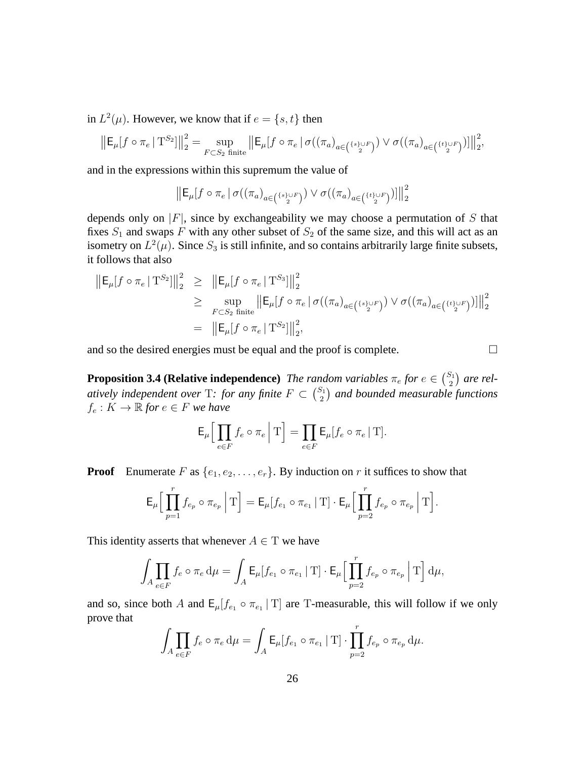in $L^2(\mu)$. However, we know that if $e = \{s,t\}$ then

$$\big\|\mathsf{E}_\mu[f\circ\pi_e\,|\,\mathrm{T}^{S_2}]\big\|_2^2 = \sup_{F\subset S_2\text{ finite}}\big\|\mathsf{E}_\mu[f\circ\pi_e\,|\,\sigma\big((\pi_a)_{a\in\binom{\{s\}\cup F}{2}}\big)\vee\sigma\big((\pi_a)_{a\in\binom{\{t\}\cup F}{2}}\big)]\big\|_2^2,$$

and in the expressions within this supremum the value of

$$\big\|\mathsf{E}_\mu[f\circ\pi_e\,|\,\sigma\big((\pi_a)_{a\in\binom{\{s\}\cup F}{2}}\big)\vee\sigma\big((\pi_a)_{a\in\binom{\{t\}\cup F}{2}}\big)]\big\|_2^2$$

depends only on $|F|$, since by exchangeability we may choose a permutation of $S$ that fixes $S_1$ and swaps $F$ with any other subset of $S_2$ of the same size, and this will act as an isometry on $L^2(\mu)$. Since $S_3$ is still infinite, and so contains arbitrarily large finite subsets, it follows that also

$$\begin{aligned}\big\|\mathsf{E}_\mu[f\circ\pi_e\,|\,\mathrm{T}^{S_2}]\big\|_2^2 &\geq \big\|\mathsf{E}_\mu[f\circ\pi_e\,|\,\mathrm{T}^{S_3}]\big\|_2^2\\ &\geq \sup_{F\subset S_2\text{ finite}}\big\|\mathsf{E}_\mu[f\circ\pi_e\,|\,\sigma\big((\pi_a)_{a\in\binom{\{s\}\cup F}{2}}\big)\vee\sigma\big((\pi_a)_{a\in\binom{\{t\}\cup F}{2}}\big)]\big\|_2^2\\ &= \big\|\mathsf{E}_\mu[f\circ\pi_e\,|\,\mathrm{T}^{S_2}]\big\|_2^2,\end{aligned}$$

and so the desired energies must be equal and the proof is complete. □

**Proposition 3.4 (Relative independence)** *The random variables $\pi_e$ for $e\in\binom{S_1}{2}$ are relatively independent over $\mathrm{T}$: for any finite $F\subset\binom{S_1}{2}$ and bounded measurable functions $f_e:K\to\mathbb{R}$ for $e\in F$ we have*

$$\mathsf{E}_\mu\Big[\prod_{e\in F}f_e\circ\pi_e\,\Big|\,\mathrm{T}\Big] = \prod_{e\in F}\mathsf{E}_\mu[f_e\circ\pi_e\,|\,\mathrm{T}].$$

**Proof** Enumerate $F$ as $\{e_1,e_2,\dots,e_r\}$. By induction on $r$ it suffices to show that

$$\mathsf{E}_\mu\Big[\prod_{p=1}^r f_{e_p}\circ\pi_{e_p}\,\Big|\,\mathrm{T}\Big] = \mathsf{E}_\mu[f_{e_1}\circ\pi_{e_1}\,|\,\mathrm{T}]\cdot\mathsf{E}_\mu\Big[\prod_{p=2}^r f_{e_p}\circ\pi_{e_p}\,\Big|\,\mathrm{T}\Big].$$

This identity asserts that whenever $A\in\mathrm{T}$ we have

$$\int_A\prod_{e\in F}f_e\circ\pi_e\,\mathrm{d}\mu = \int_A\mathsf{E}_\mu[f_{e_1}\circ\pi_{e_1}\,|\,\mathrm{T}]\cdot\mathsf{E}_\mu\Big[\prod_{p=2}^r f_{e_p}\circ\pi_{e_p}\,\Big|\,\mathrm{T}\Big]\,\mathrm{d}\mu,$$

and so, since both $A$ and $\mathsf{E}_\mu[f_{e_1}\circ\pi_{e_1}\,|\,\mathrm{T}]$ are $\mathrm{T}$-measurable, this will follow if we only prove that

$$\int_A\prod_{e\in F}f_e\circ\pi_e\,\mathrm{d}\mu = \int_A\mathsf{E}_\mu[f_{e_1}\circ\pi_{e_1}\,|\,\mathrm{T}]\cdot\prod_{p=2}^r f_{e_p}\circ\pi_{e_p}\,\mathrm{d}\mu.$$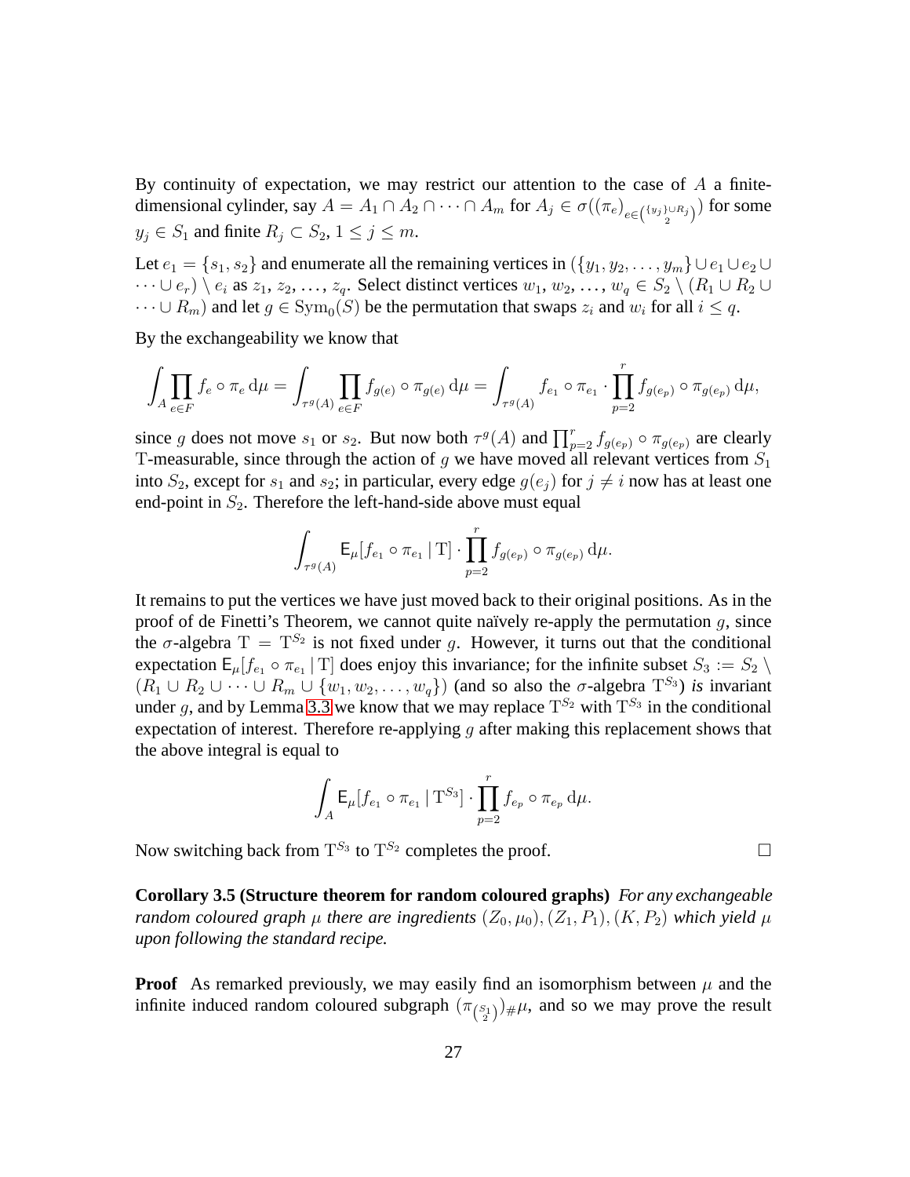By continuity of expectation, we may restrict our attention to the case of $A$ a finite-dimensional cylinder, say $A = A_1 \cap A_2 \cap \cdots \cap A_m$ for $A_j \in \sigma((\pi_e)_{e \in \binom{\{y_j\} \cup R_j}{2}})$ for some $y_j \in S_1$ and finite $R_j \subset S_2$, $1 \leq j \leq m$.

Let $e_1 = \{s_1, s_2\}$ and enumerate all the remaining vertices in $(\{y_1, y_2, \ldots, y_m\} \cup e_1 \cup e_2 \cup \cdots \cup e_r) \setminus e_i$ as $z_1, z_2, \ldots, z_q$. Select distinct vertices $w_1, w_2, \ldots, w_q \in S_2 \setminus (R_1 \cup R_2 \cup \cdots \cup R_m)$ and let $g \in \mathrm{Sym}_0(S)$ be the permutation that swaps $z_i$ and $w_i$ for all $i \leq q$.

By the exchangeability we know that

$$\int_A \prod_{e \in F} f_e \circ \pi_e \, \mathrm{d}\mu = \int_{\tau^g(A)} \prod_{e \in F} f_{g(e)} \circ \pi_{g(e)} \, \mathrm{d}\mu = \int_{\tau^g(A)} f_{e_1} \circ \pi_{e_1} \cdot \prod_{p=2}^{r} f_{g(e_p)} \circ \pi_{g(e_p)} \, \mathrm{d}\mu,$$

since $g$ does not move $s_1$ or $s_2$. But now both $\tau^g(A)$ and $\prod_{p=2}^{r} f_{g(e_p)} \circ \pi_{g(e_p)}$ are clearly $\mathrm{T}$-measurable, since through the action of $g$ we have moved all relevant vertices from $S_1$ into $S_2$, except for $s_1$ and $s_2$; in particular, every edge $g(e_j)$ for $j \neq i$ now has at least one end-point in $S_2$. Therefore the left-hand-side above must equal

$$\int_{\tau^g(A)} \mathsf{E}_\mu[f_{e_1} \circ \pi_{e_1} \,|\, \mathrm{T}] \cdot \prod_{p=2}^{r} f_{g(e_p)} \circ \pi_{g(e_p)} \, \mathrm{d}\mu.$$

It remains to put the vertices we have just moved back to their original positions. As in the proof of de Finetti's Theorem, we cannot quite naïvely re-apply the permutation $g$, since the $\sigma$-algebra $\mathrm{T} = \mathrm{T}^{S_2}$ is not fixed under $g$. However, it turns out that the conditional expectation $\mathsf{E}_\mu[f_{e_1} \circ \pi_{e_1} \,|\, \mathrm{T}]$ does enjoy this invariance; for the infinite subset $S_3 := S_2 \setminus (R_1 \cup R_2 \cup \cdots \cup R_m \cup \{w_1, w_2, \ldots, w_q\})$ (and so also the $\sigma$-algebra $\mathrm{T}^{S_3}$) *is* invariant under $g$, and by Lemma 3.3 we know that we may replace $\mathrm{T}^{S_2}$ with $\mathrm{T}^{S_3}$ in the conditional expectation of interest. Therefore re-applying $g$ after making this replacement shows that the above integral is equal to

$$\int_A \mathsf{E}_\mu[f_{e_1} \circ \pi_{e_1} \,|\, \mathrm{T}^{S_3}] \cdot \prod_{p=2}^{r} f_{e_p} \circ \pi_{e_p} \, \mathrm{d}\mu.$$

Now switching back from $\mathrm{T}^{S_3}$ to $\mathrm{T}^{S_2}$ completes the proof. □

**Corollary 3.5 (Structure theorem for random coloured graphs)** *For any exchangeable random coloured graph $\mu$ there are ingredients $(Z_0, \mu_0), (Z_1, P_1), (K, P_2)$ which yield $\mu$ upon following the standard recipe.*

**Proof** As remarked previously, we may easily find an isomorphism between $\mu$ and the infinite induced random coloured subgraph $(\pi_{\binom{S_1}{2}})_\# \mu$, and so we may prove the result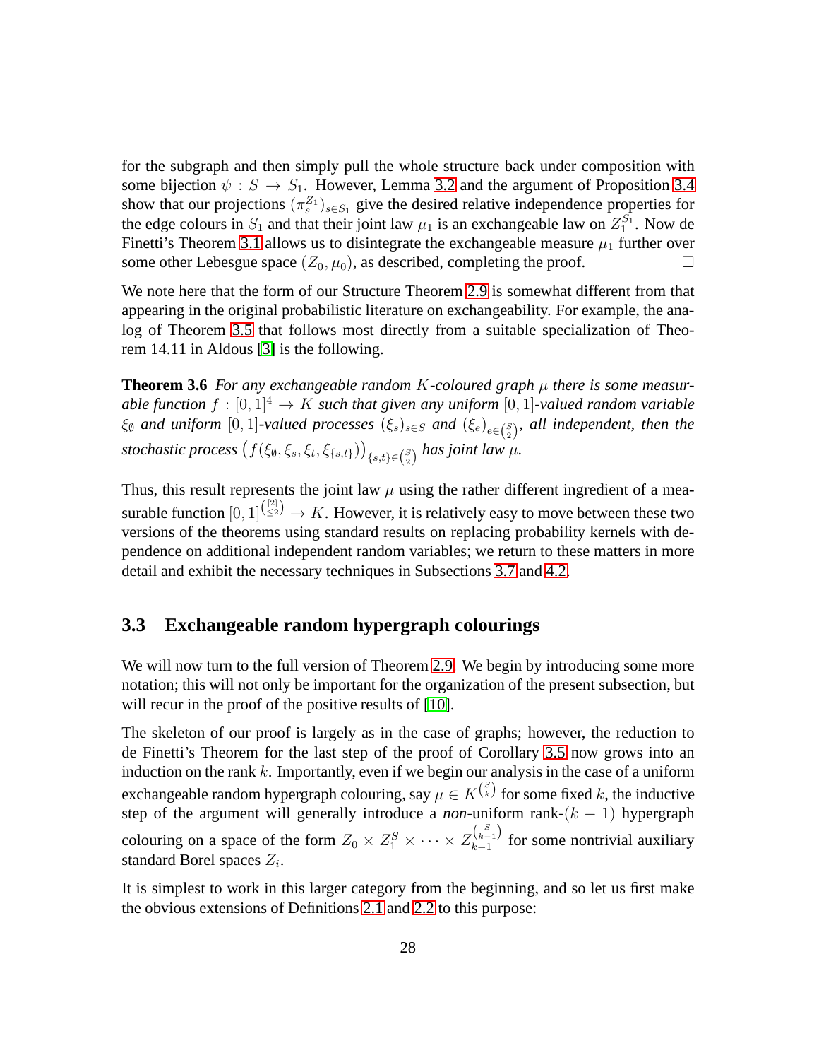for the subgraph and then simply pull the whole structure back under composition with some bijection $\psi : S \to S_1$. However, Lemma 3.2 and the argument of Proposition 3.4 show that our projections $(\pi_s^{Z_1})_{s\in S_1}$ give the desired relative independence properties for the edge colours in $S_1$ and that their joint law $\mu_1$ is an exchangeable law on $Z_1^{S_1}$. Now de Finetti's Theorem 3.1 allows us to disintegrate the exchangeable measure $\mu_1$ further over some other Lebesgue space $(Z_0, \mu_0)$, as described, completing the proof. □

We note here that the form of our Structure Theorem 2.9 is somewhat different from that appearing in the original probabilistic literature on exchangeability. For example, the analog of Theorem 3.5 that follows most directly from a suitable specialization of Theorem 14.11 in Aldous [3] is the following.

**Theorem 3.6** *For any exchangeable random $K$-coloured graph $\mu$ there is some measurable function $f : [0,1]^4 \to K$ such that given any uniform $[0,1]$-valued random variable $\xi_\emptyset$ and uniform $[0,1]$-valued processes $(\xi_s)_{s\in S}$ and $(\xi_e)_{e\in\binom{S}{2}}$, all independent, then the stochastic process $\big(f(\xi_\emptyset, \xi_s, \xi_t, \xi_{\{s,t\}})\big)_{\{s,t\}\in\binom{S}{2}}$ has joint law $\mu$.*

Thus, this result represents the joint law $\mu$ using the rather different ingredient of a measurable function $[0,1]^{\binom{[2]}{\leq 2}} \to K$. However, it is relatively easy to move between these two versions of the theorems using standard results on replacing probability kernels with dependence on additional independent random variables; we return to these matters in more detail and exhibit the necessary techniques in Subsections 3.7 and 4.2.

## 3.3 Exchangeable random hypergraph colourings

We will now turn to the full version of Theorem 2.9. We begin by introducing some more notation; this will not only be important for the organization of the present subsection, but will recur in the proof of the positive results of [10].

The skeleton of our proof is largely as in the case of graphs; however, the reduction to de Finetti's Theorem for the last step of the proof of Corollary 3.5 now grows into an induction on the rank $k$. Importantly, even if we begin our analysis in the case of a uniform exchangeable random hypergraph colouring, say $\mu \in K^{\binom{S}{k}}$ for some fixed $k$, the inductive step of the argument will generally introduce a *non*-uniform rank-$(k-1)$ hypergraph colouring on a space of the form $Z_0 \times Z_1^S \times \cdots \times Z_{k-1}^{\binom{S}{k-1}}$ for some nontrivial auxiliary standard Borel spaces $Z_i$.

It is simplest to work in this larger category from the beginning, and so let us first make the obvious extensions of Definitions 2.1 and 2.2 to this purpose: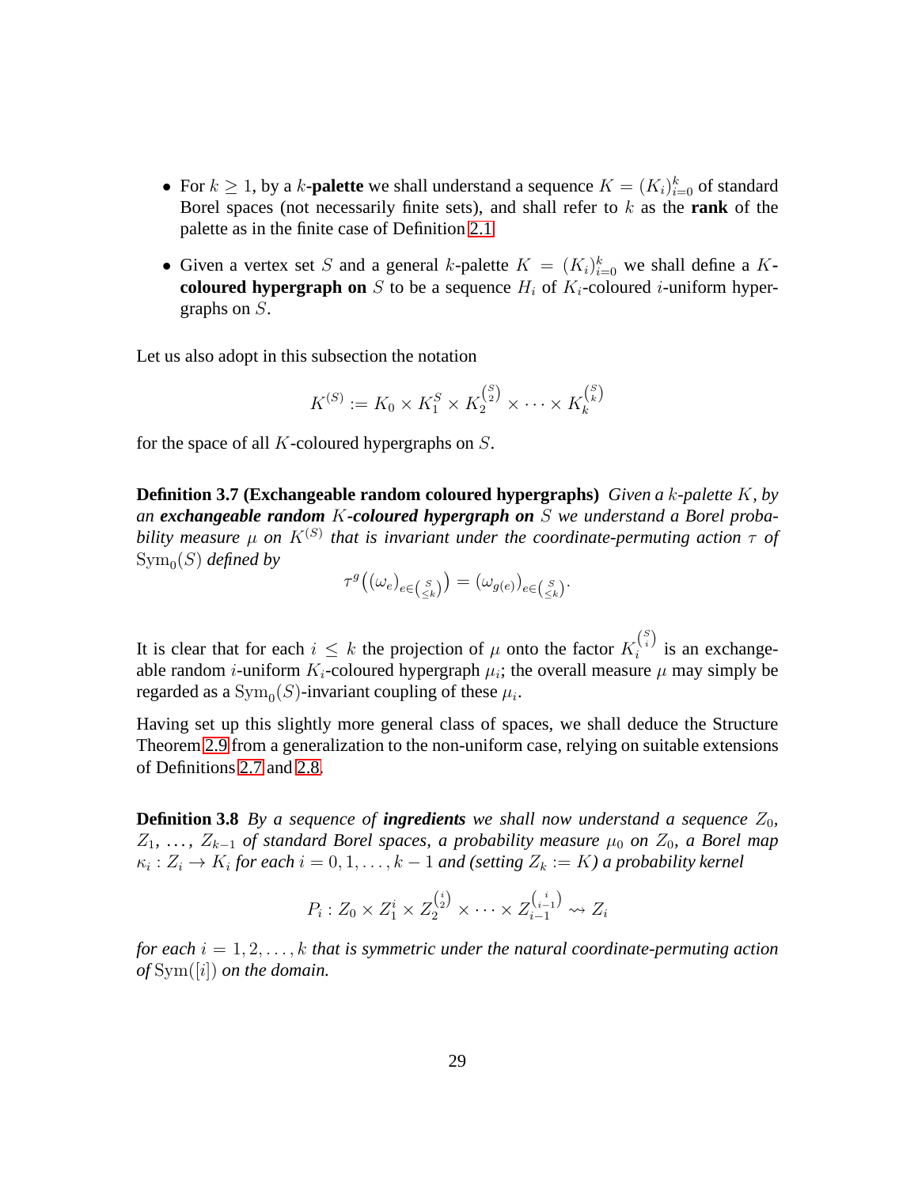- For $k \geq 1$, by a $k$-**palette** we shall understand a sequence $K = (K_i)_{i=0}^k$ of standard Borel spaces (not necessarily finite sets), and shall refer to $k$ as the **rank** of the palette as in the finite case of Definition 2.1.

- Given a vertex set $S$ and a general $k$-palette $K = (K_i)_{i=0}^k$ we shall define a $K$-**coloured hypergraph on** $S$ to be a sequence $H_i$ of $K_i$-coloured $i$-uniform hypergraphs on $S$.

Let us also adopt in this subsection the notation

$$K^{(S)} := K_0 \times K_1^S \times K_2^{\binom{S}{2}} \times \cdots \times K_k^{\binom{S}{k}}$$

for the space of all $K$-coloured hypergraphs on $S$.

**Definition 3.7 (Exchangeable random coloured hypergraphs)** *Given a $k$-palette $K$, by an **exchangeable random** $K$**-coloured hypergraph on** $S$ we understand a Borel probability measure $\mu$ on $K^{(S)}$ that is invariant under the coordinate-permuting action $\tau$ of $\mathrm{Sym}_0(S)$ defined by*

$$\tau^g\big((\omega_e)_{e\in\binom{S}{\leq k}}\big) = (\omega_{g(e)})_{e\in\binom{S}{\leq k}}.$$

It is clear that for each $i \leq k$ the projection of $\mu$ onto the factor $K_i^{\binom{S}{i}}$ is an exchangeable random $i$-uniform $K_i$-coloured hypergraph $\mu_i$; the overall measure $\mu$ may simply be regarded as a $\mathrm{Sym}_0(S)$-invariant coupling of these $\mu_i$.

Having set up this slightly more general class of spaces, we shall deduce the Structure Theorem 2.9 from a generalization to the non-uniform case, relying on suitable extensions of Definitions 2.7 and 2.8.

**Definition 3.8** *By a sequence of **ingredients** we shall now understand a sequence $Z_0$, $Z_1$, ..., $Z_{k-1}$ of standard Borel spaces, a probability measure $\mu_0$ on $Z_0$, a Borel map $\kappa_i : Z_i \to K_i$ for each $i = 0, 1, \ldots, k-1$ and (setting $Z_k := K$) a probability kernel*

$$P_i : Z_0 \times Z_1^i \times Z_2^{\binom{i}{2}} \times \cdots Z_{i-1}^{\binom{i}{i-1}} \rightsquigarrow Z_i$$

*for each $i = 1, 2, \ldots, k$ that is symmetric under the natural coordinate-permuting action of $\mathrm{Sym}([i])$ on the domain.*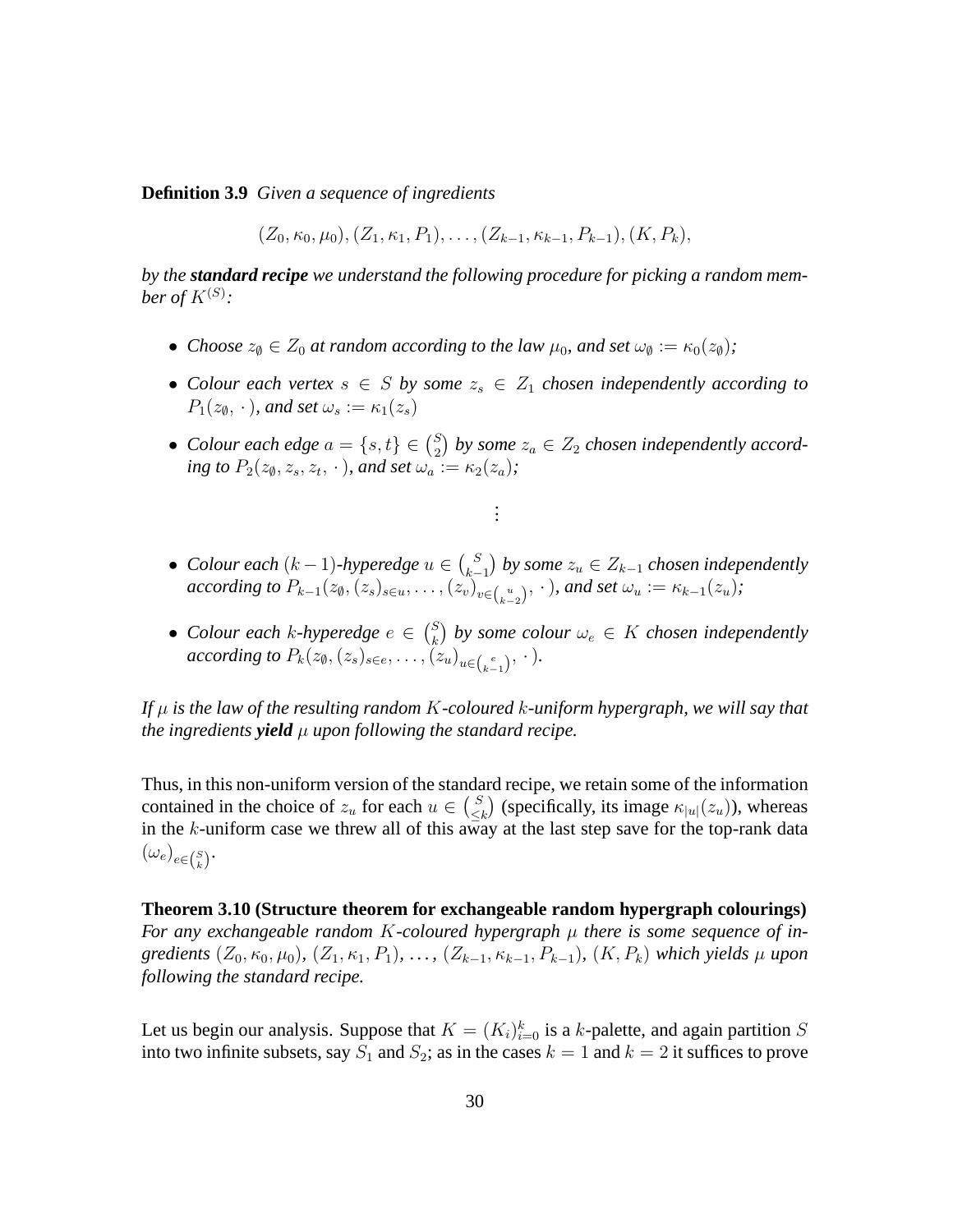**Definition 3.9** *Given a sequence of ingredients*

$$(Z_0, \kappa_0, \mu_0), (Z_1, \kappa_1, P_1), \ldots, (Z_{k-1}, \kappa_{k-1}, P_{k-1}), (K, P_k),$$

*by the* ***standard recipe*** *we understand the following procedure for picking a random member of $K^{(S)}$:*

- *Choose $z_\emptyset \in Z_0$ at random according to the law $\mu_0$, and set $\omega_\emptyset := \kappa_0(z_\emptyset)$;*
- *Colour each vertex $s \in S$ by some $z_s \in Z_1$ chosen independently according to $P_1(z_\emptyset, \cdot\,)$, and set $\omega_s := \kappa_1(z_s)$*
- *Colour each edge $a = \{s, t\} \in \binom{S}{2}$ by some $z_a \in Z_2$ chosen independently according to $P_2(z_\emptyset, z_s, z_t, \cdot\,)$, and set $\omega_a := \kappa_2(z_a)$;*

$$\vdots$$

- *Colour each $(k-1)$-hyperedge $u \in \binom{S}{k-1}$ by some $z_u \in Z_{k-1}$ chosen independently according to $P_{k-1}(z_\emptyset, (z_s)_{s \in u}, \ldots, (z_v)_{v \in \binom{u}{k-2}}, \cdot\,)$, and set $\omega_u := \kappa_{k-1}(z_u)$;*
- *Colour each $k$-hyperedge $e \in \binom{S}{k}$ by some colour $\omega_e \in K$ chosen independently according to $P_k(z_\emptyset, (z_s)_{s \in e}, \ldots, (z_u)_{u \in \binom{e}{k-1}}, \cdot\,)$.*

*If $\mu$ is the law of the resulting random $K$-coloured $k$-uniform hypergraph, we will say that the ingredients* ***yield*** *$\mu$ upon following the standard recipe.*

Thus, in this non-uniform version of the standard recipe, we retain some of the information contained in the choice of $z_u$ for each $u \in \binom{S}{\leq k}$ (specifically, its image $\kappa_{|u|}(z_u)$), whereas in the $k$-uniform case we threw all of this away at the last step save for the top-rank data $(\omega_e)_{e \in \binom{S}{k}}$.

**Theorem 3.10 (Structure theorem for exchangeable random hypergraph colourings)** *For any exchangeable random $K$-coloured hypergraph $\mu$ there is some sequence of ingredients $(Z_0, \kappa_0, \mu_0)$, $(Z_1, \kappa_1, P_1)$, ..., $(Z_{k-1}, \kappa_{k-1}, P_{k-1})$, $(K, P_k)$ which yields $\mu$ upon following the standard recipe.*

Let us begin our analysis. Suppose that $K = (K_i)_{i=0}^k$ is a $k$-palette, and again partition $S$ into two infinite subsets, say $S_1$ and $S_2$; as in the cases $k = 1$ and $k = 2$ it suffices to prove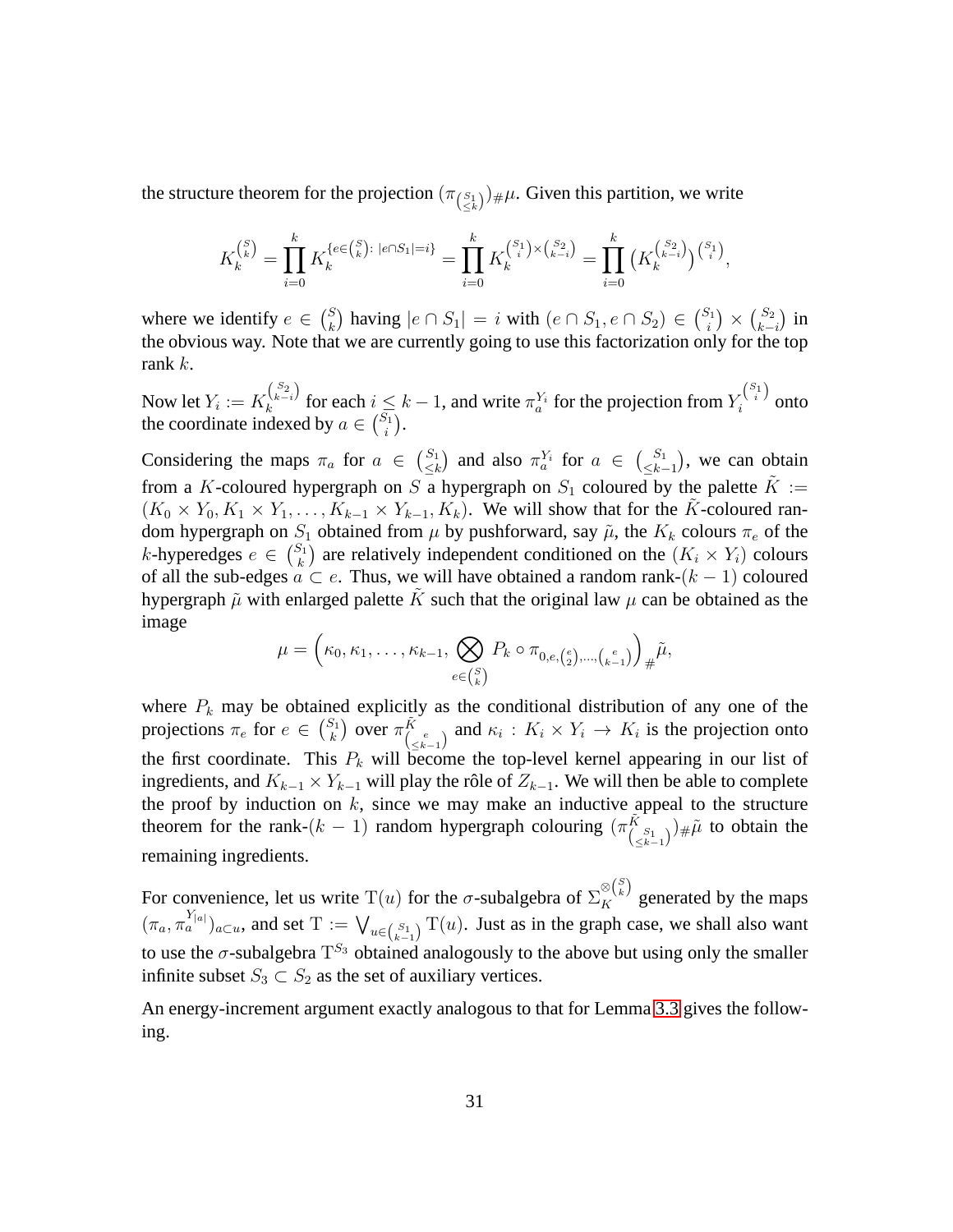the structure theorem for the projection $(\pi_{\binom{S_1}{\leq k}})_\# \mu$. Given this partition, we write

$$K_k^{\binom{S}{k}} = \prod_{i=0}^{k} K_k^{\{e \in \binom{S}{k}:\, |e \cap S_1| = i\}} = \prod_{i=0}^{k} K_k^{\binom{S_1}{i} \times \binom{S_2}{k-i}} = \prod_{i=0}^{k} \big(K_k^{\binom{S_2}{k-i}}\big)^{\binom{S_1}{i}},$$

where we identify $e \in \binom{S}{k}$ having $|e \cap S_1| = i$ with $(e \cap S_1, e \cap S_2) \in \binom{S_1}{i} \times \binom{S_2}{k-i}$ in the obvious way. Note that we are currently going to use this factorization only for the top rank $k$.

Now let $Y_i := K_k^{\binom{S_2}{k-i}}$ for each $i \leq k-1$, and write $\pi_a^{Y_i}$ for the projection from $Y_i^{\binom{S_1}{i}}$ onto the coordinate indexed by $a \in \binom{S_1}{i}$.

Considering the maps $\pi_a$ for $a \in \binom{S_1}{\leq k}$ and also $\pi_a^{Y_i}$ for $a \in \binom{S_1}{\leq k-1}$, we can obtain from a $K$-coloured hypergraph on $S$ a hypergraph on $S_1$ coloured by the palette $\tilde{K} := (K_0 \times Y_0, K_1 \times Y_1, \ldots, K_{k-1} \times Y_{k-1}, K_k)$. We will show that for the $\tilde{K}$-coloured random hypergraph on $S_1$ obtained from $\mu$ by pushforward, say $\tilde{\mu}$, the $K_k$ colours $\pi_e$ of the $k$-hyperedges $e \in \binom{S_1}{k}$ are relatively independent conditioned on the $(K_i \times Y_i)$ colours of all the sub-edges $a \subset e$. Thus, we will have obtained a random rank-$(k-1)$ coloured hypergraph $\tilde{\mu}$ with enlarged palette $\tilde{K}$ such that the original law $\mu$ can be obtained as the image

$$\mu = \Big(\kappa_0, \kappa_1, \ldots, \kappa_{k-1}, \bigotimes_{e \in \binom{S}{k}} P_k \circ \pi_{0, e, \binom{e}{2}, \ldots, \binom{e}{k-1}}\Big)_\# \tilde{\mu},$$

where $P_k$ may be obtained explicitly as the conditional distribution of any one of the projections $\pi_e$ for $e \in \binom{S_1}{k}$ over $\pi^{\tilde{K}}_{\binom{e}{\leq k-1}}$ and $\kappa_i : K_i \times Y_i \to K_i$ is the projection onto the first coordinate. This $P_k$ will become the top-level kernel appearing in our list of ingredients, and $K_{k-1} \times Y_{k-1}$ will play the rôle of $Z_{k-1}$. We will then be able to complete the proof by induction on $k$, since we may make an inductive appeal to the structure theorem for the rank-$(k-1)$ random hypergraph colouring $(\pi^{\tilde{K}}_{\binom{S_1}{\leq k-1}})_\# \tilde{\mu}$ to obtain the remaining ingredients.

For convenience, let us write $\mathrm{T}(u)$ for the $\sigma$-subalgebra of $\Sigma_K^{\otimes \binom{S}{k}}$ generated by the maps $(\pi_a, \pi_a^{Y_{|a|}})_{a \subset u}$, and set $\mathrm{T} := \bigvee_{u \in \binom{S_1}{k-1}} \mathrm{T}(u)$. Just as in the graph case, we shall also want to use the $\sigma$-subalgebra $\mathrm{T}^{S_3}$ obtained analogously to the above but using only the smaller infinite subset $S_3 \subset S_2$ as the set of auxiliary vertices.

An energy-increment argument exactly analogous to that for Lemma 3.3 gives the following.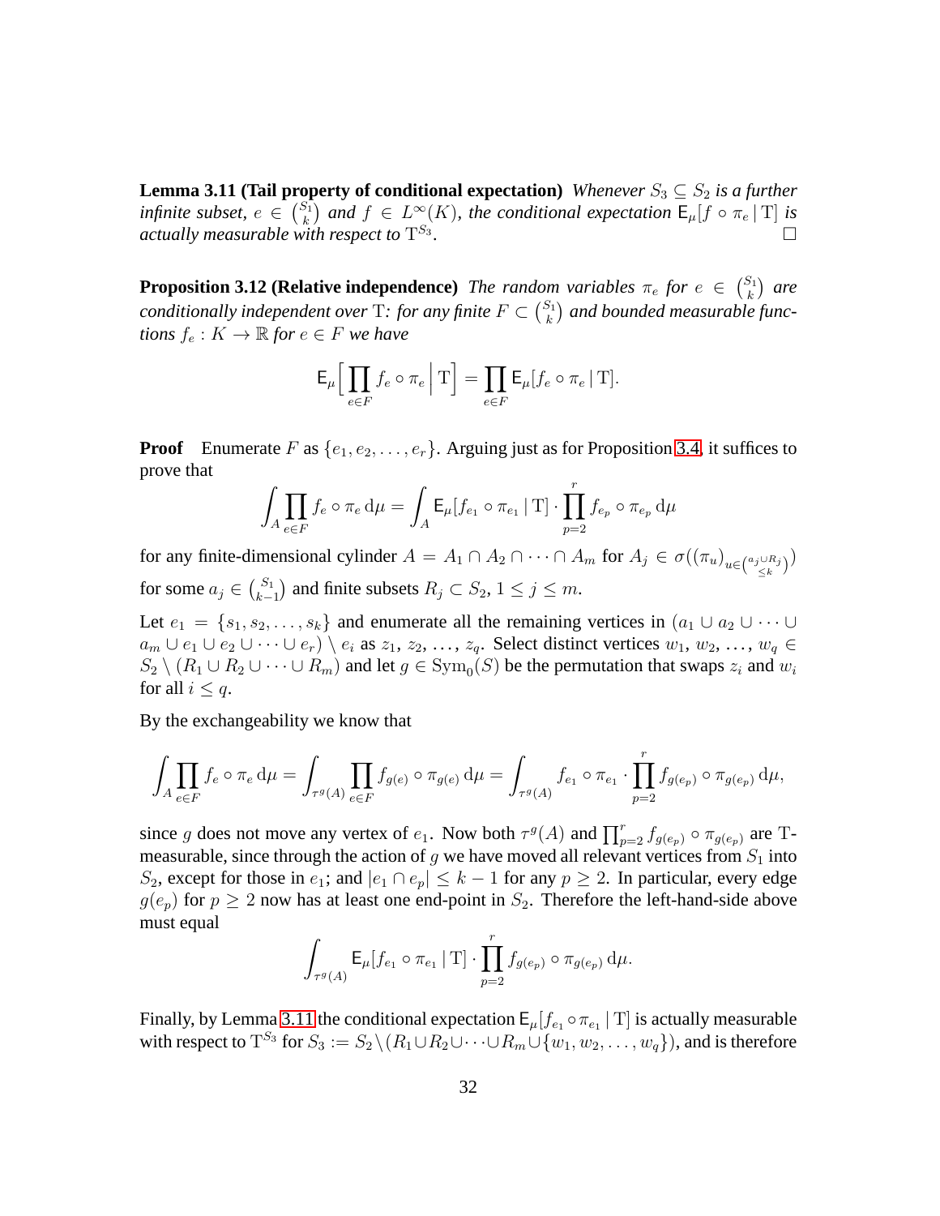**Lemma 3.11 (Tail property of conditional expectation)** *Whenever $S_3 \subseteq S_2$ is a further infinite subset, $e \in \binom{S_1}{k}$ and $f \in L^\infty(K)$, the conditional expectation $\mathsf{E}_\mu[f \circ \pi_e \,|\, \mathrm{T}]$ is actually measurable with respect to $\mathrm{T}^{S_3}$.* □

**Proposition 3.12 (Relative independence)** *The random variables $\pi_e$ for $e \in \binom{S_1}{k}$ are conditionally independent over $\mathrm{T}$: for any finite $F \subset \binom{S_1}{k}$ and bounded measurable functions $f_e : K \to \mathbb{R}$ for $e \in F$ we have*

$$\mathsf{E}_\mu\Big[\prod_{e \in F} f_e \circ \pi_e \,\Big|\, \mathrm{T}\Big] = \prod_{e \in F} \mathsf{E}_\mu[f_e \circ \pi_e \,|\, \mathrm{T}].$$

**Proof** Enumerate $F$ as $\{e_1, e_2, \dots, e_r\}$. Arguing just as for Proposition 3.4, it suffices to prove that

$$\int_A \prod_{e \in F} f_e \circ \pi_e \,\mathrm{d}\mu = \int_A \mathsf{E}_\mu[f_{e_1} \circ \pi_{e_1} \,|\, \mathrm{T}] \cdot \prod_{p=2}^{r} f_{e_p} \circ \pi_{e_p} \,\mathrm{d}\mu$$

for any finite-dimensional cylinder $A = A_1 \cap A_2 \cap \dots \cap A_m$ for $A_j \in \sigma((\pi_u)_{u \in \binom{a_j \cup R_j}{\leq k}})$ for some $a_j \in \binom{S_1}{k-1}$ and finite subsets $R_j \subset S_2$, $1 \leq j \leq m$.

Let $e_1 = \{s_1, s_2, \dots, s_k\}$ and enumerate all the remaining vertices in $(a_1 \cup a_2 \cup \dots \cup a_m \cup e_1 \cup e_2 \cup \dots \cup e_r) \setminus e_i$ as $z_1, z_2, \dots, z_q$. Select distinct vertices $w_1, w_2, \dots, w_q \in S_2 \setminus (R_1 \cup R_2 \cup \dots \cup R_m)$ and let $g \in \mathrm{Sym}_0(S)$ be the permutation that swaps $z_i$ and $w_i$ for all $i \leq q$.

By the exchangeability we know that

$$\int_A \prod_{e \in F} f_e \circ \pi_e \,\mathrm{d}\mu = \int_{\tau^g(A)} \prod_{e \in F} f_{g(e)} \circ \pi_{g(e)} \,\mathrm{d}\mu = \int_{\tau^g(A)} f_{e_1} \circ \pi_{e_1} \cdot \prod_{p=2}^{r} f_{g(e_p)} \circ \pi_{g(e_p)} \,\mathrm{d}\mu,$$

since $g$ does not move any vertex of $e_1$. Now both $\tau^g(A)$ and $\prod_{p=2}^r f_{g(e_p)} \circ \pi_{g(e_p)}$ are $\mathrm{T}$-measurable, since through the action of $g$ we have moved all relevant vertices from $S_1$ into $S_2$, except for those in $e_1$; and $|e_1 \cap e_p| \leq k-1$ for any $p \geq 2$. In particular, every edge $g(e_p)$ for $p \geq 2$ now has at least one end-point in $S_2$. Therefore the left-hand-side above must equal

$$\int_{\tau^g(A)} \mathsf{E}_\mu[f_{e_1} \circ \pi_{e_1} \,|\, \mathrm{T}] \cdot \prod_{p=2}^{r} f_{g(e_p)} \circ \pi_{g(e_p)} \,\mathrm{d}\mu.$$

Finally, by Lemma 3.11 the conditional expectation $\mathsf{E}_\mu[f_{e_1} \circ \pi_{e_1} \,|\, \mathrm{T}]$ is actually measurable with respect to $\mathrm{T}^{S_3}$ for $S_3 := S_2 \setminus (R_1 \cup R_2 \cup \dots \cup R_m \cup \{w_1, w_2, \dots, w_q\})$, and is therefore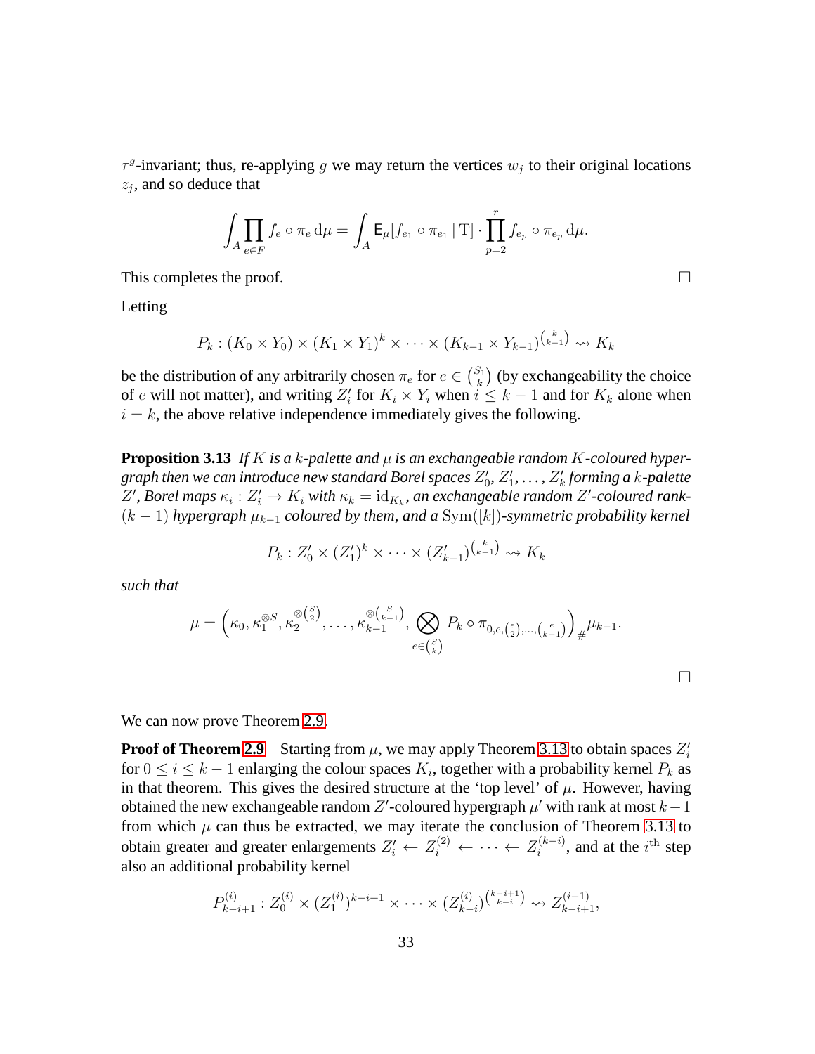$\tau^g$-invariant; thus, re-applying $g$ we may return the vertices $w_j$ to their original locations $z_j$, and so deduce that

$$\int_A \prod_{e\in F} f_e \circ \pi_e \,\mathrm{d}\mu = \int_A \mathsf{E}_\mu[f_{e_1}\circ \pi_{e_1} \,|\, \mathrm{T}] \cdot \prod_{p=2}^{r} f_{e_p} \circ \pi_{e_p} \,\mathrm{d}\mu.$$

This completes the proof. $\square$

Letting

$$P_k : (K_0 \times Y_0) \times (K_1 \times Y_1)^k \times \cdots \times (K_{k-1}\times Y_{k-1})^{\binom{k}{k-1}} \rightsquigarrow K_k$$

be the distribution of any arbitrarily chosen $\pi_e$ for $e \in \binom{S_1}{k}$ (by exchangeability the choice of $e$ will not matter), and writing $Z'_i$ for $K_i \times Y_i$ when $i \leq k-1$ and for $K_k$ alone when $i = k$, the above relative independence immediately gives the following.

**Proposition 3.13** *If $K$ is a $k$-palette and $\mu$ is an exchangeable random $K$-coloured hypergraph then we can introduce new standard Borel spaces $Z'_0, Z'_1, \ldots, Z'_k$ forming a $k$-palette $Z'$, Borel maps $\kappa_i : Z'_i \to K_i$ with $\kappa_k = \mathrm{id}_{K_k}$, an exchangeable random $Z'$-coloured rank-$(k-1)$ hypergraph $\mu_{k-1}$ coloured by them, and a $\mathrm{Sym}([k])$-symmetric probability kernel*

$$P_k : Z'_0 \times (Z'_1)^k \times \cdots \times (Z'_{k-1})^{\binom{k}{k-1}} \rightsquigarrow K_k$$

*such that*

$$\mu = \Big(\kappa_0, \kappa_1^{\otimes S}, \kappa_2^{\otimes\binom{S}{2}}, \ldots, \kappa_{k-1}^{\otimes\binom{S}{k-1}}, \bigotimes_{e\in\binom{S}{k}} P_k \circ \pi_{0,e,\binom{e}{2},\ldots,\binom{e}{k-1}}\Big)_{\#}\mu_{k-1}.$$

$\square$

We can now prove Theorem 2.9.

**Proof of Theorem 2.9** Starting from $\mu$, we may apply Theorem 3.13 to obtain spaces $Z'_i$ for $0 \leq i \leq k-1$ enlarging the colour spaces $K_i$, together with a probability kernel $P_k$ as in that theorem. This gives the desired structure at the 'top level' of $\mu$. However, having obtained the new exchangeable random $Z'$-coloured hypergraph $\mu'$ with rank at most $k-1$ from which $\mu$ can thus be extracted, we may iterate the conclusion of Theorem 3.13 to obtain greater and greater enlargements $Z'_i \leftarrow Z_i^{(2)} \leftarrow \cdots \leftarrow Z_i^{(k-i)}$, and at the $i^{\mathrm{th}}$ step also an additional probability kernel

$$P_{k-i+1}^{(i)} : Z_0^{(i)} \times (Z_1^{(i)})^{k-i+1} \times \cdots \times (Z_{k-i}^{(i)})^{\binom{k-i+1}{k-i}} \rightsquigarrow Z_{k-i+1}^{(i-1)},$$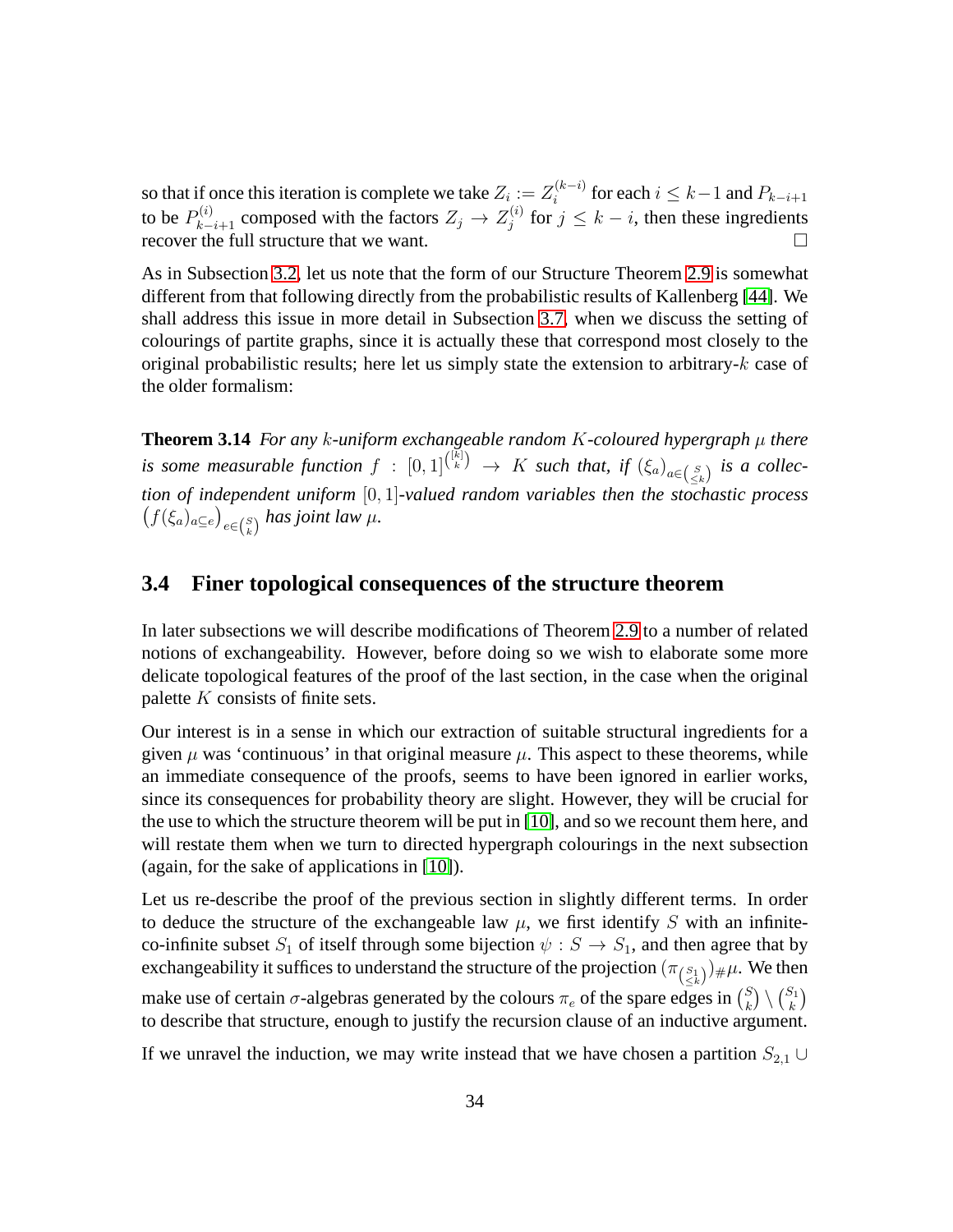so that if once this iteration is complete we take $Z_i := Z_i^{(k-i)}$ for each $i \leq k-1$ and $P_{k-i+1}$ to be $P_{k-i+1}^{(i)}$ composed with the factors $Z_j \to Z_j^{(i)}$ for $j \leq k-i$, then these ingredients recover the full structure that we want. $\square$

As in Subsection 3.2, let us note that the form of our Structure Theorem 2.9 is somewhat different from that following directly from the probabilistic results of Kallenberg [44]. We shall address this issue in more detail in Subsection 3.7, when we discuss the setting of colourings of partite graphs, since it is actually these that correspond most closely to the original probabilistic results; here let us simply state the extension to arbitrary-$k$ case of the older formalism:

**Theorem 3.14** *For any $k$-uniform exchangeable random $K$-coloured hypergraph $\mu$ there is some measurable function $f : [0,1]^{\binom{[k]}{k}} \to K$ such that, if $(\xi_a)_{a \in \binom{S}{\leq k}}$ is a collection of independent uniform $[0,1]$-valued random variables then the stochastic process $\big(f(\xi_a)_{a\subseteq e}\big)_{e\in\binom{S}{k}}$ has joint law $\mu$.*

## 3.4 Finer topological consequences of the structure theorem

In later subsections we will describe modifications of Theorem 2.9 to a number of related notions of exchangeability. However, before doing so we wish to elaborate some more delicate topological features of the proof of the last section, in the case when the original palette $K$ consists of finite sets.

Our interest is in a sense in which our extraction of suitable structural ingredients for a given $\mu$ was 'continuous' in that original measure $\mu$. This aspect to these theorems, while an immediate consequence of the proofs, seems to have been ignored in earlier works, since its consequences for probability theory are slight. However, they will be crucial for the use to which the structure theorem will be put in [10], and so we recount them here, and will restate them when we turn to directed hypergraph colourings in the next subsection (again, for the sake of applications in [10]).

Let us re-describe the proof of the previous section in slightly different terms. In order to deduce the structure of the exchangeable law $\mu$, we first identify $S$ with an infinite-co-infinite subset $S_1$ of itself through some bijection $\psi : S \to S_1$, and then agree that by exchangeability it suffices to understand the structure of the projection $(\pi_{\binom{S_1}{\leq k}})_{\#}\mu$. We then make use of certain $\sigma$-algebras generated by the colours $\pi_e$ of the spare edges in $\binom{S}{k} \setminus \binom{S_1}{k}$ to describe that structure, enough to justify the recursion clause of an inductive argument.

If we unravel the induction, we may write instead that we have chosen a partition $S_{2,1} \cup$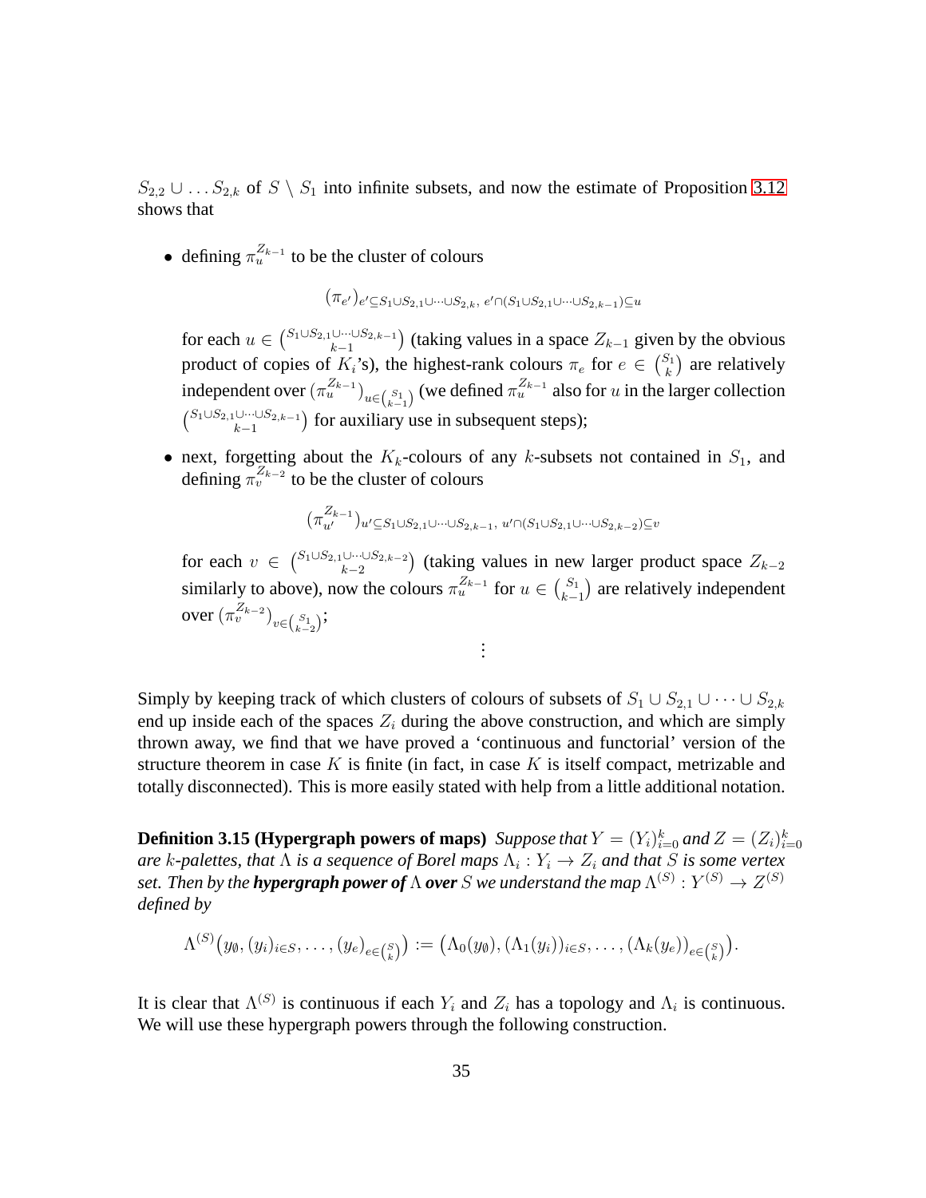$S_{2,2} \cup \ldots S_{2,k}$ of $S \setminus S_1$ into infinite subsets, and now the estimate of Proposition 3.12 shows that

- defining $\pi_u^{Z_{k-1}}$ to be the cluster of colours

  $$(\pi_{e'})_{e' \subseteq S_1 \cup S_{2,1} \cup \cdots \cup S_{2,k},\ e' \cap (S_1 \cup S_{2,1} \cup \cdots \cup S_{2,k-1}) \subseteq u}$$

  for each $u \in \binom{S_1 \cup S_{2,1} \cup \cdots \cup S_{2,k-1}}{k-1}$ (taking values in a space $Z_{k-1}$ given by the obvious product of copies of $K_i$'s), the highest-rank colours $\pi_e$ for $e \in \binom{S_1}{k}$ are relatively independent over $(\pi_u^{Z_{k-1}})_{u \in \binom{S_1}{k-1}}$ (we defined $\pi_u^{Z_{k-1}}$ also for $u$ in the larger collection $\binom{S_1 \cup S_{2,1} \cup \cdots \cup S_{2,k-1}}{k-1}$ for auxiliary use in subsequent steps);

- next, forgetting about the $K_k$-colours of any $k$-subsets not contained in $S_1$, and defining $\pi_v^{Z_{k-2}}$ to be the cluster of colours

  $$(\pi_{u'}^{Z_{k-1}})_{u' \subseteq S_1 \cup S_{2,1} \cup \cdots \cup S_{2,k-1},\ u' \cap (S_1 \cup S_{2,1} \cup \cdots \cup S_{2,k-2}) \subseteq v}$$

  for each $v \in \binom{S_1 \cup S_{2,1} \cup \cdots \cup S_{2,k-2}}{k-2}$ (taking values in new larger product space $Z_{k-2}$ similarly to above), now the colours $\pi_u^{Z_{k-1}}$ for $u \in \binom{S_1}{k-1}$ are relatively independent over $(\pi_v^{Z_{k-2}})_{v \in \binom{S_1}{k-2}}$;

$$\vdots$$

Simply by keeping track of which clusters of colours of subsets of $S_1 \cup S_{2,1} \cup \cdots \cup S_{2,k}$ end up inside each of the spaces $Z_i$ during the above construction, and which are simply thrown away, we find that we have proved a 'continuous and functorial' version of the structure theorem in case $K$ is finite (in fact, in case $K$ is itself compact, metrizable and totally disconnected). This is more easily stated with help from a little additional notation.

**Definition 3.15 (Hypergraph powers of maps)** *Suppose that $Y = (Y_i)_{i=0}^k$ and $Z = (Z_i)_{i=0}^k$ are $k$-palettes, that $\Lambda$ is a sequence of Borel maps $\Lambda_i : Y_i \to Z_i$ and that $S$ is some vertex set. Then by the* ***hypergraph power of*** $\Lambda$ ***over*** $S$ *we understand the map $\Lambda^{(S)} : Y^{(S)} \to Z^{(S)}$ defined by*

$$\Lambda^{(S)}\big(y_\emptyset, (y_i)_{i \in S}, \ldots, (y_e)_{e \in \binom{S}{k}}\big) := \big(\Lambda_0(y_\emptyset), (\Lambda_1(y_i))_{i \in S}, \ldots, (\Lambda_k(y_e))_{e \in \binom{S}{k}}\big).$$

It is clear that $\Lambda^{(S)}$ is continuous if each $Y_i$ and $Z_i$ has a topology and $\Lambda_i$ is continuous. We will use these hypergraph powers through the following construction.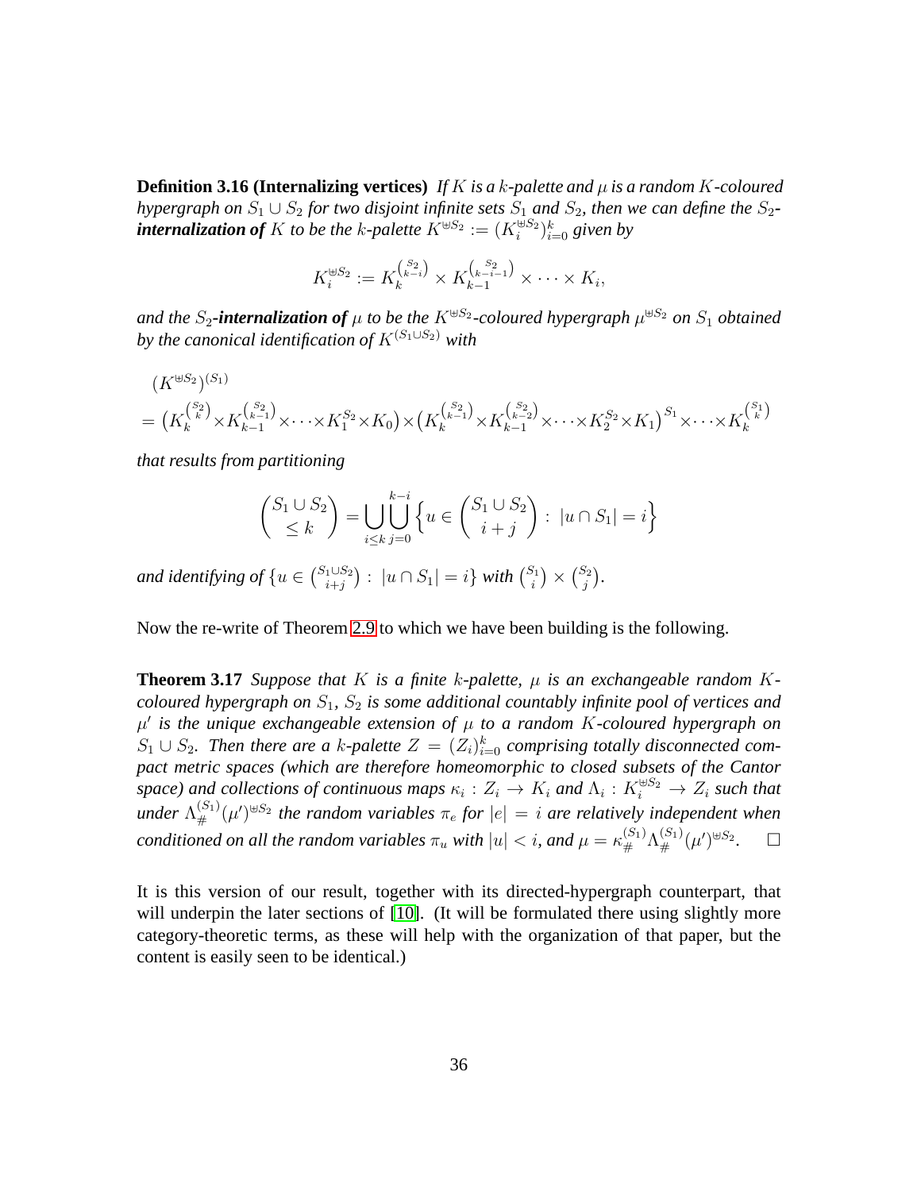**Definition 3.16 (Internalizing vertices)** *If $K$ is a $k$-palette and $\mu$ is a random $K$-coloured hypergraph on $S_1 \cup S_2$ for two disjoint infinite sets $S_1$ and $S_2$, then we can define the $S_2$-**internalization of** $K$ to be the $k$-palette $K^{\uplus S_2} := (K_i^{\uplus S_2})_{i=0}^k$ given by*

$$K_i^{\uplus S_2} := K_k^{\binom{S_2}{k-i}} \times K_{k-1}^{\binom{S_2}{k-i-1}} \times \cdots \times K_i,$$

*and the $S_2$-**internalization of** $\mu$ to be the $K^{\uplus S_2}$-coloured hypergraph $\mu^{\uplus S_2}$ on $S_1$ obtained by the canonical identification of $K^{(S_1 \cup S_2)}$ with*

$$\begin{aligned}
&(K^{\uplus S_2})^{(S_1)} \\
&= \big(K_k^{\binom{S_2}{k}} \times K_{k-1}^{\binom{S_2}{k-1}} \times \cdots \times K_1^{S_2} \times K_0\big) \times \big(K_k^{\binom{S_2}{k-1}} \times K_{k-1}^{\binom{S_2}{k-2}} \times \cdots \times K_2^{S_2} \times K_1\big)^{S_1} \times \cdots \times K_k^{\binom{S_1}{k}}
\end{aligned}$$

*that results from partitioning*

$$\binom{S_1 \cup S_2}{\leq k} = \bigcup_{i \leq k} \bigcup_{j=0}^{k-i} \Big\{ u \in \binom{S_1 \cup S_2}{i+j} :\ |u \cap S_1| = i \Big\}$$

*and identifying of $\{u \in \binom{S_1 \cup S_2}{i+j} :\ |u \cap S_1| = i\}$ with $\binom{S_1}{i} \times \binom{S_2}{j}$.*

Now the re-write of Theorem 2.9 to which we have been building is the following.

**Theorem 3.17** *Suppose that $K$ is a finite $k$-palette, $\mu$ is an exchangeable random $K$-coloured hypergraph on $S_1$, $S_2$ is some additional countably infinite pool of vertices and $\mu'$ is the unique exchangeable extension of $\mu$ to a random $K$-coloured hypergraph on $S_1 \cup S_2$. Then there are a $k$-palette $Z = (Z_i)_{i=0}^k$ comprising totally disconnected compact metric spaces (which are therefore homeomorphic to closed subsets of the Cantor space) and collections of continuous maps $\kappa_i : Z_i \to K_i$ and $\Lambda_i : K_i^{\uplus S_2} \to Z_i$ such that under $\Lambda_\#^{(S_1)}(\mu')^{\uplus S_2}$ the random variables $\pi_e$ for $|e| = i$ are relatively independent when conditioned on all the random variables $\pi_u$ with $|u| < i$, and $\mu = \kappa_\#^{(S_1)} \Lambda_\#^{(S_1)} (\mu')^{\uplus S_2}$.* $\square$

It is this version of our result, together with its directed-hypergraph counterpart, that will underpin the later sections of [10]. (It will be formulated there using slightly more category-theoretic terms, as these will help with the organization of that paper, but the content is easily seen to be identical.)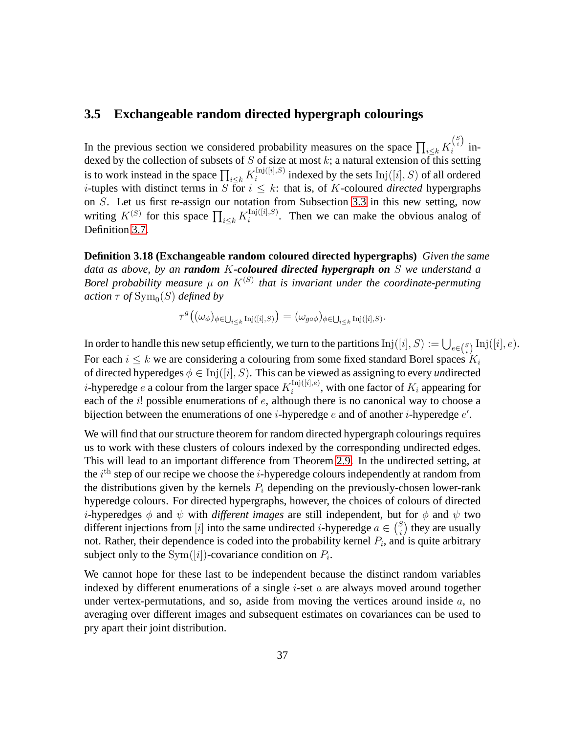### 3.5 Exchangeable random directed hypergraph colourings

In the previous section we considered probability measures on the space $\prod_{i\leq k} K_i^{\binom{S}{i}}$ indexed by the collection of subsets of $S$ of size at most $k$; a natural extension of this setting is to work instead in the space $\prod_{i\leq k} K_i^{\mathrm{Inj}([i],S)}$ indexed by the sets $\mathrm{Inj}([i],S)$ of all ordered $i$-tuples with distinct terms in $S$ for $i \leq k$: that is, of $K$-coloured *directed* hypergraphs on $S$. Let us first re-assign our notation from Subsection 3.3 in this new setting, now writing $K^{(S)}$ for this space $\prod_{i\leq k} K_i^{\mathrm{Inj}([i],S)}$. Then we can make the obvious analog of Definition 3.7.

**Definition 3.18 (Exchangeable random coloured directed hypergraphs)** *Given the same data as above, by an **random $K$-coloured directed hypergraph on** $S$ we understand a Borel probability measure $\mu$ on $K^{(S)}$ that is invariant under the coordinate-permuting action $\tau$ of $\mathrm{Sym}_0(S)$ defined by*

$$\tau^g\big((\omega_\phi)_{\phi\in\bigcup_{i\leq k}\mathrm{Inj}([i],S)}\big) = (\omega_{g\circ\phi})_{\phi\in\bigcup_{i\leq k}\mathrm{Inj}([i],S)}.$$

In order to handle this new setup efficiently, we turn to the partitions $\mathrm{Inj}([i],S) := \bigcup_{e\in\binom{S}{i}}\mathrm{Inj}([i],e)$. For each $i \leq k$ we are considering a colouring from some fixed standard Borel spaces $K_i$ of directed hyperedges $\phi \in \mathrm{Inj}([i],S)$. This can be viewed as assigning to every *un*directed $i$-hyperedge $e$ a colour from the larger space $K_i^{\mathrm{Inj}([i],e)}$, with one factor of $K_i$ appearing for each of the $i!$ possible enumerations of $e$, although there is no canonical way to choose a bijection between the enumerations of one $i$-hyperedge $e$ and of another $i$-hyperedge $e'$.

We will find that our structure theorem for random directed hypergraph colourings requires us to work with these clusters of colours indexed by the corresponding undirected edges. This will lead to an important difference from Theorem 2.9. In the undirected setting, at the $i^{\mathrm{th}}$ step of our recipe we choose the $i$-hyperedge colours independently at random from the distributions given by the kernels $P_i$ depending on the previously-chosen lower-rank hyperedge colours. For directed hypergraphs, however, the choices of colours of directed $i$-hyperedges $\phi$ and $\psi$ with *different images* are still independent, but for $\phi$ and $\psi$ two different injections from $[i]$ into the same undirected $i$-hyperedge $a \in \binom{S}{i}$ they are usually not. Rather, their dependence is coded into the probability kernel $P_i$, and is quite arbitrary subject only to the $\mathrm{Sym}([i])$-covariance condition on $P_i$.

We cannot hope for these last to be independent because the distinct random variables indexed by different enumerations of a single $i$-set $a$ are always moved around together under vertex-permutations, and so, aside from moving the vertices around inside $a$, no averaging over different images and subsequent estimates on covariances can be used to pry apart their joint distribution.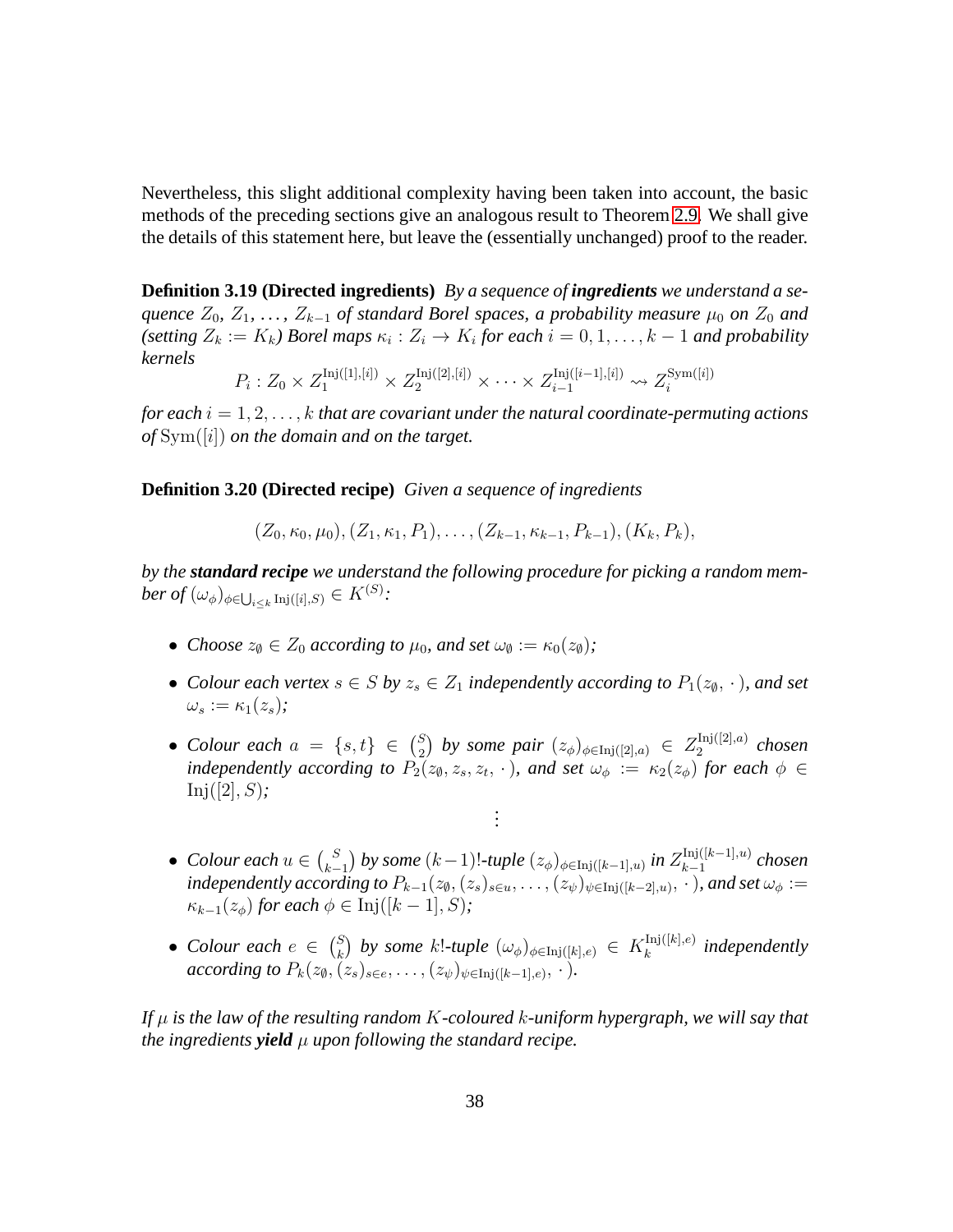Nevertheless, this slight additional complexity having been taken into account, the basic methods of the preceding sections give an analogous result to Theorem 2.9. We shall give the details of this statement here, but leave the (essentially unchanged) proof to the reader.

**Definition 3.19 (Directed ingredients)** *By a sequence of **ingredients** we understand a sequence $Z_0$, $Z_1$, …, $Z_{k-1}$ of standard Borel spaces, a probability measure $\mu_0$ on $Z_0$ and (setting $Z_k := K_k$) Borel maps $\kappa_i : Z_i \to K_i$ for each $i = 0, 1, \dots, k-1$ and probability kernels*

$$P_i : Z_0 \times Z_1^{\mathrm{Inj}([1],[i])} \times Z_2^{\mathrm{Inj}([2],[i])} \times \cdots \times Z_{i-1}^{\mathrm{Inj}([i-1],[i])} \rightsquigarrow Z_i^{\mathrm{Sym}([i])}$$

*for each $i = 1, 2, \dots, k$ that are covariant under the natural coordinate-permuting actions of $\mathrm{Sym}([i])$ on the domain and on the target.*

**Definition 3.20 (Directed recipe)** *Given a sequence of ingredients*

$$(Z_0, \kappa_0, \mu_0), (Z_1, \kappa_1, P_1), \dots, (Z_{k-1}, \kappa_{k-1}, P_{k-1}), (K_k, P_k),$$

*by the **standard recipe** we understand the following procedure for picking a random member of $(\omega_\phi)_{\phi \in \bigcup_{i \le k} \mathrm{Inj}([i],S)} \in K^{(S)}$:*

- *Choose $z_\emptyset \in Z_0$ according to $\mu_0$, and set $\omega_\emptyset := \kappa_0(z_\emptyset)$;*
- *Colour each vertex $s \in S$ by $z_s \in Z_1$ independently according to $P_1(z_\emptyset, \cdot)$, and set $\omega_s := \kappa_1(z_s)$;*
- *Colour each $a = \{s,t\} \in \binom{S}{2}$ by some pair $(z_\phi)_{\phi \in \mathrm{Inj}([2],a)} \in Z_2^{\mathrm{Inj}([2],a)}$ chosen independently according to $P_2(z_\emptyset, z_s, z_t, \cdot)$, and set $\omega_\phi := \kappa_2(z_\phi)$ for each $\phi \in \mathrm{Inj}([2],S)$;*

$$\vdots$$

- *Colour each $u \in \binom{S}{k-1}$ by some $(k-1)!$-tuple $(z_\phi)_{\phi \in \mathrm{Inj}([k-1],u)}$ in $Z_{k-1}^{\mathrm{Inj}([k-1],u)}$ chosen independently according to $P_{k-1}(z_\emptyset, (z_s)_{s \in u}, \dots, (z_\psi)_{\psi \in \mathrm{Inj}([k-2],u)}, \cdot)$, and set $\omega_\phi := \kappa_{k-1}(z_\phi)$ for each $\phi \in \mathrm{Inj}([k-1],S)$;*
- *Colour each $e \in \binom{S}{k}$ by some $k!$-tuple $(\omega_\phi)_{\phi \in \mathrm{Inj}([k],e)} \in K_k^{\mathrm{Inj}([k],e)}$ independently according to $P_k(z_\emptyset, (z_s)_{s \in e}, \dots, (z_\psi)_{\psi \in \mathrm{Inj}([k-1],e)}, \cdot)$.*

*If $\mu$ is the law of the resulting random $K$-coloured $k$-uniform hypergraph, we will say that the ingredients **yield** $\mu$ upon following the standard recipe.*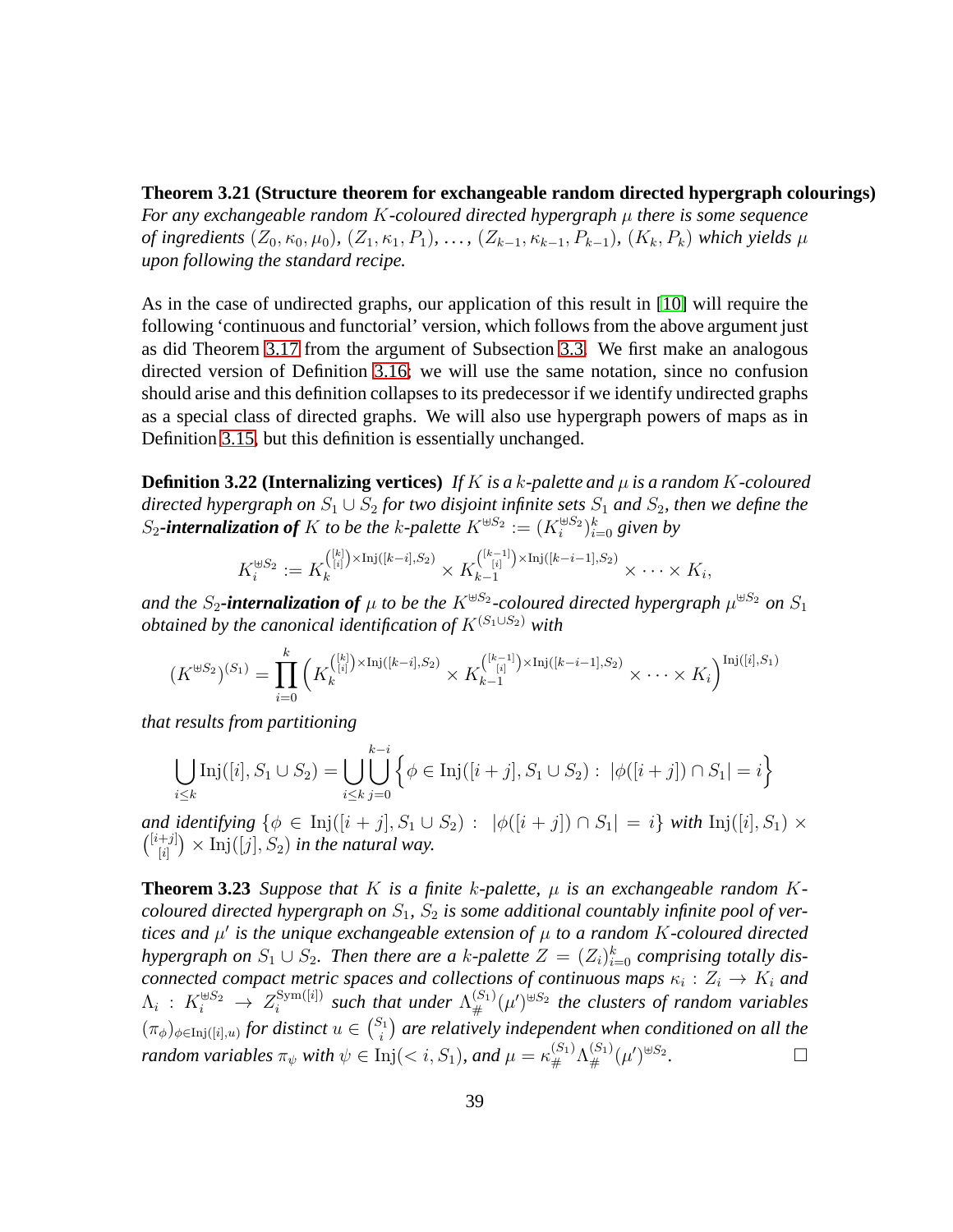**Theorem 3.21 (Structure theorem for exchangeable random directed hypergraph colourings)** *For any exchangeable random $K$-coloured directed hypergraph $\mu$ there is some sequence of ingredients $(Z_0, \kappa_0, \mu_0)$, $(Z_1, \kappa_1, P_1)$, $\ldots$, $(Z_{k-1}, \kappa_{k-1}, P_{k-1})$, $(K_k, P_k)$ which yields $\mu$ upon following the standard recipe.*

As in the case of undirected graphs, our application of this result in [10] will require the following 'continuous and functorial' version, which follows from the above argument just as did Theorem 3.17 from the argument of Subsection 3.3. We first make an analogous directed version of Definition 3.16; we will use the same notation, since no confusion should arise and this definition collapses to its predecessor if we identify undirected graphs as a special class of directed graphs. We will also use hypergraph powers of maps as in Definition 3.15, but this definition is essentially unchanged.

**Definition 3.22 (Internalizing vertices)** *If $K$ is a $k$-palette and $\mu$ is a random $K$-coloured directed hypergraph on $S_1 \cup S_2$ for two disjoint infinite sets $S_1$ and $S_2$, then we define the $S_2$-**internalization of** $K$ to be the $k$-palette $K^{\uplus S_2} := (K_i^{\uplus S_2})_{i=0}^k$ given by*

$$K_i^{\uplus S_2} := K_k^{\binom{[k]}{[i]} \times \mathrm{Inj}([k-i], S_2)} \times K_{k-1}^{\binom{[k-1]}{[i]} \times \mathrm{Inj}([k-i-1], S_2)} \times \cdots \times K_i,$$

*and the $S_2$-**internalization of** $\mu$ to be the $K^{\uplus S_2}$-coloured directed hypergraph $\mu^{\uplus S_2}$ on $S_1$ obtained by the canonical identification of $K^{(S_1 \cup S_2)}$ with*

$$(K^{\uplus S_2})^{(S_1)} = \prod_{i=0}^{k} \Big( K_k^{\binom{[k]}{[i]} \times \mathrm{Inj}([k-i], S_2)} \times K_{k-1}^{\binom{[k-1]}{[i]} \times \mathrm{Inj}([k-i-1], S_2)} \times \cdots \times K_i \Big)^{\mathrm{Inj}([i], S_1)}$$

*that results from partitioning*

$$\bigcup_{i \leq k} \mathrm{Inj}([i], S_1 \cup S_2) = \bigcup_{i \leq k} \bigcup_{j=0}^{k-i} \Big\{ \phi \in \mathrm{Inj}([i+j], S_1 \cup S_2) : \ |\phi([i+j]) \cap S_1| = i \Big\}$$

*and identifying $\{\phi \in \mathrm{Inj}([i+j], S_1 \cup S_2) : \ |\phi([i+j]) \cap S_1| = i\}$ with $\mathrm{Inj}([i], S_1) \times \binom{[i+j]}{[i]} \times \mathrm{Inj}([j], S_2)$ in the natural way.*

**Theorem 3.23** *Suppose that $K$ is a finite $k$-palette, $\mu$ is an exchangeable random $K$-coloured directed hypergraph on $S_1$, $S_2$ is some additional countably infinite pool of vertices and $\mu'$ is the unique exchangeable extension of $\mu$ to a random $K$-coloured directed hypergraph on $S_1 \cup S_2$. Then there are a $k$-palette $Z = (Z_i)_{i=0}^k$ comprising totally disconnected compact metric spaces and collections of continuous maps $\kappa_i : Z_i \to K_i$ and $\Lambda_i : K_i^{\uplus S_2} \to Z_i^{\mathrm{Sym}([i])}$ such that under $\Lambda_\#^{(S_1)}(\mu')^{\uplus S_2}$ the clusters of random variables $(\pi_\phi)_{\phi \in \mathrm{Inj}([i], u)}$ for distinct $u \in \binom{S_1}{i}$ are relatively independent when conditioned on all the random variables $\pi_\psi$ with $\psi \in \mathrm{Inj}(< i, S_1)$, and $\mu = \kappa_\#^{(S_1)} \Lambda_\#^{(S_1)}(\mu')^{\uplus S_2}$.* $\square$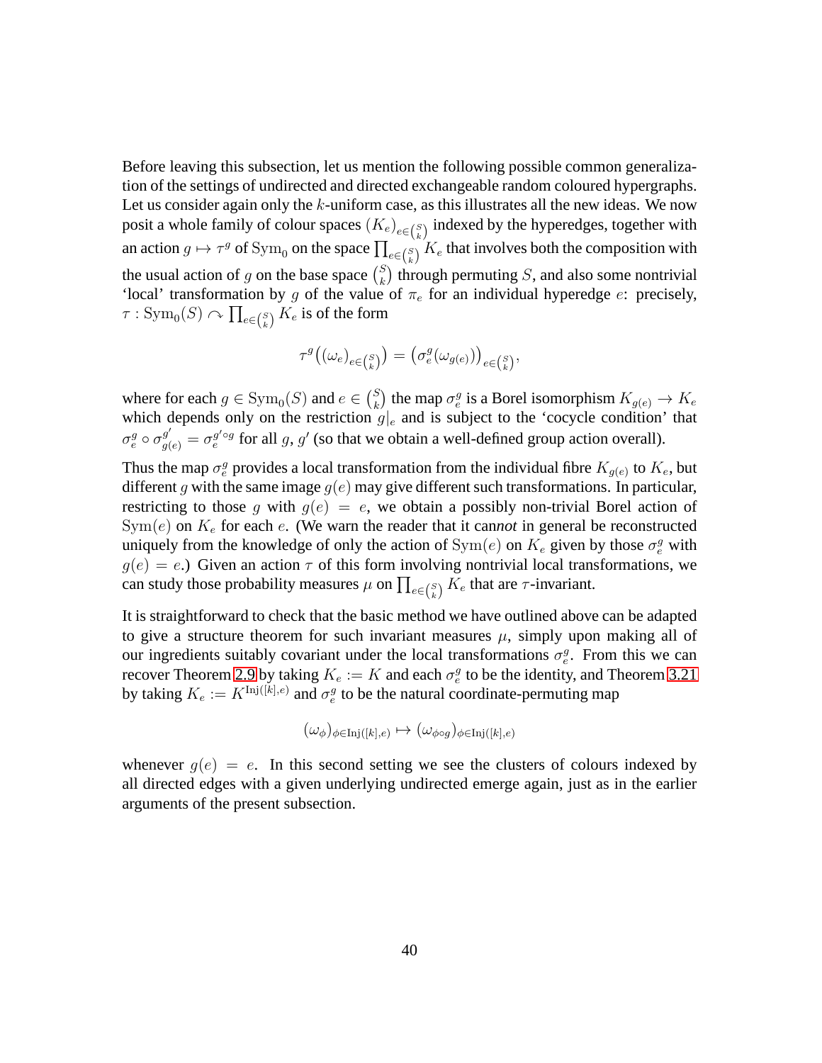Before leaving this subsection, let us mention the following possible common generalization of the settings of undirected and directed exchangeable random coloured hypergraphs. Let us consider again only the $k$-uniform case, as this illustrates all the new ideas. We now posit a whole family of colour spaces $(K_e)_{e\in\binom{S}{k}}$ indexed by the hyperedges, together with an action $g \mapsto \tau^g$ of $\mathrm{Sym}_0$ on the space $\prod_{e\in\binom{S}{k}} K_e$ that involves both the composition with the usual action of $g$ on the base space $\binom{S}{k}$ through permuting $S$, and also some nontrivial 'local' transformation by $g$ of the value of $\pi_e$ for an individual hyperedge $e$: precisely, $\tau : \mathrm{Sym}_0(S) \curvearrowright \prod_{e\in\binom{S}{k}} K_e$ is of the form

$$\tau^g\big((\omega_e)_{e\in\binom{S}{k}}\big) = \big(\sigma_e^g(\omega_{g(e)})\big)_{e\in\binom{S}{k}},$$

where for each $g \in \mathrm{Sym}_0(S)$ and $e \in \binom{S}{k}$ the map $\sigma_e^g$ is a Borel isomorphism $K_{g(e)} \to K_e$ which depends only on the restriction $g|_e$ and is subject to the 'cocycle condition' that $\sigma_e^g \circ \sigma_{g(e)}^{g'} = \sigma_e^{g'\circ g}$ for all $g$, $g'$ (so that we obtain a well-defined group action overall).

Thus the map $\sigma_e^g$ provides a local transformation from the individual fibre $K_{g(e)}$ to $K_e$, but different $g$ with the same image $g(e)$ may give different such transformations. In particular, restricting to those $g$ with $g(e) = e$, we obtain a possibly non-trivial Borel action of $\mathrm{Sym}(e)$ on $K_e$ for each $e$. (We warn the reader that it can*not* in general be reconstructed uniquely from the knowledge of only the action of $\mathrm{Sym}(e)$ on $K_e$ given by those $\sigma_e^g$ with $g(e) = e$.) Given an action $\tau$ of this form involving nontrivial local transformations, we can study those probability measures $\mu$ on $\prod_{e\in\binom{S}{k}} K_e$ that are $\tau$-invariant.

It is straightforward to check that the basic method we have outlined above can be adapted to give a structure theorem for such invariant measures $\mu$, simply upon making all of our ingredients suitably covariant under the local transformations $\sigma_e^g$. From this we can recover Theorem 2.9 by taking $K_e := K$ and each $\sigma_e^g$ to be the identity, and Theorem 3.21 by taking $K_e := K^{\mathrm{Inj}([k],e)}$ and $\sigma_e^g$ to be the natural coordinate-permuting map

$$(\omega_\phi)_{\phi\in\mathrm{Inj}([k],e)} \mapsto (\omega_{\phi\circ g})_{\phi\in\mathrm{Inj}([k],e)}$$

whenever $g(e) = e$. In this second setting we see the clusters of colours indexed by all directed edges with a given underlying undirected emerge again, just as in the earlier arguments of the present subsection.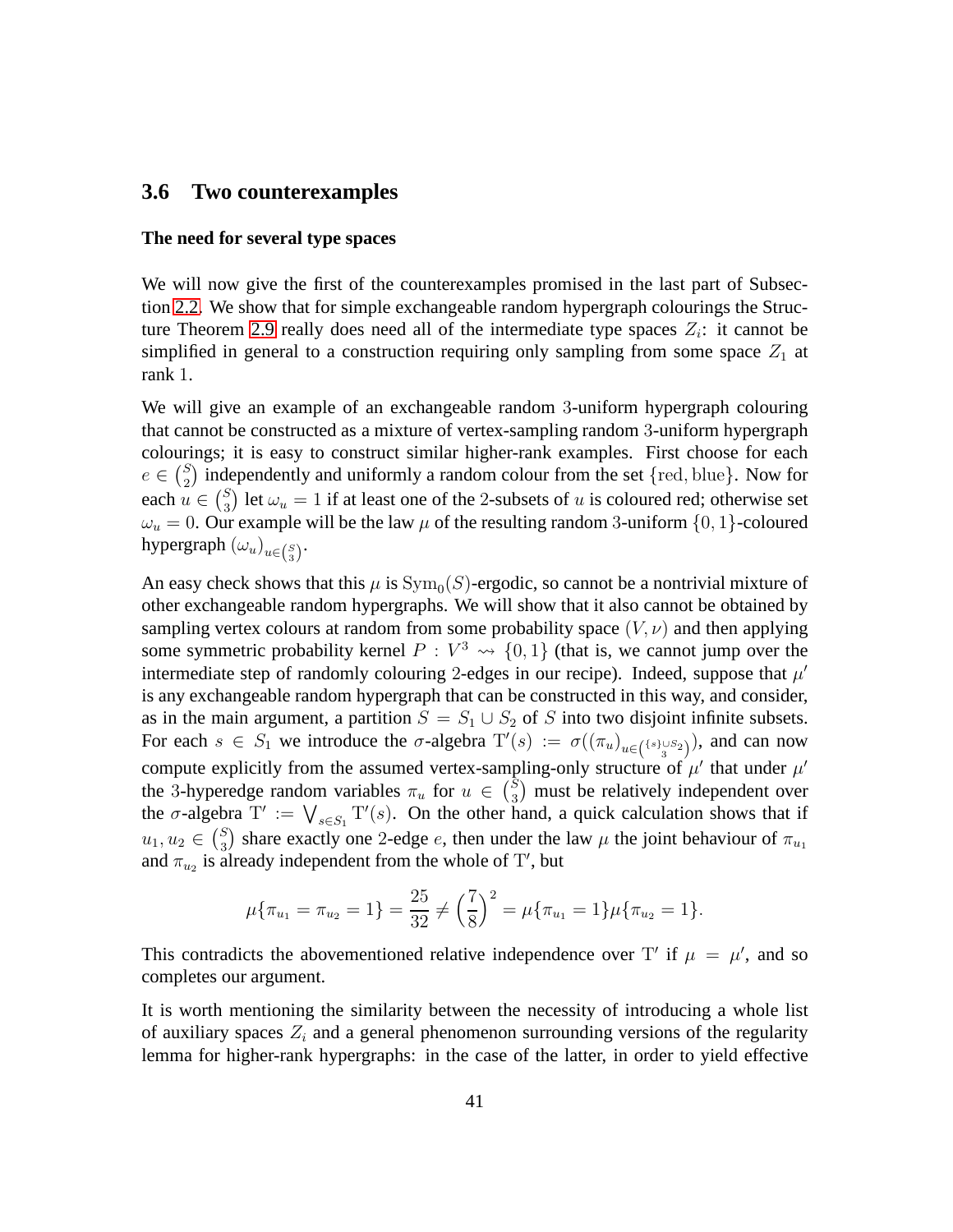## 3.6 Two counterexamples

#### The need for several type spaces

We will now give the first of the counterexamples promised in the last part of Subsection 2.2. We show that for simple exchangeable random hypergraph colourings the Structure Theorem 2.9 really does need all of the intermediate type spaces $Z_i$: it cannot be simplified in general to a construction requiring only sampling from some space $Z_1$ at rank 1.

We will give an example of an exchangeable random 3-uniform hypergraph colouring that cannot be constructed as a mixture of vertex-sampling random 3-uniform hypergraph colourings; it is easy to construct similar higher-rank examples. First choose for each $e \in \binom{S}{2}$ independently and uniformly a random colour from the set $\{\mathrm{red}, \mathrm{blue}\}$. Now for each $u \in \binom{S}{3}$ let $\omega_u = 1$ if at least one of the 2-subsets of $u$ is coloured red; otherwise set $\omega_u = 0$. Our example will be the law $\mu$ of the resulting random 3-uniform $\{0,1\}$-coloured hypergraph $(\omega_u)_{u\in\binom{S}{3}}$.

An easy check shows that this $\mu$ is $\mathrm{Sym}_0(S)$-ergodic, so cannot be a nontrivial mixture of other exchangeable random hypergraphs. We will show that it also cannot be obtained by sampling vertex colours at random from some probability space $(V,\nu)$ and then applying some symmetric probability kernel $P : V^3 \rightsquigarrow \{0,1\}$ (that is, we cannot jump over the intermediate step of randomly colouring 2-edges in our recipe). Indeed, suppose that $\mu'$ is any exchangeable random hypergraph that can be constructed in this way, and consider, as in the main argument, a partition $S = S_1 \cup S_2$ of $S$ into two disjoint infinite subsets. For each $s \in S_1$ we introduce the $\sigma$-algebra $\mathrm{T}'(s) := \sigma((\pi_u)_{u\in\binom{\{s\}\cup S_2}{3}})$, and can now compute explicitly from the assumed vertex-sampling-only structure of $\mu'$ that under $\mu'$ the 3-hyperedge random variables $\pi_u$ for $u \in \binom{S}{3}$ must be relatively independent over the $\sigma$-algebra $\mathrm{T}' := \bigvee_{s\in S_1}\mathrm{T}'(s)$. On the other hand, a quick calculation shows that if $u_1, u_2 \in \binom{S}{3}$ share exactly one 2-edge $e$, then under the law $\mu$ the joint behaviour of $\pi_{u_1}$ and $\pi_{u_2}$ is already independent from the whole of $\mathrm{T}'$, but

$$\mu\{\pi_{u_1} = \pi_{u_2} = 1\} = \frac{25}{32} \neq \left(\frac{7}{8}\right)^2 = \mu\{\pi_{u_1} = 1\}\mu\{\pi_{u_2} = 1\}.$$

This contradicts the abovementioned relative independence over $\mathrm{T}'$ if $\mu = \mu'$, and so completes our argument.

It is worth mentioning the similarity between the necessity of introducing a whole list of auxiliary spaces $Z_i$ and a general phenomenon surrounding versions of the regularity lemma for higher-rank hypergraphs: in the case of the latter, in order to yield effective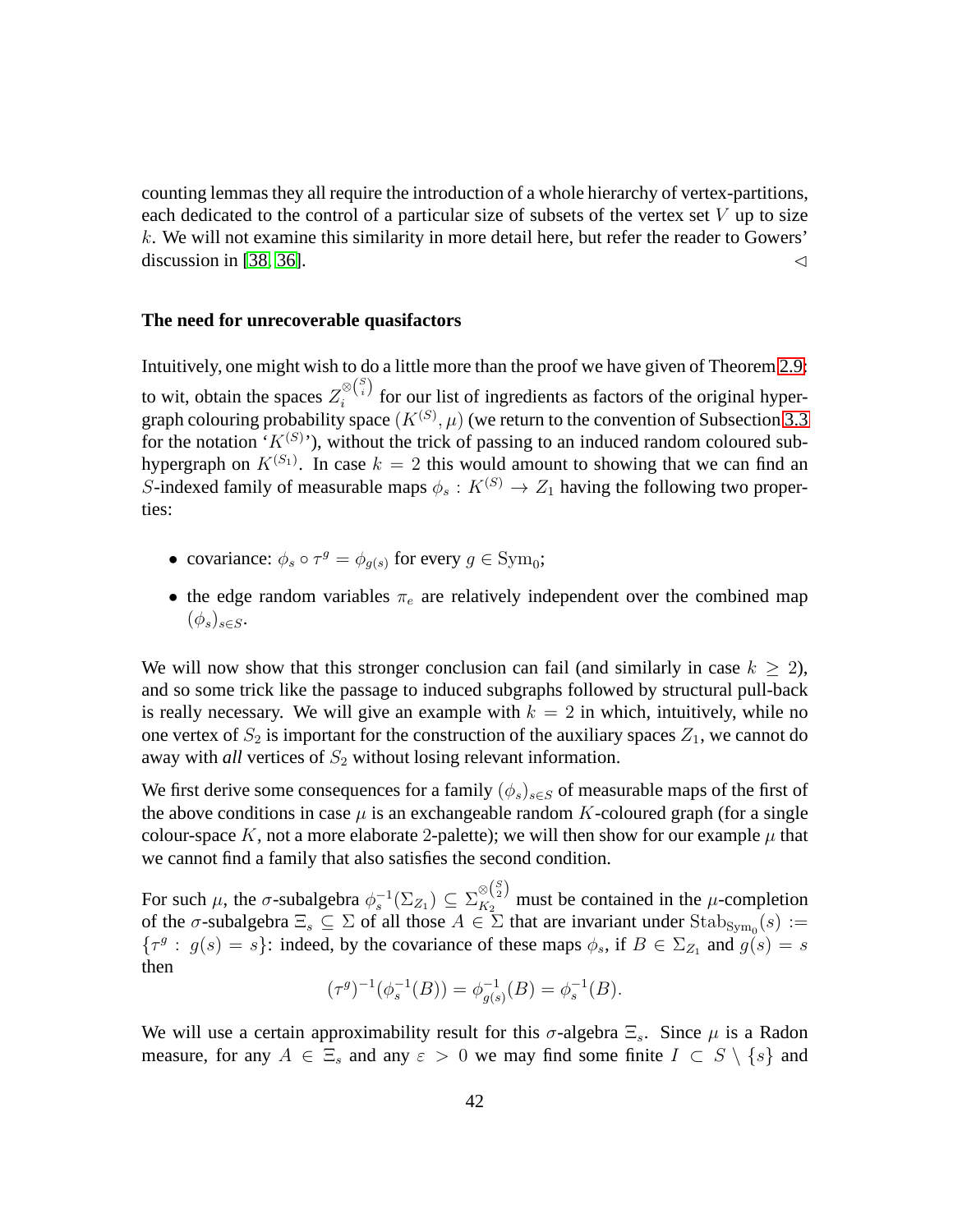counting lemmas they all require the introduction of a whole hierarchy of vertex-partitions, each dedicated to the control of a particular size of subsets of the vertex set $V$ up to size $k$. We will not examine this similarity in more detail here, but refer the reader to Gowers' discussion in [38, 36]. $\lhd$

**The need for unrecoverable quasifactors**

Intuitively, one might wish to do a little more than the proof we have given of Theorem 2.9: to wit, obtain the spaces $Z_i^{\otimes\binom{S}{i}}$ for our list of ingredients as factors of the original hypergraph colouring probability space $(K^{(S)},\mu)$ (we return to the convention of Subsection 3.3 for the notation '$K^{(S)}$'), without the trick of passing to an induced random coloured subhypergraph on $K^{(S_1)}$. In case $k = 2$ this would amount to showing that we can find an $S$-indexed family of measurable maps $\phi_s : K^{(S)} \to Z_1$ having the following two properties:

- covariance: $\phi_s \circ \tau^g = \phi_{g(s)}$ for every $g \in \mathrm{Sym}_0$;
- the edge random variables $\pi_e$ are relatively independent over the combined map $(\phi_s)_{s\in S}$.

We will now show that this stronger conclusion can fail (and similarly in case $k \geq 2$), and so some trick like the passage to induced subgraphs followed by structural pull-back is really necessary. We will give an example with $k = 2$ in which, intuitively, while no one vertex of $S_2$ is important for the construction of the auxiliary spaces $Z_1$, we cannot do away with *all* vertices of $S_2$ without losing relevant information.

We first derive some consequences for a family $(\phi_s)_{s\in S}$ of measurable maps of the first of the above conditions in case $\mu$ is an exchangeable random $K$-coloured graph (for a single colour-space $K$, not a more elaborate 2-palette); we will then show for our example $\mu$ that we cannot find a family that also satisfies the second condition.

For such $\mu$, the $\sigma$-subalgebra $\phi_s^{-1}(\Sigma_{Z_1}) \subseteq \Sigma_{K_2}^{\otimes\binom{S}{2}}$ must be contained in the $\mu$-completion of the $\sigma$-subalgebra $\Xi_s \subseteq \Sigma$ of all those $A \in \Sigma$ that are invariant under $\mathrm{Stab}_{\mathrm{Sym}_0}(s) := \{\tau^g : g(s) = s\}$: indeed, by the covariance of these maps $\phi_s$, if $B \in \Sigma_{Z_1}$ and $g(s) = s$ then

$$(\tau^g)^{-1}(\phi_s^{-1}(B)) = \phi_{g(s)}^{-1}(B) = \phi_s^{-1}(B).$$

We will use a certain approximability result for this $\sigma$-algebra $\Xi_s$. Since $\mu$ is a Radon measure, for any $A \in \Xi_s$ and any $\varepsilon > 0$ we may find some finite $I \subset S \setminus \{s\}$ and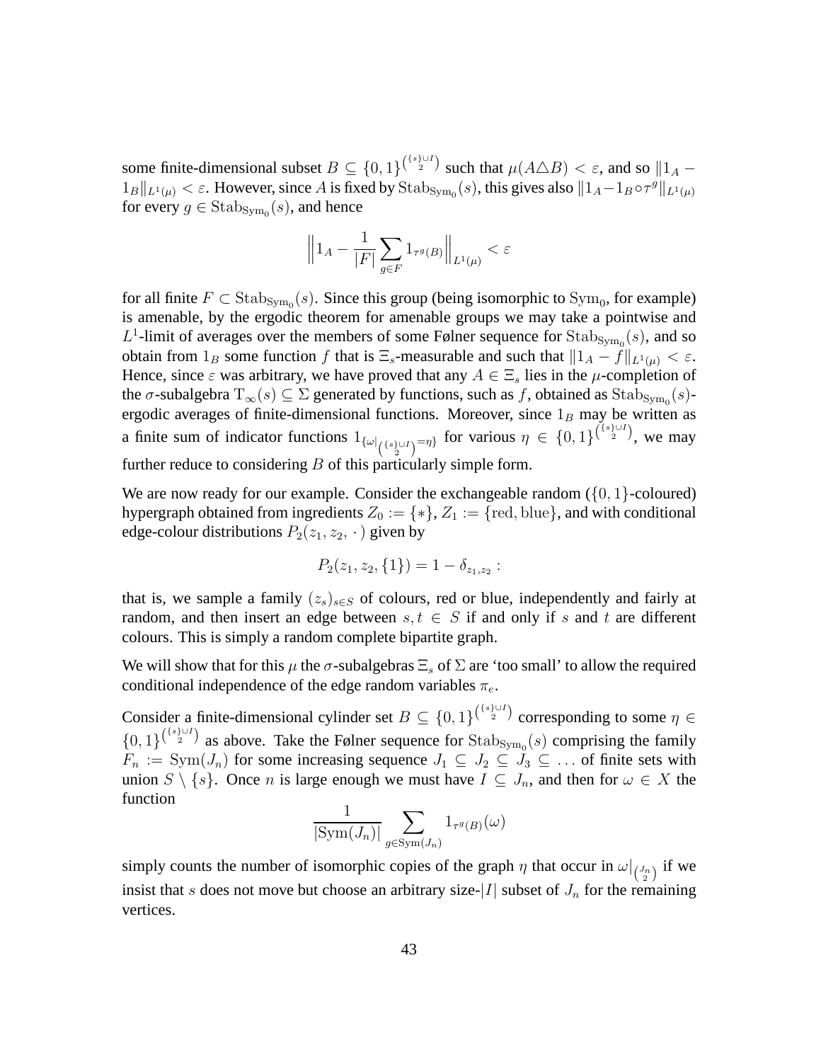some finite-dimensional subset $B \subseteq \{0,1\}^{\binom{\{s\}\cup I}{2}}$ such that $\mu(A \triangle B) < \varepsilon$, and so $\|1_A - 1_B\|_{L^1(\mu)} < \varepsilon$. However, since $A$ is fixed by $\mathrm{Stab}_{\mathrm{Sym}_0}(s)$, this gives also $\|1_A - 1_B \circ \tau^g\|_{L^1(\mu)}$ for every $g \in \mathrm{Stab}_{\mathrm{Sym}_0}(s)$, and hence

$$\Big\| 1_A - \frac{1}{|F|}\sum_{g \in F} 1_{\tau^g(B)} \Big\|_{L^1(\mu)} < \varepsilon$$

for all finite $F \subset \mathrm{Stab}_{\mathrm{Sym}_0}(s)$. Since this group (being isomorphic to $\mathrm{Sym}_0$, for example) is amenable, by the ergodic theorem for amenable groups we may take a pointwise and $L^1$-limit of averages over the members of some Følner sequence for $\mathrm{Stab}_{\mathrm{Sym}_0}(s)$, and so obtain from $1_B$ some function $f$ that is $\Xi_s$-measurable and such that $\|1_A - f\|_{L^1(\mu)} < \varepsilon$. Hence, since $\varepsilon$ was arbitrary, we have proved that any $A \in \Xi_s$ lies in the $\mu$-completion of the $\sigma$-subalgebra $\mathrm{T}_\infty(s) \subseteq \Sigma$ generated by functions, such as $f$, obtained as $\mathrm{Stab}_{\mathrm{Sym}_0}(s)$-ergodic averages of finite-dimensional functions. Moreover, since $1_B$ may be written as a finite sum of indicator functions $1_{\{\omega|_{\binom{\{s\}\cup I}{2}} = \eta\}}$ for various $\eta \in \{0,1\}^{\binom{\{s\}\cup I}{2}}$, we may further reduce to considering $B$ of this particularly simple form.

We are now ready for our example. Consider the exchangeable random ($\{0,1\}$-coloured) hypergraph obtained from ingredients $Z_0 := \{*\}$, $Z_1 := \{\mathrm{red}, \mathrm{blue}\}$, and with conditional edge-colour distributions $P_2(z_1, z_2, \cdot\,)$ given by

$$P_2(z_1, z_2, \{1\}) = 1 - \delta_{z_1, z_2}:$$

that is, we sample a family $(z_s)_{s \in S}$ of colours, red or blue, independently and fairly at random, and then insert an edge between $s, t \in S$ if and only if $s$ and $t$ are different colours. This is simply a random complete bipartite graph.

We will show that for this $\mu$ the $\sigma$-subalgebras $\Xi_s$ of $\Sigma$ are 'too small' to allow the required conditional independence of the edge random variables $\pi_e$.

Consider a finite-dimensional cylinder set $B \subseteq \{0,1\}^{\binom{\{s\}\cup I}{2}}$ corresponding to some $\eta \in \{0,1\}^{\binom{\{s\}\cup I}{2}}$ as above. Take the Følner sequence for $\mathrm{Stab}_{\mathrm{Sym}_0}(s)$ comprising the family $F_n := \mathrm{Sym}(J_n)$ for some increasing sequence $J_1 \subseteq J_2 \subseteq J_3 \subseteq \dots$ of finite sets with union $S \setminus \{s\}$. Once $n$ is large enough we must have $I \subseteq J_n$, and then for $\omega \in X$ the function

$$\frac{1}{|\mathrm{Sym}(J_n)|}\sum_{g \in \mathrm{Sym}(J_n)} 1_{\tau^g(B)}(\omega)$$

simply counts the number of isomorphic copies of the graph $\eta$ that occur in $\omega|_{\binom{J_n}{2}}$ if we insist that $s$ does not move but choose an arbitrary size-$|I|$ subset of $J_n$ for the remaining vertices.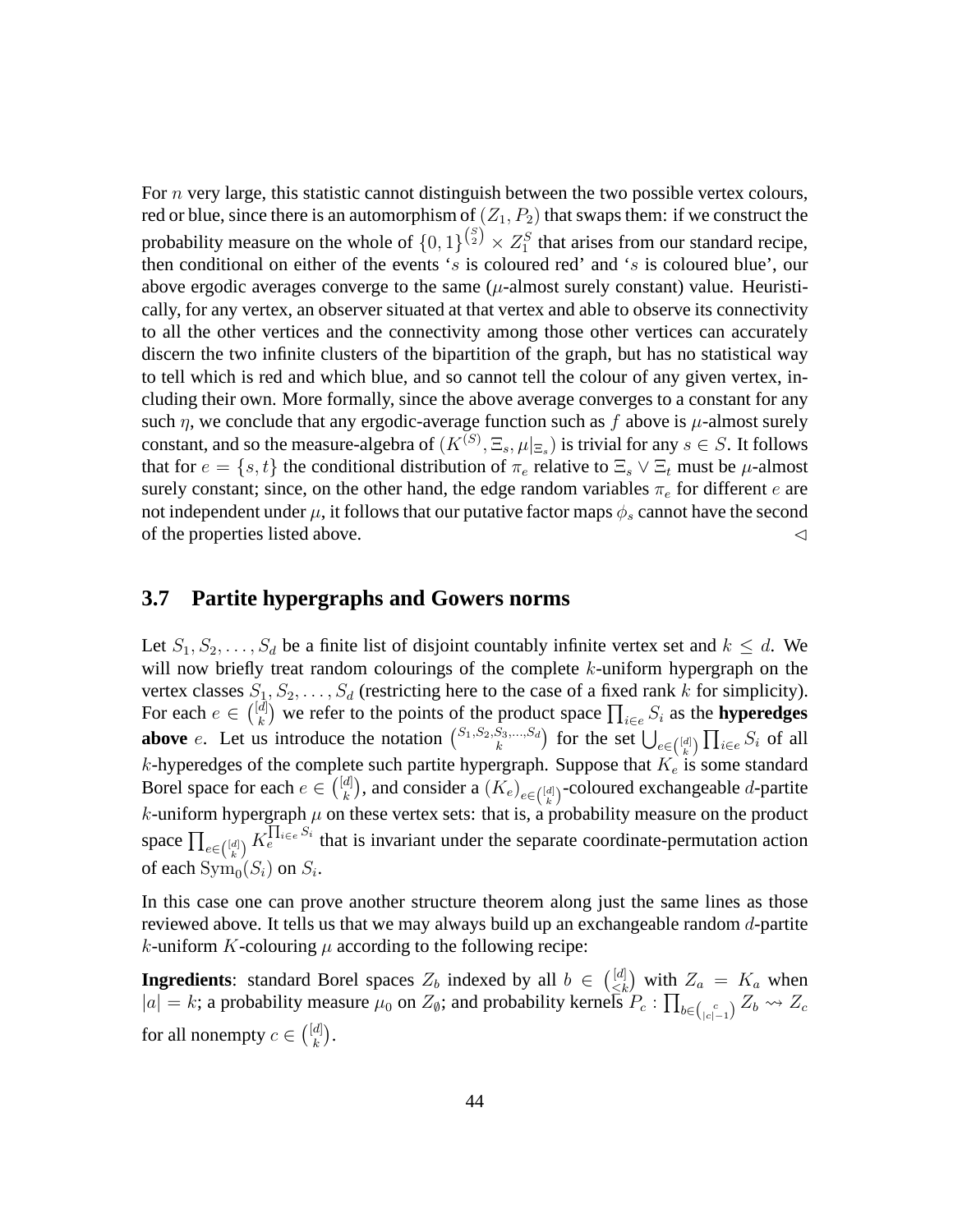For $n$ very large, this statistic cannot distinguish between the two possible vertex colours, red or blue, since there is an automorphism of $(Z_1, P_2)$ that swaps them: if we construct the probability measure on the whole of $\{0,1\}^{\binom{S}{2}} \times Z_1^S$ that arises from our standard recipe, then conditional on either of the events '$s$ is coloured red' and '$s$ is coloured blue', our above ergodic averages converge to the same ($\mu$-almost surely constant) value. Heuristically, for any vertex, an observer situated at that vertex and able to observe its connectivity to all the other vertices and the connectivity among those other vertices can accurately discern the two infinite clusters of the bipartition of the graph, but has no statistical way to tell which is red and which blue, and so cannot tell the colour of any given vertex, including their own. More formally, since the above average converges to a constant for any such $\eta$, we conclude that any ergodic-average function such as $f$ above is $\mu$-almost surely constant, and so the measure-algebra of $(K^{(S)}, \Xi_s, \mu|_{\Xi_s})$ is trivial for any $s \in S$. It follows that for $e = \{s,t\}$ the conditional distribution of $\pi_e$ relative to $\Xi_s \vee \Xi_t$ must be $\mu$-almost surely constant; since, on the other hand, the edge random variables $\pi_e$ for different $e$ are not independent under $\mu$, it follows that our putative factor maps $\phi_s$ cannot have the second of the properties listed above. $\lhd$

### 3.7 Partite hypergraphs and Gowers norms

Let $S_1, S_2, \ldots, S_d$ be a finite list of disjoint countably infinite vertex set and $k \leq d$. We will now briefly treat random colourings of the complete $k$-uniform hypergraph on the vertex classes $S_1, S_2, \ldots, S_d$ (restricting here to the case of a fixed rank $k$ for simplicity). For each $e \in \binom{[d]}{k}$ we refer to the points of the product space $\prod_{i\in e} S_i$ as the **hyperedges above** $e$. Let us introduce the notation $\binom{S_1, S_2, S_3, \ldots, S_d}{k}$ for the set $\bigcup_{e\in\binom{[d]}{k}} \prod_{i\in e} S_i$ of all $k$-hyperedges of the complete such partite hypergraph. Suppose that $K_e$ is some standard Borel space for each $e \in \binom{[d]}{k}$, and consider a $(K_e)_{e\in\binom{[d]}{k}}$-coloured exchangeable $d$-partite $k$-uniform hypergraph $\mu$ on these vertex sets: that is, a probability measure on the product space $\prod_{e\in\binom{[d]}{k}} K_e^{\prod_{i\in e} S_i}$ that is invariant under the separate coordinate-permutation action of each $\mathrm{Sym}_0(S_i)$ on $S_i$.

In this case one can prove another structure theorem along just the same lines as those reviewed above. It tells us that we may always build up an exchangeable random $d$-partite $k$-uniform $K$-colouring $\mu$ according to the following recipe:

**Ingredients**: standard Borel spaces $Z_b$ indexed by all $b \in \binom{[d]}{<k}$ with $Z_a = K_a$ when $|a| = k$; a probability measure $\mu_0$ on $Z_\emptyset$; and probability kernels $P_c : \prod_{b\in\binom{c}{|c|-1}} Z_b \rightsquigarrow Z_c$ for all nonempty $c \in \binom{[d]}{k}$.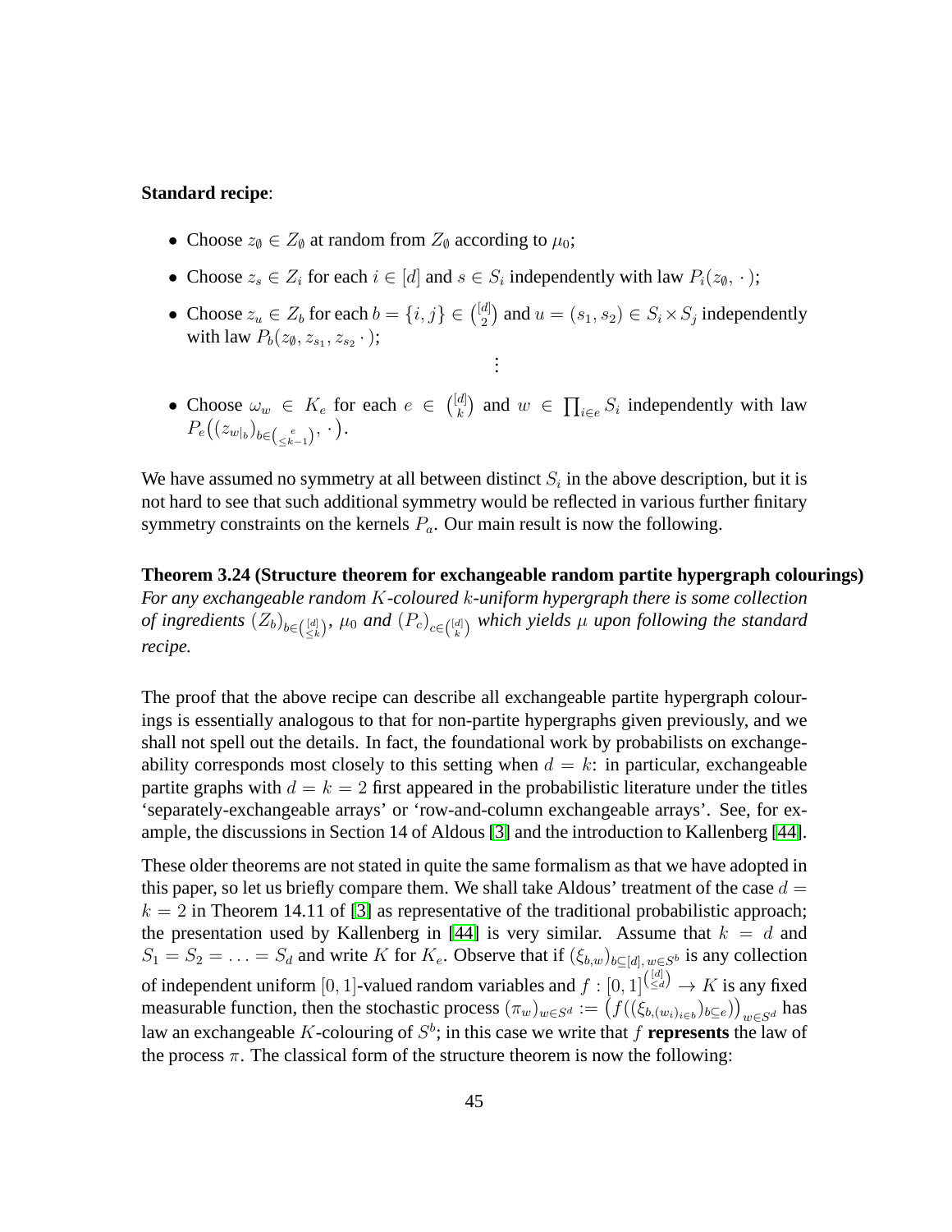**Standard recipe**:

- Choose $z_\emptyset \in Z_\emptyset$ at random from $Z_\emptyset$ according to $\mu_0$;
- Choose $z_s \in Z_i$ for each $i \in [d]$ and $s \in S_i$ independently with law $P_i(z_\emptyset, \cdot)$;
- Choose $z_u \in Z_b$ for each $b = \{i,j\} \in \binom{[d]}{2}$ and $u = (s_1, s_2) \in S_i \times S_j$ independently with law $P_b(z_\emptyset, z_{s_1}, z_{s_2} \cdot)$;

$$\vdots$$

- Choose $\omega_w \in K_e$ for each $e \in \binom{[d]}{k}$ and $w \in \prod_{i \in e} S_i$ independently with law $P_e\big((z_{w|_b})_{b \in \binom{e}{\le k-1}}, \cdot\big)$.

We have assumed no symmetry at all between distinct $S_i$ in the above description, but it is not hard to see that such additional symmetry would be reflected in various further finitary symmetry constraints on the kernels $P_a$. Our main result is now the following.

**Theorem 3.24 (Structure theorem for exchangeable random partite hypergraph colourings)** *For any exchangeable random $K$-coloured $k$-uniform hypergraph there is some collection of ingredients $(Z_b)_{b \in \binom{[d]}{\le k}}$, $\mu_0$ and $(P_c)_{c \in \binom{[d]}{k}}$ which yields $\mu$ upon following the standard recipe.*

The proof that the above recipe can describe all exchangeable partite hypergraph colourings is essentially analogous to that for non-partite hypergraphs given previously, and we shall not spell out the details. In fact, the foundational work by probabilists on exchangeability corresponds most closely to this setting when $d = k$: in particular, exchangeable partite graphs with $d = k = 2$ first appeared in the probabilistic literature under the titles 'separately-exchangeable arrays' or 'row-and-column exchangeable arrays'. See, for example, the discussions in Section 14 of Aldous [3] and the introduction to Kallenberg [44].

These older theorems are not stated in quite the same formalism as that we have adopted in this paper, so let us briefly compare them. We shall take Aldous' treatment of the case $d = k = 2$ in Theorem 14.11 of [3] as representative of the traditional probabilistic approach; the presentation used by Kallenberg in [44] is very similar. Assume that $k = d$ and $S_1 = S_2 = \ldots = S_d$ and write $K$ for $K_e$. Observe that if $(\xi_{b,w})_{b \subseteq [d],\, w \in S^b}$ is any collection of independent uniform $[0,1]$-valued random variables and $f : [0,1]^{\binom{[d]}{\le d}} \to K$ is any fixed measurable function, then the stochastic process $(\pi_w)_{w \in S^d} := \big(f((\xi_{b,(w_i)_{i \in b}})_{b \subseteq e})\big)_{w \in S^d}$ has law an exchangeable $K$-colouring of $S^b$; in this case we write that $f$ **represents** the law of the process $\pi$. The classical form of the structure theorem is now the following: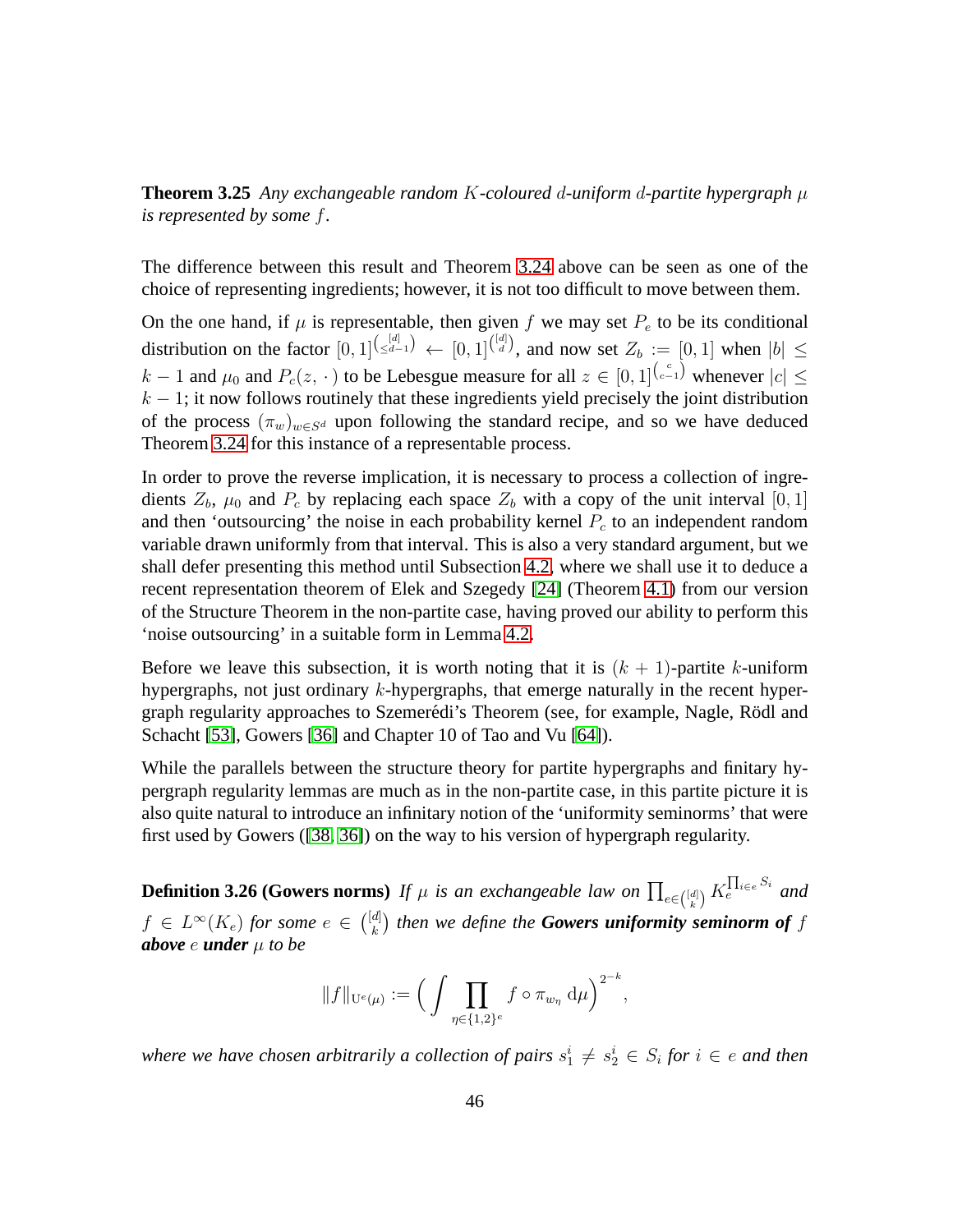**Theorem 3.25** *Any exchangeable random $K$-coloured $d$-uniform $d$-partite hypergraph $\mu$ is represented by some $f$.*

The difference between this result and Theorem 3.24 above can be seen as one of the choice of representing ingredients; however, it is not too difficult to move between them.

On the one hand, if $\mu$ is representable, then given $f$ we may set $P_e$ to be its conditional distribution on the factor $[0,1]^{\binom{[d]}{\leq d-1}} \leftarrow [0,1]^{\binom{[d]}{d}}$, and now set $Z_b := [0,1]$ when $|b| \leq k-1$ and $\mu_0$ and $P_c(z,\,\cdot\,)$ to be Lebesgue measure for all $z \in [0,1]^{\binom{c}{c-1}}$ whenever $|c| \leq k-1$; it now follows routinely that these ingredients yield precisely the joint distribution of the process $(\pi_w)_{w \in S^d}$ upon following the standard recipe, and so we have deduced Theorem 3.24 for this instance of a representable process.

In order to prove the reverse implication, it is necessary to process a collection of ingredients $Z_b$, $\mu_0$ and $P_c$ by replacing each space $Z_b$ with a copy of the unit interval $[0,1]$ and then 'outsourcing' the noise in each probability kernel $P_c$ to an independent random variable drawn uniformly from that interval. This is also a very standard argument, but we shall defer presenting this method until Subsection 4.2, where we shall use it to deduce a recent representation theorem of Elek and Szegedy [24] (Theorem 4.1) from our version of the Structure Theorem in the non-partite case, having proved our ability to perform this 'noise outsourcing' in a suitable form in Lemma 4.2.

Before we leave this subsection, it is worth noting that it is $(k+1)$-partite $k$-uniform hypergraphs, not just ordinary $k$-hypergraphs, that emerge naturally in the recent hypergraph regularity approaches to Szemerédi's Theorem (see, for example, Nagle, Rödl and Schacht [53], Gowers [36] and Chapter 10 of Tao and Vu [64]).

While the parallels between the structure theory for partite hypergraphs and finitary hypergraph regularity lemmas are much as in the non-partite case, in this partite picture it is also quite natural to introduce an infinitary notion of the 'uniformity seminorms' that were first used by Gowers ([38, 36]) on the way to his version of hypergraph regularity.

**Definition 3.26 (Gowers norms)** *If $\mu$ is an exchangeable law on $\prod_{e \in \binom{[d]}{k}} K_e^{\prod_{i \in e} S_i}$ and $f \in L^\infty(K_e)$ for some $e \in \binom{[d]}{k}$ then we define the* ***Gowers uniformity seminorm of*** *$f$* ***above*** *$e$* ***under*** *$\mu$ to be*

$$\|f\|_{\mathrm{U}^e(\mu)} := \Big(\int \prod_{\eta \in \{1,2\}^e} f \circ \pi_{w_\eta}\,\mathrm{d}\mu\Big)^{2^{-k}},$$

*where we have chosen arbitrarily a collection of pairs $s_1^i \neq s_2^i \in S_i$ for $i \in e$ and then*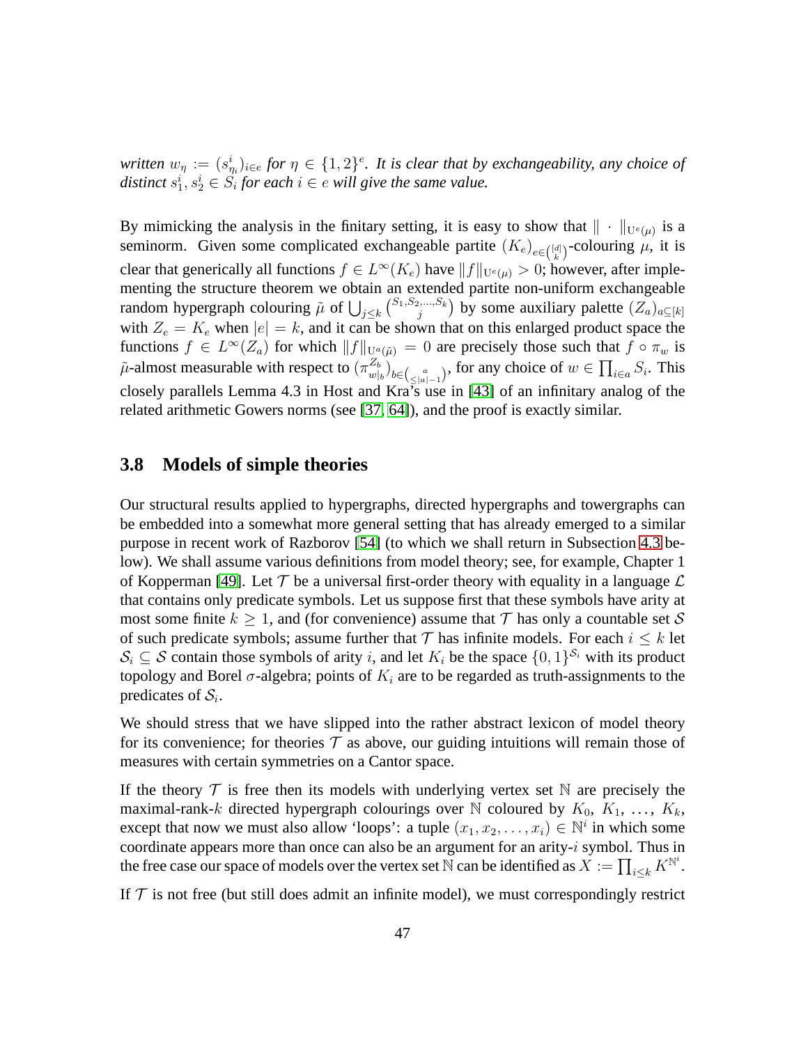*written $w_\eta := (s^i_{\eta_i})_{i\in e}$ for $\eta \in \{1,2\}^e$. It is clear that by exchangeability, any choice of distinct $s^i_1, s^i_2 \in S_i$ for each $i \in e$ will give the same value.*

By mimicking the analysis in the finitary setting, it is easy to show that $\|\cdot\|_{\mathrm{U}^e(\mu)}$ is a seminorm. Given some complicated exchangeable partite $(K_e)_{e\in\binom{[d]}{k}}$-colouring $\mu$, it is clear that generically all functions $f \in L^\infty(K_e)$ have $\|f\|_{\mathrm{U}^e(\mu)} > 0$; however, after implementing the structure theorem we obtain an extended partite non-uniform exchangeable random hypergraph colouring $\tilde{\mu}$ of $\bigcup_{j\leq k}\binom{S_1,S_2,\ldots,S_k}{j}$ by some auxiliary palette $(Z_a)_{a\subseteq[k]}$ with $Z_e = K_e$ when $|e| = k$, and it can be shown that on this enlarged product space the functions $f \in L^\infty(Z_a)$ for which $\|f\|_{\mathrm{U}^a(\tilde{\mu})} = 0$ are precisely those such that $f \circ \pi_w$ is $\tilde{\mu}$-almost measurable with respect to $(\pi^{Z_b}_{w|_b})_{b\in\binom{a}{\leq|a|-1}}$, for any choice of $w \in \prod_{i\in a} S_i$. This closely parallels Lemma 4.3 in Host and Kra's use in [43] of an infinitary analog of the related arithmetic Gowers norms (see [37, 64]), and the proof is exactly similar.

### 3.8 Models of simple theories

Our structural results applied to hypergraphs, directed hypergraphs and towergraphs can be embedded into a somewhat more general setting that has already emerged to a similar purpose in recent work of Razborov [54] (to which we shall return in Subsection 4.3 below). We shall assume various definitions from model theory; see, for example, Chapter 1 of Kopperman [49]. Let $\mathcal{T}$ be a universal first-order theory with equality in a language $\mathcal{L}$ that contains only predicate symbols. Let us suppose first that these symbols have arity at most some finite $k \geq 1$, and (for convenience) assume that $\mathcal{T}$ has only a countable set $\mathcal{S}$ of such predicate symbols; assume further that $\mathcal{T}$ has infinite models. For each $i \leq k$ let $\mathcal{S}_i \subseteq \mathcal{S}$ contain those symbols of arity $i$, and let $K_i$ be the space $\{0,1\}^{\mathcal{S}_i}$ with its product topology and Borel $\sigma$-algebra; points of $K_i$ are to be regarded as truth-assignments to the predicates of $\mathcal{S}_i$.

We should stress that we have slipped into the rather abstract lexicon of model theory for its convenience; for theories $\mathcal{T}$ as above, our guiding intuitions will remain those of measures with certain symmetries on a Cantor space.

If the theory $\mathcal{T}$ is free then its models with underlying vertex set $\mathbb{N}$ are precisely the maximal-rank-$k$ directed hypergraph colourings over $\mathbb{N}$ coloured by $K_0, K_1, \ldots, K_k$, except that now we must also allow 'loops': a tuple $(x_1, x_2, \ldots, x_i) \in \mathbb{N}^i$ in which some coordinate appears more than once can also be an argument for an arity-$i$ symbol. Thus in the free case our space of models over the vertex set $\mathbb{N}$ can be identified as $X := \prod_{i\leq k} K^{\mathbb{N}^i}$.

If $\mathcal{T}$ is not free (but still does admit an infinite model), we must correspondingly restrict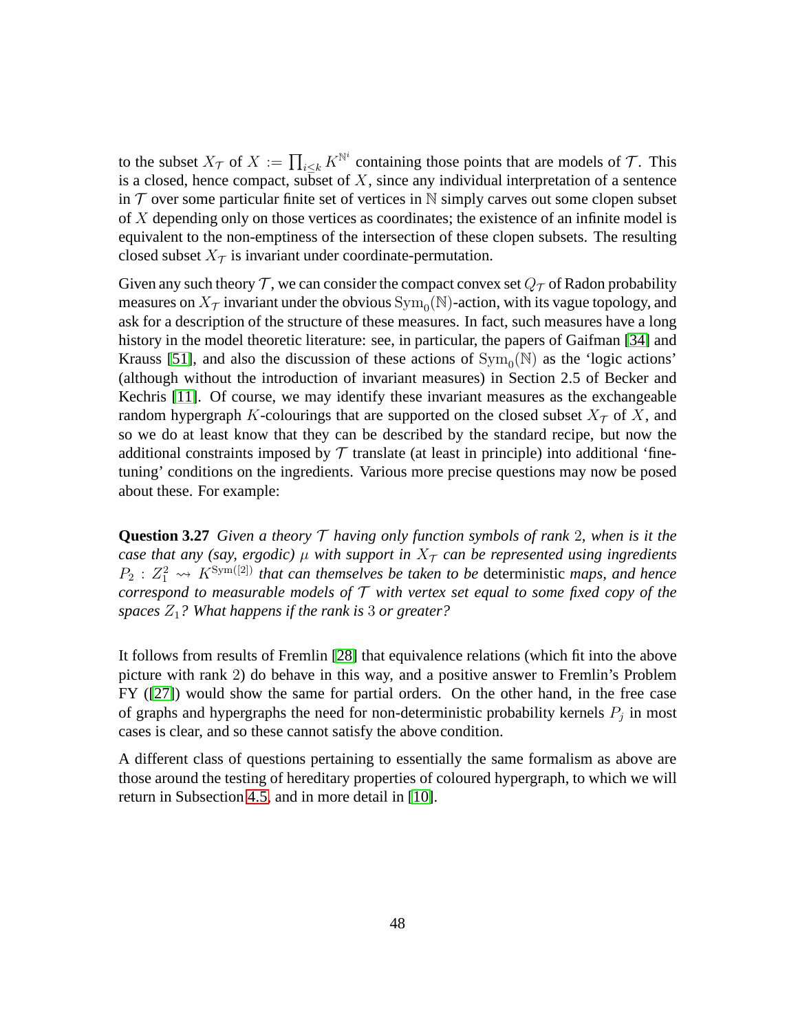to the subset $X_{\mathcal{T}}$ of $X := \prod_{i \leq k} K^{\mathbb{N}^i}$ containing those points that are models of $\mathcal{T}$. This is a closed, hence compact, subset of $X$, since any individual interpretation of a sentence in $\mathcal{T}$ over some particular finite set of vertices in $\mathbb{N}$ simply carves out some clopen subset of $X$ depending only on those vertices as coordinates; the existence of an infinite model is equivalent to the non-emptiness of the intersection of these clopen subsets. The resulting closed subset $X_{\mathcal{T}}$ is invariant under coordinate-permutation.

Given any such theory $\mathcal{T}$, we can consider the compact convex set $Q_{\mathcal{T}}$ of Radon probability measures on $X_{\mathcal{T}}$ invariant under the obvious $\mathrm{Sym}_0(\mathbb{N})$-action, with its vague topology, and ask for a description of the structure of these measures. In fact, such measures have a long history in the model theoretic literature: see, in particular, the papers of Gaifman [34] and Krauss [51], and also the discussion of these actions of $\mathrm{Sym}_0(\mathbb{N})$ as the 'logic actions' (although without the introduction of invariant measures) in Section 2.5 of Becker and Kechris [11]. Of course, we may identify these invariant measures as the exchangeable random hypergraph $K$-colourings that are supported on the closed subset $X_{\mathcal{T}}$ of $X$, and so we do at least know that they can be described by the standard recipe, but now the additional constraints imposed by $\mathcal{T}$ translate (at least in principle) into additional 'fine-tuning' conditions on the ingredients. Various more precise questions may now be posed about these. For example:

**Question 3.27** *Given a theory $\mathcal{T}$ having only function symbols of rank 2, when is it the case that any (say, ergodic) $\mu$ with support in $X_{\mathcal{T}}$ can be represented using ingredients $P_2 : Z_1^2 \rightsquigarrow K^{\mathrm{Sym}([2])}$ that can themselves be taken to be* deterministic *maps, and hence correspond to measurable models of $\mathcal{T}$ with vertex set equal to some fixed copy of the spaces $Z_1$? What happens if the rank is 3 or greater?*

It follows from results of Fremlin [28] that equivalence relations (which fit into the above picture with rank 2) do behave in this way, and a positive answer to Fremlin's Problem FY ([27]) would show the same for partial orders. On the other hand, in the free case of graphs and hypergraphs the need for non-deterministic probability kernels $P_j$ in most cases is clear, and so these cannot satisfy the above condition.

A different class of questions pertaining to essentially the same formalism as above are those around the testing of hereditary properties of coloured hypergraph, to which we will return in Subsection 4.5, and in more detail in [10].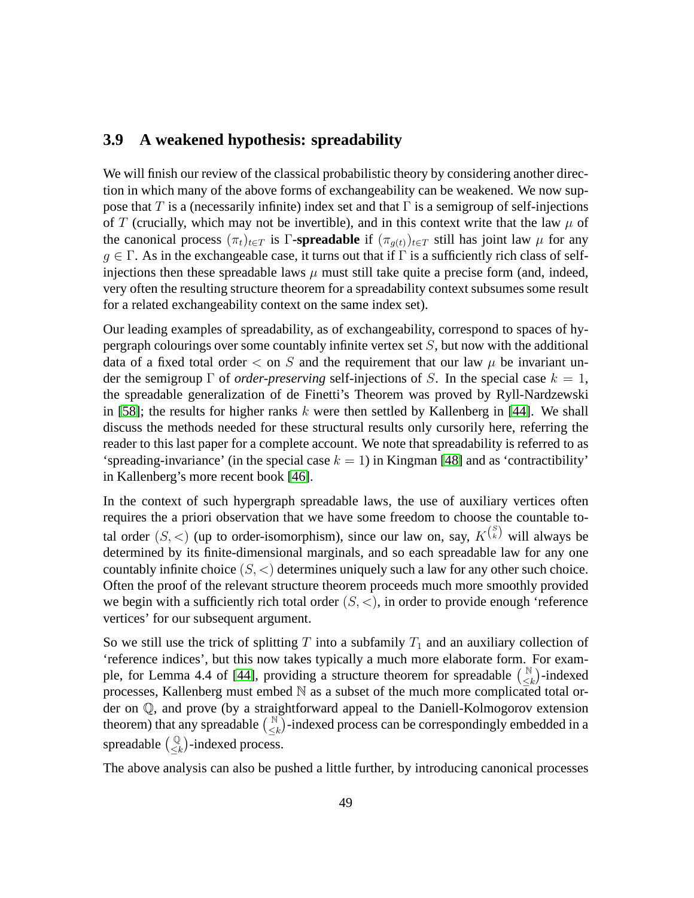### 3.9 A weakened hypothesis: spreadability

We will finish our review of the classical probabilistic theory by considering another direction in which many of the above forms of exchangeability can be weakened. We now suppose that $T$ is a (necessarily infinite) index set and that $\Gamma$ is a semigroup of self-injections of $T$ (crucially, which may not be invertible), and in this context write that the law $\mu$ of the canonical process $(\pi_t)_{t\in T}$ is $\Gamma$-**spreadable** if $(\pi_{g(t)})_{t\in T}$ still has joint law $\mu$ for any $g \in \Gamma$. As in the exchangeable case, it turns out that if $\Gamma$ is a sufficiently rich class of self-injections then these spreadable laws $\mu$ must still take quite a precise form (and, indeed, very often the resulting structure theorem for a spreadability context subsumes some result for a related exchangeability context on the same index set).

Our leading examples of spreadability, as of exchangeability, correspond to spaces of hypergraph colourings over some countably infinite vertex set $S$, but now with the additional data of a fixed total order $<$ on $S$ and the requirement that our law $\mu$ be invariant under the semigroup $\Gamma$ of *order-preserving* self-injections of $S$. In the special case $k = 1$, the spreadable generalization of de Finetti's Theorem was proved by Ryll-Nardzewski in [58]; the results for higher ranks $k$ were then settled by Kallenberg in [44]. We shall discuss the methods needed for these structural results only cursorily here, referring the reader to this last paper for a complete account. We note that spreadability is referred to as 'spreading-invariance' (in the special case $k = 1$) in Kingman [48] and as 'contractibility' in Kallenberg's more recent book [46].

In the context of such hypergraph spreadable laws, the use of auxiliary vertices often requires the a priori observation that we have some freedom to choose the countable total order $(S, <)$ (up to order-isomorphism), since our law on, say, $K^{\binom{S}{k}}$ will always be determined by its finite-dimensional marginals, and so each spreadable law for any one countably infinite choice $(S, <)$ determines uniquely such a law for any other such choice. Often the proof of the relevant structure theorem proceeds much more smoothly provided we begin with a sufficiently rich total order $(S, <)$, in order to provide enough 'reference vertices' for our subsequent argument.

So we still use the trick of splitting $T$ into a subfamily $T_1$ and an auxiliary collection of 'reference indices', but this now takes typically a much more elaborate form. For example, for Lemma 4.4 of [44], providing a structure theorem for spreadable $\binom{\mathbb{N}}{\leq k}$-indexed processes, Kallenberg must embed $\mathbb{N}$ as a subset of the much more complicated total order on $\mathbb{Q}$, and prove (by a straightforward appeal to the Daniell-Kolmogorov extension theorem) that any spreadable $\binom{\mathbb{N}}{\leq k}$-indexed process can be correspondingly embedded in a spreadable $\binom{\mathbb{Q}}{\leq k}$-indexed process.

The above analysis can also be pushed a little further, by introducing canonical processes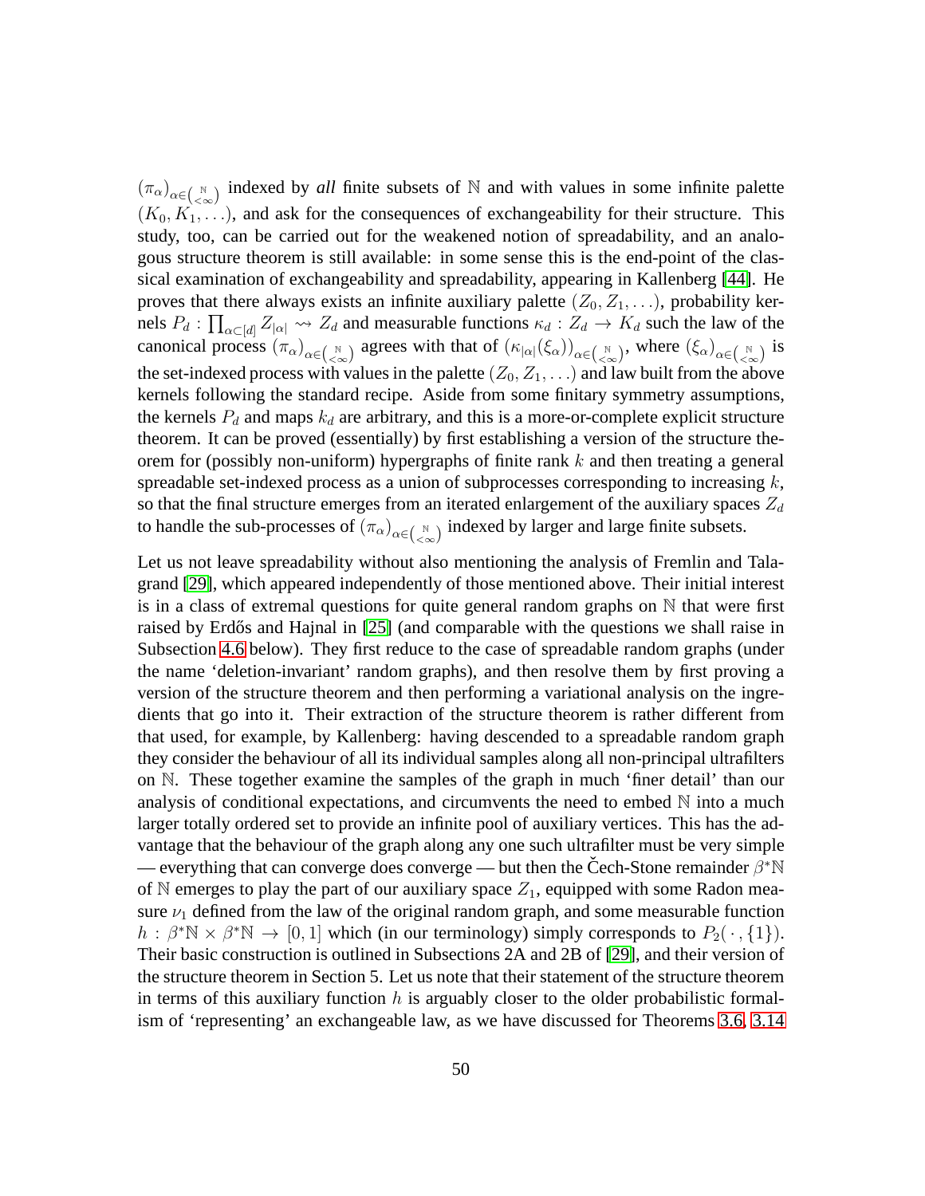$(\pi_\alpha)_{\alpha\in\binom{\mathbb{N}}{<\infty}}$ indexed by *all* finite subsets of $\mathbb{N}$ and with values in some infinite palette $(K_0, K_1, \ldots)$, and ask for the consequences of exchangeability for their structure. This study, too, can be carried out for the weakened notion of spreadability, and an analogous structure theorem is still available: in some sense this is the end-point of the classical examination of exchangeability and spreadability, appearing in Kallenberg [44]. He proves that there always exists an infinite auxiliary palette $(Z_0, Z_1, \ldots)$, probability kernels $P_d : \prod_{\alpha\subset[d]} Z_{|\alpha|} \rightsquigarrow Z_d$ and measurable functions $\kappa_d : Z_d \to K_d$ such the law of the canonical process $(\pi_\alpha)_{\alpha\in\binom{\mathbb{N}}{<\infty}}$ agrees with that of $(\kappa_{|\alpha|}(\xi_\alpha))_{\alpha\in\binom{\mathbb{N}}{<\infty}}$, where $(\xi_\alpha)_{\alpha\in\binom{\mathbb{N}}{<\infty}}$ is the set-indexed process with values in the palette $(Z_0, Z_1, \ldots)$ and law built from the above kernels following the standard recipe. Aside from some finitary symmetry assumptions, the kernels $P_d$ and maps $k_d$ are arbitrary, and this is a more-or-complete explicit structure theorem. It can be proved (essentially) by first establishing a version of the structure theorem for (possibly non-uniform) hypergraphs of finite rank $k$ and then treating a general spreadable set-indexed process as a union of subprocesses corresponding to increasing $k$, so that the final structure emerges from an iterated enlargement of the auxiliary spaces $Z_d$ to handle the sub-processes of $(\pi_\alpha)_{\alpha\in\binom{\mathbb{N}}{<\infty}}$ indexed by larger and large finite subsets.

Let us not leave spreadability without also mentioning the analysis of Fremlin and Talagrand [29], which appeared independently of those mentioned above. Their initial interest is in a class of extremal questions for quite general random graphs on $\mathbb{N}$ that were first raised by Erdős and Hajnal in [25] (and comparable with the questions we shall raise in Subsection 4.6 below). They first reduce to the case of spreadable random graphs (under the name 'deletion-invariant' random graphs), and then resolve them by first proving a version of the structure theorem and then performing a variational analysis on the ingredients that go into it. Their extraction of the structure theorem is rather different from that used, for example, by Kallenberg: having descended to a spreadable random graph they consider the behaviour of all its individual samples along all non-principal ultrafilters on $\mathbb{N}$. These together examine the samples of the graph in much 'finer detail' than our analysis of conditional expectations, and circumvents the need to embed $\mathbb{N}$ into a much larger totally ordered set to provide an infinite pool of auxiliary vertices. This has the advantage that the behaviour of the graph along any one such ultrafilter must be very simple — everything that can converge does converge — but then the Čech-Stone remainder $\beta^*\mathbb{N}$ of $\mathbb{N}$ emerges to play the part of our auxiliary space $Z_1$, equipped with some Radon measure $\nu_1$ defined from the law of the original random graph, and some measurable function $h : \beta^*\mathbb{N} \times \beta^*\mathbb{N} \to [0, 1]$ which (in our terminology) simply corresponds to $P_2(\,\cdot\,, \{1\})$. Their basic construction is outlined in Subsections 2A and 2B of [29], and their version of the structure theorem in Section 5. Let us note that their statement of the structure theorem in terms of this auxiliary function $h$ is arguably closer to the older probabilistic formalism of 'representing' an exchangeable law, as we have discussed for Theorems 3.6, 3.14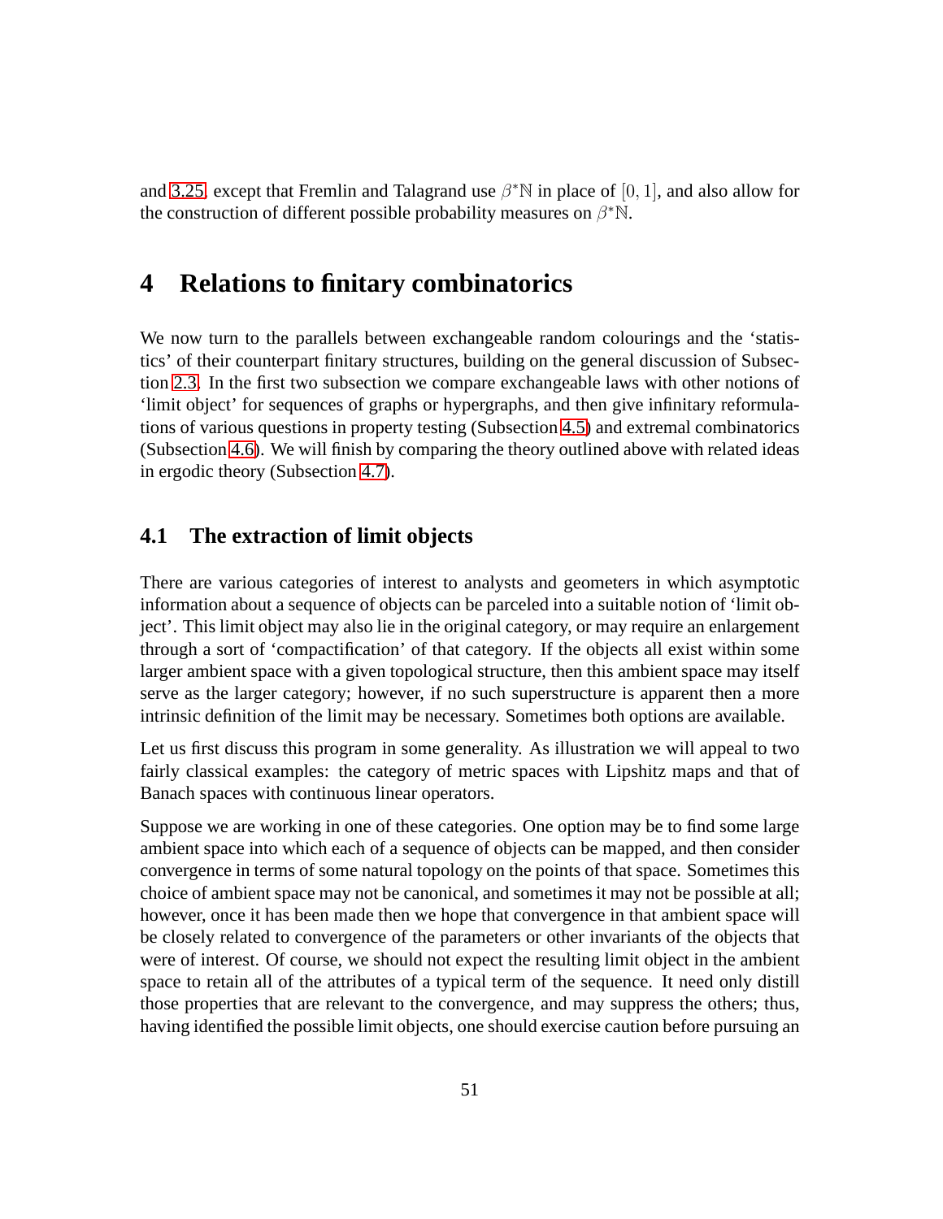and 3.25, except that Fremlin and Talagrand use $\beta^*\mathbb{N}$ in place of $[0,1]$, and also allow for the construction of different possible probability measures on $\beta^*\mathbb{N}$.

# 4 Relations to finitary combinatorics

We now turn to the parallels between exchangeable random colourings and the 'statistics' of their counterpart finitary structures, building on the general discussion of Subsection 2.3. In the first two subsection we compare exchangeable laws with other notions of 'limit object' for sequences of graphs or hypergraphs, and then give infinitary reformulations of various questions in property testing (Subsection 4.5) and extremal combinatorics (Subsection 4.6). We will finish by comparing the theory outlined above with related ideas in ergodic theory (Subsection 4.7).

## 4.1 The extraction of limit objects

There are various categories of interest to analysts and geometers in which asymptotic information about a sequence of objects can be parceled into a suitable notion of 'limit object'. This limit object may also lie in the original category, or may require an enlargement through a sort of 'compactification' of that category. If the objects all exist within some larger ambient space with a given topological structure, then this ambient space may itself serve as the larger category; however, if no such superstructure is apparent then a more intrinsic definition of the limit may be necessary. Sometimes both options are available.

Let us first discuss this program in some generality. As illustration we will appeal to two fairly classical examples: the category of metric spaces with Lipshitz maps and that of Banach spaces with continuous linear operators.

Suppose we are working in one of these categories. One option may be to find some large ambient space into which each of a sequence of objects can be mapped, and then consider convergence in terms of some natural topology on the points of that space. Sometimes this choice of ambient space may not be canonical, and sometimes it may not be possible at all; however, once it has been made then we hope that convergence in that ambient space will be closely related to convergence of the parameters or other invariants of the objects that were of interest. Of course, we should not expect the resulting limit object in the ambient space to retain all of the attributes of a typical term of the sequence. It need only distill those properties that are relevant to the convergence, and may suppress the others; thus, having identified the possible limit objects, one should exercise caution before pursuing an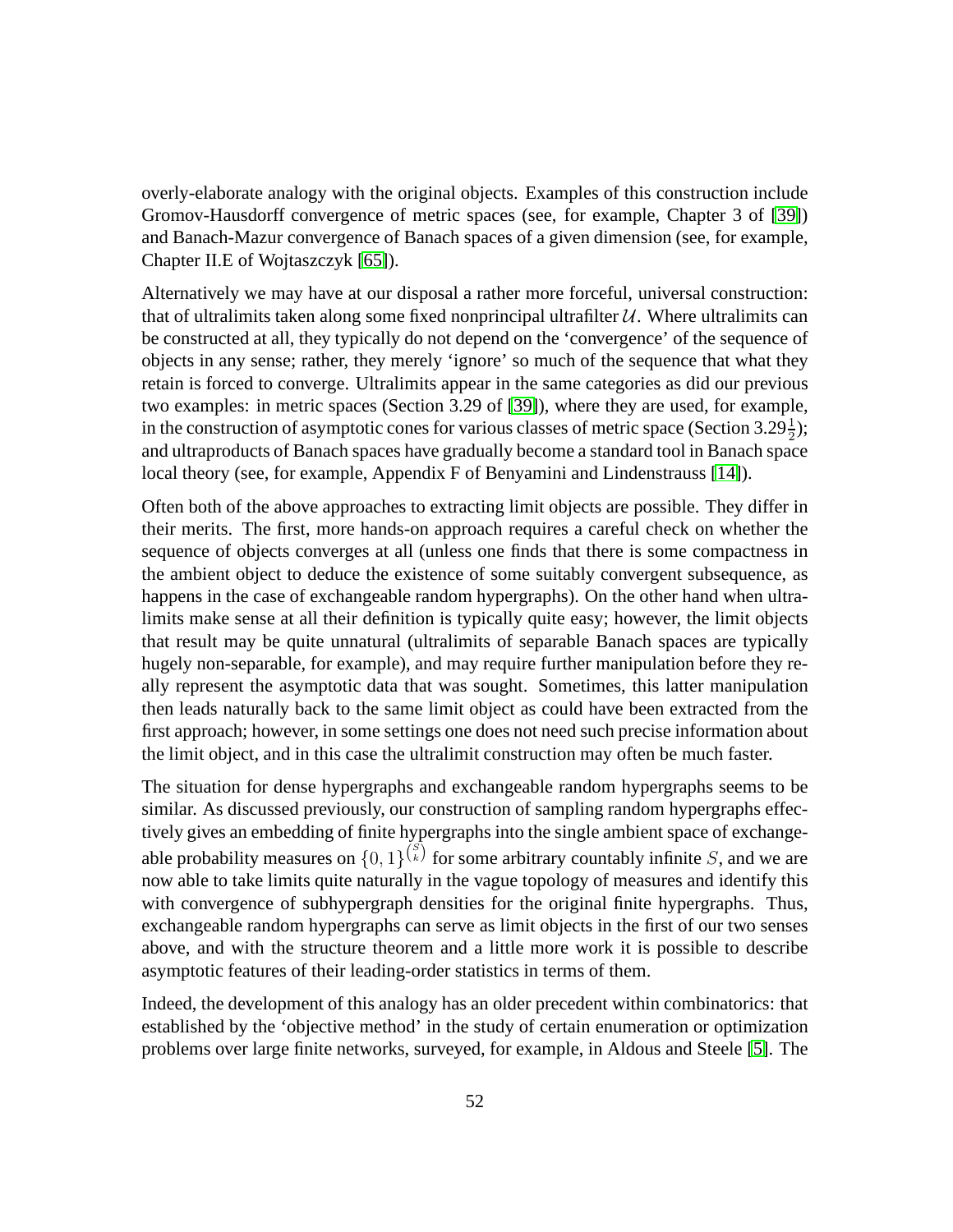overly-elaborate analogy with the original objects. Examples of this construction include Gromov-Hausdorff convergence of metric spaces (see, for example, Chapter 3 of [39]) and Banach-Mazur convergence of Banach spaces of a given dimension (see, for example, Chapter II.E of Wojtaszczyk [65]).

Alternatively we may have at our disposal a rather more forceful, universal construction: that of ultralimits taken along some fixed nonprincipal ultrafilter $\mathcal{U}$. Where ultralimits can be constructed at all, they typically do not depend on the 'convergence' of the sequence of objects in any sense; rather, they merely 'ignore' so much of the sequence that what they retain is forced to converge. Ultralimits appear in the same categories as did our previous two examples: in metric spaces (Section 3.29 of [39]), where they are used, for example, in the construction of asymptotic cones for various classes of metric space (Section $3.29\frac{1}{2}$); and ultraproducts of Banach spaces have gradually become a standard tool in Banach space local theory (see, for example, Appendix F of Benyamini and Lindenstrauss [14]).

Often both of the above approaches to extracting limit objects are possible. They differ in their merits. The first, more hands-on approach requires a careful check on whether the sequence of objects converges at all (unless one finds that there is some compactness in the ambient object to deduce the existence of some suitably convergent subsequence, as happens in the case of exchangeable random hypergraphs). On the other hand when ultralimits make sense at all their definition is typically quite easy; however, the limit objects that result may be quite unnatural (ultralimits of separable Banach spaces are typically hugely non-separable, for example), and may require further manipulation before they really represent the asymptotic data that was sought. Sometimes, this latter manipulation then leads naturally back to the same limit object as could have been extracted from the first approach; however, in some settings one does not need such precise information about the limit object, and in this case the ultralimit construction may often be much faster.

The situation for dense hypergraphs and exchangeable random hypergraphs seems to be similar. As discussed previously, our construction of sampling random hypergraphs effectively gives an embedding of finite hypergraphs into the single ambient space of exchangeable probability measures on $\{0,1\}^{\binom{S}{k}}$ for some arbitrary countably infinite $S$, and we are now able to take limits quite naturally in the vague topology of measures and identify this with convergence of subhypergraph densities for the original finite hypergraphs. Thus, exchangeable random hypergraphs can serve as limit objects in the first of our two senses above, and with the structure theorem and a little more work it is possible to describe asymptotic features of their leading-order statistics in terms of them.

Indeed, the development of this analogy has an older precedent within combinatorics: that established by the 'objective method' in the study of certain enumeration or optimization problems over large finite networks, surveyed, for example, in Aldous and Steele [5]. The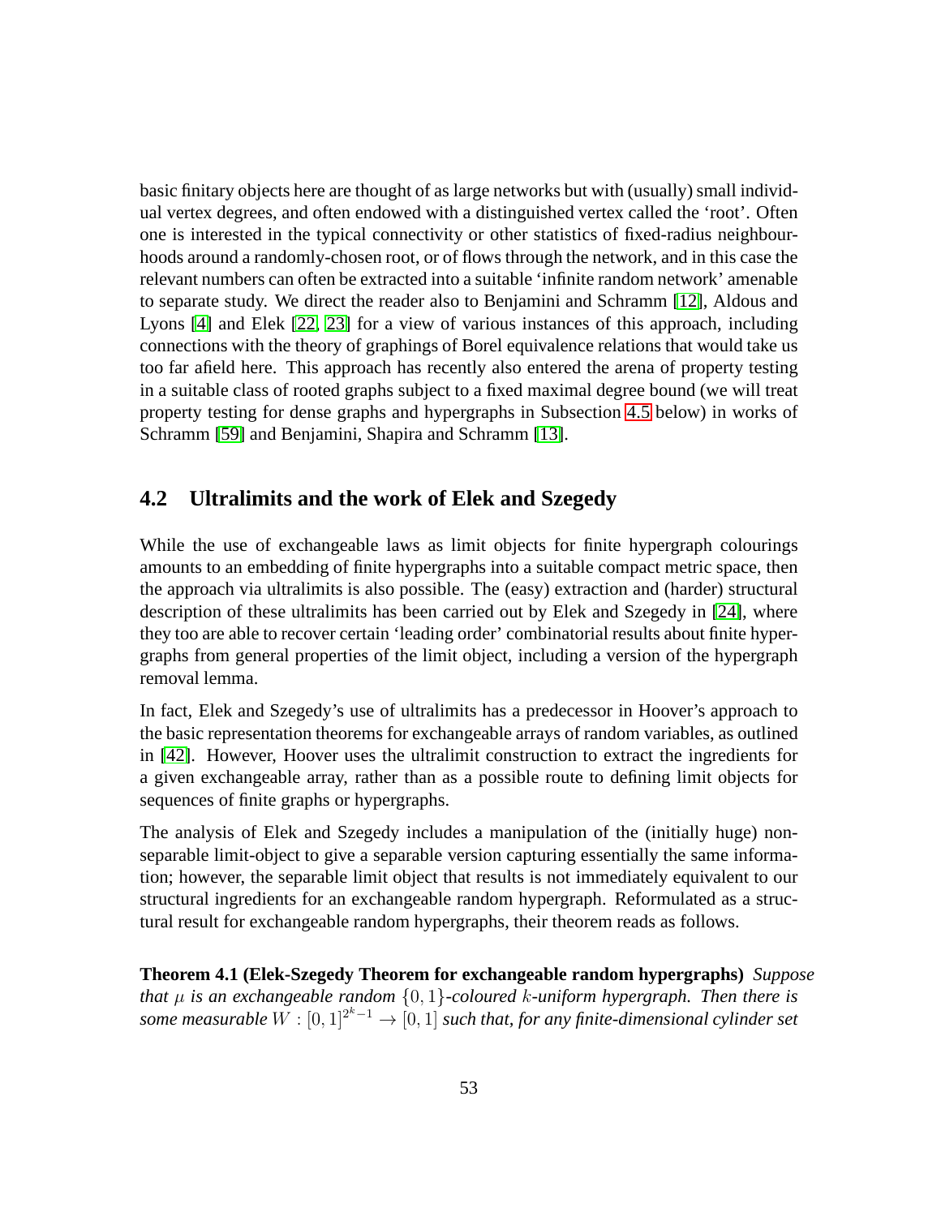basic finitary objects here are thought of as large networks but with (usually) small individual vertex degrees, and often endowed with a distinguished vertex called the 'root'. Often one is interested in the typical connectivity or other statistics of fixed-radius neighbourhoods around a randomly-chosen root, or of flows through the network, and in this case the relevant numbers can often be extracted into a suitable 'infinite random network' amenable to separate study. We direct the reader also to Benjamini and Schramm [12], Aldous and Lyons [4] and Elek [22, 23] for a view of various instances of this approach, including connections with the theory of graphings of Borel equivalence relations that would take us too far afield here. This approach has recently also entered the arena of property testing in a suitable class of rooted graphs subject to a fixed maximal degree bound (we will treat property testing for dense graphs and hypergraphs in Subsection 4.5 below) in works of Schramm [59] and Benjamini, Shapira and Schramm [13].

## 4.2 Ultralimits and the work of Elek and Szegedy

While the use of exchangeable laws as limit objects for finite hypergraph colourings amounts to an embedding of finite hypergraphs into a suitable compact metric space, then the approach via ultralimits is also possible. The (easy) extraction and (harder) structural description of these ultralimits has been carried out by Elek and Szegedy in [24], where they too are able to recover certain 'leading order' combinatorial results about finite hypergraphs from general properties of the limit object, including a version of the hypergraph removal lemma.

In fact, Elek and Szegedy's use of ultralimits has a predecessor in Hoover's approach to the basic representation theorems for exchangeable arrays of random variables, as outlined in [42]. However, Hoover uses the ultralimit construction to extract the ingredients for a given exchangeable array, rather than as a possible route to defining limit objects for sequences of finite graphs or hypergraphs.

The analysis of Elek and Szegedy includes a manipulation of the (initially huge) non-separable limit-object to give a separable version capturing essentially the same information; however, the separable limit object that results is not immediately equivalent to our structural ingredients for an exchangeable random hypergraph. Reformulated as a structural result for exchangeable random hypergraphs, their theorem reads as follows.

**Theorem 4.1 (Elek-Szegedy Theorem for exchangeable random hypergraphs)** *Suppose that $\mu$ is an exchangeable random $\{0,1\}$-coloured $k$-uniform hypergraph. Then there is some measurable $W : [0,1]^{2^k-1} \to [0,1]$ such that, for any finite-dimensional cylinder set*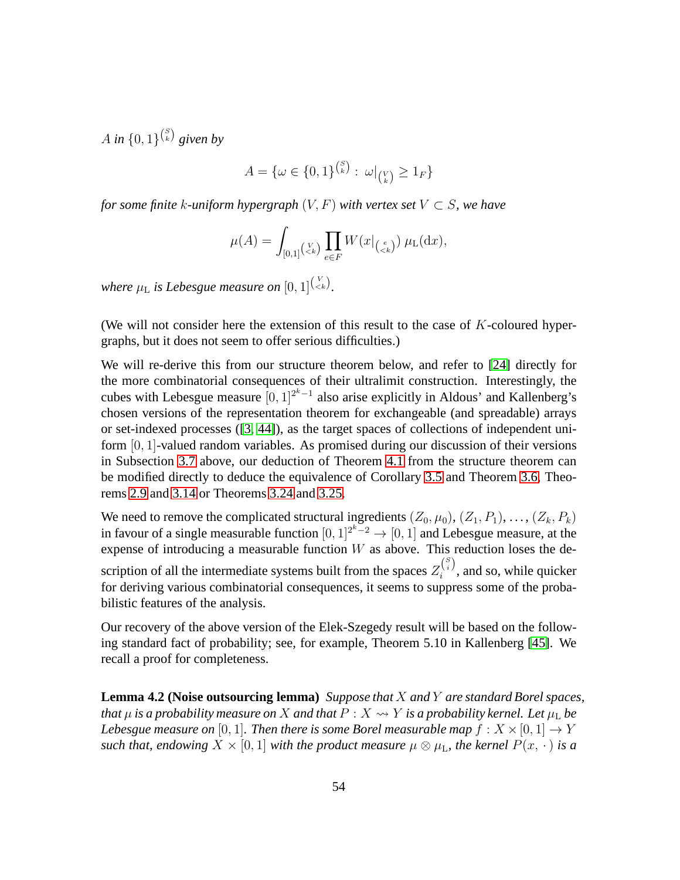*$A$ in $\{0,1\}^{\binom{S}{k}}$ given by*

$$A = \{\omega \in \{0,1\}^{\binom{S}{k}} : \omega|_{\binom{V}{k}} \geq 1_F\}$$

*for some finite $k$-uniform hypergraph $(V,F)$ with vertex set $V \subset S$, we have*

$$\mu(A) = \int_{[0,1]^{\binom{V}{<k}}} \prod_{e\in F} W(x|_{\binom{e}{<k}})\,\mu_{\mathrm{L}}(\mathrm{d}x),$$

*where $\mu_{\mathrm{L}}$ is Lebesgue measure on $[0,1]^{\binom{V}{<k}}$.*

(We will not consider here the extension of this result to the case of $K$-coloured hypergraphs, but it does not seem to offer serious difficulties.)

We will re-derive this from our structure theorem below, and refer to [24] directly for the more combinatorial consequences of their ultralimit construction. Interestingly, the cubes with Lebesgue measure $[0,1]^{2^k-1}$ also arise explicitly in Aldous' and Kallenberg's chosen versions of the representation theorem for exchangeable (and spreadable) arrays or set-indexed processes ([3, 44]), as the target spaces of collections of independent uniform $[0,1]$-valued random variables. As promised during our discussion of their versions in Subsection 3.7 above, our deduction of Theorem 4.1 from the structure theorem can be modified directly to deduce the equivalence of Corollary 3.5 and Theorem 3.6, Theorems 2.9 and 3.14 or Theorems 3.24 and 3.25.

We need to remove the complicated structural ingredients $(Z_0,\mu_0)$, $(Z_1,P_1)$, $\dots$, $(Z_k,P_k)$ in favour of a single measurable function $[0,1]^{2^k-2} \to [0,1]$ and Lebesgue measure, at the expense of introducing a measurable function $W$ as above. This reduction loses the description of all the intermediate systems built from the spaces $Z_i^{\binom{S}{i}}$, and so, while quicker for deriving various combinatorial consequences, it seems to suppress some of the probabilistic features of the analysis.

Our recovery of the above version of the Elek-Szegedy result will be based on the following standard fact of probability; see, for example, Theorem 5.10 in Kallenberg [45]. We recall a proof for completeness.

**Lemma 4.2 (Noise outsourcing lemma)** *Suppose that $X$ and $Y$ are standard Borel spaces, that $\mu$ is a probability measure on $X$ and that $P: X \rightsquigarrow Y$ is a probability kernel. Let $\mu_{\mathrm{L}}$ be Lebesgue measure on $[0,1]$. Then there is some Borel measurable map $f: X\times[0,1]\to Y$ such that, endowing $X\times[0,1]$ with the product measure $\mu\otimes\mu_{\mathrm{L}}$, the kernel $P(x,\,\cdot\,)$ is a*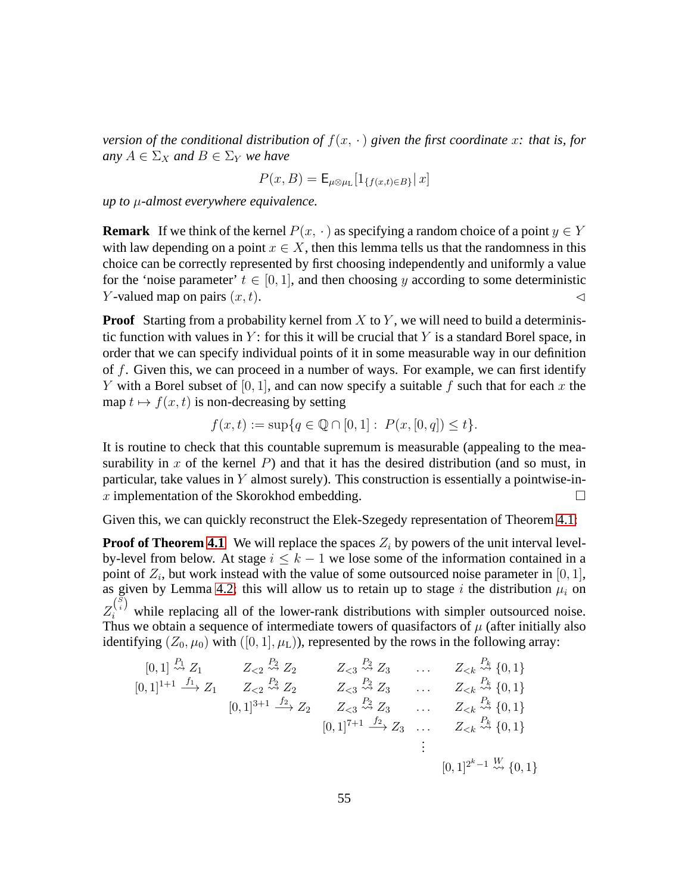*version of the conditional distribution of $f(x,\,\cdot\,)$ given the first coordinate $x$: that is, for any $A \in \Sigma_X$ and $B \in \Sigma_Y$ we have*

$$P(x, B) = \mathsf{E}_{\mu\otimes\mu_{\mathrm{L}}}[1_{\{f(x,t)\in B\}}\,|\,x]$$

*up to $\mu$-almost everywhere equivalence.*

**Remark** If we think of the kernel $P(x,\,\cdot\,)$ as specifying a random choice of a point $y \in Y$ with law depending on a point $x \in X$, then this lemma tells us that the randomness in this choice can be correctly represented by first choosing independently and uniformly a value for the 'noise parameter' $t \in [0,1]$, and then choosing $y$ according to some deterministic $Y$-valued map on pairs $(x,t)$. $\lhd$

**Proof** Starting from a probability kernel from $X$ to $Y$, we will need to build a deterministic function with values in $Y$: for this it will be crucial that $Y$ is a standard Borel space, in order that we can specify individual points of it in some measurable way in our definition of $f$. Given this, we can proceed in a number of ways. For example, we can first identify $Y$ with a Borel subset of $[0,1]$, and can now specify a suitable $f$ such that for each $x$ the map $t \mapsto f(x,t)$ is non-decreasing by setting

$$f(x,t) := \sup\{q \in \mathbb{Q}\cap[0,1] :\ P(x,[0,q]) \le t\}.$$

It is routine to check that this countable supremum is measurable (appealing to the measurability in $x$ of the kernel $P$) and that it has the desired distribution (and so must, in particular, take values in $Y$ almost surely). This construction is essentially a pointwise-in-$x$ implementation of the Skorokhod embedding. $\square$

Given this, we can quickly reconstruct the Elek-Szegedy representation of Theorem 4.1:

**Proof of Theorem 4.1** We will replace the spaces $Z_i$ by powers of the unit interval level-by-level from below. At stage $i \le k-1$ we lose some of the information contained in a point of $Z_i$, but work instead with the value of some outsourced noise parameter in $[0,1]$, as given by Lemma 4.2: this will allow us to retain up to stage $i$ the distribution $\mu_i$ on $Z_i^{\binom{S}{i}}$ while replacing all of the lower-rank distributions with simpler outsourced noise. Thus we obtain a sequence of intermediate towers of quasifactors of $\mu$ (after initially also identifying $(Z_0,\mu_0)$ with $([0,1],\mu_{\mathrm{L}})$), represented by the rows in the following array:

$$\begin{array}{ccccc}
[0,1] \overset{P_1}{\rightsquigarrow} Z_1 & Z_{<2} \overset{P_2}{\rightsquigarrow} Z_2 & Z_{<3} \overset{P_2}{\rightsquigarrow} Z_3 & \dots & Z_{<k} \overset{P_k}{\rightsquigarrow} \{0,1\}\\
[0,1]^{1+1} \overset{f_1}{\longrightarrow} Z_1 & Z_{<2} \overset{P_2}{\rightsquigarrow} Z_2 & Z_{<3} \overset{P_2}{\rightsquigarrow} Z_3 & \dots & Z_{<k} \overset{P_k}{\rightsquigarrow} \{0,1\}\\
 & [0,1]^{3+1} \overset{f_2}{\longrightarrow} Z_2 & Z_{<3} \overset{P_2}{\rightsquigarrow} Z_3 & \dots & Z_{<k} \overset{P_k}{\rightsquigarrow} \{0,1\}\\
 & & [0,1]^{7+1} \overset{f_2}{\longrightarrow} Z_3 & \dots & Z_{<k} \overset{P_k}{\rightsquigarrow} \{0,1\}\\
 & & & \vdots & \\
 & & & & [0,1]^{2^k-1} \overset{W}{\rightsquigarrow} \{0,1\}
\end{array}$$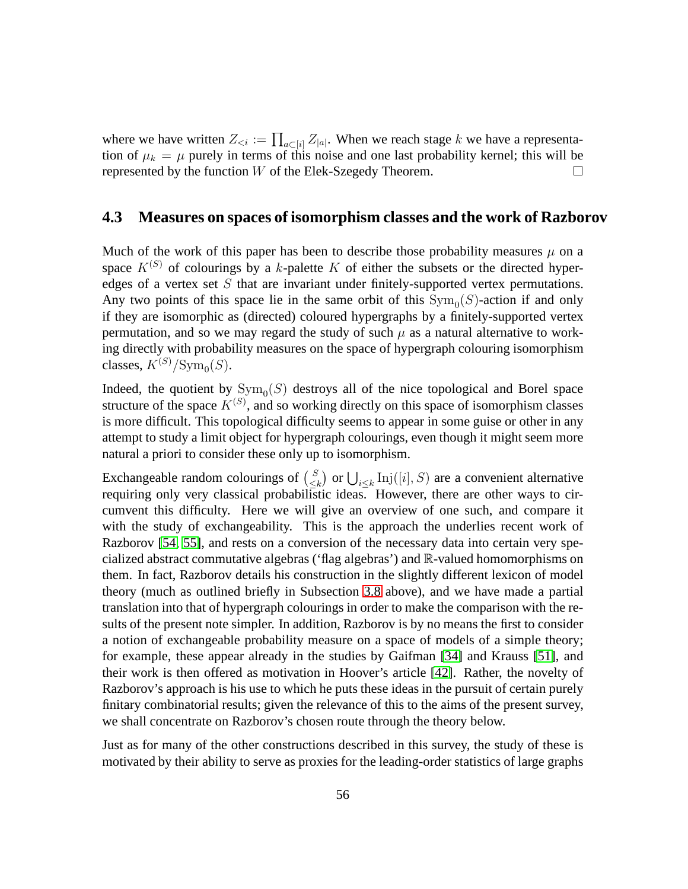where we have written $Z_{<i} := \prod_{a\subset[i]} Z_{|a|}$. When we reach stage $k$ we have a representation of $\mu_k = \mu$ purely in terms of this noise and one last probability kernel; this will be represented by the function $W$ of the Elek-Szegedy Theorem. □

### 4.3 Measures on spaces of isomorphism classes and the work of Razborov

Much of the work of this paper has been to describe those probability measures $\mu$ on a space $K^{(S)}$ of colourings by a $k$-palette $K$ of either the subsets or the directed hyperedges of a vertex set $S$ that are invariant under finitely-supported vertex permutations. Any two points of this space lie in the same orbit of this $\mathrm{Sym}_0(S)$-action if and only if they are isomorphic as (directed) coloured hypergraphs by a finitely-supported vertex permutation, and so we may regard the study of such $\mu$ as a natural alternative to working directly with probability measures on the space of hypergraph colouring isomorphism classes, $K^{(S)}/\mathrm{Sym}_0(S)$.

Indeed, the quotient by $\mathrm{Sym}_0(S)$ destroys all of the nice topological and Borel space structure of the space $K^{(S)}$, and so working directly on this space of isomorphism classes is more difficult. This topological difficulty seems to appear in some guise or other in any attempt to study a limit object for hypergraph colourings, even though it might seem more natural a priori to consider these only up to isomorphism.

Exchangeable random colourings of $\binom{S}{\leq k}$ or $\bigcup_{i\leq k}\mathrm{Inj}([i],S)$ are a convenient alternative requiring only very classical probabilistic ideas. However, there are other ways to circumvent this difficulty. Here we will give an overview of one such, and compare it with the study of exchangeability. This is the approach the underlies recent work of Razborov [54, 55], and rests on a conversion of the necessary data into certain very specialized abstract commutative algebras ('flag algebras') and $\mathbb{R}$-valued homomorphisms on them. In fact, Razborov details his construction in the slightly different lexicon of model theory (much as outlined briefly in Subsection 3.8 above), and we have made a partial translation into that of hypergraph colourings in order to make the comparison with the results of the present note simpler. In addition, Razborov is by no means the first to consider a notion of exchangeable probability measure on a space of models of a simple theory; for example, these appear already in the studies by Gaifman [34] and Krauss [51], and their work is then offered as motivation in Hoover's article [42]. Rather, the novelty of Razborov's approach is his use to which he puts these ideas in the pursuit of certain purely finitary combinatorial results; given the relevance of this to the aims of the present survey, we shall concentrate on Razborov's chosen route through the theory below.

Just as for many of the other constructions described in this survey, the study of these is motivated by their ability to serve as proxies for the leading-order statistics of large graphs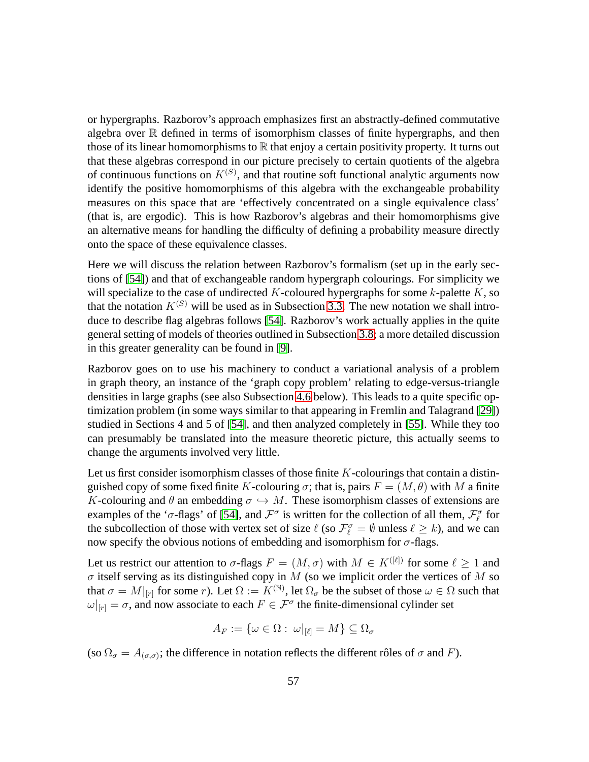or hypergraphs. Razborov's approach emphasizes first an abstractly-defined commutative algebra over $\mathbb{R}$ defined in terms of isomorphism classes of finite hypergraphs, and then those of its linear homomorphisms to $\mathbb{R}$ that enjoy a certain positivity property. It turns out that these algebras correspond in our picture precisely to certain quotients of the algebra of continuous functions on $K^{(S)}$, and that routine soft functional analytic arguments now identify the positive homomorphisms of this algebra with the exchangeable probability measures on this space that are 'effectively concentrated on a single equivalence class' (that is, are ergodic). This is how Razborov's algebras and their homomorphisms give an alternative means for handling the difficulty of defining a probability measure directly onto the space of these equivalence classes.

Here we will discuss the relation between Razborov's formalism (set up in the early sections of [54]) and that of exchangeable random hypergraph colourings. For simplicity we will specialize to the case of undirected $K$-coloured hypergraphs for some $k$-palette $K$, so that the notation $K^{(S)}$ will be used as in Subsection 3.3. The new notation we shall introduce to describe flag algebras follows [54]. Razborov's work actually applies in the quite general setting of models of theories outlined in Subsection 3.8; a more detailed discussion in this greater generality can be found in [9].

Razborov goes on to use his machinery to conduct a variational analysis of a problem in graph theory, an instance of the 'graph copy problem' relating to edge-versus-triangle densities in large graphs (see also Subsection 4.6 below). This leads to a quite specific optimization problem (in some ways similar to that appearing in Fremlin and Talagrand [29]) studied in Sections 4 and 5 of [54], and then analyzed completely in [55]. While they too can presumably be translated into the measure theoretic picture, this actually seems to change the arguments involved very little.

Let us first consider isomorphism classes of those finite $K$-colourings that contain a distinguished copy of some fixed finite $K$-colouring $\sigma$; that is, pairs $F = (M, \theta)$ with $M$ a finite $K$-colouring and $\theta$ an embedding $\sigma \hookrightarrow M$. These isomorphism classes of extensions are examples of the '$\sigma$-flags' of [54], and $\mathcal{F}^\sigma$ is written for the collection of all them, $\mathcal{F}^\sigma_\ell$ for the subcollection of those with vertex set of size $\ell$ (so $\mathcal{F}^\sigma_\ell = \emptyset$ unless $\ell \geq k$), and we can now specify the obvious notions of embedding and isomorphism for $\sigma$-flags.

Let us restrict our attention to $\sigma$-flags $F = (M, \sigma)$ with $M \in K^{([\ell])}$ for some $\ell \geq 1$ and $\sigma$ itself serving as its distinguished copy in $M$ (so we implicit order the vertices of $M$ so that $\sigma = M|_{[r]}$ for some $r$). Let $\Omega := K^{(\mathbb{N})}$, let $\Omega_\sigma$ be the subset of those $\omega \in \Omega$ such that $\omega|_{[r]} = \sigma$, and now associate to each $F \in \mathcal{F}^\sigma$ the finite-dimensional cylinder set

$$A_F := \{\omega \in \Omega : \ \omega|_{[\ell]} = M\} \subseteq \Omega_\sigma$$

(so $\Omega_\sigma = A_{(\sigma,\sigma)}$; the difference in notation reflects the different rôles of $\sigma$ and $F$).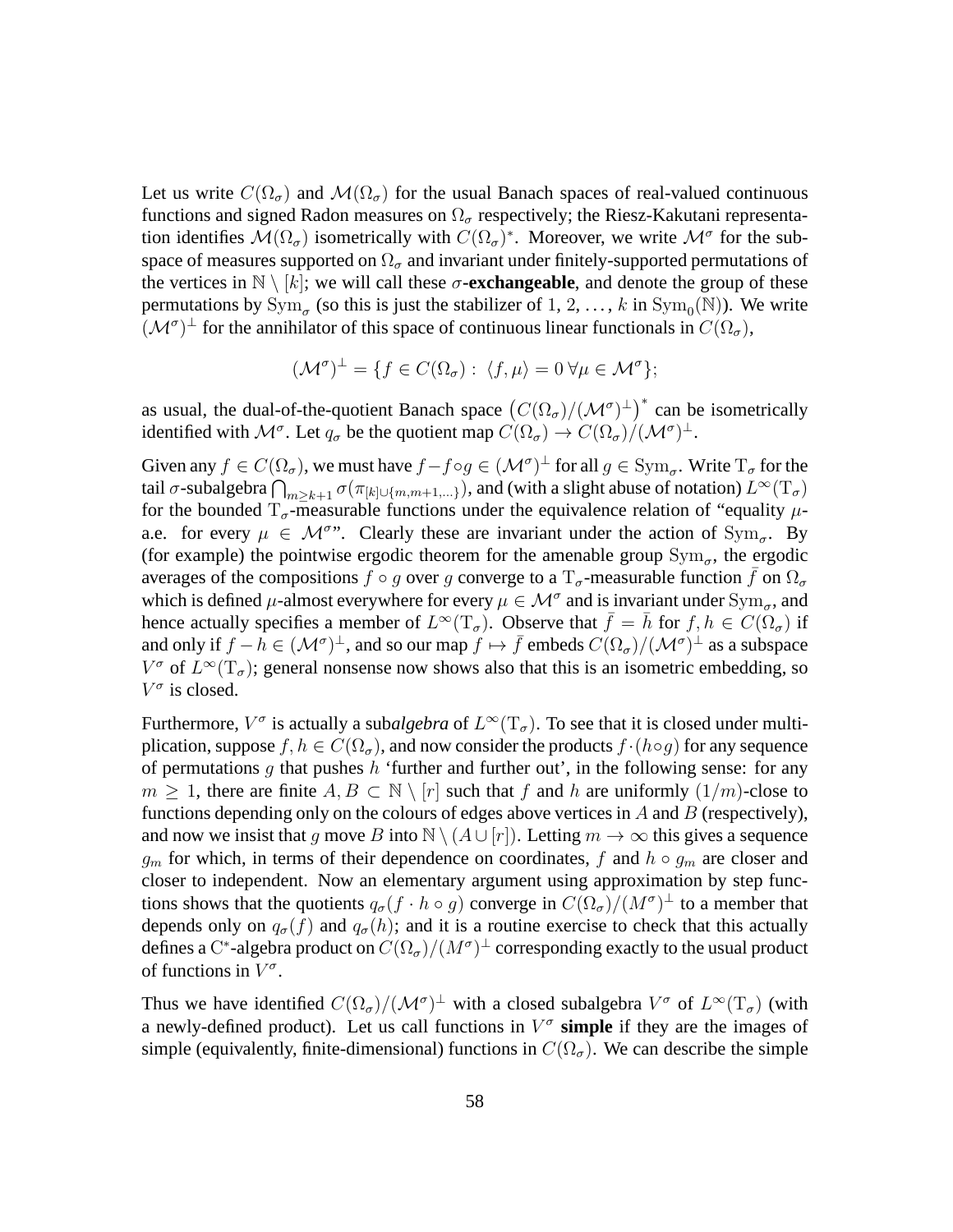Let us write $C(\Omega_\sigma)$ and $\mathcal{M}(\Omega_\sigma)$ for the usual Banach spaces of real-valued continuous functions and signed Radon measures on $\Omega_\sigma$ respectively; the Riesz-Kakutani representation identifies $\mathcal{M}(\Omega_\sigma)$ isometrically with $C(\Omega_\sigma)^*$. Moreover, we write $\mathcal{M}^\sigma$ for the subspace of measures supported on $\Omega_\sigma$ and invariant under finitely-supported permutations of the vertices in $\mathbb{N}\setminus[k]$; we will call these **$\sigma$-exchangeable**, and denote the group of these permutations by $\mathrm{Sym}_\sigma$ (so this is just the stabilizer of $1, 2, \dots, k$ in $\mathrm{Sym}_0(\mathbb{N})$). We write $(\mathcal{M}^\sigma)^\perp$ for the annihilator of this space of continuous linear functionals in $C(\Omega_\sigma)$,

$$(\mathcal{M}^\sigma)^\perp = \{f \in C(\Omega_\sigma) : \langle f, \mu\rangle = 0\ \forall \mu \in \mathcal{M}^\sigma\};$$

as usual, the dual-of-the-quotient Banach space $\big(C(\Omega_\sigma)/(\mathcal{M}^\sigma)^\perp\big)^*$ can be isometrically identified with $\mathcal{M}^\sigma$. Let $q_\sigma$ be the quotient map $C(\Omega_\sigma) \to C(\Omega_\sigma)/(\mathcal{M}^\sigma)^\perp$.

Given any $f \in C(\Omega_\sigma)$, we must have $f - f\circ g \in (\mathcal{M}^\sigma)^\perp$ for all $g \in \mathrm{Sym}_\sigma$. Write $\mathrm{T}_\sigma$ for the tail $\sigma$-subalgebra $\bigcap_{m\geq k+1}\sigma(\pi_{[k]\cup\{m,m+1,\dots\}})$, and (with a slight abuse of notation) $L^\infty(\mathrm{T}_\sigma)$ for the bounded $\mathrm{T}_\sigma$-measurable functions under the equivalence relation of "equality $\mu$-a.e. for every $\mu \in \mathcal{M}^\sigma$". Clearly these are invariant under the action of $\mathrm{Sym}_\sigma$. By (for example) the pointwise ergodic theorem for the amenable group $\mathrm{Sym}_\sigma$, the ergodic averages of the compositions $f \circ g$ over $g$ converge to a $\mathrm{T}_\sigma$-measurable function $\bar{f}$ on $\Omega_\sigma$ which is defined $\mu$-almost everywhere for every $\mu \in \mathcal{M}^\sigma$ and is invariant under $\mathrm{Sym}_\sigma$, and hence actually specifies a member of $L^\infty(\mathrm{T}_\sigma)$. Observe that $\bar{f} = \bar{h}$ for $f, h \in C(\Omega_\sigma)$ if and only if $f - h \in (\mathcal{M}^\sigma)^\perp$, and so our map $f \mapsto \bar{f}$ embeds $C(\Omega_\sigma)/(\mathcal{M}^\sigma)^\perp$ as a subspace $V^\sigma$ of $L^\infty(\mathrm{T}_\sigma)$; general nonsense now shows also that this is an isometric embedding, so $V^\sigma$ is closed.

Furthermore, $V^\sigma$ is actually a sub*algebra* of $L^\infty(\mathrm{T}_\sigma)$. To see that it is closed under multiplication, suppose $f, h \in C(\Omega_\sigma)$, and now consider the products $f\cdot(h\circ g)$ for any sequence of permutations $g$ that pushes $h$ 'further and further out', in the following sense: for any $m \geq 1$, there are finite $A, B \subset \mathbb{N}\setminus[r]$ such that $f$ and $h$ are uniformly $(1/m)$-close to functions depending only on the colours of edges above vertices in $A$ and $B$ (respectively), and now we insist that $g$ move $B$ into $\mathbb{N}\setminus(A\cup[r])$. Letting $m \to \infty$ this gives a sequence $g_m$ for which, in terms of their dependence on coordinates, $f$ and $h \circ g_m$ are closer and closer to independent. Now an elementary argument using approximation by step functions shows that the quotients $q_\sigma(f\cdot h\circ g)$ converge in $C(\Omega_\sigma)/(M^\sigma)^\perp$ to a member that depends only on $q_\sigma(f)$ and $q_\sigma(h)$; and it is a routine exercise to check that this actually defines a $\mathrm{C}^*$-algebra product on $C(\Omega_\sigma)/(M^\sigma)^\perp$ corresponding exactly to the usual product of functions in $V^\sigma$.

Thus we have identified $C(\Omega_\sigma)/(\mathcal{M}^\sigma)^\perp$ with a closed subalgebra $V^\sigma$ of $L^\infty(\mathrm{T}_\sigma)$ (with a newly-defined product). Let us call functions in $V^\sigma$ **simple** if they are the images of simple (equivalently, finite-dimensional) functions in $C(\Omega_\sigma)$. We can describe the simple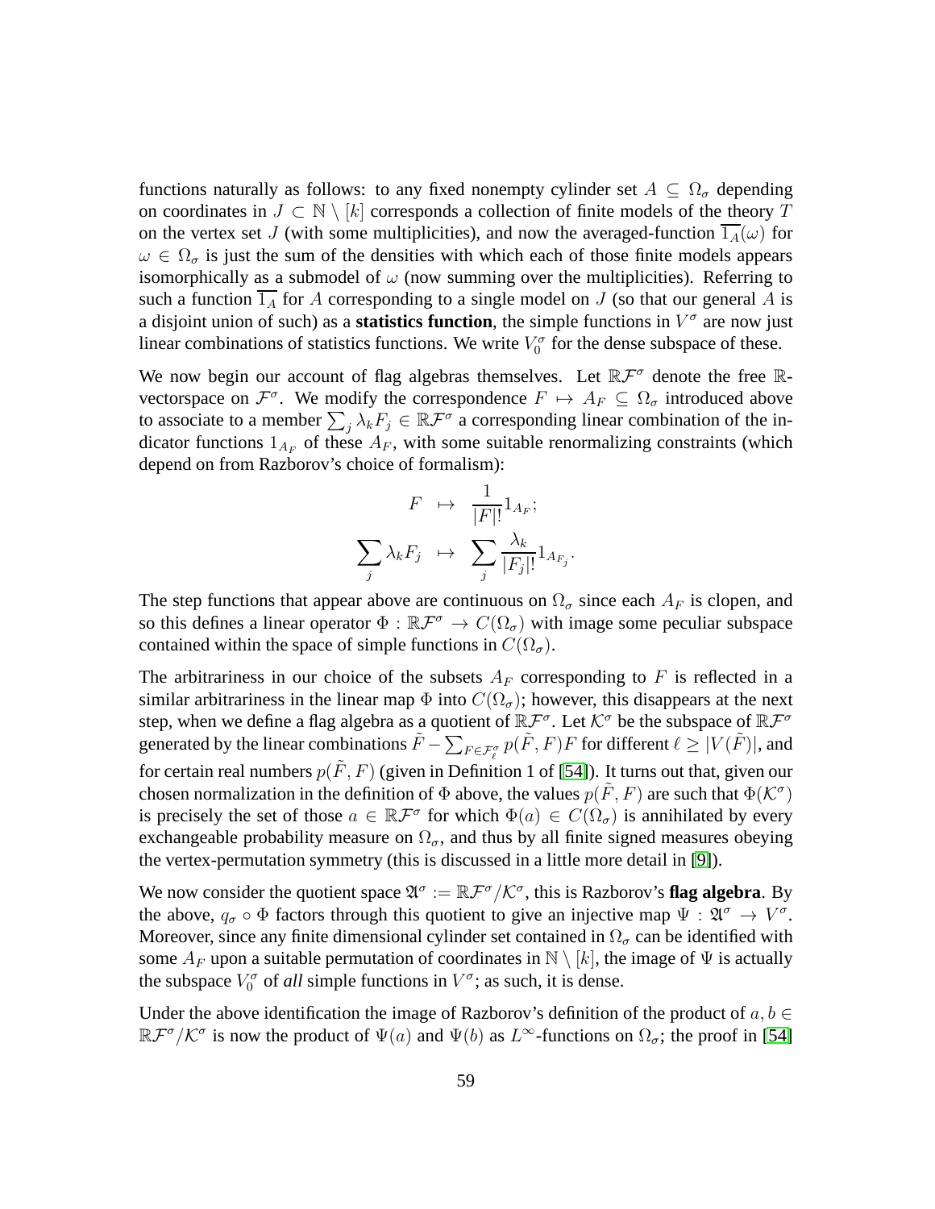functions naturally as follows: to any fixed nonempty cylinder set $A \subseteq \Omega_\sigma$ depending on coordinates in $J \subset \mathbb{N} \setminus [k]$ corresponds a collection of finite models of the theory $T$ on the vertex set $J$ (with some multiplicities), and now the averaged-function $\overline{1_A}(\omega)$ for $\omega \in \Omega_\sigma$ is just the sum of the densities with which each of those finite models appears isomorphically as a submodel of $\omega$ (now summing over the multiplicities). Referring to such a function $\overline{1_A}$ for $A$ corresponding to a single model on $J$ (so that our general $A$ is a disjoint union of such) as a **statistics function**, the simple functions in $V^\sigma$ are now just linear combinations of statistics functions. We write $V_0^\sigma$ for the dense subspace of these.

We now begin our account of flag algebras themselves. Let $\mathbb{R}\mathcal{F}^\sigma$ denote the free $\mathbb{R}$-vectorspace on $\mathcal{F}^\sigma$. We modify the correspondence $F \mapsto A_F \subseteq \Omega_\sigma$ introduced above to associate to a member $\sum_j \lambda_k F_j \in \mathbb{R}\mathcal{F}^\sigma$ a corresponding linear combination of the indicator functions $1_{A_F}$ of these $A_F$, with some suitable renormalizing constraints (which depend on from Razborov's choice of formalism):

$$\begin{aligned} F &\mapsto \frac{1}{|F|!} 1_{A_F}; \\ \sum_j \lambda_k F_j &\mapsto \sum_j \frac{\lambda_k}{|F_j|!} 1_{A_{F_j}}. \end{aligned}$$

The step functions that appear above are continuous on $\Omega_\sigma$ since each $A_F$ is clopen, and so this defines a linear operator $\Phi : \mathbb{R}\mathcal{F}^\sigma \to C(\Omega_\sigma)$ with image some peculiar subspace contained within the space of simple functions in $C(\Omega_\sigma)$.

The arbitrariness in our choice of the subsets $A_F$ corresponding to $F$ is reflected in a similar arbitrariness in the linear map $\Phi$ into $C(\Omega_\sigma)$; however, this disappears at the next step, when we define a flag algebra as a quotient of $\mathbb{R}\mathcal{F}^\sigma$. Let $\mathcal{K}^\sigma$ be the subspace of $\mathbb{R}\mathcal{F}^\sigma$ generated by the linear combinations $\tilde{F} - \sum_{F \in \mathcal{F}_\ell^\sigma} p(\tilde{F}, F)F$ for different $\ell \geq |V(\tilde{F})|$, and for certain real numbers $p(\tilde{F}, F)$ (given in Definition 1 of [54]). It turns out that, given our chosen normalization in the definition of $\Phi$ above, the values $p(\tilde{F}, F)$ are such that $\Phi(\mathcal{K}^\sigma)$ is precisely the set of those $a \in \mathbb{R}\mathcal{F}^\sigma$ for which $\Phi(a) \in C(\Omega_\sigma)$ is annihilated by every exchangeable probability measure on $\Omega_\sigma$, and thus by all finite signed measures obeying the vertex-permutation symmetry (this is discussed in a little more detail in [9]).

We now consider the quotient space $\mathfrak{A}^\sigma := \mathbb{R}\mathcal{F}^\sigma / \mathcal{K}^\sigma$, this is Razborov's **flag algebra**. By the above, $q_\sigma \circ \Phi$ factors through this quotient to give an injective map $\Psi : \mathfrak{A}^\sigma \to V^\sigma$. Moreover, since any finite dimensional cylinder set contained in $\Omega_\sigma$ can be identified with some $A_F$ upon a suitable permutation of coordinates in $\mathbb{N} \setminus [k]$, the image of $\Psi$ is actually the subspace $V_0^\sigma$ of *all* simple functions in $V^\sigma$; as such, it is dense.

Under the above identification the image of Razborov's definition of the product of $a, b \in \mathbb{R}\mathcal{F}^\sigma / \mathcal{K}^\sigma$ is now the product of $\Psi(a)$ and $\Psi(b)$ as $L^\infty$-functions on $\Omega_\sigma$; the proof in [54]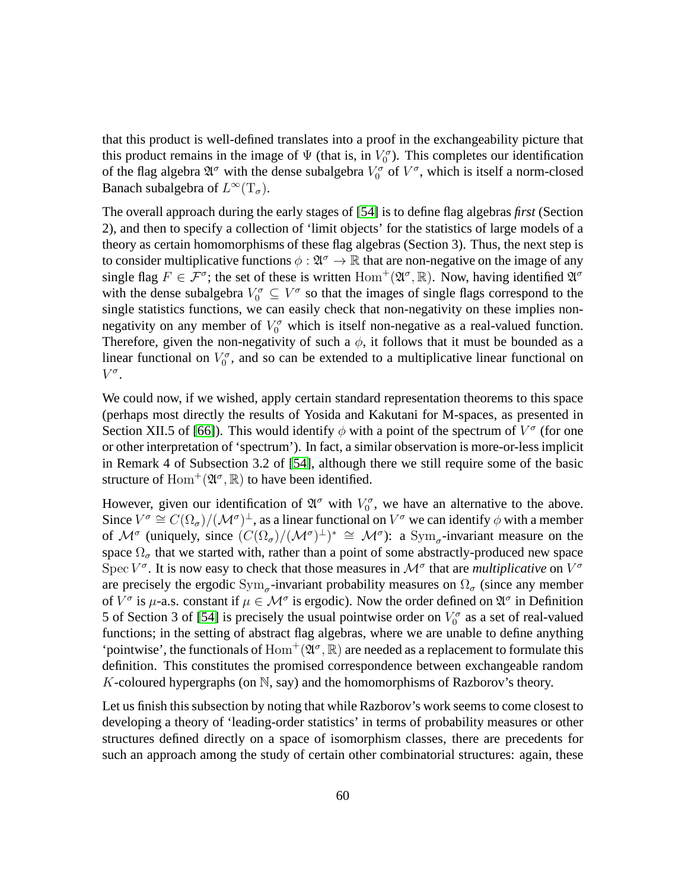that this product is well-defined translates into a proof in the exchangeability picture that this product remains in the image of $\Psi$ (that is, in $V_0^\sigma$). This completes our identification of the flag algebra $\mathfrak{A}^\sigma$ with the dense subalgebra $V_0^\sigma$ of $V^\sigma$, which is itself a norm-closed Banach subalgebra of $L^\infty(\mathrm{T}_\sigma)$.

The overall approach during the early stages of [54] is to define flag algebras *first* (Section 2), and then to specify a collection of 'limit objects' for the statistics of large models of a theory as certain homomorphisms of these flag algebras (Section 3). Thus, the next step is to consider multiplicative functions $\phi : \mathfrak{A}^\sigma \to \mathbb{R}$ that are non-negative on the image of any single flag $F \in \mathcal{F}^\sigma$; the set of these is written $\mathrm{Hom}^+(\mathfrak{A}^\sigma, \mathbb{R})$. Now, having identified $\mathfrak{A}^\sigma$ with the dense subalgebra $V_0^\sigma \subseteq V^\sigma$ so that the images of single flags correspond to the single statistics functions, we can easily check that non-negativity on these implies non-negativity on any member of $V_0^\sigma$ which is itself non-negative as a real-valued function. Therefore, given the non-negativity of such a $\phi$, it follows that it must be bounded as a linear functional on $V_0^\sigma$, and so can be extended to a multiplicative linear functional on $V^\sigma$.

We could now, if we wished, apply certain standard representation theorems to this space (perhaps most directly the results of Yosida and Kakutani for M-spaces, as presented in Section XII.5 of [66]). This would identify $\phi$ with a point of the spectrum of $V^\sigma$ (for one or other interpretation of 'spectrum'). In fact, a similar observation is more-or-less implicit in Remark 4 of Subsection 3.2 of [54], although there we still require some of the basic structure of $\mathrm{Hom}^+(\mathfrak{A}^\sigma, \mathbb{R})$ to have been identified.

However, given our identification of $\mathfrak{A}^\sigma$ with $V_0^\sigma$, we have an alternative to the above. Since $V^\sigma \cong C(\Omega_\sigma)/(\mathcal{M}^\sigma)^\perp$, as a linear functional on $V^\sigma$ we can identify $\phi$ with a member of $\mathcal{M}^\sigma$ (uniquely, since $(C(\Omega_\sigma)/(\mathcal{M}^\sigma)^\perp)^* \cong \mathcal{M}^\sigma$): a $\mathrm{Sym}_\sigma$-invariant measure on the space $\Omega_\sigma$ that we started with, rather than a point of some abstractly-produced new space $\mathrm{Spec}\, V^\sigma$. It is now easy to check that those measures in $\mathcal{M}^\sigma$ that are *multiplicative* on $V^\sigma$ are precisely the ergodic $\mathrm{Sym}_\sigma$-invariant probability measures on $\Omega_\sigma$ (since any member of $V^\sigma$ is $\mu$-a.s. constant if $\mu \in \mathcal{M}^\sigma$ is ergodic). Now the order defined on $\mathfrak{A}^\sigma$ in Definition 5 of Section 3 of [54] is precisely the usual pointwise order on $V_0^\sigma$ as a set of real-valued functions; in the setting of abstract flag algebras, where we are unable to define anything 'pointwise', the functionals of $\mathrm{Hom}^+(\mathfrak{A}^\sigma, \mathbb{R})$ are needed as a replacement to formulate this definition. This constitutes the promised correspondence between exchangeable random $K$-coloured hypergraphs (on $\mathbb{N}$, say) and the homomorphisms of Razborov's theory.

Let us finish this subsection by noting that while Razborov's work seems to come closest to developing a theory of 'leading-order statistics' in terms of probability measures or other structures defined directly on a space of isomorphism classes, there are precedents for such an approach among the study of certain other combinatorial structures: again, these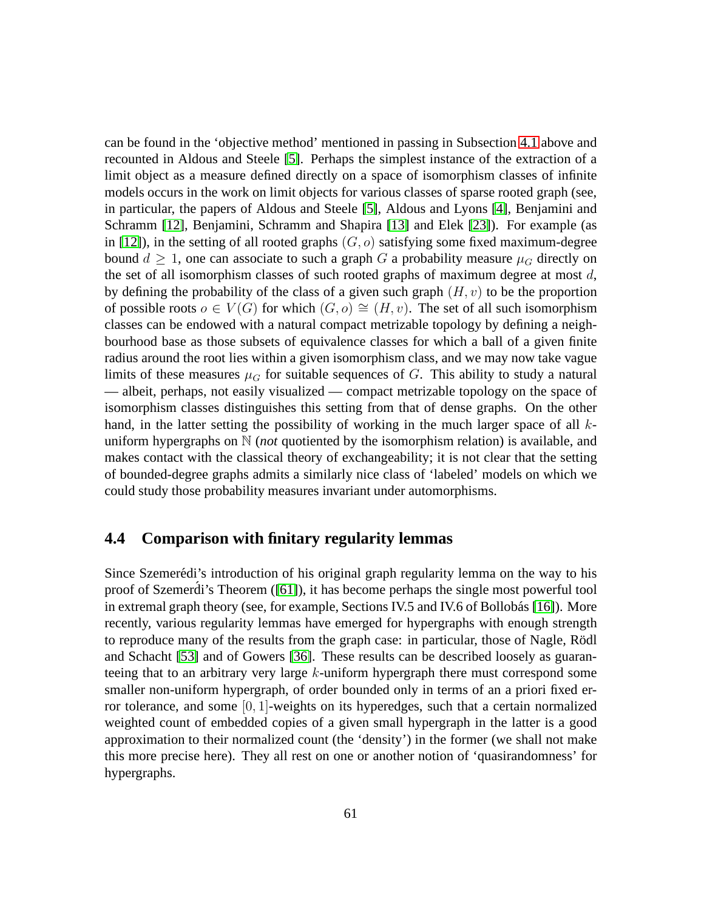can be found in the 'objective method' mentioned in passing in Subsection 4.1 above and recounted in Aldous and Steele [5]. Perhaps the simplest instance of the extraction of a limit object as a measure defined directly on a space of isomorphism classes of infinite models occurs in the work on limit objects for various classes of sparse rooted graph (see, in particular, the papers of Aldous and Steele [5], Aldous and Lyons [4], Benjamini and Schramm [12], Benjamini, Schramm and Shapira [13] and Elek [23]). For example (as in [12]), in the setting of all rooted graphs $(G, o)$ satisfying some fixed maximum-degree bound $d \geq 1$, one can associate to such a graph $G$ a probability measure $\mu_G$ directly on the set of all isomorphism classes of such rooted graphs of maximum degree at most $d$, by defining the probability of the class of a given such graph $(H, v)$ to be the proportion of possible roots $o \in V(G)$ for which $(G, o) \cong (H, v)$. The set of all such isomorphism classes can be endowed with a natural compact metrizable topology by defining a neighbourhood base as those subsets of equivalence classes for which a ball of a given finite radius around the root lies within a given isomorphism class, and we may now take vague limits of these measures $\mu_G$ for suitable sequences of $G$. This ability to study a natural — albeit, perhaps, not easily visualized — compact metrizable topology on the space of isomorphism classes distinguishes this setting from that of dense graphs. On the other hand, in the latter setting the possibility of working in the much larger space of all $k$-uniform hypergraphs on $\mathbb{N}$ (*not* quotiented by the isomorphism relation) is available, and makes contact with the classical theory of exchangeability; it is not clear that the setting of bounded-degree graphs admits a similarly nice class of 'labeled' models on which we could study those probability measures invariant under automorphisms.

## 4.4 Comparison with finitary regularity lemmas

Since Szemerédi's introduction of his original graph regularity lemma on the way to his proof of Szemerédi's Theorem ([61]), it has become perhaps the single most powerful tool in extremal graph theory (see, for example, Sections IV.5 and IV.6 of Bollobás [16]). More recently, various regularity lemmas have emerged for hypergraphs with enough strength to reproduce many of the results from the graph case: in particular, those of Nagle, Rödl and Schacht [53] and of Gowers [36]. These results can be described loosely as guaranteeing that to an arbitrary very large $k$-uniform hypergraph there must correspond some smaller non-uniform hypergraph, of order bounded only in terms of an a priori fixed error tolerance, and some $[0, 1]$-weights on its hyperedges, such that a certain normalized weighted count of embedded copies of a given small hypergraph in the latter is a good approximation to their normalized count (the 'density') in the former (we shall not make this more precise here). They all rest on one or another notion of 'quasirandomness' for hypergraphs.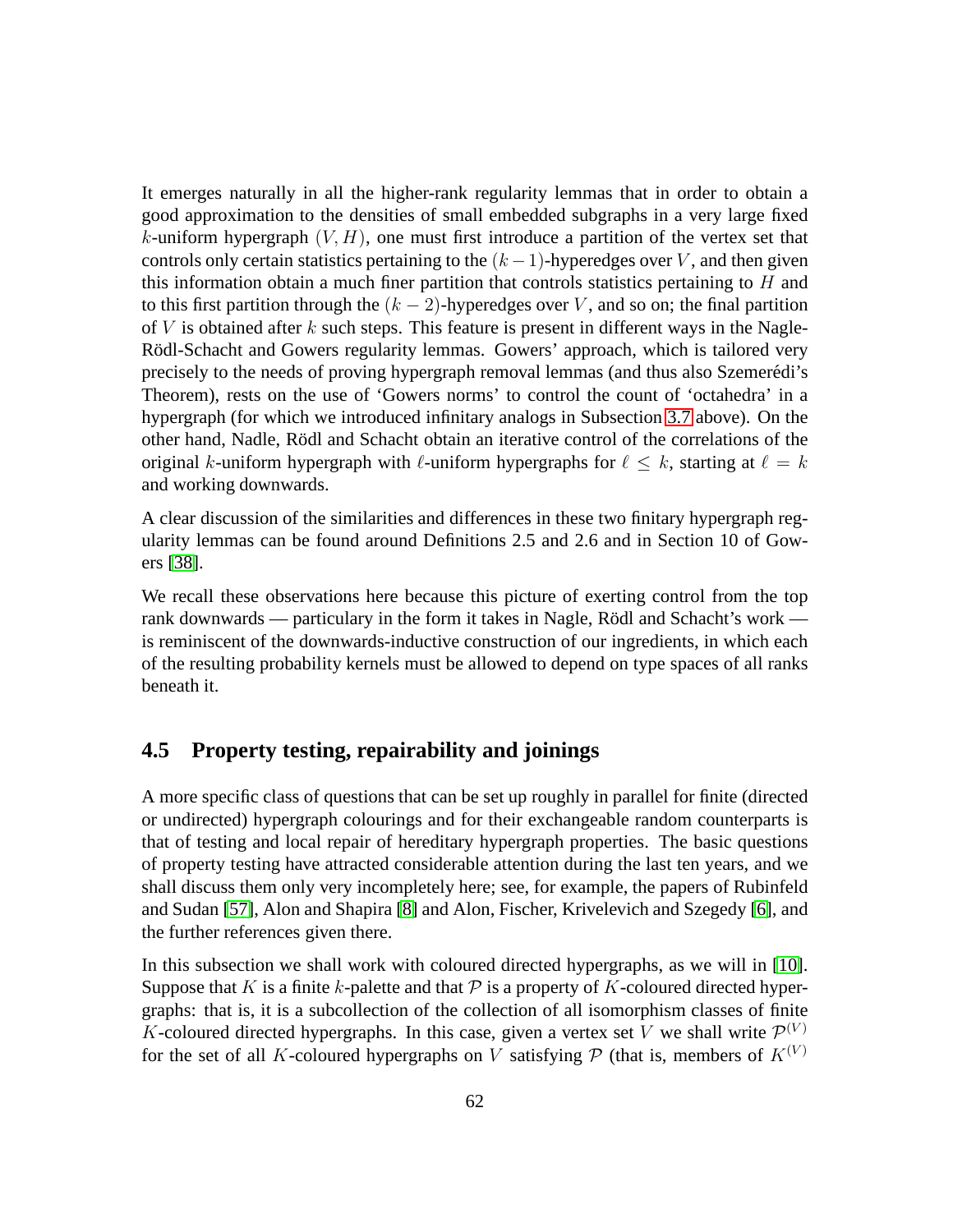It emerges naturally in all the higher-rank regularity lemmas that in order to obtain a good approximation to the densities of small embedded subgraphs in a very large fixed $k$-uniform hypergraph $(V, H)$, one must first introduce a partition of the vertex set that controls only certain statistics pertaining to the $(k-1)$-hyperedges over $V$, and then given this information obtain a much finer partition that controls statistics pertaining to $H$ and to this first partition through the $(k-2)$-hyperedges over $V$, and so on; the final partition of $V$ is obtained after $k$ such steps. This feature is present in different ways in the Nagle-Rödl-Schacht and Gowers regularity lemmas. Gowers' approach, which is tailored very precisely to the needs of proving hypergraph removal lemmas (and thus also Szemerédi's Theorem), rests on the use of 'Gowers norms' to control the count of 'octahedra' in a hypergraph (for which we introduced infinitary analogs in Subsection 3.7 above). On the other hand, Nadle, Rödl and Schacht obtain an iterative control of the correlations of the original $k$-uniform hypergraph with $\ell$-uniform hypergraphs for $\ell \leq k$, starting at $\ell = k$ and working downwards.

A clear discussion of the similarities and differences in these two finitary hypergraph regularity lemmas can be found around Definitions 2.5 and 2.6 and in Section 10 of Gowers [38].

We recall these observations here because this picture of exerting control from the top rank downwards — particulary in the form it takes in Nagle, Rödl and Schacht's work — is reminiscent of the downwards-inductive construction of our ingredients, in which each of the resulting probability kernels must be allowed to depend on type spaces of all ranks beneath it.

## 4.5 Property testing, repairability and joinings

A more specific class of questions that can be set up roughly in parallel for finite (directed or undirected) hypergraph colourings and for their exchangeable random counterparts is that of testing and local repair of hereditary hypergraph properties. The basic questions of property testing have attracted considerable attention during the last ten years, and we shall discuss them only very incompletely here; see, for example, the papers of Rubinfeld and Sudan [57], Alon and Shapira [8] and Alon, Fischer, Krivelevich and Szegedy [6], and the further references given there.

In this subsection we shall work with coloured directed hypergraphs, as we will in [10]. Suppose that $K$ is a finite $k$-palette and that $\mathcal{P}$ is a property of $K$-coloured directed hypergraphs: that is, it is a subcollection of the collection of all isomorphism classes of finite $K$-coloured directed hypergraphs. In this case, given a vertex set $V$ we shall write $\mathcal{P}^{(V)}$ for the set of all $K$-coloured hypergraphs on $V$ satisfying $\mathcal{P}$ (that is, members of $K^{(V)}$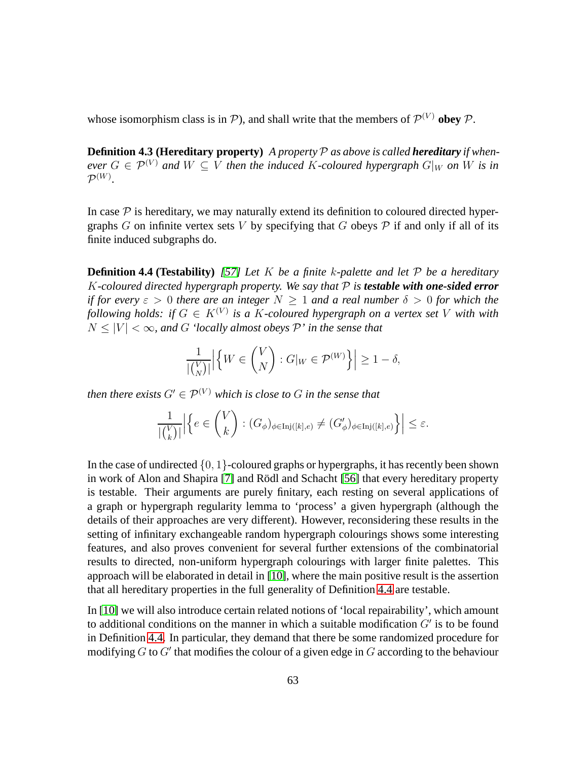whose isomorphism class is in $\mathcal{P}$), and shall write that the members of $\mathcal{P}^{(V)}$ **obey** $\mathcal{P}$.

**Definition 4.3 (Hereditary property)** *A property $\mathcal{P}$ as above is called **hereditary** if whenever $G \in \mathcal{P}^{(V)}$ and $W \subseteq V$ then the induced $K$-coloured hypergraph $G|_W$ on $W$ is in $\mathcal{P}^{(W)}$.*

In case $\mathcal{P}$ is hereditary, we may naturally extend its definition to coloured directed hypergraphs $G$ on infinite vertex sets $V$ by specifying that $G$ obeys $\mathcal{P}$ if and only if all of its finite induced subgraphs do.

**Definition 4.4 (Testability)** *[57] Let $K$ be a finite $k$-palette and let $\mathcal{P}$ be a hereditary $K$-coloured directed hypergraph property. We say that $\mathcal{P}$ is **testable with one-sided error** if for every $\varepsilon > 0$ there are an integer $N \geq 1$ and a real number $\delta > 0$ for which the following holds: if $G \in K^{(V)}$ is a $K$-coloured hypergraph on a vertex set $V$ with with $N \leq |V| < \infty$, and $G$ 'locally almost obeys $\mathcal{P}$' in the sense that*

$$\frac{1}{|\binom{V}{N}|}\Big|\Big\{W \in \binom{V}{N} : G|_W \in \mathcal{P}^{(W)}\Big\}\Big| \geq 1 - \delta,$$

*then there exists $G' \in \mathcal{P}^{(V)}$ which is close to $G$ in the sense that*

$$\frac{1}{|\binom{V}{k}|}\Big|\Big\{e \in \binom{V}{k} : (G_\phi)_{\phi \in \mathrm{Inj}([k],e)} \neq (G'_\phi)_{\phi \in \mathrm{Inj}([k],e)}\Big\}\Big| \leq \varepsilon.$$

In the case of undirected $\{0,1\}$-coloured graphs or hypergraphs, it has recently been shown in work of Alon and Shapira [7] and Rödl and Schacht [56] that every hereditary property is testable. Their arguments are purely finitary, each resting on several applications of a graph or hypergraph regularity lemma to 'process' a given hypergraph (although the details of their approaches are very different). However, reconsidering these results in the setting of infinitary exchangeable random hypergraph colourings shows some interesting features, and also proves convenient for several further extensions of the combinatorial results to directed, non-uniform hypergraph colourings with larger finite palettes. This approach will be elaborated in detail in [10], where the main positive result is the assertion that all hereditary properties in the full generality of Definition 4.4 are testable.

In [10] we will also introduce certain related notions of 'local repairability', which amount to additional conditions on the manner in which a suitable modification $G'$ is to be found in Definition 4.4. In particular, they demand that there be some randomized procedure for modifying $G$ to $G'$ that modifies the colour of a given edge in $G$ according to the behaviour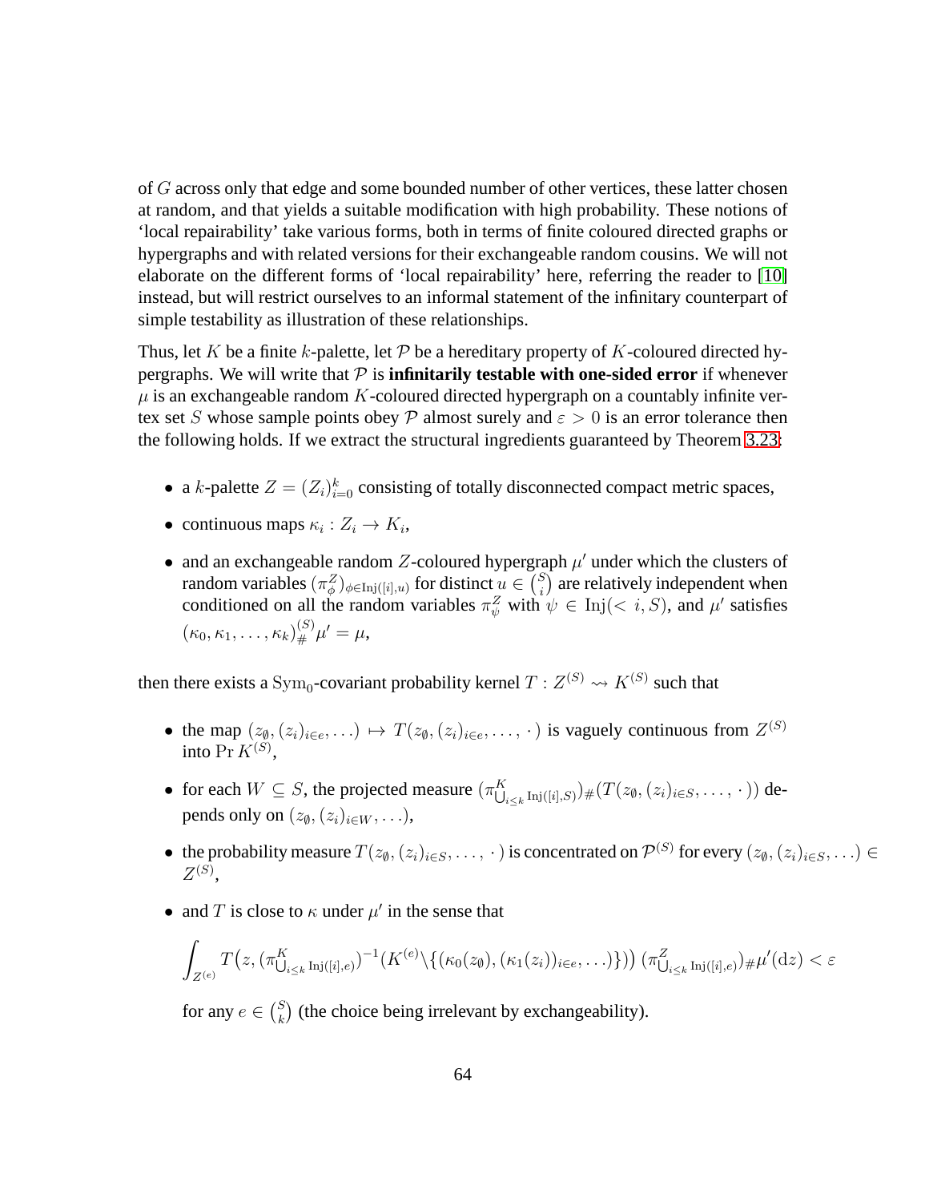of $G$ across only that edge and some bounded number of other vertices, these latter chosen at random, and that yields a suitable modification with high probability. These notions of 'local repairability' take various forms, both in terms of finite coloured directed graphs or hypergraphs and with related versions for their exchangeable random cousins. We will not elaborate on the different forms of 'local repairability' here, referring the reader to [10] instead, but will restrict ourselves to an informal statement of the infinitary counterpart of simple testability as illustration of these relationships.

Thus, let $K$ be a finite $k$-palette, let $\mathcal{P}$ be a hereditary property of $K$-coloured directed hypergraphs. We will write that $\mathcal{P}$ is **infinitarily testable with one-sided error** if whenever $\mu$ is an exchangeable random $K$-coloured directed hypergraph on a countably infinite vertex set $S$ whose sample points obey $\mathcal{P}$ almost surely and $\varepsilon > 0$ is an error tolerance then the following holds. If we extract the structural ingredients guaranteed by Theorem 3.23:

- a $k$-palette $Z = (Z_i)_{i=0}^k$ consisting of totally disconnected compact metric spaces,
- continuous maps $\kappa_i : Z_i \to K_i$,
- and an exchangeable random $Z$-coloured hypergraph $\mu'$ under which the clusters of random variables $(\pi_\phi^Z)_{\phi\in\mathrm{Inj}([i],u)}$ for distinct $u \in \binom{S}{i}$ are relatively independent when conditioned on all the random variables $\pi_\psi^Z$ with $\psi \in \mathrm{Inj}(< i, S)$, and $\mu'$ satisfies $(\kappa_0, \kappa_1, \ldots, \kappa_k)_\#^{(S)}\mu' = \mu$,

then there exists a $\mathrm{Sym}_0$-covariant probability kernel $T : Z^{(S)} \rightsquigarrow K^{(S)}$ such that

- the map $(z_\emptyset, (z_i)_{i\in e}, \ldots) \mapsto T(z_\emptyset, (z_i)_{i\in e}, \ldots, \cdot\,)$ is vaguely continuous from $Z^{(S)}$ into $\Pr K^{(S)}$,
- for each $W \subseteq S$, the projected measure $(\pi^K_{\bigcup_{i\leq k}\mathrm{Inj}([i],S)})_\#(T(z_\emptyset, (z_i)_{i\in S}, \ldots, \cdot\,))$ depends only on $(z_\emptyset, (z_i)_{i\in W}, \ldots)$,
- the probability measure $T(z_\emptyset, (z_i)_{i\in S}, \ldots, \cdot\,)$ is concentrated on $\mathcal{P}^{(S)}$ for every $(z_\emptyset, (z_i)_{i\in S}, \ldots) \in Z^{(S)}$,
- and $T$ is close to $\kappa$ under $\mu'$ in the sense that

$$\int_{Z^{(e)}} T\big(z, (\pi^K_{\bigcup_{i\leq k}\mathrm{Inj}([i],e)})^{-1}(K^{(e)}\setminus\{(\kappa_0(z_\emptyset), (\kappa_1(z_i))_{i\in e}, \ldots)\})\big)\,(\pi^Z_{\bigcup_{i\leq k}\mathrm{Inj}([i],e)})_\#\mu'(\mathrm{d}z) < \varepsilon$$

  for any $e \in \binom{S}{k}$ (the choice being irrelevant by exchangeability).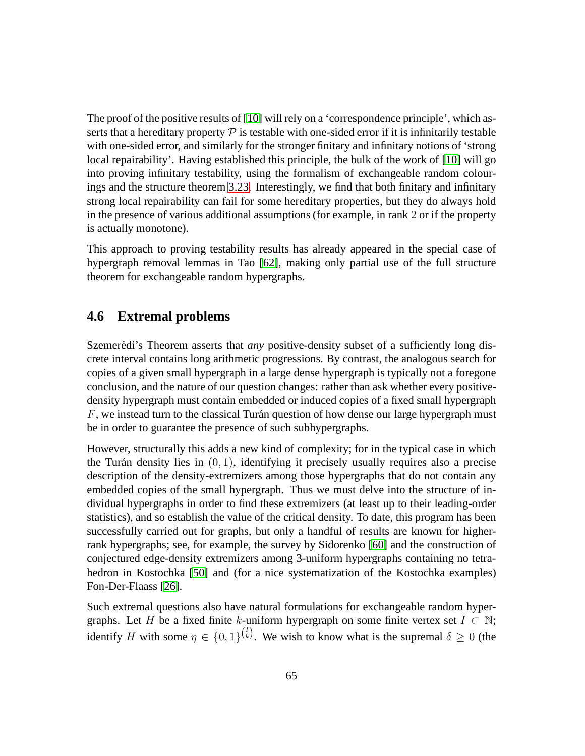The proof of the positive results of [10] will rely on a 'correspondence principle', which asserts that a hereditary property $\mathcal{P}$ is testable with one-sided error if it is infinitarily testable with one-sided error, and similarly for the stronger finitary and infinitary notions of 'strong local repairability'. Having established this principle, the bulk of the work of [10] will go into proving infinitary testability, using the formalism of exchangeable random colourings and the structure theorem 3.23. Interestingly, we find that both finitary and infinitary strong local repairability can fail for some hereditary properties, but they do always hold in the presence of various additional assumptions (for example, in rank 2 or if the property is actually monotone).

This approach to proving testability results has already appeared in the special case of hypergraph removal lemmas in Tao [62], making only partial use of the full structure theorem for exchangeable random hypergraphs.

## 4.6 Extremal problems

Szemerédi's Theorem asserts that *any* positive-density subset of a sufficiently long discrete interval contains long arithmetic progressions. By contrast, the analogous search for copies of a given small hypergraph in a large dense hypergraph is typically not a foregone conclusion, and the nature of our question changes: rather than ask whether every positive-density hypergraph must contain embedded or induced copies of a fixed small hypergraph $F$, we instead turn to the classical Turán question of how dense our large hypergraph must be in order to guarantee the presence of such subhypergraphs.

However, structurally this adds a new kind of complexity; for in the typical case in which the Turán density lies in $(0,1)$, identifying it precisely usually requires also a precise description of the density-extremizers among those hypergraphs that do not contain any embedded copies of the small hypergraph. Thus we must delve into the structure of individual hypergraphs in order to find these extremizers (at least up to their leading-order statistics), and so establish the value of the critical density. To date, this program has been successfully carried out for graphs, but only a handful of results are known for higher-rank hypergraphs; see, for example, the survey by Sidorenko [60] and the construction of conjectured edge-density extremizers among 3-uniform hypergraphs containing no tetrahedron in Kostochka [50] and (for a nice systematization of the Kostochka examples) Fon-Der-Flaass [26].

Such extremal questions also have natural formulations for exchangeable random hypergraphs. Let $H$ be a fixed finite $k$-uniform hypergraph on some finite vertex set $I \subset \mathbb{N}$; identify $H$ with some $\eta \in \{0,1\}^{\binom{I}{k}}$. We wish to know what is the supremal $\delta \geq 0$ (the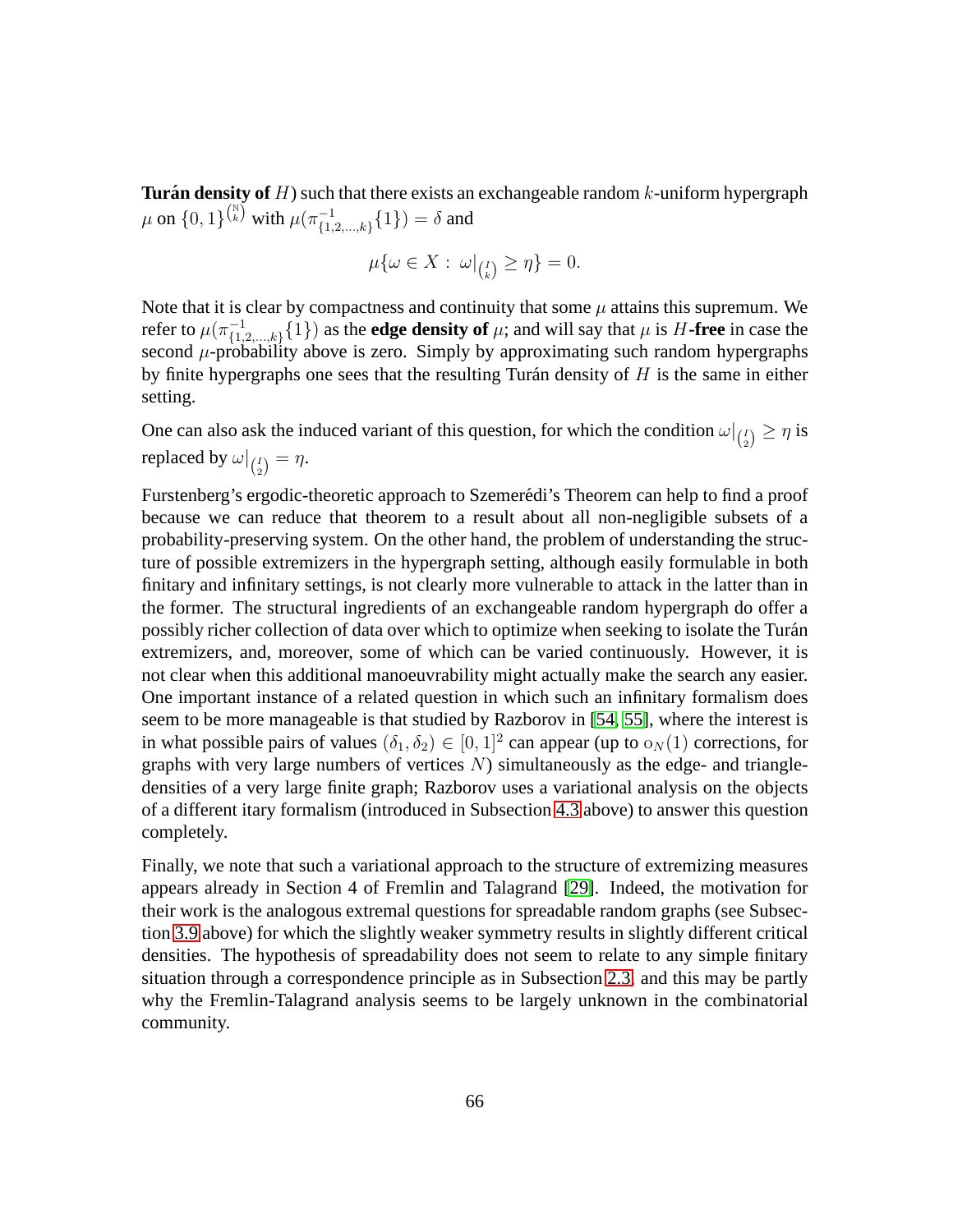**Turán density of** $H$) such that there exists an exchangeable random $k$-uniform hypergraph $\mu$ on $\{0,1\}^{\binom{\mathbb{N}}{k}}$ with $\mu(\pi^{-1}_{\{1,2,\ldots,k\}}\{1\}) = \delta$ and

$$\mu\{\omega \in X : \omega|_{\binom{I}{k}} \geq \eta\} = 0.$$

Note that it is clear by compactness and continuity that some $\mu$ attains this supremum. We refer to $\mu(\pi^{-1}_{\{1,2,\ldots,k\}}\{1\})$ as the **edge density of** $\mu$; and will say that $\mu$ is $H$-**free** in case the second $\mu$-probability above is zero. Simply by approximating such random hypergraphs by finite hypergraphs one sees that the resulting Turán density of $H$ is the same in either setting.

One can also ask the induced variant of this question, for which the condition $\omega|_{\binom{I}{2}} \geq \eta$ is replaced by $\omega|_{\binom{I}{2}} = \eta$.

Furstenberg's ergodic-theoretic approach to Szemerédi's Theorem can help to find a proof because we can reduce that theorem to a result about all non-negligible subsets of a probability-preserving system. On the other hand, the problem of understanding the structure of possible extremizers in the hypergraph setting, although easily formulable in both finitary and infinitary settings, is not clearly more vulnerable to attack in the latter than in the former. The structural ingredients of an exchangeable random hypergraph do offer a possibly richer collection of data over which to optimize when seeking to isolate the Turán extremizers, and, moreover, some of which can be varied continuously. However, it is not clear when this additional manoeuvrability might actually make the search any easier. One important instance of a related question in which such an infinitary formalism does seem to be more manageable is that studied by Razborov in [54, 55], where the interest is in what possible pairs of values $(\delta_1, \delta_2) \in [0,1]^2$ can appear (up to $\mathrm{o}_N(1)$ corrections, for graphs with very large numbers of vertices $N$) simultaneously as the edge- and triangle-densities of a very large finite graph; Razborov uses a variational analysis on the objects of a different itary formalism (introduced in Subsection 4.3 above) to answer this question completely.

Finally, we note that such a variational approach to the structure of extremizing measures appears already in Section 4 of Fremlin and Talagrand [29]. Indeed, the motivation for their work is the analogous extremal questions for spreadable random graphs (see Subsection 3.9 above) for which the slightly weaker symmetry results in slightly different critical densities. The hypothesis of spreadability does not seem to relate to any simple finitary situation through a correspondence principle as in Subsection 2.3, and this may be partly why the Fremlin-Talagrand analysis seems to be largely unknown in the combinatorial community.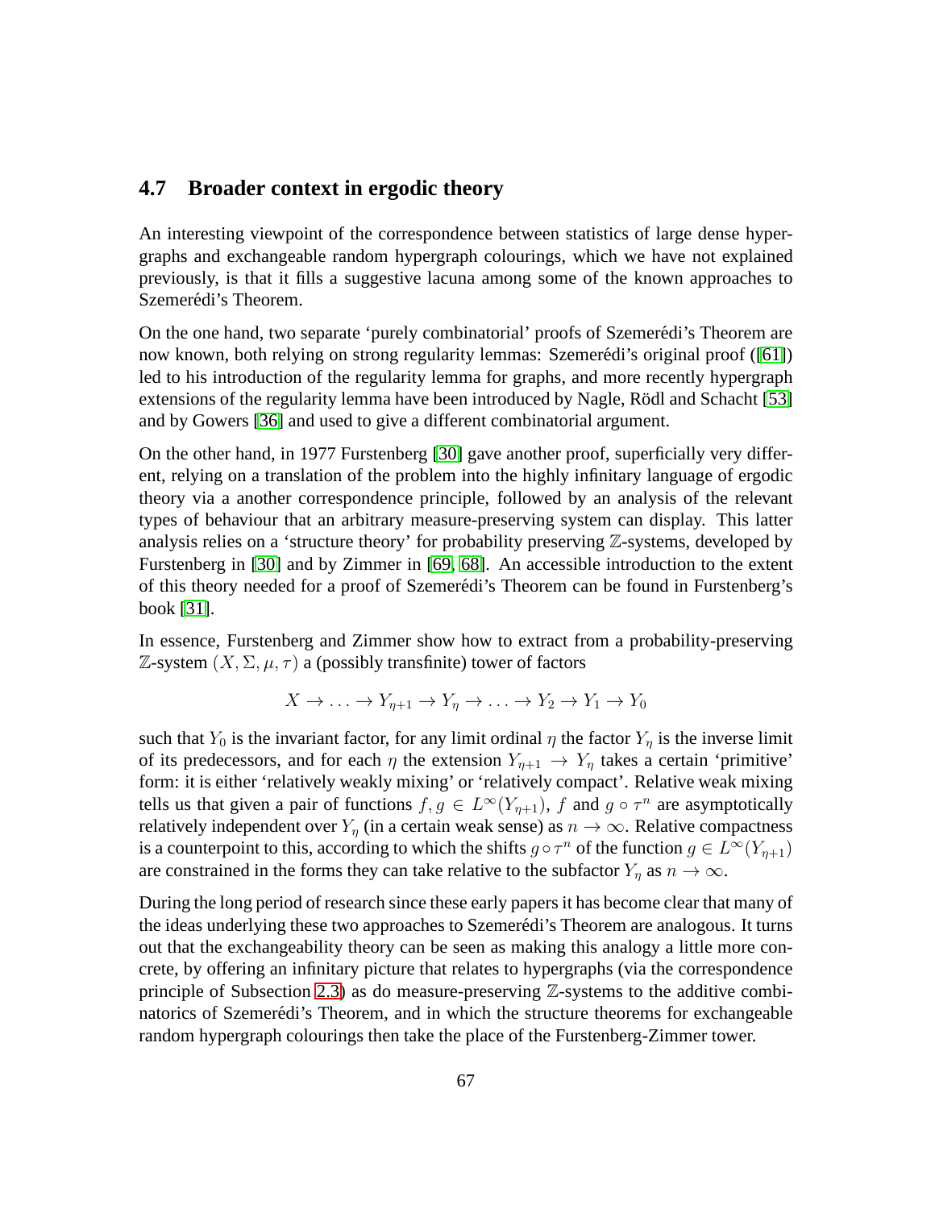## 4.7 Broader context in ergodic theory

An interesting viewpoint of the correspondence between statistics of large dense hypergraphs and exchangeable random hypergraph colourings, which we have not explained previously, is that it fills a suggestive lacuna among some of the known approaches to Szemerédi's Theorem.

On the one hand, two separate 'purely combinatorial' proofs of Szemerédi's Theorem are now known, both relying on strong regularity lemmas: Szemerédi's original proof ([61]) led to his introduction of the regularity lemma for graphs, and more recently hypergraph extensions of the regularity lemma have been introduced by Nagle, Rödl and Schacht [53] and by Gowers [36] and used to give a different combinatorial argument.

On the other hand, in 1977 Furstenberg [30] gave another proof, superficially very different, relying on a translation of the problem into the highly infinitary language of ergodic theory via a another correspondence principle, followed by an analysis of the relevant types of behaviour that an arbitrary measure-preserving system can display. This latter analysis relies on a 'structure theory' for probability preserving $\mathbb{Z}$-systems, developed by Furstenberg in [30] and by Zimmer in [69, 68]. An accessible introduction to the extent of this theory needed for a proof of Szemerédi's Theorem can be found in Furstenberg's book [31].

In essence, Furstenberg and Zimmer show how to extract from a probability-preserving $\mathbb{Z}$-system $(X, \Sigma, \mu, \tau)$ a (possibly transfinite) tower of factors

$$X \to \ldots \to Y_{\eta+1} \to Y_\eta \to \ldots \to Y_2 \to Y_1 \to Y_0$$

such that $Y_0$ is the invariant factor, for any limit ordinal $\eta$ the factor $Y_\eta$ is the inverse limit of its predecessors, and for each $\eta$ the extension $Y_{\eta+1} \to Y_\eta$ takes a certain 'primitive' form: it is either 'relatively weakly mixing' or 'relatively compact'. Relative weak mixing tells us that given a pair of functions $f, g \in L^\infty(Y_{\eta+1})$, $f$ and $g \circ \tau^n$ are asymptotically relatively independent over $Y_\eta$ (in a certain weak sense) as $n \to \infty$. Relative compactness is a counterpoint to this, according to which the shifts $g \circ \tau^n$ of the function $g \in L^\infty(Y_{\eta+1})$ are constrained in the forms they can take relative to the subfactor $Y_\eta$ as $n \to \infty$.

During the long period of research since these early papers it has become clear that many of the ideas underlying these two approaches to Szemerédi's Theorem are analogous. It turns out that the exchangeability theory can be seen as making this analogy a little more concrete, by offering an infinitary picture that relates to hypergraphs (via the correspondence principle of Subsection 2.3) as do measure-preserving $\mathbb{Z}$-systems to the additive combinatorics of Szemerédi's Theorem, and in which the structure theorems for exchangeable random hypergraph colourings then take the place of the Furstenberg-Zimmer tower.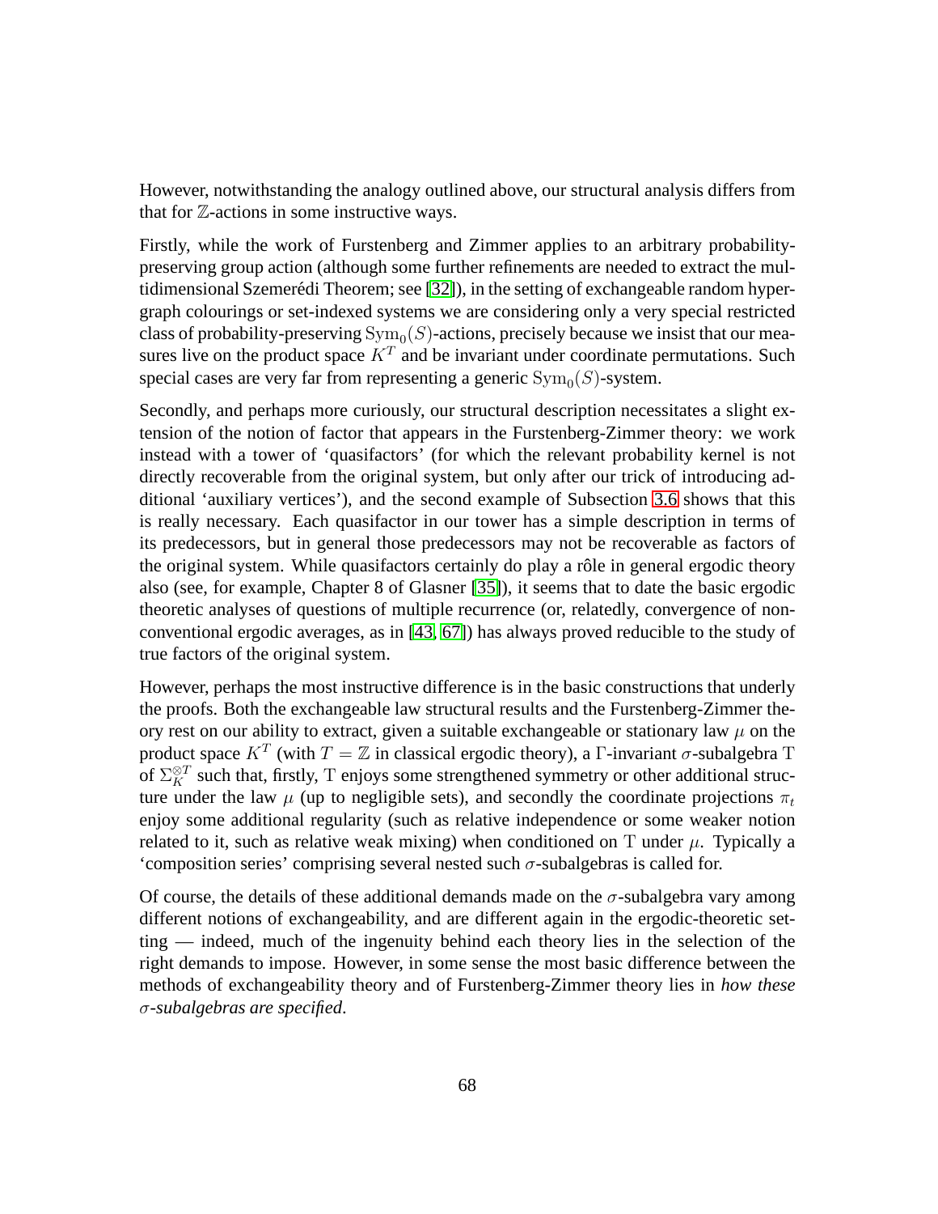However, notwithstanding the analogy outlined above, our structural analysis differs from that for $\mathbb{Z}$-actions in some instructive ways.

Firstly, while the work of Furstenberg and Zimmer applies to an arbitrary probability-preserving group action (although some further refinements are needed to extract the multidimensional Szemerédi Theorem; see [32]), in the setting of exchangeable random hypergraph colourings or set-indexed systems we are considering only a very special restricted class of probability-preserving $\mathrm{Sym}_0(S)$-actions, precisely because we insist that our measures live on the product space $K^T$ and be invariant under coordinate permutations. Such special cases are very far from representing a generic $\mathrm{Sym}_0(S)$-system.

Secondly, and perhaps more curiously, our structural description necessitates a slight extension of the notion of factor that appears in the Furstenberg-Zimmer theory: we work instead with a tower of 'quasifactors' (for which the relevant probability kernel is not directly recoverable from the original system, but only after our trick of introducing additional 'auxiliary vertices'), and the second example of Subsection 3.6 shows that this is really necessary. Each quasifactor in our tower has a simple description in terms of its predecessors, but in general those predecessors may not be recoverable as factors of the original system. While quasifactors certainly do play a rôle in general ergodic theory also (see, for example, Chapter 8 of Glasner [35]), it seems that to date the basic ergodic theoretic analyses of questions of multiple recurrence (or, relatedly, convergence of nonconventional ergodic averages, as in [43, 67]) has always proved reducible to the study of true factors of the original system.

However, perhaps the most instructive difference is in the basic constructions that underly the proofs. Both the exchangeable law structural results and the Furstenberg-Zimmer theory rest on our ability to extract, given a suitable exchangeable or stationary law $\mu$ on the product space $K^T$ (with $T = \mathbb{Z}$ in classical ergodic theory), a $\Gamma$-invariant $\sigma$-subalgebra $\mathrm{T}$ of $\Sigma_K^{\otimes T}$ such that, firstly, $\mathrm{T}$ enjoys some strengthened symmetry or other additional structure under the law $\mu$ (up to negligible sets), and secondly the coordinate projections $\pi_t$ enjoy some additional regularity (such as relative independence or some weaker notion related to it, such as relative weak mixing) when conditioned on $\mathrm{T}$ under $\mu$. Typically a 'composition series' comprising several nested such $\sigma$-subalgebras is called for.

Of course, the details of these additional demands made on the $\sigma$-subalgebra vary among different notions of exchangeability, and are different again in the ergodic-theoretic setting — indeed, much of the ingenuity behind each theory lies in the selection of the right demands to impose. However, in some sense the most basic difference between the methods of exchangeability theory and of Furstenberg-Zimmer theory lies in *how these $\sigma$-subalgebras are specified*.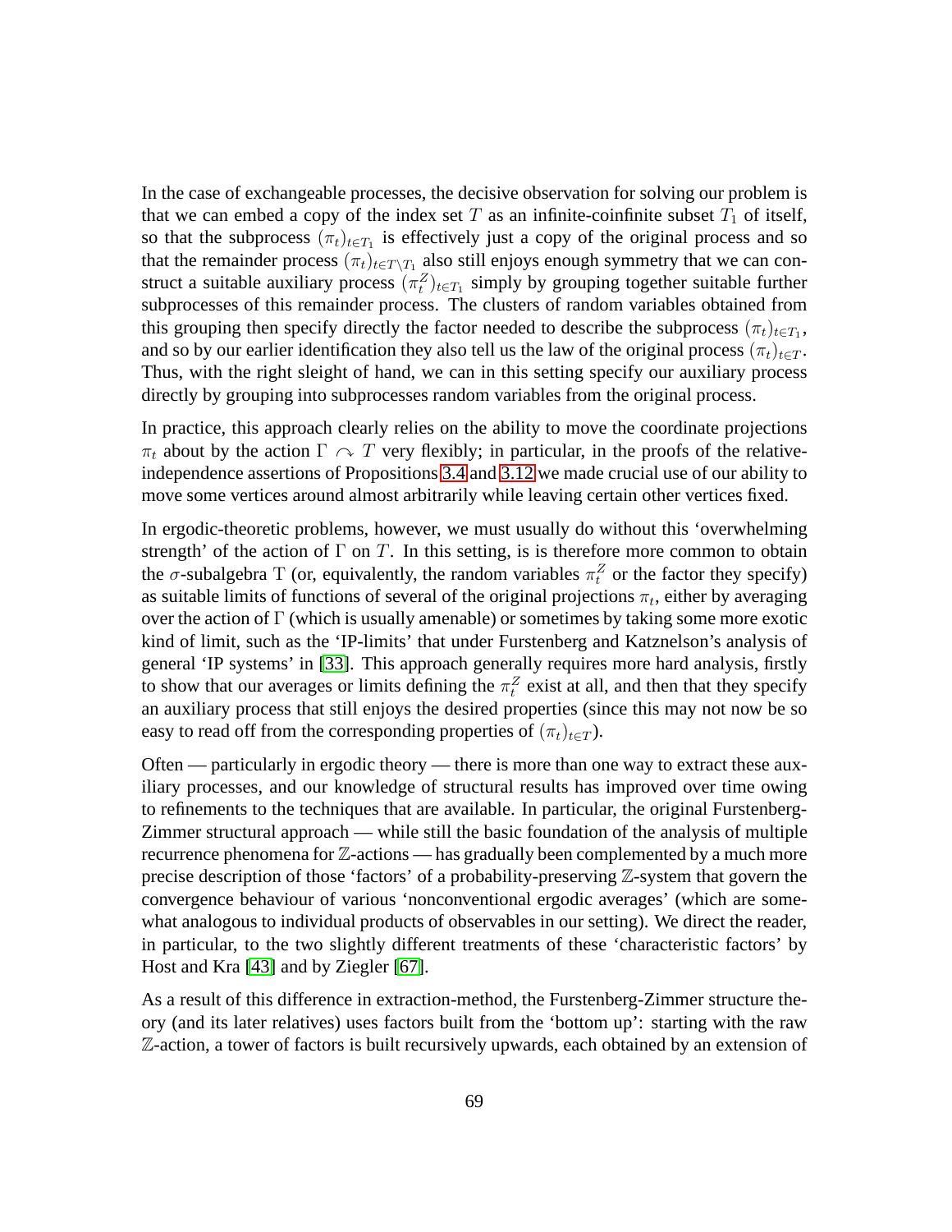In the case of exchangeable processes, the decisive observation for solving our problem is that we can embed a copy of the index set $T$ as an infinite-coinfinite subset $T_1$ of itself, so that the subprocess $(\pi_t)_{t\in T_1}$ is effectively just a copy of the original process and so that the remainder process $(\pi_t)_{t\in T\setminus T_1}$ also still enjoys enough symmetry that we can construct a suitable auxiliary process $(\pi_t^Z)_{t\in T_1}$ simply by grouping together suitable further subprocesses of this remainder process. The clusters of random variables obtained from this grouping then specify directly the factor needed to describe the subprocess $(\pi_t)_{t\in T_1}$, and so by our earlier identification they also tell us the law of the original process $(\pi_t)_{t\in T}$. Thus, with the right sleight of hand, we can in this setting specify our auxiliary process directly by grouping into subprocesses random variables from the original process.

In practice, this approach clearly relies on the ability to move the coordinate projections $\pi_t$ about by the action $\Gamma \curvearrowright T$ very flexibly; in particular, in the proofs of the relative-independence assertions of Propositions 3.4 and 3.12 we made crucial use of our ability to move some vertices around almost arbitrarily while leaving certain other vertices fixed.

In ergodic-theoretic problems, however, we must usually do without this 'overwhelming strength' of the action of $\Gamma$ on $T$. In this setting, is is therefore more common to obtain the $\sigma$-subalgebra $\mathrm{T}$ (or, equivalently, the random variables $\pi_t^Z$ or the factor they specify) as suitable limits of functions of several of the original projections $\pi_t$, either by averaging over the action of $\Gamma$ (which is usually amenable) or sometimes by taking some more exotic kind of limit, such as the 'IP-limits' that under Furstenberg and Katznelson's analysis of general 'IP systems' in [33]. This approach generally requires more hard analysis, firstly to show that our averages or limits defining the $\pi_t^Z$ exist at all, and then that they specify an auxiliary process that still enjoys the desired properties (since this may not now be so easy to read off from the corresponding properties of $(\pi_t)_{t\in T}$).

Often — particularly in ergodic theory — there is more than one way to extract these auxiliary processes, and our knowledge of structural results has improved over time owing to refinements to the techniques that are available. In particular, the original Furstenberg-Zimmer structural approach — while still the basic foundation of the analysis of multiple recurrence phenomena for $\mathbb{Z}$-actions — has gradually been complemented by a much more precise description of those 'factors' of a probability-preserving $\mathbb{Z}$-system that govern the convergence behaviour of various 'nonconventional ergodic averages' (which are somewhat analogous to individual products of observables in our setting). We direct the reader, in particular, to the two slightly different treatments of these 'characteristic factors' by Host and Kra [43] and by Ziegler [67].

As a result of this difference in extraction-method, the Furstenberg-Zimmer structure theory (and its later relatives) uses factors built from the 'bottom up': starting with the raw $\mathbb{Z}$-action, a tower of factors is built recursively upwards, each obtained by an extension of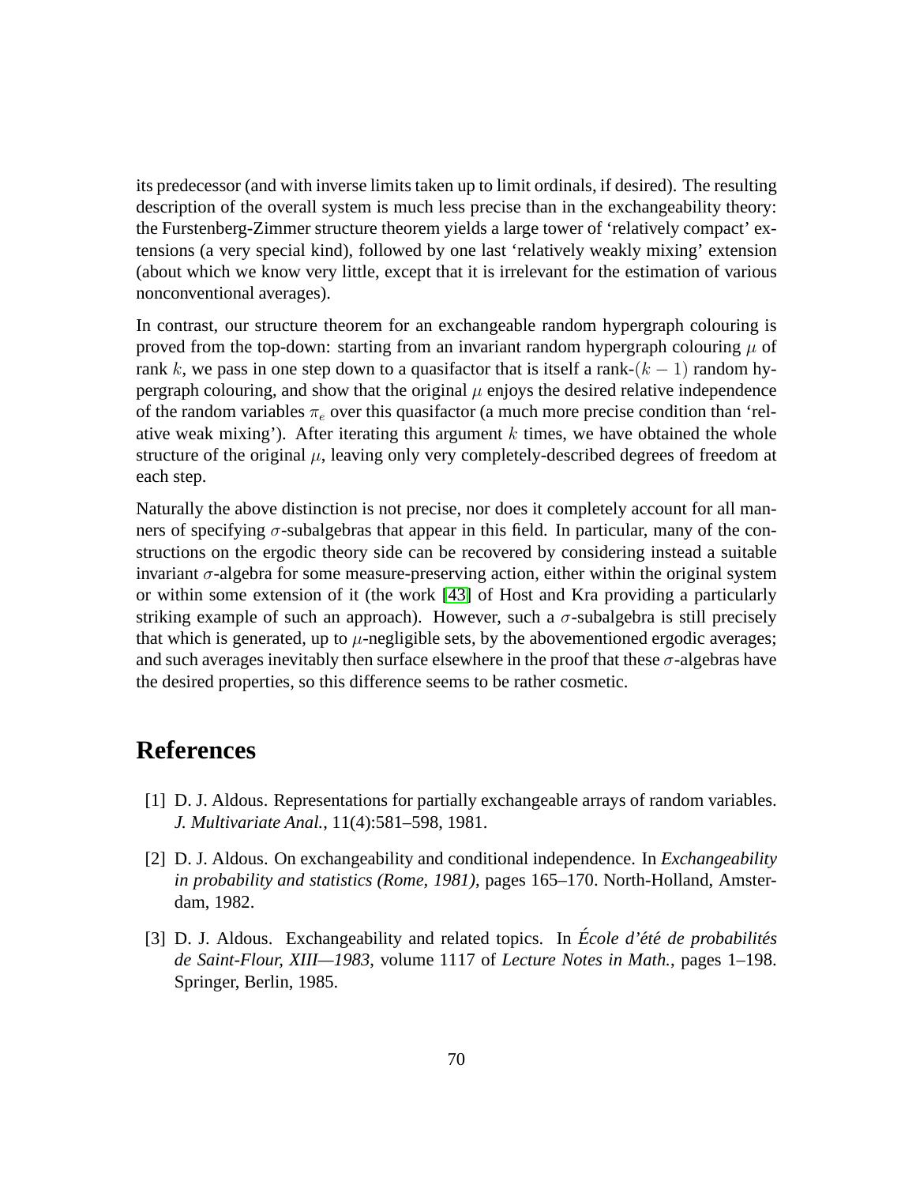its predecessor (and with inverse limits taken up to limit ordinals, if desired). The resulting description of the overall system is much less precise than in the exchangeability theory: the Furstenberg-Zimmer structure theorem yields a large tower of 'relatively compact' extensions (a very special kind), followed by one last 'relatively weakly mixing' extension (about which we know very little, except that it is irrelevant for the estimation of various nonconventional averages).

In contrast, our structure theorem for an exchangeable random hypergraph colouring is proved from the top-down: starting from an invariant random hypergraph colouring $\mu$ of rank $k$, we pass in one step down to a quasifactor that is itself a rank-$(k-1)$ random hypergraph colouring, and show that the original $\mu$ enjoys the desired relative independence of the random variables $\pi_e$ over this quasifactor (a much more precise condition than 'relative weak mixing'). After iterating this argument $k$ times, we have obtained the whole structure of the original $\mu$, leaving only very completely-described degrees of freedom at each step.

Naturally the above distinction is not precise, nor does it completely account for all manners of specifying $\sigma$-subalgebras that appear in this field. In particular, many of the constructions on the ergodic theory side can be recovered by considering instead a suitable invariant $\sigma$-algebra for some measure-preserving action, either within the original system or within some extension of it (the work [43] of Host and Kra providing a particularly striking example of such an approach). However, such a $\sigma$-subalgebra is still precisely that which is generated, up to $\mu$-negligible sets, by the abovementioned ergodic averages; and such averages inevitably then surface elsewhere in the proof that these $\sigma$-algebras have the desired properties, so this difference seems to be rather cosmetic.

# References

[1] D. J. Aldous. Representations for partially exchangeable arrays of random variables. *J. Multivariate Anal.*, 11(4):581–598, 1981.

[2] D. J. Aldous. On exchangeability and conditional independence. In *Exchangeability in probability and statistics (Rome, 1981)*, pages 165–170. North-Holland, Amsterdam, 1982.

[3] D. J. Aldous. Exchangeability and related topics. In *École d'été de probabilités de Saint-Flour, XIII—1983*, volume 1117 of *Lecture Notes in Math.*, pages 1–198. Springer, Berlin, 1985.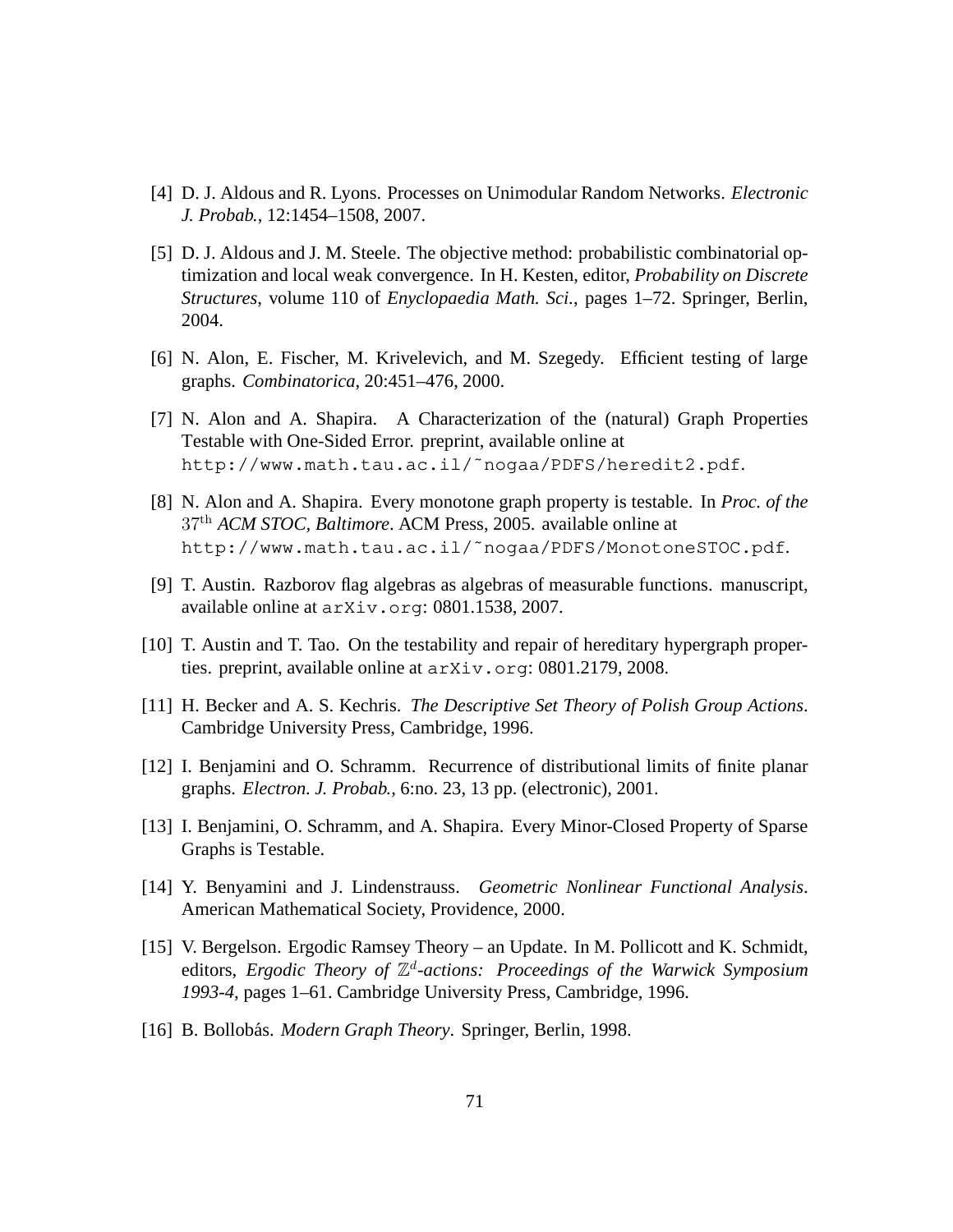[4] D. J. Aldous and R. Lyons. Processes on Unimodular Random Networks. *Electronic J. Probab.*, 12:1454–1508, 2007.

[5] D. J. Aldous and J. M. Steele. The objective method: probabilistic combinatorial optimization and local weak convergence. In H. Kesten, editor, *Probability on Discrete Structures*, volume 110 of *Enyclopaedia Math. Sci.*, pages 1–72. Springer, Berlin, 2004.

[6] N. Alon, E. Fischer, M. Krivelevich, and M. Szegedy. Efficient testing of large graphs. *Combinatorica*, 20:451–476, 2000.

[7] N. Alon and A. Shapira. A Characterization of the (natural) Graph Properties Testable with One-Sided Error. preprint, available online at `http://www.math.tau.ac.il/~nogaa/PDFS/heredit2.pdf`.

[8] N. Alon and A. Shapira. Every monotone graph property is testable. In *Proc. of the* $37^{\mathrm{th}}$ *ACM STOC, Baltimore*. ACM Press, 2005. available online at `http://www.math.tau.ac.il/~nogaa/PDFS/MonotoneSTOC.pdf`.

[9] T. Austin. Razborov flag algebras as algebras of measurable functions. manuscript, available online at `arXiv.org`: 0801.1538, 2007.

[10] T. Austin and T. Tao. On the testability and repair of hereditary hypergraph properties. preprint, available online at `arXiv.org`: 0801.2179, 2008.

[11] H. Becker and A. S. Kechris. *The Descriptive Set Theory of Polish Group Actions*. Cambridge University Press, Cambridge, 1996.

[12] I. Benjamini and O. Schramm. Recurrence of distributional limits of finite planar graphs. *Electron. J. Probab.*, 6:no. 23, 13 pp. (electronic), 2001.

[13] I. Benjamini, O. Schramm, and A. Shapira. Every Minor-Closed Property of Sparse Graphs is Testable.

[14] Y. Benyamini and J. Lindenstrauss. *Geometric Nonlinear Functional Analysis*. American Mathematical Society, Providence, 2000.

[15] V. Bergelson. Ergodic Ramsey Theory – an Update. In M. Pollicott and K. Schmidt, editors, *Ergodic Theory of* $\mathbb{Z}^d$*-actions: Proceedings of the Warwick Symposium 1993-4*, pages 1–61. Cambridge University Press, Cambridge, 1996.

[16] B. Bollobás. *Modern Graph Theory*. Springer, Berlin, 1998.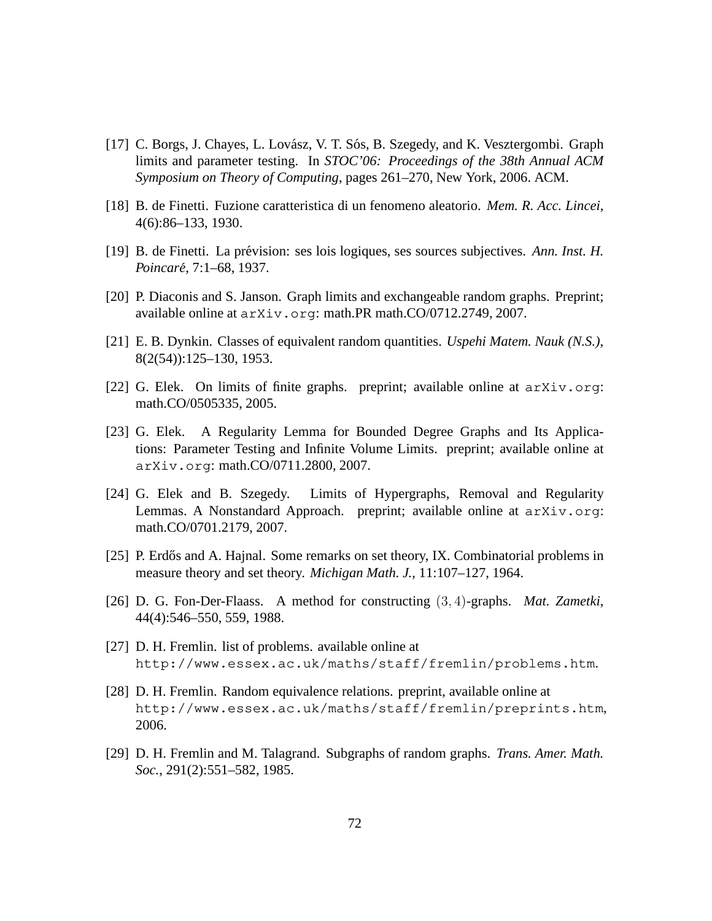[17] C. Borgs, J. Chayes, L. Lovász, V. T. Sós, B. Szegedy, and K. Vesztergombi. Graph limits and parameter testing. In *STOC'06: Proceedings of the 38th Annual ACM Symposium on Theory of Computing*, pages 261–270, New York, 2006. ACM.

[18] B. de Finetti. Fuzione caratteristica di un fenomeno aleatorio. *Mem. R. Acc. Lincei*, 4(6):86–133, 1930.

[19] B. de Finetti. La prévision: ses lois logiques, ses sources subjectives. *Ann. Inst. H. Poincaré*, 7:1–68, 1937.

[20] P. Diaconis and S. Janson. Graph limits and exchangeable random graphs. Preprint; available online at `arXiv.org`: math.PR math.CO/0712.2749, 2007.

[21] E. B. Dynkin. Classes of equivalent random quantities. *Uspehi Matem. Nauk (N.S.)*, 8(2(54)):125–130, 1953.

[22] G. Elek. On limits of finite graphs. preprint; available online at `arXiv.org`: math.CO/0505335, 2005.

[23] G. Elek. A Regularity Lemma for Bounded Degree Graphs and Its Applications: Parameter Testing and Infinite Volume Limits. preprint; available online at `arXiv.org`: math.CO/0711.2800, 2007.

[24] G. Elek and B. Szegedy. Limits of Hypergraphs, Removal and Regularity Lemmas. A Nonstandard Approach. preprint; available online at `arXiv.org`: math.CO/0701.2179, 2007.

[25] P. Erdős and A. Hajnal. Some remarks on set theory, IX. Combinatorial problems in measure theory and set theory. *Michigan Math. J.*, 11:107–127, 1964.

[26] D. G. Fon-Der-Flaass. A method for constructing $(3,4)$-graphs. *Mat. Zametki*, 44(4):546–550, 559, 1988.

[27] D. H. Fremlin. list of problems. available online at `http://www.essex.ac.uk/maths/staff/fremlin/problems.htm`.

[28] D. H. Fremlin. Random equivalence relations. preprint, available online at `http://www.essex.ac.uk/maths/staff/fremlin/preprints.htm`, 2006.

[29] D. H. Fremlin and M. Talagrand. Subgraphs of random graphs. *Trans. Amer. Math. Soc.*, 291(2):551–582, 1985.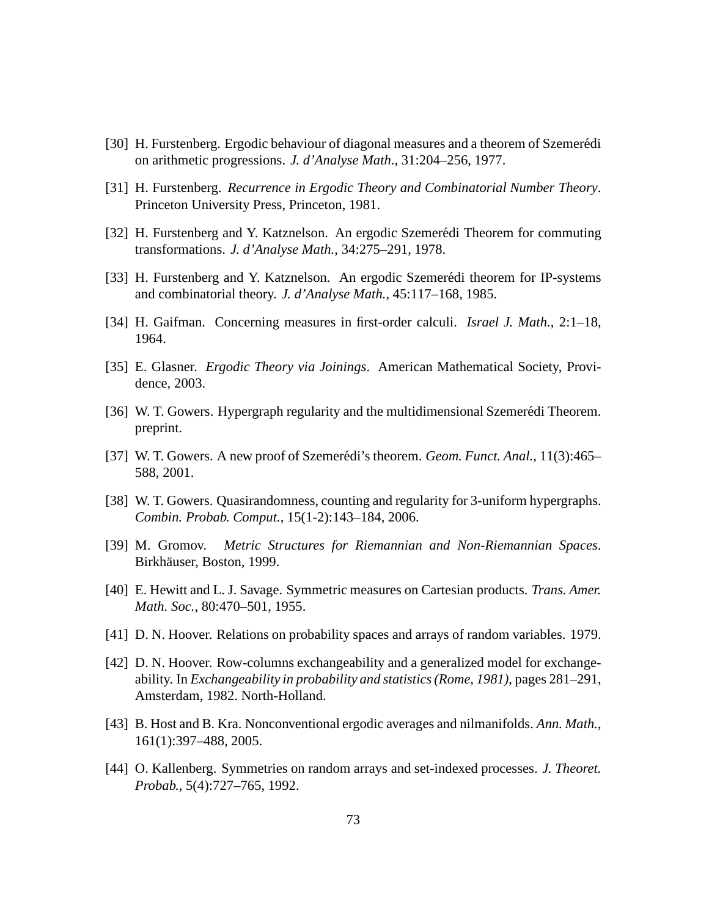[30] H. Furstenberg. Ergodic behaviour of diagonal measures and a theorem of Szemerédi on arithmetic progressions. *J. d'Analyse Math.*, 31:204–256, 1977.

[31] H. Furstenberg. *Recurrence in Ergodic Theory and Combinatorial Number Theory*. Princeton University Press, Princeton, 1981.

[32] H. Furstenberg and Y. Katznelson. An ergodic Szemerédi Theorem for commuting transformations. *J. d'Analyse Math.*, 34:275–291, 1978.

[33] H. Furstenberg and Y. Katznelson. An ergodic Szemerédi theorem for IP-systems and combinatorial theory. *J. d'Analyse Math.*, 45:117–168, 1985.

[34] H. Gaifman. Concerning measures in first-order calculi. *Israel J. Math.*, 2:1–18, 1964.

[35] E. Glasner. *Ergodic Theory via Joinings*. American Mathematical Society, Providence, 2003.

[36] W. T. Gowers. Hypergraph regularity and the multidimensional Szemerédi Theorem. preprint.

[37] W. T. Gowers. A new proof of Szemerédi's theorem. *Geom. Funct. Anal.*, 11(3):465–588, 2001.

[38] W. T. Gowers. Quasirandomness, counting and regularity for 3-uniform hypergraphs. *Combin. Probab. Comput.*, 15(1-2):143–184, 2006.

[39] M. Gromov. *Metric Structures for Riemannian and Non-Riemannian Spaces*. Birkhäuser, Boston, 1999.

[40] E. Hewitt and L. J. Savage. Symmetric measures on Cartesian products. *Trans. Amer. Math. Soc.*, 80:470–501, 1955.

[41] D. N. Hoover. Relations on probability spaces and arrays of random variables. 1979.

[42] D. N. Hoover. Row-columns exchangeability and a generalized model for exchangeability. In *Exchangeability in probability and statistics (Rome, 1981)*, pages 281–291, Amsterdam, 1982. North-Holland.

[43] B. Host and B. Kra. Nonconventional ergodic averages and nilmanifolds. *Ann. Math.*, 161(1):397–488, 2005.

[44] O. Kallenberg. Symmetries on random arrays and set-indexed processes. *J. Theoret. Probab.*, 5(4):727–765, 1992.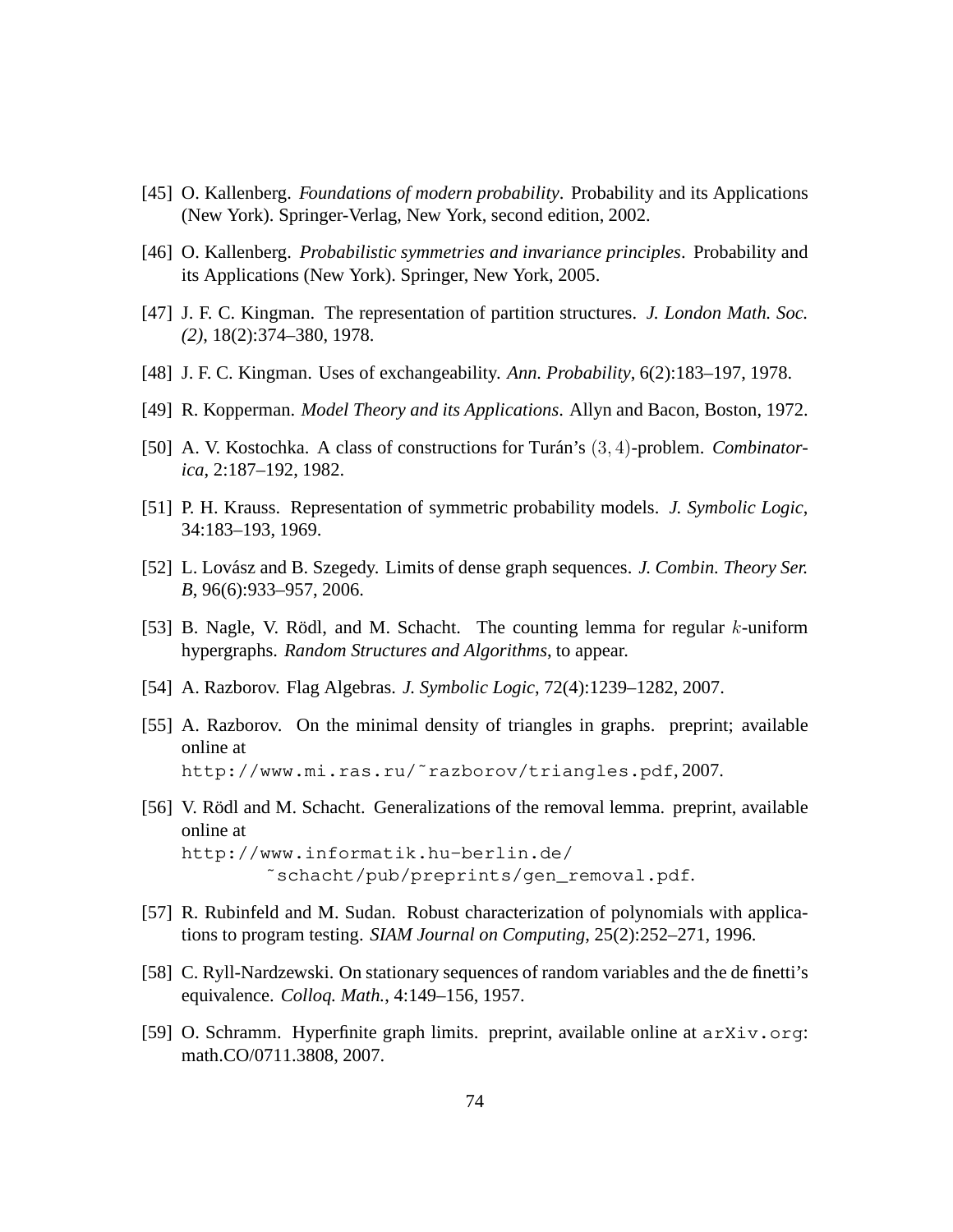[45] O. Kallenberg. *Foundations of modern probability*. Probability and its Applications (New York). Springer-Verlag, New York, second edition, 2002.

[46] O. Kallenberg. *Probabilistic symmetries and invariance principles*. Probability and its Applications (New York). Springer, New York, 2005.

[47] J. F. C. Kingman. The representation of partition structures. *J. London Math. Soc. (2)*, 18(2):374–380, 1978.

[48] J. F. C. Kingman. Uses of exchangeability. *Ann. Probability*, 6(2):183–197, 1978.

[49] R. Kopperman. *Model Theory and its Applications*. Allyn and Bacon, Boston, 1972.

[50] A. V. Kostochka. A class of constructions for Turán's $(3,4)$-problem. *Combinatorica*, 2:187–192, 1982.

[51] P. H. Krauss. Representation of symmetric probability models. *J. Symbolic Logic*, 34:183–193, 1969.

[52] L. Lovász and B. Szegedy. Limits of dense graph sequences. *J. Combin. Theory Ser. B*, 96(6):933–957, 2006.

[53] B. Nagle, V. Rödl, and M. Schacht. The counting lemma for regular $k$-uniform hypergraphs. *Random Structures and Algorithms*, to appear.

[54] A. Razborov. Flag Algebras. *J. Symbolic Logic*, 72(4):1239–1282, 2007.

[55] A. Razborov. On the minimal density of triangles in graphs. preprint; available online at
`http://www.mi.ras.ru/~razborov/triangles.pdf`, 2007.

[56] V. Rödl and M. Schacht. Generalizations of the removal lemma. preprint, available online at
`http://www.informatik.hu-berlin.de/~schacht/pub/preprints/gen_removal.pdf`.

[57] R. Rubinfeld and M. Sudan. Robust characterization of polynomials with applications to program testing. *SIAM Journal on Computing*, 25(2):252–271, 1996.

[58] C. Ryll-Nardzewski. On stationary sequences of random variables and the de finetti's equivalence. *Colloq. Math.*, 4:149–156, 1957.

[59] O. Schramm. Hyperfinite graph limits. preprint, available online at `arXiv.org`: math.CO/0711.3808, 2007.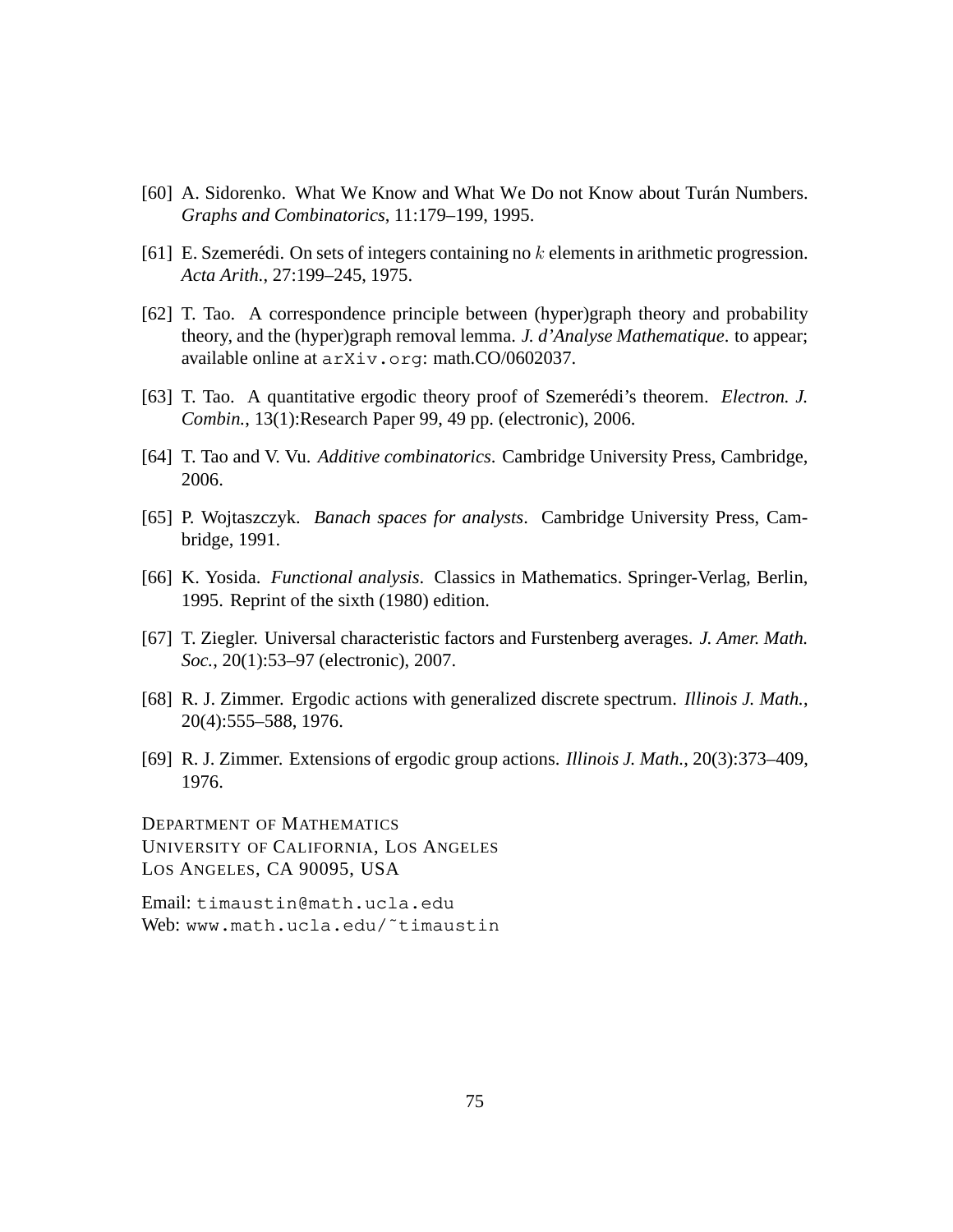[60] A. Sidorenko. What We Know and What We Do not Know about Turán Numbers. *Graphs and Combinatorics*, 11:179–199, 1995.

[61] E. Szemerédi. On sets of integers containing no $k$ elements in arithmetic progression. *Acta Arith.*, 27:199–245, 1975.

[62] T. Tao. A correspondence principle between (hyper)graph theory and probability theory, and the (hyper)graph removal lemma. *J. d'Analyse Mathematique*. to appear; available online at `arXiv.org`: math.CO/0602037.

[63] T. Tao. A quantitative ergodic theory proof of Szemerédi's theorem. *Electron. J. Combin.*, 13(1):Research Paper 99, 49 pp. (electronic), 2006.

[64] T. Tao and V. Vu. *Additive combinatorics*. Cambridge University Press, Cambridge, 2006.

[65] P. Wojtaszczyk. *Banach spaces for analysts*. Cambridge University Press, Cambridge, 1991.

[66] K. Yosida. *Functional analysis*. Classics in Mathematics. Springer-Verlag, Berlin, 1995. Reprint of the sixth (1980) edition.

[67] T. Ziegler. Universal characteristic factors and Furstenberg averages. *J. Amer. Math. Soc.*, 20(1):53–97 (electronic), 2007.

[68] R. J. Zimmer. Ergodic actions with generalized discrete spectrum. *Illinois J. Math.*, 20(4):555–588, 1976.

[69] R. J. Zimmer. Extensions of ergodic group actions. *Illinois J. Math.*, 20(3):373–409, 1976.

DEPARTMENT OF MATHEMATICS
UNIVERSITY OF CALIFORNIA, LOS ANGELES
LOS ANGELES, CA 90095, USA

Email: `timaustin@math.ucla.edu`
Web: `www.math.ucla.edu/~timaustin`